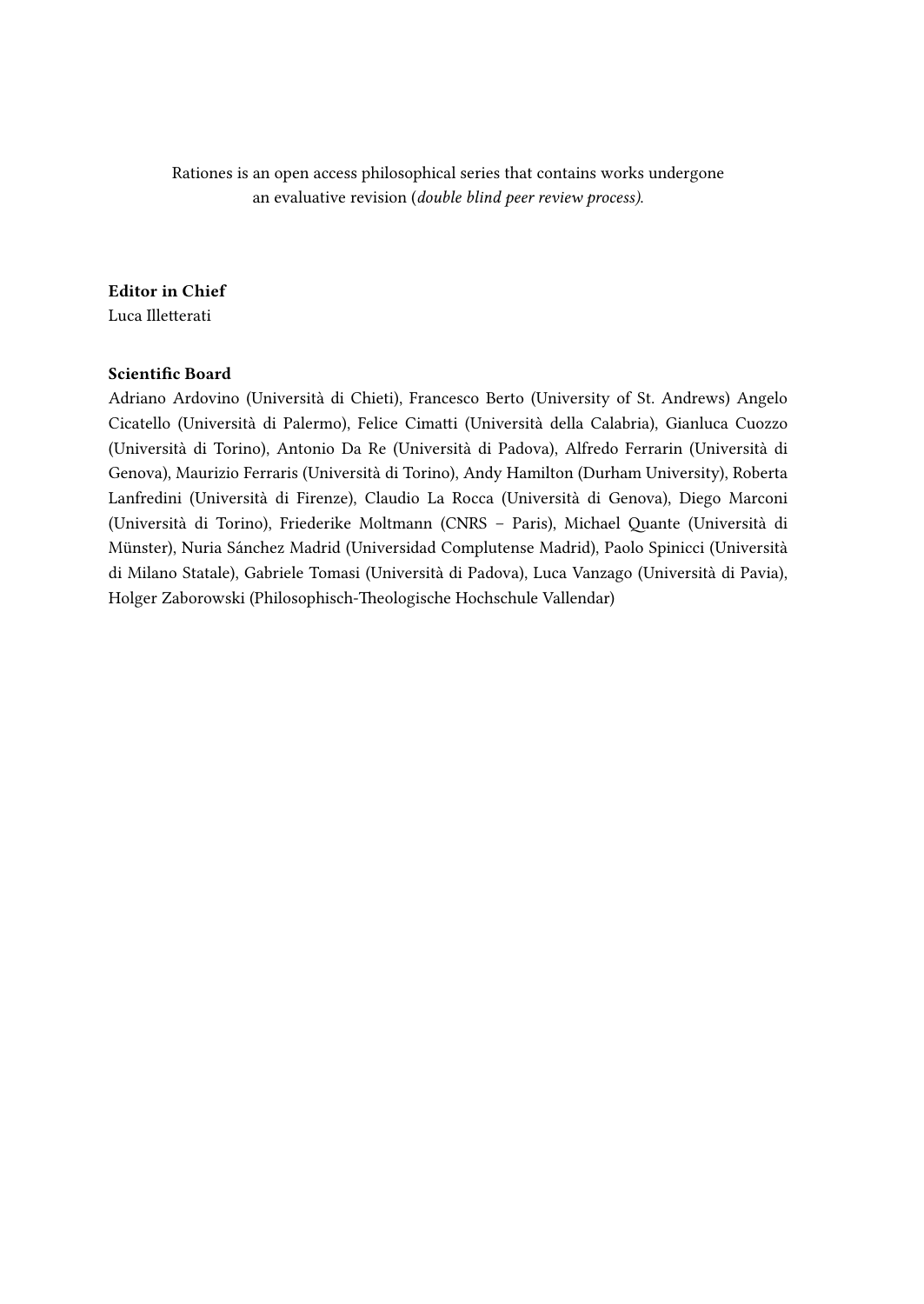Rationes is an open access philosophical series that contains works undergone an evaluative revision (*double blind peer review process).*

**Editor in Chief**
Luca Illetterati

**Scientific Board**
Adriano Ardovino (Università di Chieti), Francesco Berto (University of St. Andrews) Angelo Cicatello (Università di Palermo), Felice Cimatti (Università della Calabria), Gianluca Cuozzo (Università di Torino), Antonio Da Re (Università di Padova), Alfredo Ferrarin (Università di Genova), Maurizio Ferraris (Università di Torino), Andy Hamilton (Durham University), Roberta Lanfredini (Università di Firenze), Claudio La Rocca (Università di Genova), Diego Marconi (Università di Torino), Friederike Moltmann (CNRS – Paris), Michael Quante (Università di Münster), Nuria Sánchez Madrid (Universidad Complutense Madrid), Paolo Spinicci (Università di Milano Statale), Gabriele Tomasi (Università di Padova), Luca Vanzago (Università di Pavia), Holger Zaborowski (Philosophisch-Theologische Hochschule Vallendar)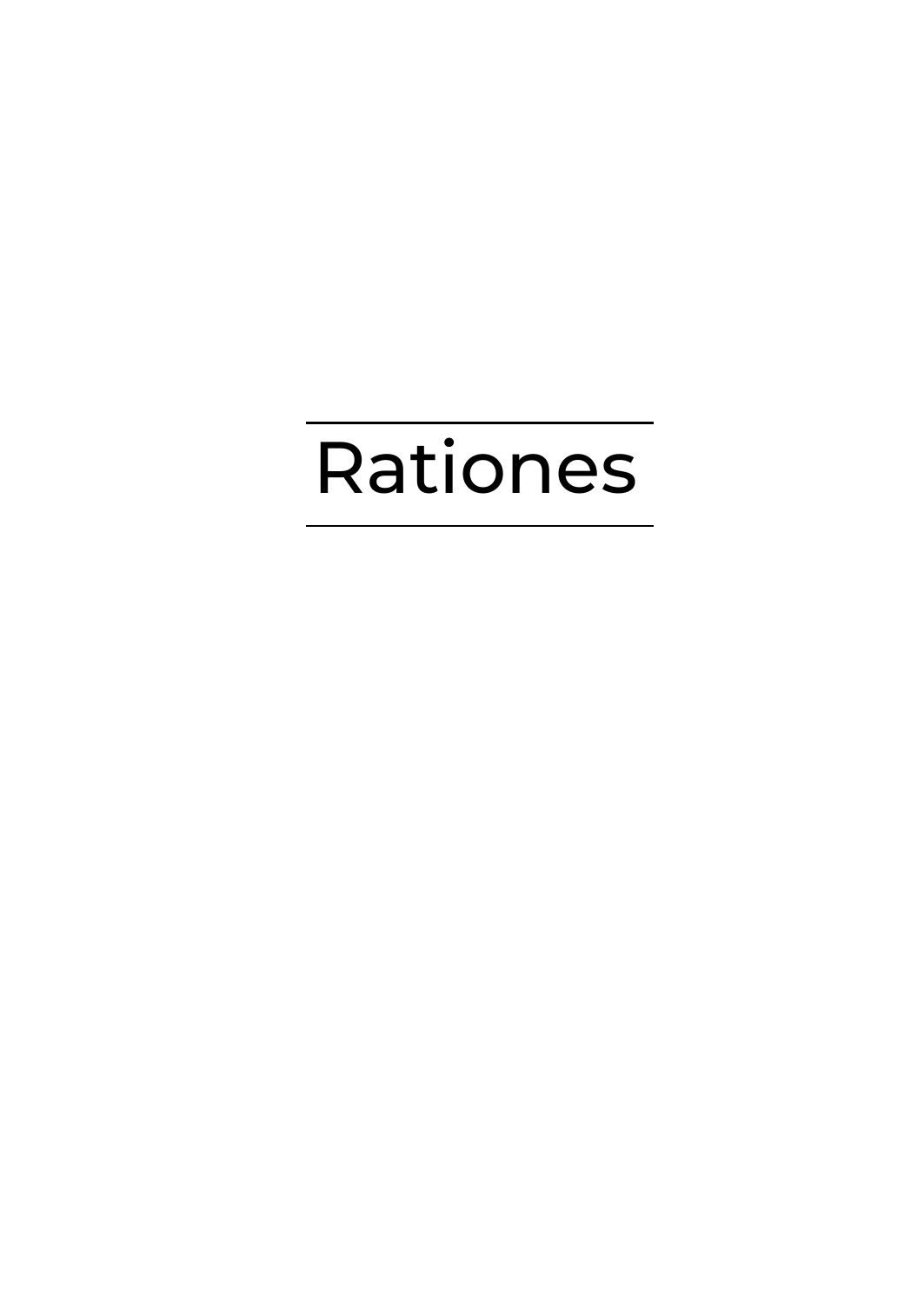# Rationes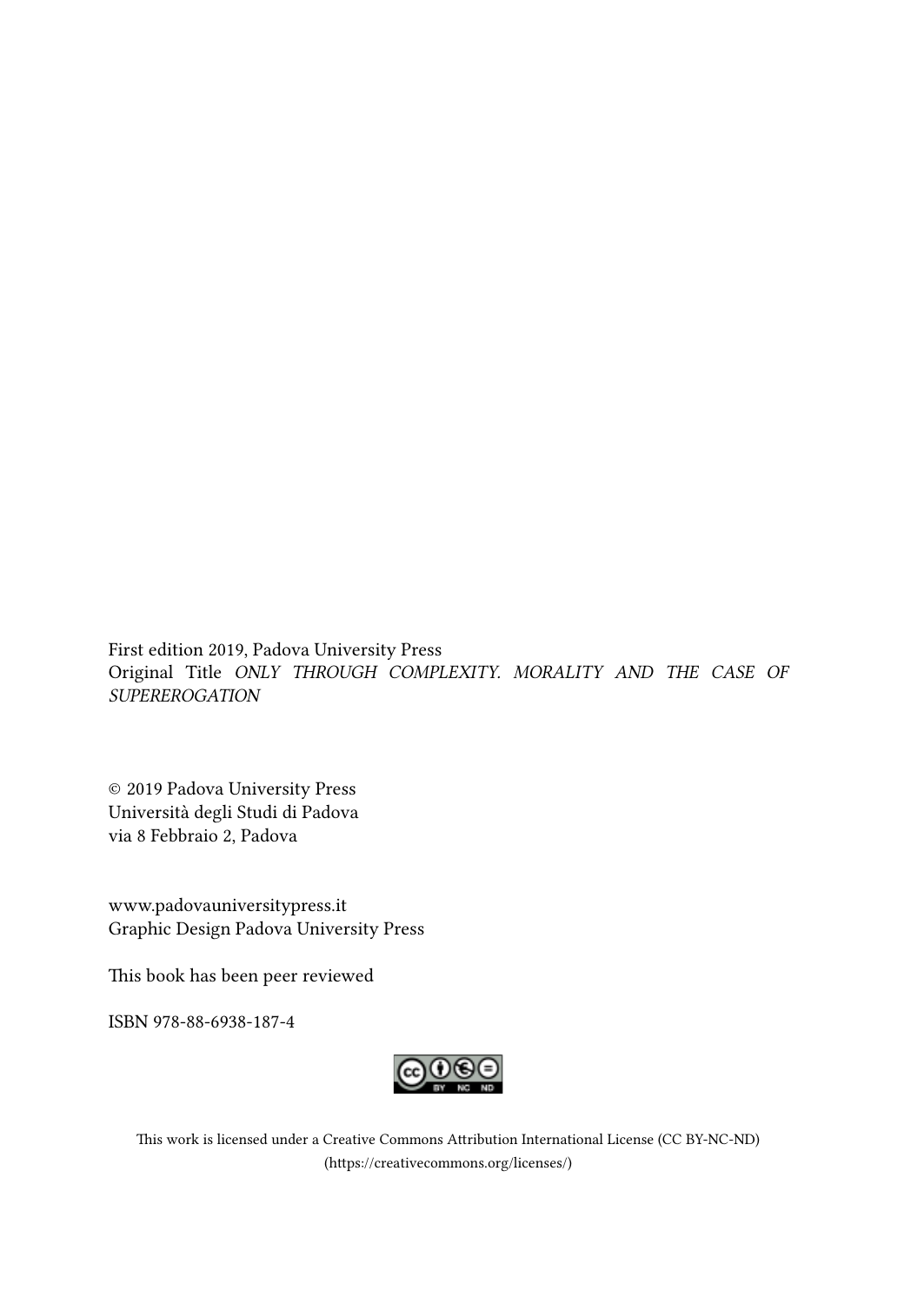First edition 2019, Padova University Press
Original Title *ONLY THROUGH COMPLEXITY. MORALITY AND THE CASE OF SUPEREROGATION*

© 2019 Padova University Press
Università degli Studi di Padova
via 8 Febbraio 2, Padova

www.padovauniversitypress.it
Graphic Design Padova University Press

This book has been peer reviewed

ISBN 978-88-6938-187-4

This work is licensed under a Creative Commons Attribution International License (CC BY-NC-ND)
(https://creativecommons.org/licenses/)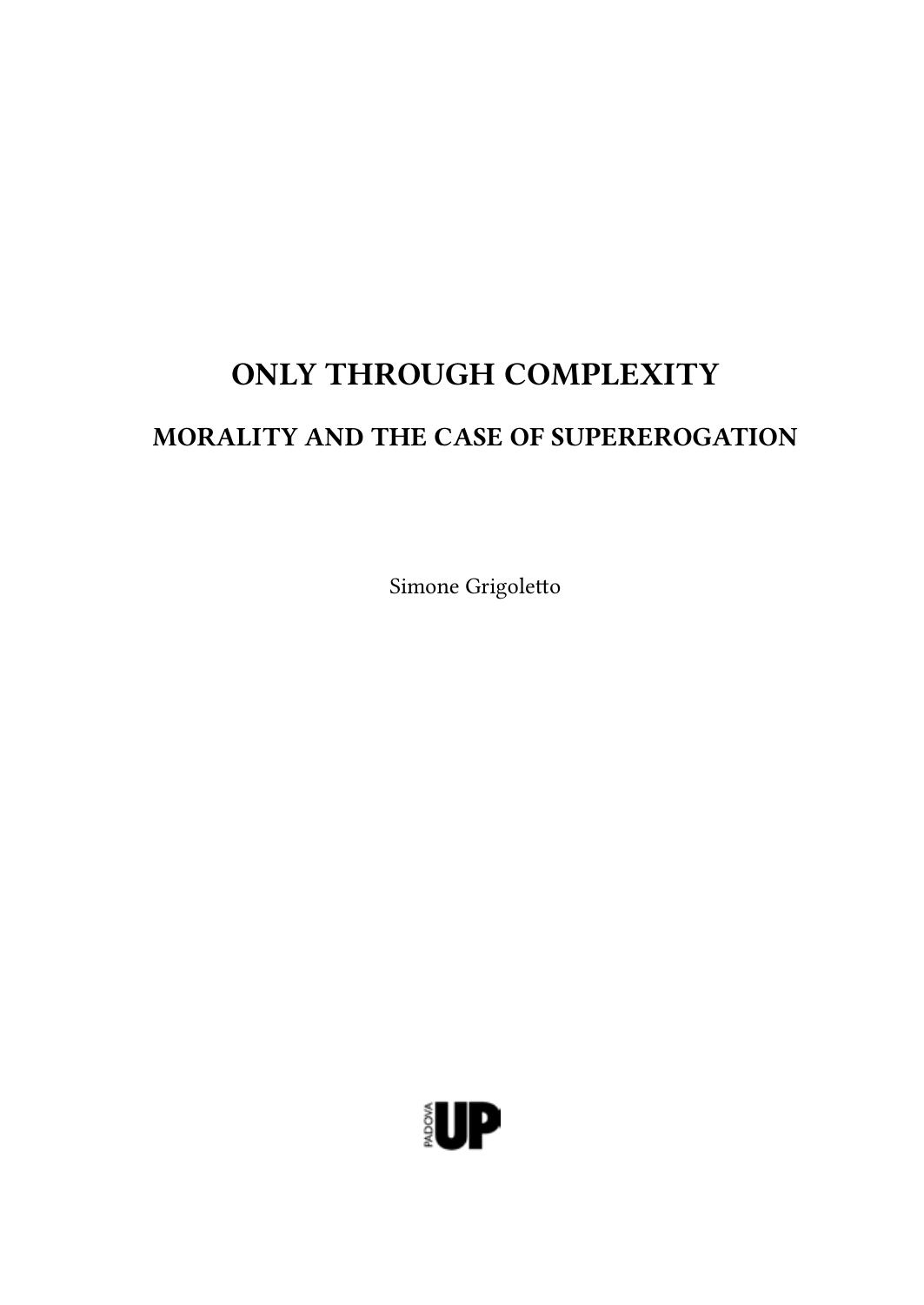# ONLY THROUGH COMPLEXITY

## MORALITY AND THE CASE OF SUPEREROGATION

Simone Grigoletto

PADOVA UP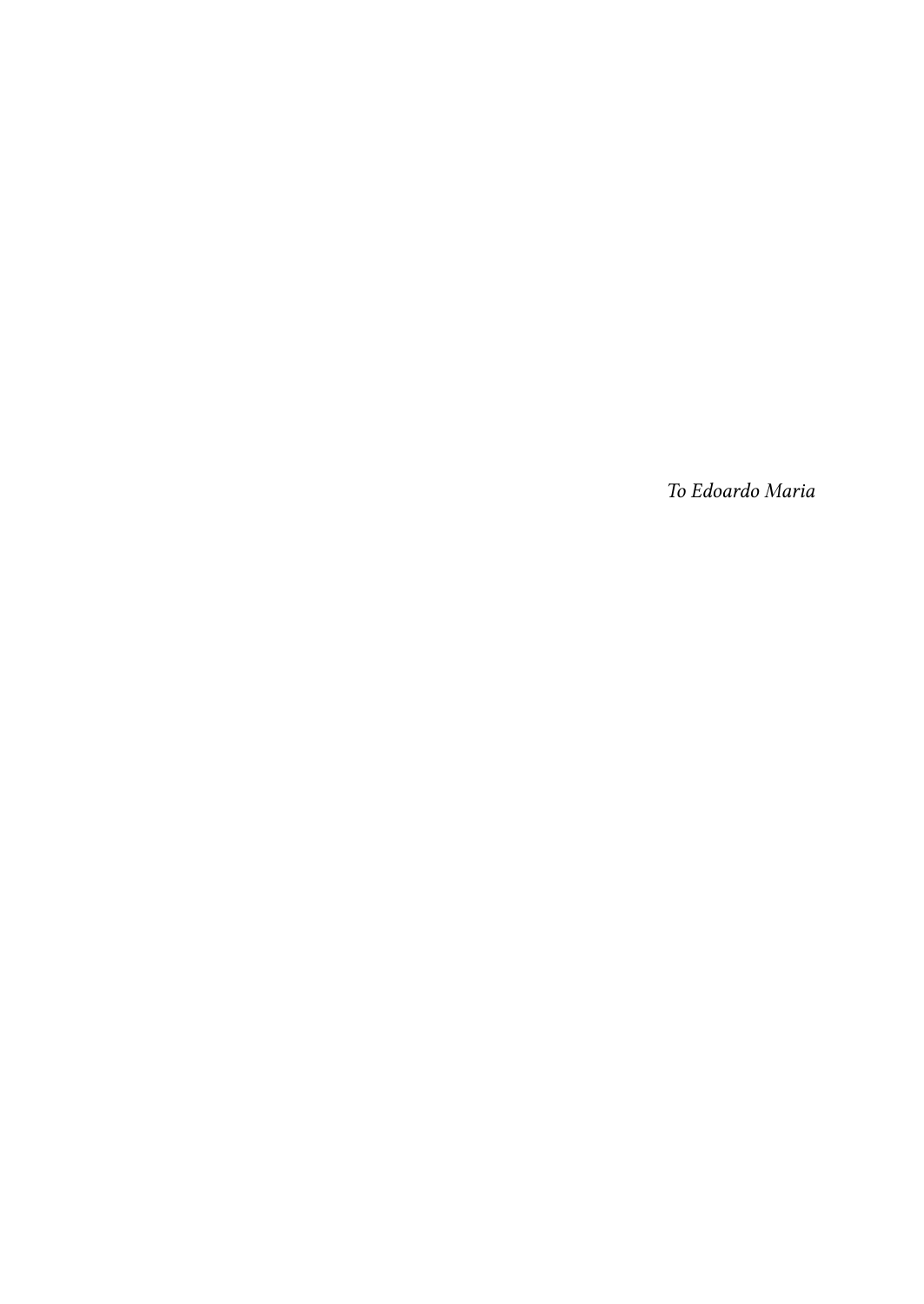*To Edoardo Maria*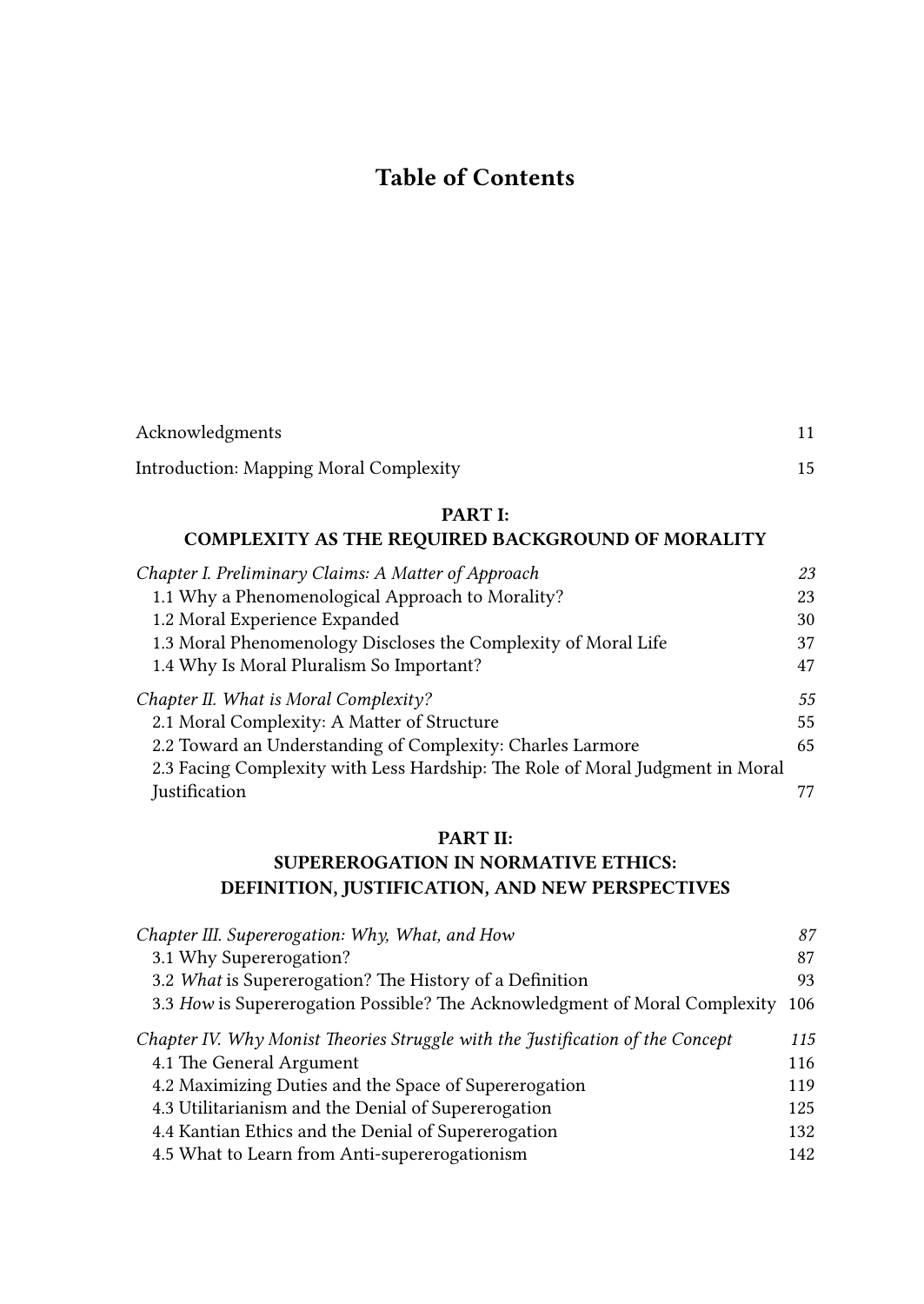# Table of Contents

Acknowledgments 11

Introduction: Mapping Moral Complexity 15

**PART I:**
**COMPLEXITY AS THE REQUIRED BACKGROUND OF MORALITY**

*Chapter I. Preliminary Claims: A Matter of Approach* *23*
1.1 Why a Phenomenological Approach to Morality? 23
1.2 Moral Experience Expanded 30
1.3 Moral Phenomenology Discloses the Complexity of Moral Life 37
1.4 Why Is Moral Pluralism So Important? 47

*Chapter II. What is Moral Complexity?* *55*
2.1 Moral Complexity: A Matter of Structure 55
2.2 Toward an Understanding of Complexity: Charles Larmore 65
2.3 Facing Complexity with Less Hardship: The Role of Moral Judgment in Moral Justification 77

**PART II:**
**SUPEREROGATION IN NORMATIVE ETHICS:**
**DEFINITION, JUSTIFICATION, AND NEW PERSPECTIVES**

*Chapter III. Supererogation: Why, What, and How* *87*
3.1 Why Supererogation? 87
3.2 *What* is Supererogation? The History of a Definition 93
3.3 *How* is Supererogation Possible? The Acknowledgment of Moral Complexity 106

*Chapter IV. Why Monist Theories Struggle with the Justification of the Concept* *115*
4.1 The General Argument 116
4.2 Maximizing Duties and the Space of Supererogation 119
4.3 Utilitarianism and the Denial of Supererogation 125
4.4 Kantian Ethics and the Denial of Supererogation 132
4.5 What to Learn from Anti-supererogationism 142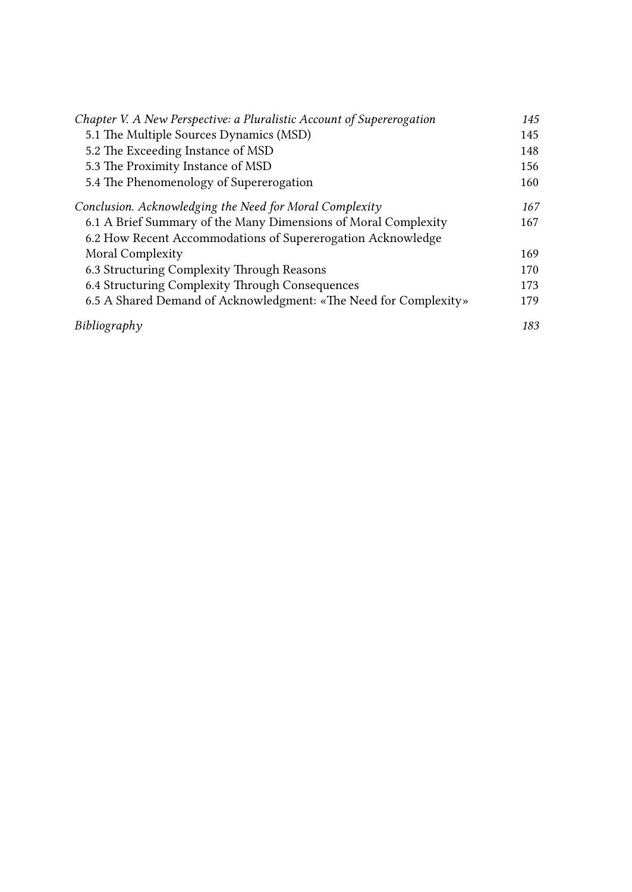*Chapter V. A New Perspective: a Pluralistic Account of Supererogation* *145*

5.1 The Multiple Sources Dynamics (MSD) 145

5.2 The Exceeding Instance of MSD 148

5.3 The Proximity Instance of MSD 156

5.4 The Phenomenology of Supererogation 160

*Conclusion. Acknowledging the Need for Moral Complexity* *167*

6.1 A Brief Summary of the Many Dimensions of Moral Complexity 167

6.2 How Recent Accommodations of Supererogation Acknowledge Moral Complexity 169

6.3 Structuring Complexity Through Reasons 170

6.4 Structuring Complexity Through Consequences 173

6.5 A Shared Demand of Acknowledgment: «The Need for Complexity» 179

*Bibliography* *183*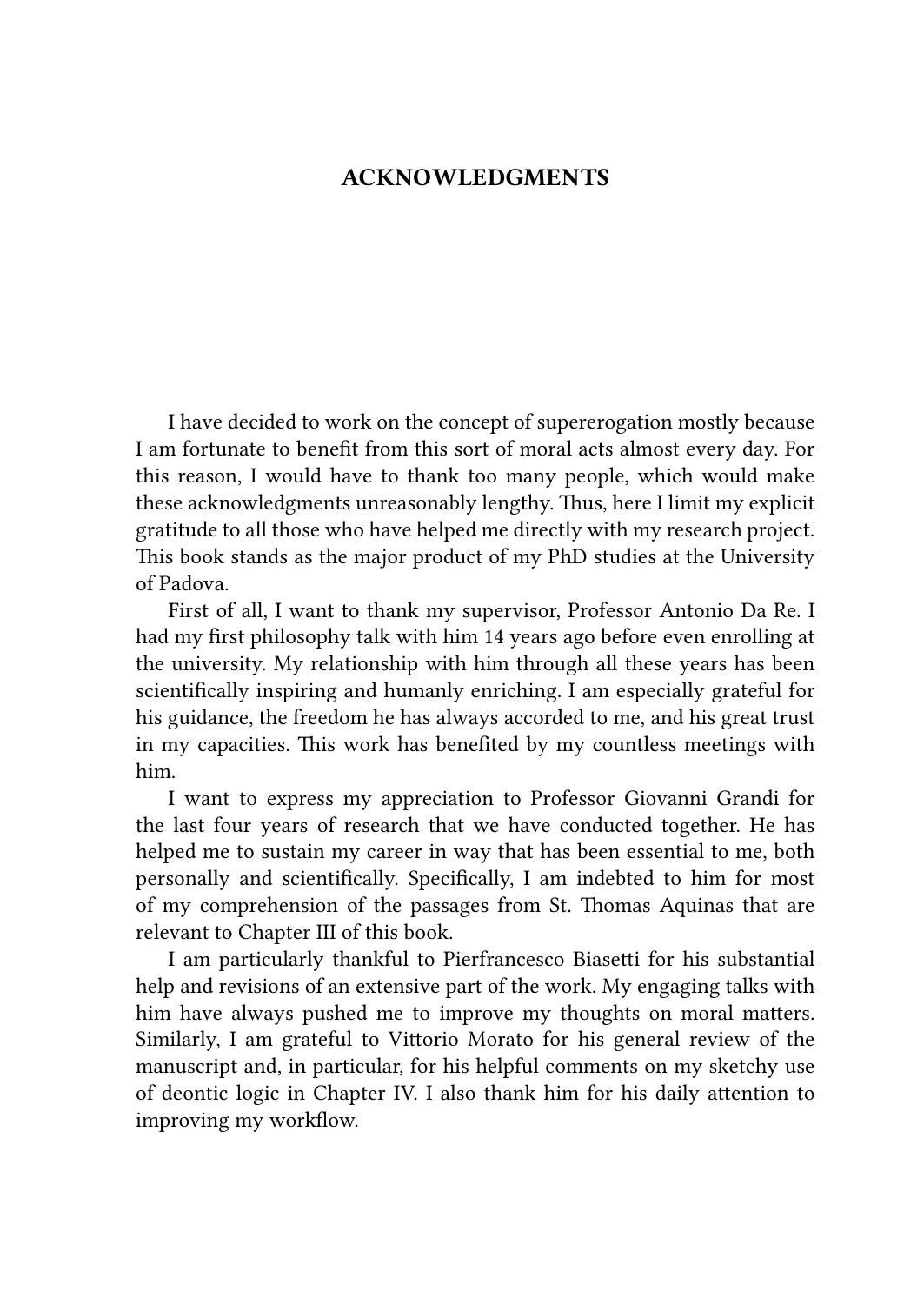# ACKNOWLEDGMENTS

I have decided to work on the concept of supererogation mostly because I am fortunate to benefit from this sort of moral acts almost every day. For this reason, I would have to thank too many people, which would make these acknowledgments unreasonably lengthy. Thus, here I limit my explicit gratitude to all those who have helped me directly with my research project. This book stands as the major product of my PhD studies at the University of Padova.

First of all, I want to thank my supervisor, Professor Antonio Da Re. I had my first philosophy talk with him 14 years ago before even enrolling at the university. My relationship with him through all these years has been scientifically inspiring and humanly enriching. I am especially grateful for his guidance, the freedom he has always accorded to me, and his great trust in my capacities. This work has benefited by my countless meetings with him.

I want to express my appreciation to Professor Giovanni Grandi for the last four years of research that we have conducted together. He has helped me to sustain my career in way that has been essential to me, both personally and scientifically. Specifically, I am indebted to him for most of my comprehension of the passages from St. Thomas Aquinas that are relevant to Chapter III of this book.

I am particularly thankful to Pierfrancesco Biasetti for his substantial help and revisions of an extensive part of the work. My engaging talks with him have always pushed me to improve my thoughts on moral matters. Similarly, I am grateful to Vittorio Morato for his general review of the manuscript and, in particular, for his helpful comments on my sketchy use of deontic logic in Chapter IV. I also thank him for his daily attention to improving my workflow.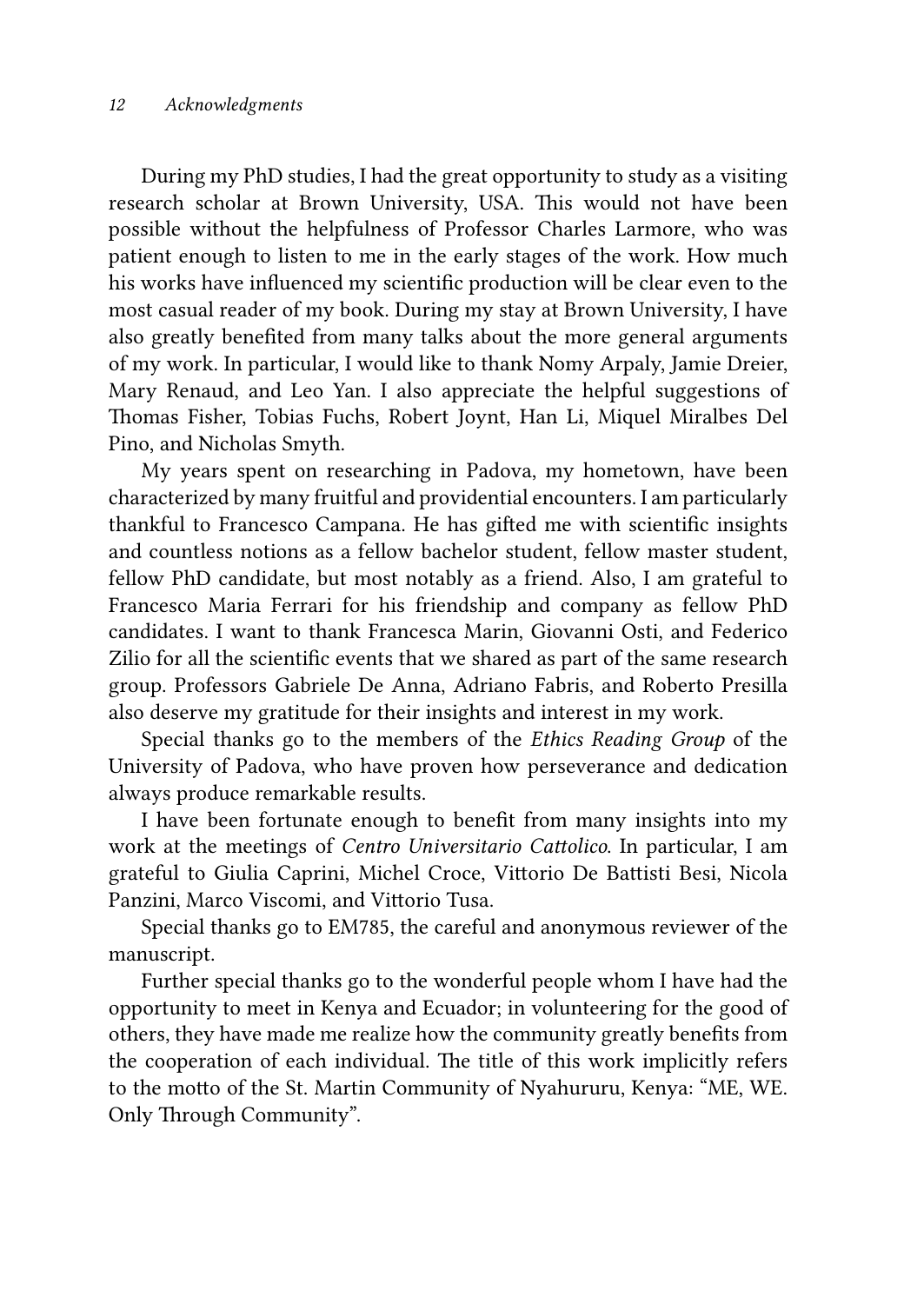During my PhD studies, I had the great opportunity to study as a visiting research scholar at Brown University, USA. This would not have been possible without the helpfulness of Professor Charles Larmore, who was patient enough to listen to me in the early stages of the work. How much his works have influenced my scientific production will be clear even to the most casual reader of my book. During my stay at Brown University, I have also greatly benefited from many talks about the more general arguments of my work. In particular, I would like to thank Nomy Arpaly, Jamie Dreier, Mary Renaud, and Leo Yan. I also appreciate the helpful suggestions of Thomas Fisher, Tobias Fuchs, Robert Joynt, Han Li, Miquel Miralbes Del Pino, and Nicholas Smyth.

My years spent on researching in Padova, my hometown, have been characterized by many fruitful and providential encounters. I am particularly thankful to Francesco Campana. He has gifted me with scientific insights and countless notions as a fellow bachelor student, fellow master student, fellow PhD candidate, but most notably as a friend. Also, I am grateful to Francesco Maria Ferrari for his friendship and company as fellow PhD candidates. I want to thank Francesca Marin, Giovanni Osti, and Federico Zilio for all the scientific events that we shared as part of the same research group. Professors Gabriele De Anna, Adriano Fabris, and Roberto Presilla also deserve my gratitude for their insights and interest in my work.

Special thanks go to the members of the *Ethics Reading Group* of the University of Padova, who have proven how perseverance and dedication always produce remarkable results.

I have been fortunate enough to benefit from many insights into my work at the meetings of *Centro Universitario Cattolico*. In particular, I am grateful to Giulia Caprini, Michel Croce, Vittorio De Battisti Besi, Nicola Panzini, Marco Viscomi, and Vittorio Tusa.

Special thanks go to EM785, the careful and anonymous reviewer of the manuscript.

Further special thanks go to the wonderful people whom I have had the opportunity to meet in Kenya and Ecuador; in volunteering for the good of others, they have made me realize how the community greatly benefits from the cooperation of each individual. The title of this work implicitly refers to the motto of the St. Martin Community of Nyahururu, Kenya: "ME, WE. Only Through Community".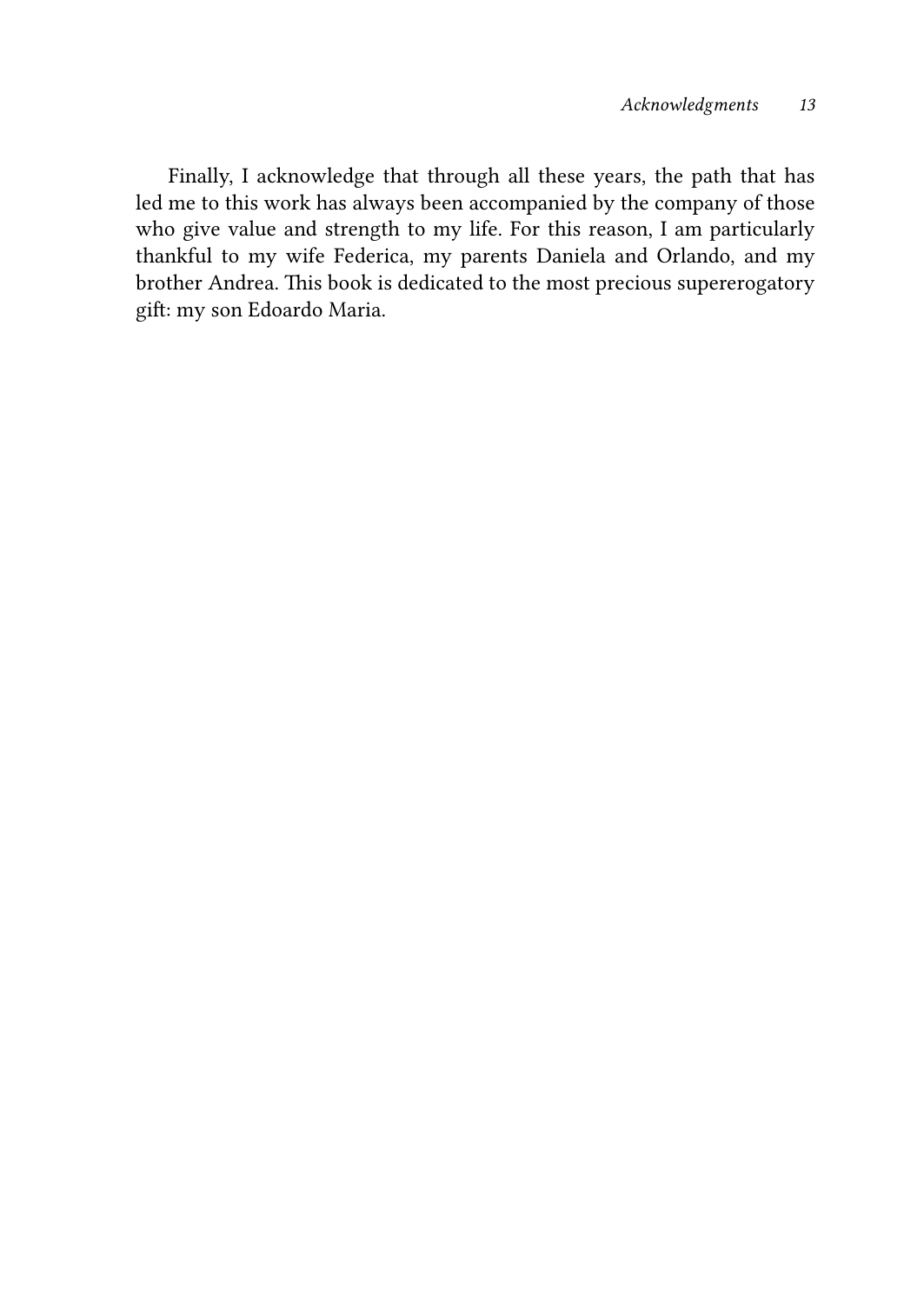Finally, I acknowledge that through all these years, the path that has led me to this work has always been accompanied by the company of those who give value and strength to my life. For this reason, I am particularly thankful to my wife Federica, my parents Daniela and Orlando, and my brother Andrea. This book is dedicated to the most precious supererogatory gift: my son Edoardo Maria.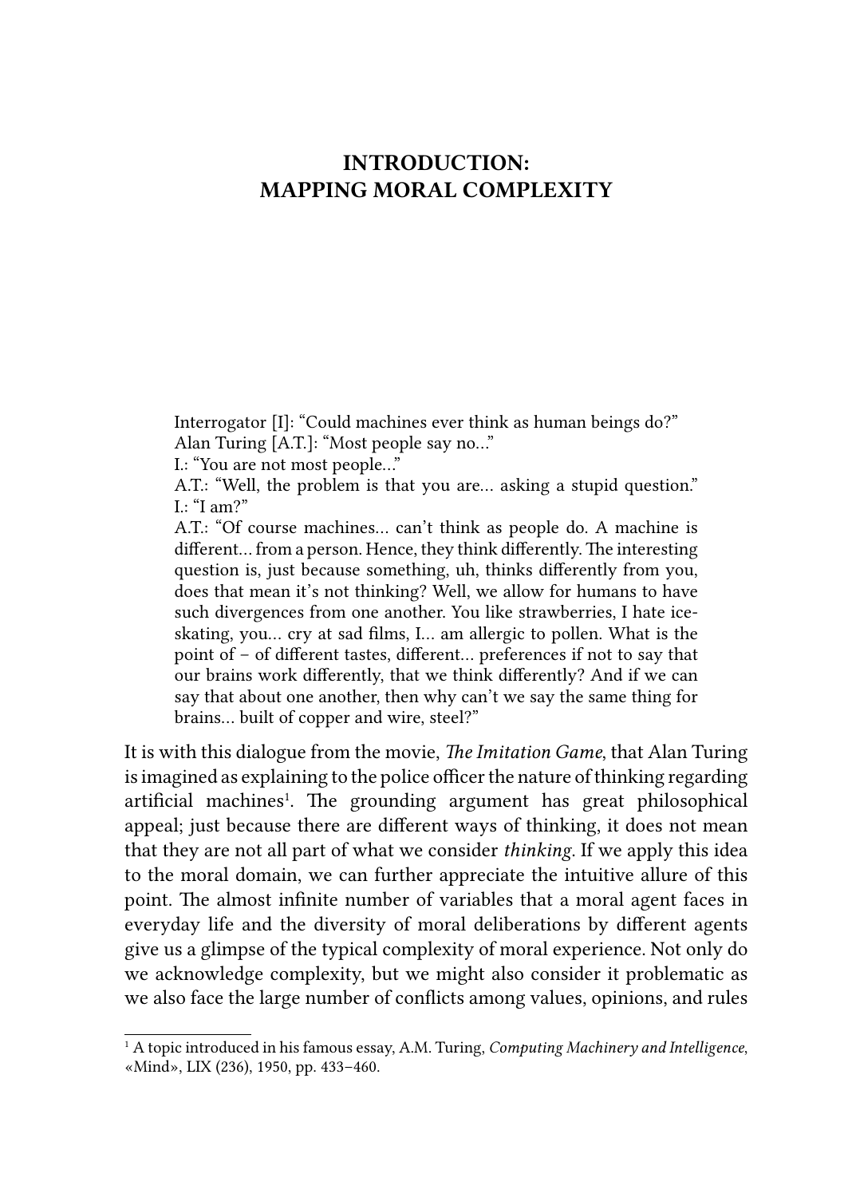# INTRODUCTION: MAPPING MORAL COMPLEXITY

> Interrogator [I]: "Could machines ever think as human beings do?"
> Alan Turing [A.T.]: "Most people say no..."
> I.: "You are not most people..."
> A.T.: "Well, the problem is that you are... asking a stupid question."
> I.: "I am?"
> A.T.: "Of course machines... can't think as people do. A machine is different... from a person. Hence, they think differently. The interesting question is, just because something, uh, thinks differently from you, does that mean it's not thinking? Well, we allow for humans to have such divergences from one another. You like strawberries, I hate ice-skating, you... cry at sad films, I... am allergic to pollen. What is the point of – of different tastes, different... preferences if not to say that our brains work differently, that we think differently? And if we can say that about one another, then why can't we say the same thing for brains... built of copper and wire, steel?"

It is with this dialogue from the movie, *The Imitation Game*, that Alan Turing is imagined as explaining to the police officer the nature of thinking regarding artificial machines[1]. The grounding argument has great philosophical appeal; just because there are different ways of thinking, it does not mean that they are not all part of what we consider *thinking*. If we apply this idea to the moral domain, we can further appreciate the intuitive allure of this point. The almost infinite number of variables that a moral agent faces in everyday life and the diversity of moral deliberations by different agents give us a glimpse of the typical complexity of moral experience. Not only do we acknowledge complexity, but we might also consider it problematic as we also face the large number of conflicts among values, opinions, and rules

---

[1] A topic introduced in his famous essay, A.M. Turing, *Computing Machinery and Intelligence*, «Mind», LIX (236), 1950, pp. 433–460.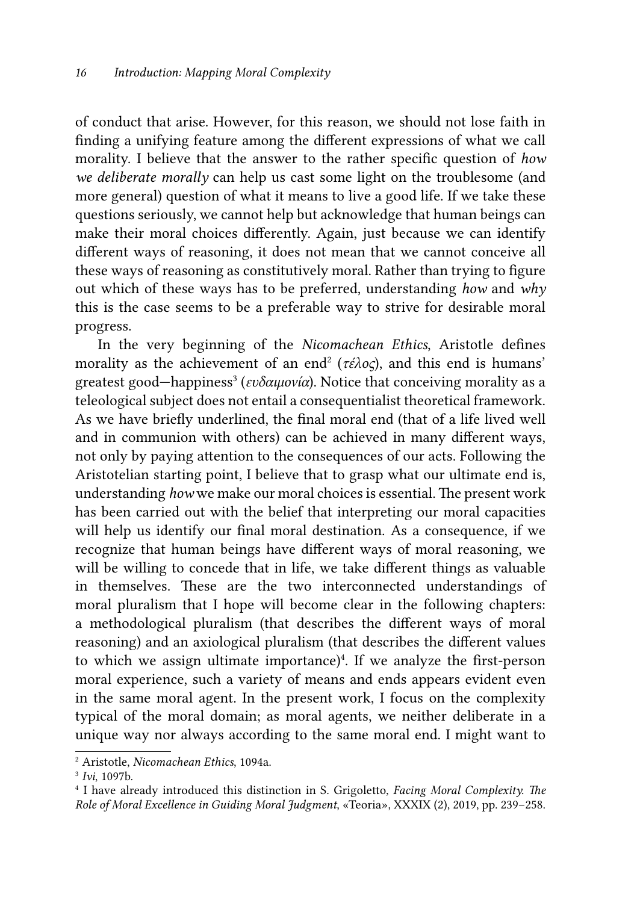of conduct that arise. However, for this reason, we should not lose faith in finding a unifying feature among the different expressions of what we call morality. I believe that the answer to the rather specific question of *how we deliberate morally* can help us cast some light on the troublesome (and more general) question of what it means to live a good life. If we take these questions seriously, we cannot help but acknowledge that human beings can make their moral choices differently. Again, just because we can identify different ways of reasoning, it does not mean that we cannot conceive all these ways of reasoning as constitutively moral. Rather than trying to figure out which of these ways has to be preferred, understanding *how* and *why* this is the case seems to be a preferable way to strive for desirable moral progress.

In the very beginning of the *Nicomachean Ethics*, Aristotle defines morality as the achievement of an end[2] (*τέλος*), and this end is humans' greatest good—happiness[3] (*ευδαιμονία*). Notice that conceiving morality as a teleological subject does not entail a consequentialist theoretical framework. As we have briefly underlined, the final moral end (that of a life lived well and in communion with others) can be achieved in many different ways, not only by paying attention to the consequences of our acts. Following the Aristotelian starting point, I believe that to grasp what our ultimate end is, understanding *how* we make our moral choices is essential. The present work has been carried out with the belief that interpreting our moral capacities will help us identify our final moral destination. As a consequence, if we recognize that human beings have different ways of moral reasoning, we will be willing to concede that in life, we take different things as valuable in themselves. These are the two interconnected understandings of moral pluralism that I hope will become clear in the following chapters: a methodological pluralism (that describes the different ways of moral reasoning) and an axiological pluralism (that describes the different values to which we assign ultimate importance)[4]. If we analyze the first-person moral experience, such a variety of means and ends appears evident even in the same moral agent. In the present work, I focus on the complexity typical of the moral domain; as moral agents, we neither deliberate in a unique way nor always according to the same moral end. I might want to

---

[2] Aristotle, *Nicomachean Ethics*, 1094a.

[3] *Ivi*, 1097b.

[4] I have already introduced this distinction in S. Grigoletto, *Facing Moral Complexity. The Role of Moral Excellence in Guiding Moral Judgment*, «Teoria», XXXIX (2), 2019, pp. 239–258.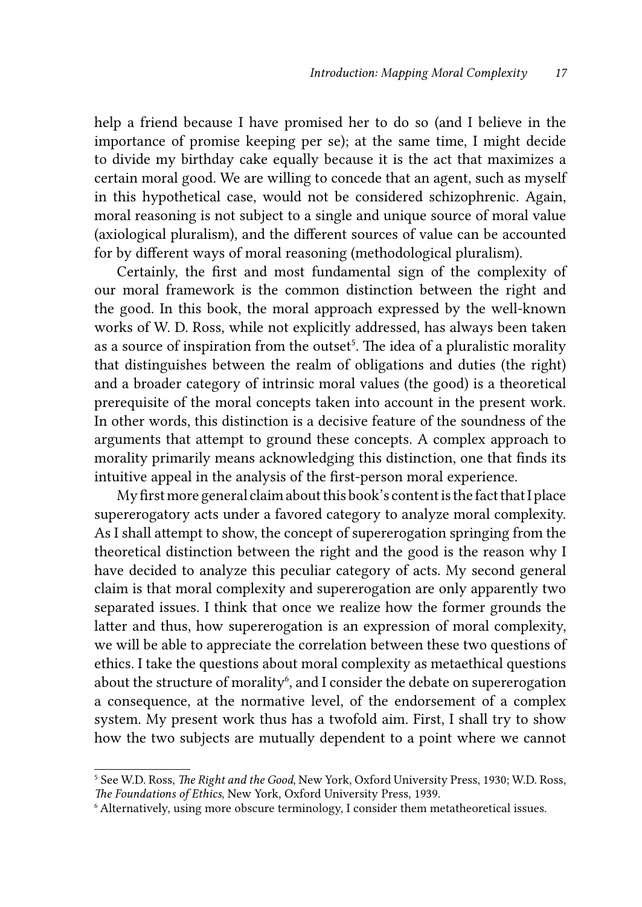help a friend because I have promised her to do so (and I believe in the importance of promise keeping per se); at the same time, I might decide to divide my birthday cake equally because it is the act that maximizes a certain moral good. We are willing to concede that an agent, such as myself in this hypothetical case, would not be considered schizophrenic. Again, moral reasoning is not subject to a single and unique source of moral value (axiological pluralism), and the different sources of value can be accounted for by different ways of moral reasoning (methodological pluralism).

Certainly, the first and most fundamental sign of the complexity of our moral framework is the common distinction between the right and the good. In this book, the moral approach expressed by the well-known works of W. D. Ross, while not explicitly addressed, has always been taken as a source of inspiration from the outset[5]. The idea of a pluralistic morality that distinguishes between the realm of obligations and duties (the right) and a broader category of intrinsic moral values (the good) is a theoretical prerequisite of the moral concepts taken into account in the present work. In other words, this distinction is a decisive feature of the soundness of the arguments that attempt to ground these concepts. A complex approach to morality primarily means acknowledging this distinction, one that finds its intuitive appeal in the analysis of the first-person moral experience.

My first more general claim about this book's content is the fact that I place supererogatory acts under a favored category to analyze moral complexity. As I shall attempt to show, the concept of supererogation springing from the theoretical distinction between the right and the good is the reason why I have decided to analyze this peculiar category of acts. My second general claim is that moral complexity and supererogation are only apparently two separated issues. I think that once we realize how the former grounds the latter and thus, how supererogation is an expression of moral complexity, we will be able to appreciate the correlation between these two questions of ethics. I take the questions about moral complexity as metaethical questions about the structure of morality[6], and I consider the debate on supererogation a consequence, at the normative level, of the endorsement of a complex system. My present work thus has a twofold aim. First, I shall try to show how the two subjects are mutually dependent to a point where we cannot

---

[5] See W.D. Ross, *The Right and the Good*, New York, Oxford University Press, 1930; W.D. Ross, *The Foundations of Ethics*, New York, Oxford University Press, 1939.

[6] Alternatively, using more obscure terminology, I consider them metatheoretical issues.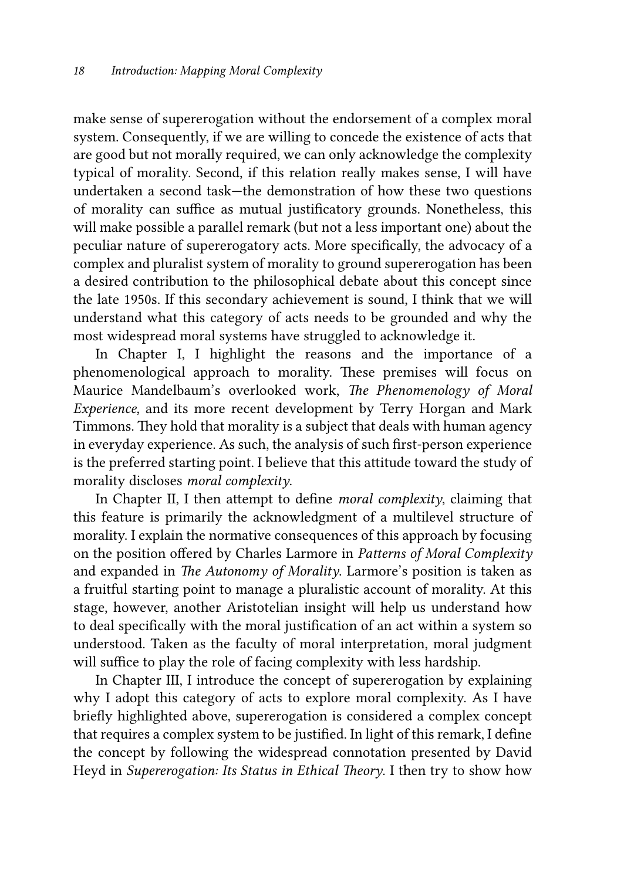make sense of supererogation without the endorsement of a complex moral system. Consequently, if we are willing to concede the existence of acts that are good but not morally required, we can only acknowledge the complexity typical of morality. Second, if this relation really makes sense, I will have undertaken a second task—the demonstration of how these two questions of morality can suffice as mutual justificatory grounds. Nonetheless, this will make possible a parallel remark (but not a less important one) about the peculiar nature of supererogatory acts. More specifically, the advocacy of a complex and pluralist system of morality to ground supererogation has been a desired contribution to the philosophical debate about this concept since the late 1950s. If this secondary achievement is sound, I think that we will understand what this category of acts needs to be grounded and why the most widespread moral systems have struggled to acknowledge it.

In Chapter I, I highlight the reasons and the importance of a phenomenological approach to morality. These premises will focus on Maurice Mandelbaum's overlooked work, *The Phenomenology of Moral Experience*, and its more recent development by Terry Horgan and Mark Timmons. They hold that morality is a subject that deals with human agency in everyday experience. As such, the analysis of such first-person experience is the preferred starting point. I believe that this attitude toward the study of morality discloses *moral complexity*.

In Chapter II, I then attempt to define *moral complexity*, claiming that this feature is primarily the acknowledgment of a multilevel structure of morality. I explain the normative consequences of this approach by focusing on the position offered by Charles Larmore in *Patterns of Moral Complexity* and expanded in *The Autonomy of Morality*. Larmore's position is taken as a fruitful starting point to manage a pluralistic account of morality. At this stage, however, another Aristotelian insight will help us understand how to deal specifically with the moral justification of an act within a system so understood. Taken as the faculty of moral interpretation, moral judgment will suffice to play the role of facing complexity with less hardship.

In Chapter III, I introduce the concept of supererogation by explaining why I adopt this category of acts to explore moral complexity. As I have briefly highlighted above, supererogation is considered a complex concept that requires a complex system to be justified. In light of this remark, I define the concept by following the widespread connotation presented by David Heyd in *Supererogation: Its Status in Ethical Theory*. I then try to show how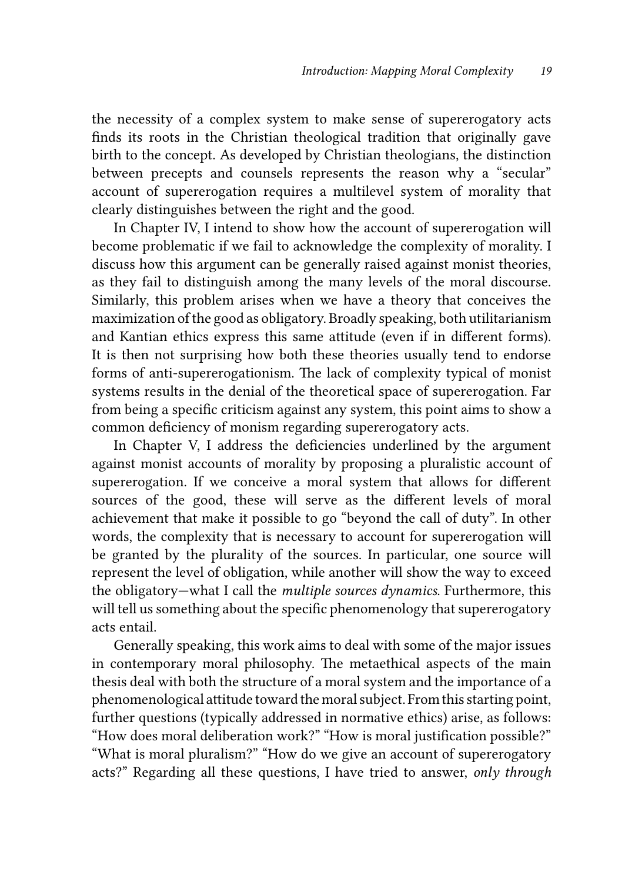the necessity of a complex system to make sense of supererogatory acts finds its roots in the Christian theological tradition that originally gave birth to the concept. As developed by Christian theologians, the distinction between precepts and counsels represents the reason why a "secular" account of supererogation requires a multilevel system of morality that clearly distinguishes between the right and the good.

In Chapter IV, I intend to show how the account of supererogation will become problematic if we fail to acknowledge the complexity of morality. I discuss how this argument can be generally raised against monist theories, as they fail to distinguish among the many levels of the moral discourse. Similarly, this problem arises when we have a theory that conceives the maximization of the good as obligatory. Broadly speaking, both utilitarianism and Kantian ethics express this same attitude (even if in different forms). It is then not surprising how both these theories usually tend to endorse forms of anti-supererogationism. The lack of complexity typical of monist systems results in the denial of the theoretical space of supererogation. Far from being a specific criticism against any system, this point aims to show a common deficiency of monism regarding supererogatory acts.

In Chapter V, I address the deficiencies underlined by the argument against monist accounts of morality by proposing a pluralistic account of supererogation. If we conceive a moral system that allows for different sources of the good, these will serve as the different levels of moral achievement that make it possible to go "beyond the call of duty". In other words, the complexity that is necessary to account for supererogation will be granted by the plurality of the sources. In particular, one source will represent the level of obligation, while another will show the way to exceed the obligatory—what I call the *multiple sources dynamics*. Furthermore, this will tell us something about the specific phenomenology that supererogatory acts entail.

Generally speaking, this work aims to deal with some of the major issues in contemporary moral philosophy. The metaethical aspects of the main thesis deal with both the structure of a moral system and the importance of a phenomenological attitude toward the moral subject. From this starting point, further questions (typically addressed in normative ethics) arise, as follows: "How does moral deliberation work?" "How is moral justification possible?" "What is moral pluralism?" "How do we give an account of supererogatory acts?" Regarding all these questions, I have tried to answer, *only through*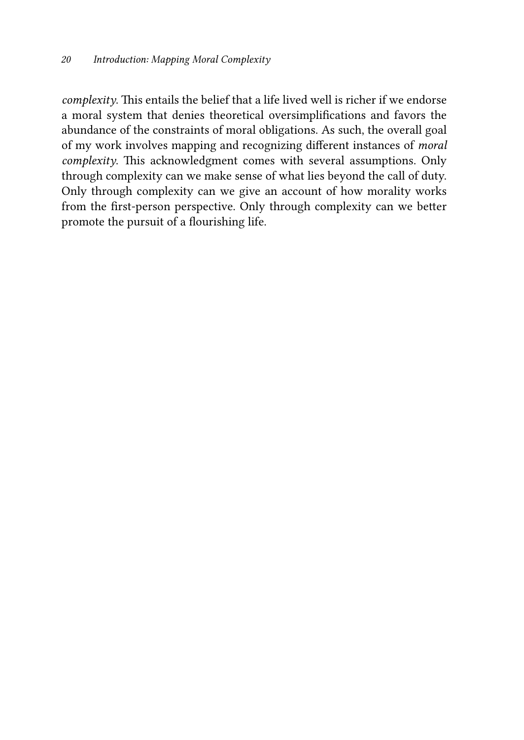*complexity*. This entails the belief that a life lived well is richer if we endorse a moral system that denies theoretical oversimplifications and favors the abundance of the constraints of moral obligations. As such, the overall goal of my work involves mapping and recognizing different instances of *moral complexity*. This acknowledgment comes with several assumptions. Only through complexity can we make sense of what lies beyond the call of duty. Only through complexity can we give an account of how morality works from the first-person perspective. Only through complexity can we better promote the pursuit of a flourishing life.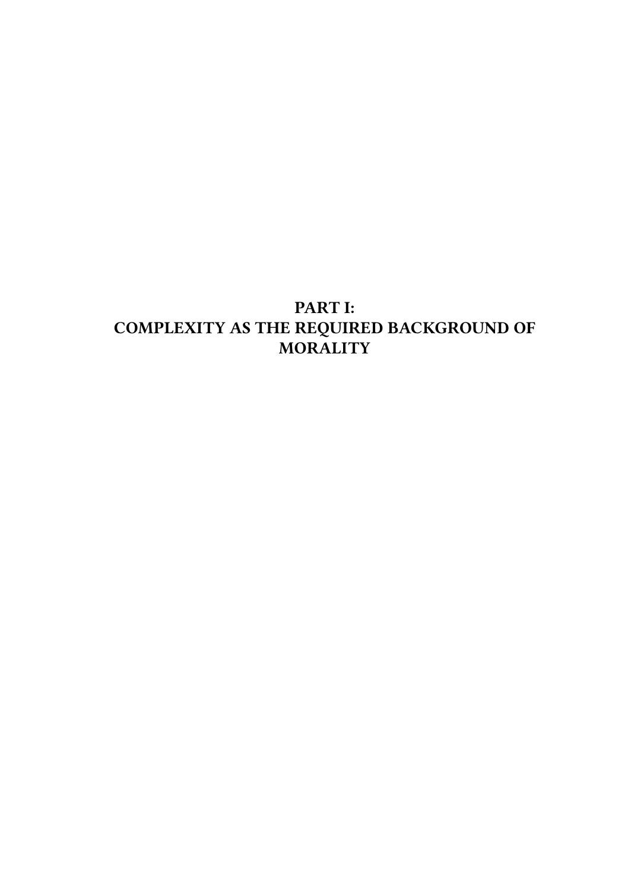# PART I:
# COMPLEXITY AS THE REQUIRED BACKGROUND OF MORALITY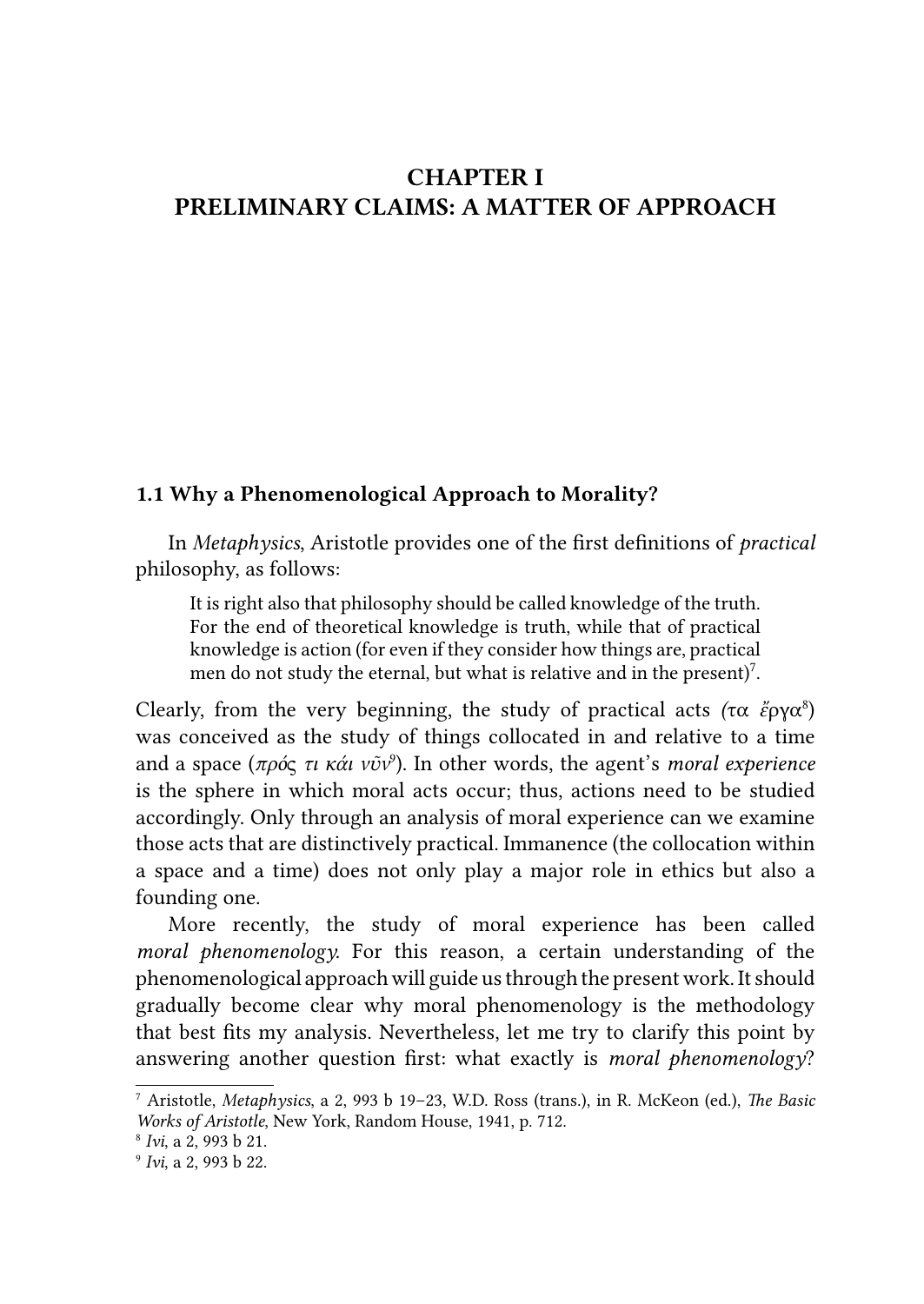# CHAPTER I
# PRELIMINARY CLAIMS: A MATTER OF APPROACH

## 1.1 Why a Phenomenological Approach to Morality?

In *Metaphysics*, Aristotle provides one of the first definitions of *practical* philosophy, as follows:

> It is right also that philosophy should be called knowledge of the truth. For the end of theoretical knowledge is truth, while that of practical knowledge is action (for even if they consider how things are, practical men do not study the eternal, but what is relative and in the present)[7].

Clearly, from the very beginning, the study of practical acts (τα ἔργα[8]) was conceived as the study of things collocated in and relative to a time and a space (*πρός τι κάι νῦν*[9]). In other words, the agent's *moral experience* is the sphere in which moral acts occur; thus, actions need to be studied accordingly. Only through an analysis of moral experience can we examine those acts that are distinctively practical. Immanence (the collocation within a space and a time) does not only play a major role in ethics but also a founding one.

More recently, the study of moral experience has been called *moral phenomenology.* For this reason, a certain understanding of the phenomenological approach will guide us through the present work. It should gradually become clear why moral phenomenology is the methodology that best fits my analysis. Nevertheless, let me try to clarify this point by answering another question first: what exactly is *moral phenomenology*?

---

[7] Aristotle, *Metaphysics*, a 2, 993 b 19–23, W.D. Ross (trans.), in R. McKeon (ed.), *The Basic Works of Aristotle*, New York, Random House, 1941, p. 712.

[8] *Ivi*, a 2, 993 b 21.

[9] *Ivi*, a 2, 993 b 22.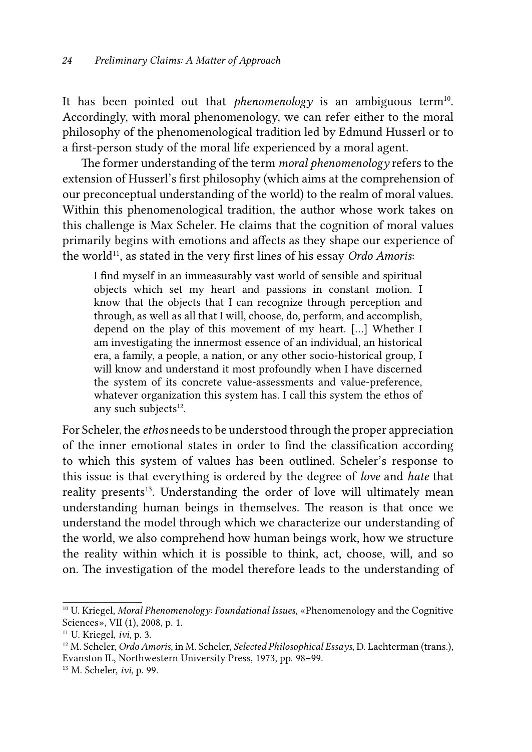It has been pointed out that *phenomenology* is an ambiguous term[10]. Accordingly, with moral phenomenology, we can refer either to the moral philosophy of the phenomenological tradition led by Edmund Husserl or to a first-person study of the moral life experienced by a moral agent.

The former understanding of the term *moral phenomenology* refers to the extension of Husserl's first philosophy (which aims at the comprehension of our preconceptual understanding of the world) to the realm of moral values. Within this phenomenological tradition, the author whose work takes on this challenge is Max Scheler. He claims that the cognition of moral values primarily begins with emotions and affects as they shape our experience of the world[11], as stated in the very first lines of his essay *Ordo Amoris*:

> I find myself in an immeasurably vast world of sensible and spiritual objects which set my heart and passions in constant motion. I know that the objects that I can recognize through perception and through, as well as all that I will, choose, do, perform, and accomplish, depend on the play of this movement of my heart. […] Whether I am investigating the innermost essence of an individual, an historical era, a family, a people, a nation, or any other socio-historical group, I will know and understand it most profoundly when I have discerned the system of its concrete value-assessments and value-preference, whatever organization this system has. I call this system the ethos of any such subjects[12].

For Scheler, the *ethos* needs to be understood through the proper appreciation of the inner emotional states in order to find the classification according to which this system of values has been outlined. Scheler's response to this issue is that everything is ordered by the degree of *love* and *hate* that reality presents[13]. Understanding the order of love will ultimately mean understanding human beings in themselves. The reason is that once we understand the model through which we characterize our understanding of the world, we also comprehend how human beings work, how we structure the reality within which it is possible to think, act, choose, will, and so on. The investigation of the model therefore leads to the understanding of

---

[10] U. Kriegel, *Moral Phenomenology: Foundational Issues*, «Phenomenology and the Cognitive Sciences», VII (1), 2008, p. 1.

[11] U. Kriegel, *ivi*, p. 3.

[12] M. Scheler, *Ordo Amoris*, in M. Scheler, *Selected Philosophical Essays*, D. Lachterman (trans.), Evanston IL, Northwestern University Press, 1973, pp. 98–99.

[13] M. Scheler, *ivi*, p. 99.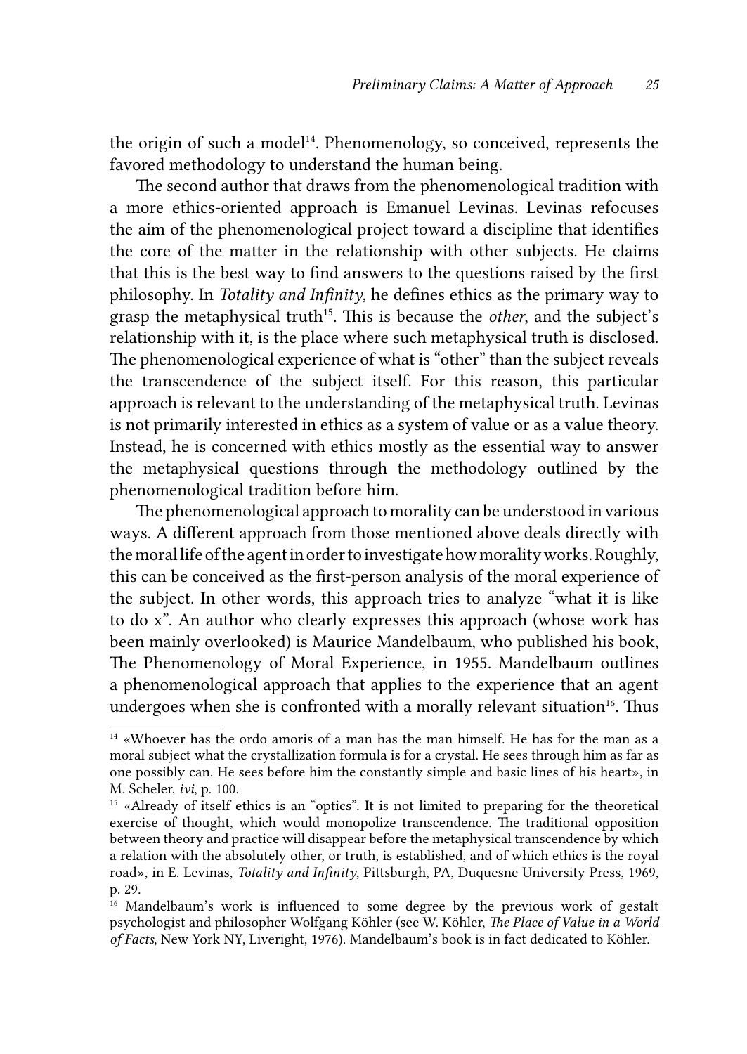the origin of such a model[14]. Phenomenology, so conceived, represents the favored methodology to understand the human being.

The second author that draws from the phenomenological tradition with a more ethics-oriented approach is Emanuel Levinas. Levinas refocuses the aim of the phenomenological project toward a discipline that identifies the core of the matter in the relationship with other subjects. He claims that this is the best way to find answers to the questions raised by the first philosophy. In *Totality and Infinity*, he defines ethics as the primary way to grasp the metaphysical truth[15]. This is because the *other*, and the subject's relationship with it, is the place where such metaphysical truth is disclosed. The phenomenological experience of what is "other" than the subject reveals the transcendence of the subject itself. For this reason, this particular approach is relevant to the understanding of the metaphysical truth. Levinas is not primarily interested in ethics as a system of value or as a value theory. Instead, he is concerned with ethics mostly as the essential way to answer the metaphysical questions through the methodology outlined by the phenomenological tradition before him.

The phenomenological approach to morality can be understood in various ways. A different approach from those mentioned above deals directly with the moral life of the agent in order to investigate how morality works. Roughly, this can be conceived as the first-person analysis of the moral experience of the subject. In other words, this approach tries to analyze "what it is like to do x". An author who clearly expresses this approach (whose work has been mainly overlooked) is Maurice Mandelbaum, who published his book, The Phenomenology of Moral Experience, in 1955. Mandelbaum outlines a phenomenological approach that applies to the experience that an agent undergoes when she is confronted with a morally relevant situation[16]. Thus

---

[14] «Whoever has the ordo amoris of a man has the man himself. He has for the man as a moral subject what the crystallization formula is for a crystal. He sees through him as far as one possibly can. He sees before him the constantly simple and basic lines of his heart», in M. Scheler, *ivi*, p. 100.

[15] «Already of itself ethics is an "optics". It is not limited to preparing for the theoretical exercise of thought, which would monopolize transcendence. The traditional opposition between theory and practice will disappear before the metaphysical transcendence by which a relation with the absolutely other, or truth, is established, and of which ethics is the royal road», in E. Levinas, *Totality and Infinity*, Pittsburgh, PA, Duquesne University Press, 1969, p. 29.

[16] Mandelbaum's work is influenced to some degree by the previous work of gestalt psychologist and philosopher Wolfgang Köhler (see W. Köhler, *The Place of Value in a World of Facts*, New York NY, Liveright, 1976). Mandelbaum's book is in fact dedicated to Köhler.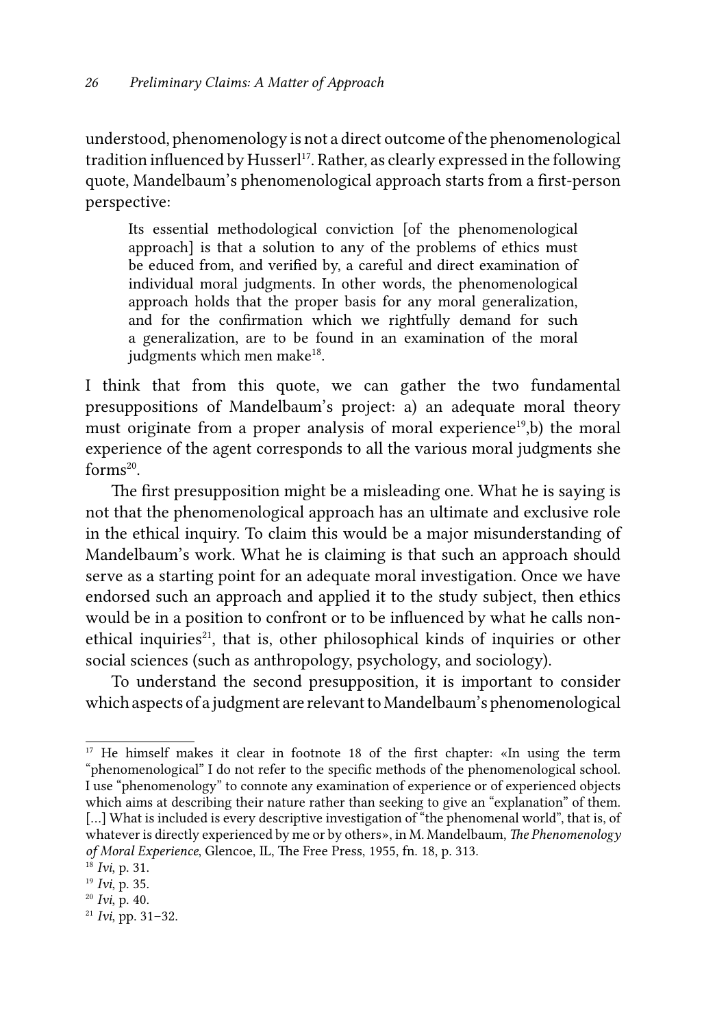understood, phenomenology is not a direct outcome of the phenomenological tradition influenced by Husserl[17]. Rather, as clearly expressed in the following quote, Mandelbaum's phenomenological approach starts from a first-person perspective:

> Its essential methodological conviction [of the phenomenological approach] is that a solution to any of the problems of ethics must be educed from, and verified by, a careful and direct examination of individual moral judgments. In other words, the phenomenological approach holds that the proper basis for any moral generalization, and for the confirmation which we rightfully demand for such a generalization, are to be found in an examination of the moral judgments which men make[18].

I think that from this quote, we can gather the two fundamental presuppositions of Mandelbaum's project: a) an adequate moral theory must originate from a proper analysis of moral experience[19],b) the moral experience of the agent corresponds to all the various moral judgments she forms[20].

The first presupposition might be a misleading one. What he is saying is not that the phenomenological approach has an ultimate and exclusive role in the ethical inquiry. To claim this would be a major misunderstanding of Mandelbaum's work. What he is claiming is that such an approach should serve as a starting point for an adequate moral investigation. Once we have endorsed such an approach and applied it to the study subject, then ethics would be in a position to confront or to be influenced by what he calls non-ethical inquiries[21], that is, other philosophical kinds of inquiries or other social sciences (such as anthropology, psychology, and sociology).

To understand the second presupposition, it is important to consider which aspects of a judgment are relevant to Mandelbaum's phenomenological

---

[17] He himself makes it clear in footnote 18 of the first chapter: «In using the term "phenomenological" I do not refer to the specific methods of the phenomenological school. I use "phenomenology" to connote any examination of experience or of experienced objects which aims at describing their nature rather than seeking to give an "explanation" of them. [...] What is included is every descriptive investigation of "the phenomenal world", that is, of whatever is directly experienced by me or by others», in M. Mandelbaum, *The Phenomenology of Moral Experience*, Glencoe, IL, The Free Press, 1955, fn. 18, p. 313.

[18] *Ivi*, p. 31.

[19] *Ivi*, p. 35.

[20] *Ivi*, p. 40.

[21] *Ivi*, pp. 31–32.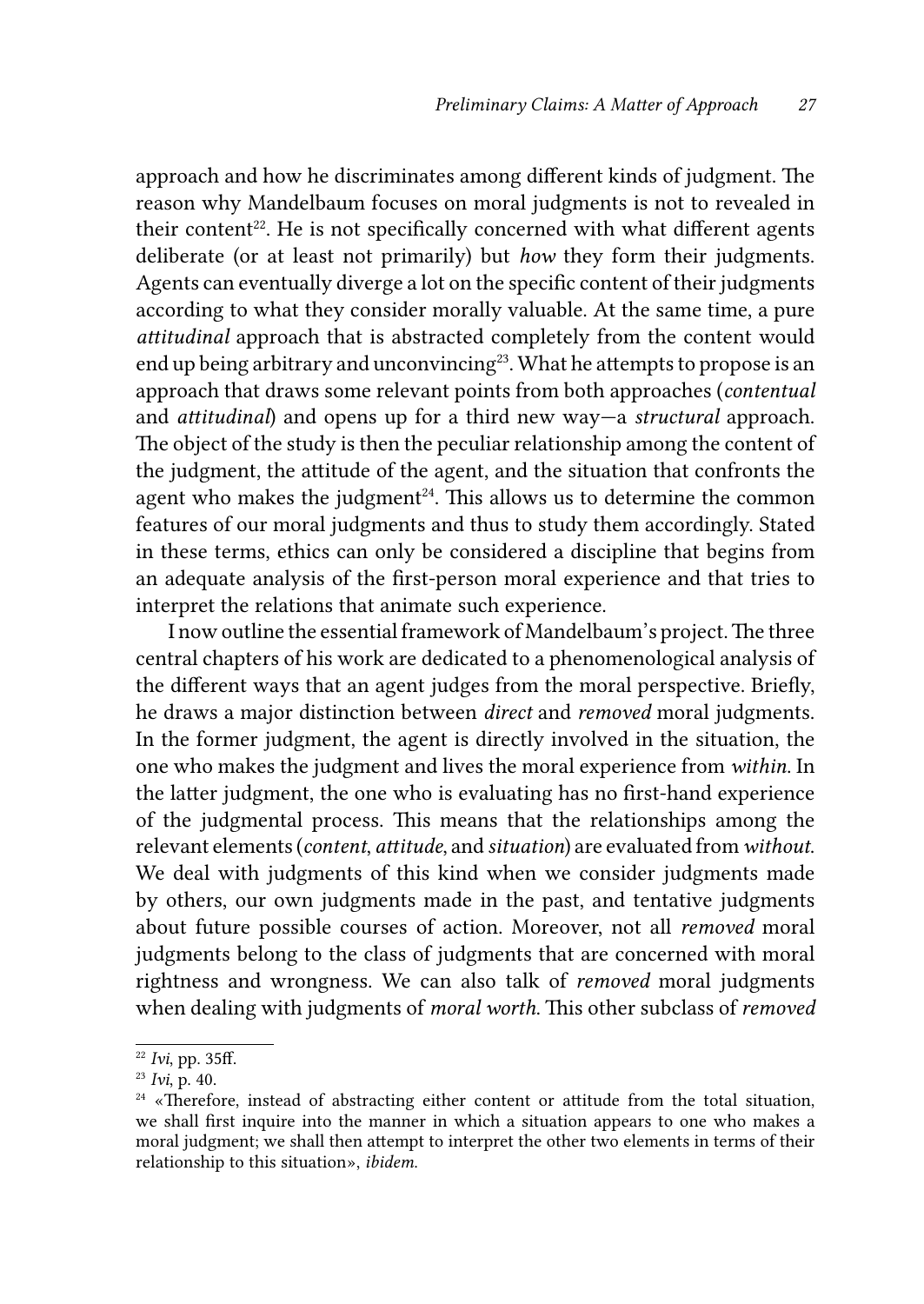approach and how he discriminates among different kinds of judgment. The reason why Mandelbaum focuses on moral judgments is not to revealed in their content[22]. He is not specifically concerned with what different agents deliberate (or at least not primarily) but *how* they form their judgments. Agents can eventually diverge a lot on the specific content of their judgments according to what they consider morally valuable. At the same time, a pure *attitudinal* approach that is abstracted completely from the content would end up being arbitrary and unconvincing[23]. What he attempts to propose is an approach that draws some relevant points from both approaches (*contentual* and *attitudinal*) and opens up for a third new way—a *structural* approach. The object of the study is then the peculiar relationship among the content of the judgment, the attitude of the agent, and the situation that confronts the agent who makes the judgment[24]. This allows us to determine the common features of our moral judgments and thus to study them accordingly. Stated in these terms, ethics can only be considered a discipline that begins from an adequate analysis of the first-person moral experience and that tries to interpret the relations that animate such experience.

I now outline the essential framework of Mandelbaum's project. The three central chapters of his work are dedicated to a phenomenological analysis of the different ways that an agent judges from the moral perspective. Briefly, he draws a major distinction between *direct* and *removed* moral judgments. In the former judgment, the agent is directly involved in the situation, the one who makes the judgment and lives the moral experience from *within*. In the latter judgment, the one who is evaluating has no first-hand experience of the judgmental process. This means that the relationships among the relevant elements (*content*, *attitude*, and *situation*) are evaluated from *without*. We deal with judgments of this kind when we consider judgments made by others, our own judgments made in the past, and tentative judgments about future possible courses of action. Moreover, not all *removed* moral judgments belong to the class of judgments that are concerned with moral rightness and wrongness. We can also talk of *removed* moral judgments when dealing with judgments of *moral worth*. This other subclass of *removed*

---

[22] *Ivi*, pp. 35ff.

[23] *Ivi*, p. 40.

[24] «Therefore, instead of abstracting either content or attitude from the total situation, we shall first inquire into the manner in which a situation appears to one who makes a moral judgment; we shall then attempt to interpret the other two elements in terms of their relationship to this situation», *ibidem*.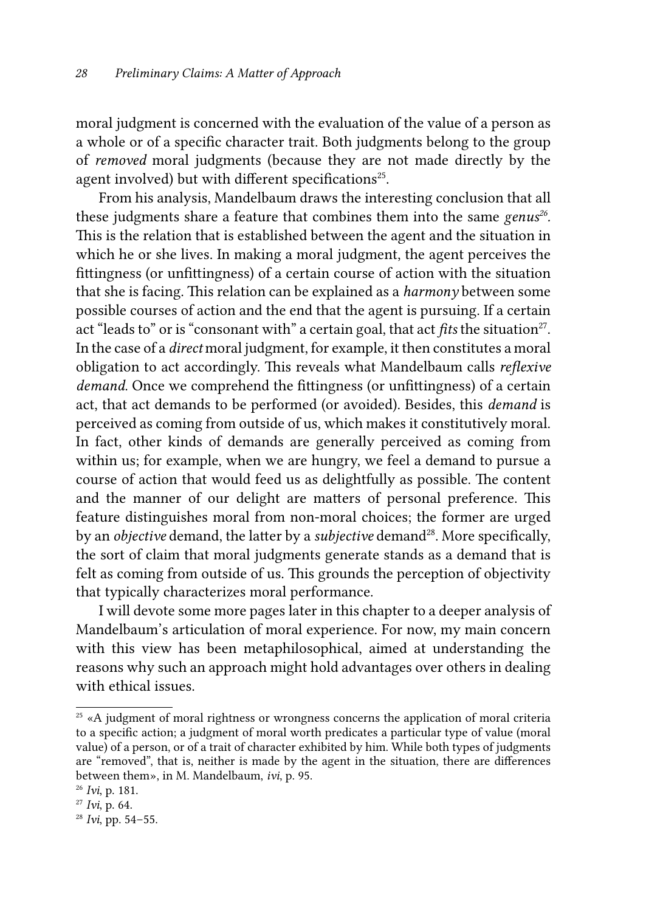moral judgment is concerned with the evaluation of the value of a person as a whole or of a specific character trait. Both judgments belong to the group of *removed* moral judgments (because they are not made directly by the agent involved) but with different specifications[25].

From his analysis, Mandelbaum draws the interesting conclusion that all these judgments share a feature that combines them into the same *genus*[26]. This is the relation that is established between the agent and the situation in which he or she lives. In making a moral judgment, the agent perceives the fittingness (or unfittingness) of a certain course of action with the situation that she is facing. This relation can be explained as a *harmony* between some possible courses of action and the end that the agent is pursuing. If a certain act "leads to" or is "consonant with" a certain goal, that act *fits* the situation[27]. In the case of a *direct* moral judgment, for example, it then constitutes a moral obligation to act accordingly. This reveals what Mandelbaum calls *reflexive demand*. Once we comprehend the fittingness (or unfittingness) of a certain act, that act demands to be performed (or avoided). Besides, this *demand* is perceived as coming from outside of us, which makes it constitutively moral. In fact, other kinds of demands are generally perceived as coming from within us; for example, when we are hungry, we feel a demand to pursue a course of action that would feed us as delightfully as possible. The content and the manner of our delight are matters of personal preference. This feature distinguishes moral from non-moral choices; the former are urged by an *objective* demand, the latter by a *subjective* demand[28]. More specifically, the sort of claim that moral judgments generate stands as a demand that is felt as coming from outside of us. This grounds the perception of objectivity that typically characterizes moral performance.

I will devote some more pages later in this chapter to a deeper analysis of Mandelbaum's articulation of moral experience. For now, my main concern with this view has been metaphilosophical, aimed at understanding the reasons why such an approach might hold advantages over others in dealing with ethical issues.

---

[25] «A judgment of moral rightness or wrongness concerns the application of moral criteria to a specific action; a judgment of moral worth predicates a particular type of value (moral value) of a person, or of a trait of character exhibited by him. While both types of judgments are "removed", that is, neither is made by the agent in the situation, there are differences between them», in M. Mandelbaum, *ivi*, p. 95.

[26] *Ivi*, p. 181.

[27] *Ivi*, p. 64.

[28] *Ivi*, pp. 54–55.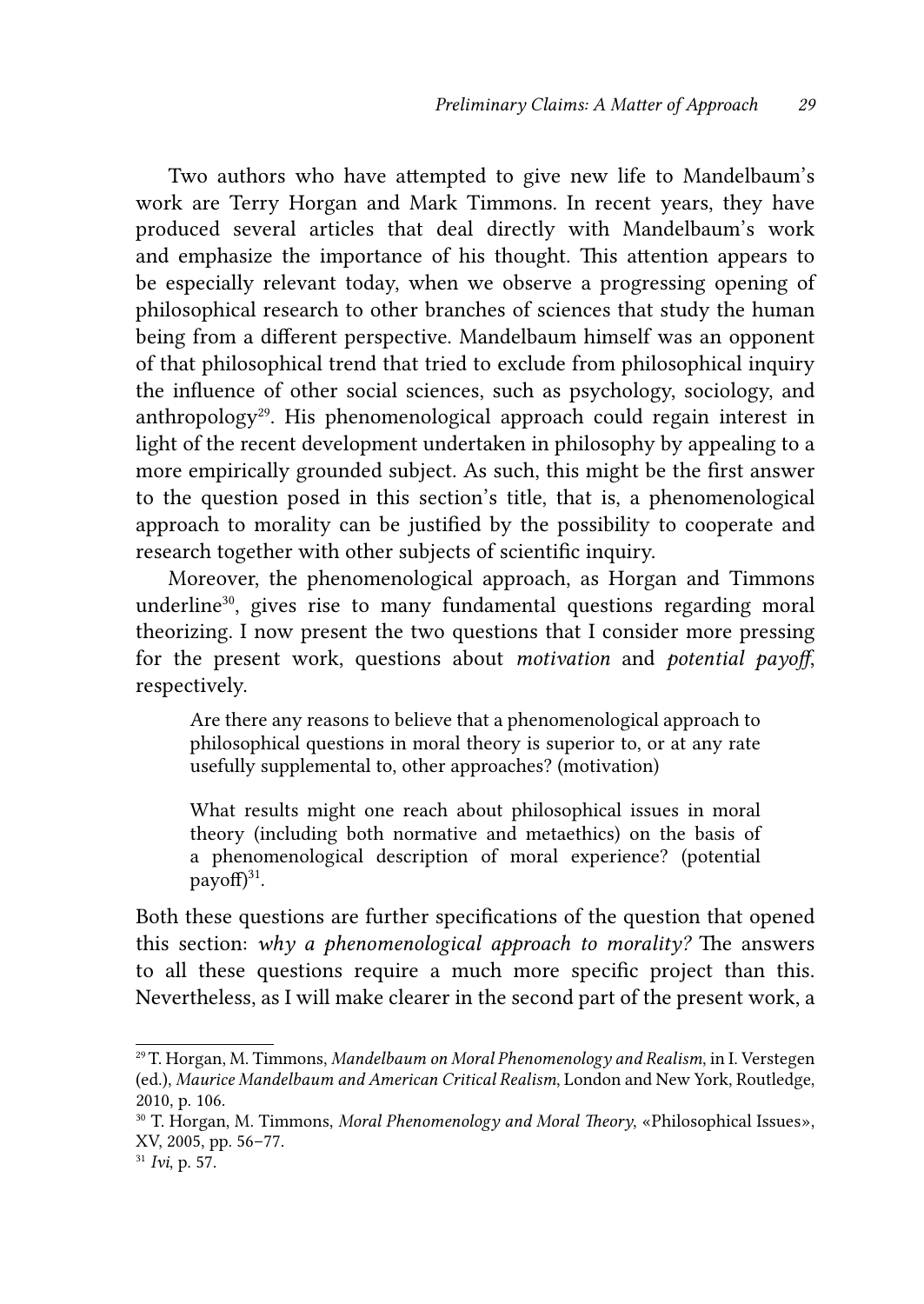Two authors who have attempted to give new life to Mandelbaum's work are Terry Horgan and Mark Timmons. In recent years, they have produced several articles that deal directly with Mandelbaum's work and emphasize the importance of his thought. This attention appears to be especially relevant today, when we observe a progressing opening of philosophical research to other branches of sciences that study the human being from a different perspective. Mandelbaum himself was an opponent of that philosophical trend that tried to exclude from philosophical inquiry the influence of other social sciences, such as psychology, sociology, and anthropology[29]. His phenomenological approach could regain interest in light of the recent development undertaken in philosophy by appealing to a more empirically grounded subject. As such, this might be the first answer to the question posed in this section's title, that is, a phenomenological approach to morality can be justified by the possibility to cooperate and research together with other subjects of scientific inquiry.

Moreover, the phenomenological approach, as Horgan and Timmons underline[30], gives rise to many fundamental questions regarding moral theorizing. I now present the two questions that I consider more pressing for the present work, questions about *motivation* and *potential payoff*, respectively.

> Are there any reasons to believe that a phenomenological approach to philosophical questions in moral theory is superior to, or at any rate usefully supplemental to, other approaches? (motivation)
>
> What results might one reach about philosophical issues in moral theory (including both normative and metaethics) on the basis of a phenomenological description of moral experience? (potential payoff)[31].

Both these questions are further specifications of the question that opened this section: *why a phenomenological approach to morality?* The answers to all these questions require a much more specific project than this. Nevertheless, as I will make clearer in the second part of the present work, a

---

[29] T. Horgan, M. Timmons, *Mandelbaum on Moral Phenomenology and Realism*, in I. Verstegen (ed.), *Maurice Mandelbaum and American Critical Realism*, London and New York, Routledge, 2010, p. 106.

[30] T. Horgan, M. Timmons, *Moral Phenomenology and Moral Theory*, «Philosophical Issues», XV, 2005, pp. 56–77.

[31] *Ivi*, p. 57.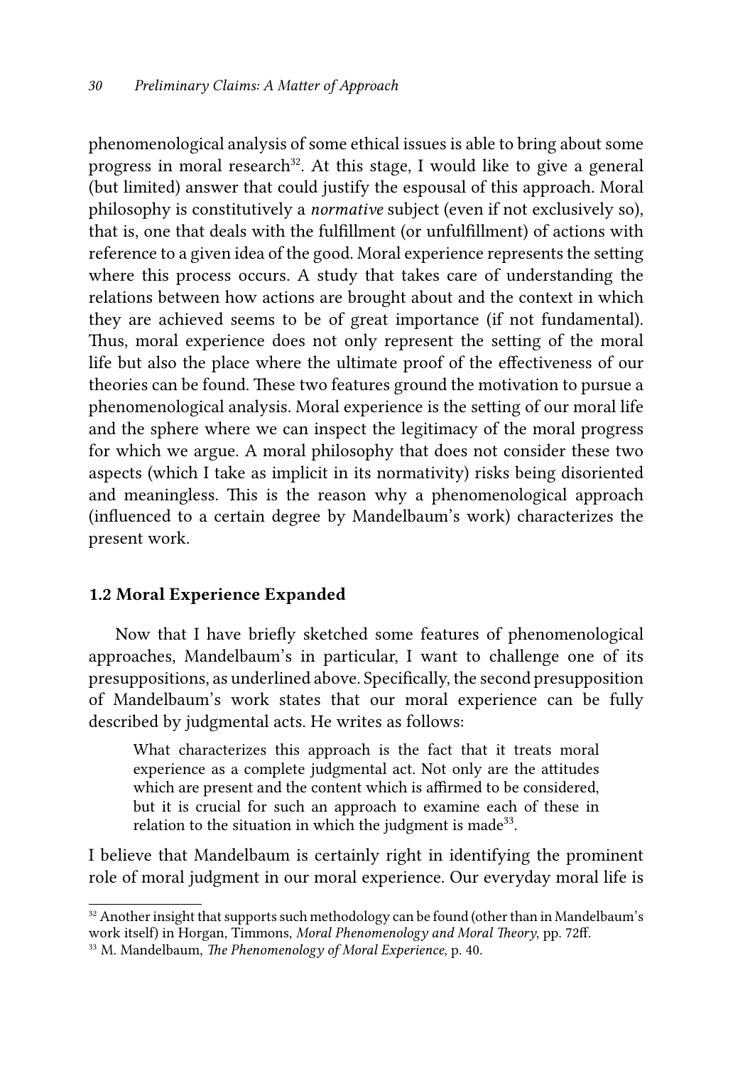phenomenological analysis of some ethical issues is able to bring about some progress in moral research[32]. At this stage, I would like to give a general (but limited) answer that could justify the espousal of this approach. Moral philosophy is constitutively a *normative* subject (even if not exclusively so), that is, one that deals with the fulfillment (or unfulfillment) of actions with reference to a given idea of the good. Moral experience represents the setting where this process occurs. A study that takes care of understanding the relations between how actions are brought about and the context in which they are achieved seems to be of great importance (if not fundamental). Thus, moral experience does not only represent the setting of the moral life but also the place where the ultimate proof of the effectiveness of our theories can be found. These two features ground the motivation to pursue a phenomenological analysis. Moral experience is the setting of our moral life and the sphere where we can inspect the legitimacy of the moral progress for which we argue. A moral philosophy that does not consider these two aspects (which I take as implicit in its normativity) risks being disoriented and meaningless. This is the reason why a phenomenological approach (influenced to a certain degree by Mandelbaum's work) characterizes the present work.

## 1.2 Moral Experience Expanded

Now that I have briefly sketched some features of phenomenological approaches, Mandelbaum's in particular, I want to challenge one of its presuppositions, as underlined above. Specifically, the second presupposition of Mandelbaum's work states that our moral experience can be fully described by judgmental acts. He writes as follows:

> What characterizes this approach is the fact that it treats moral experience as a complete judgmental act. Not only are the attitudes which are present and the content which is affirmed to be considered, but it is crucial for such an approach to examine each of these in relation to the situation in which the judgment is made[33].

I believe that Mandelbaum is certainly right in identifying the prominent role of moral judgment in our moral experience. Our everyday moral life is

---

[32] Another insight that supports such methodology can be found (other than in Mandelbaum's work itself) in Horgan, Timmons, *Moral Phenomenology and Moral Theory*, pp. 72ff.

[33] M. Mandelbaum, *The Phenomenology of Moral Experience*, p. 40.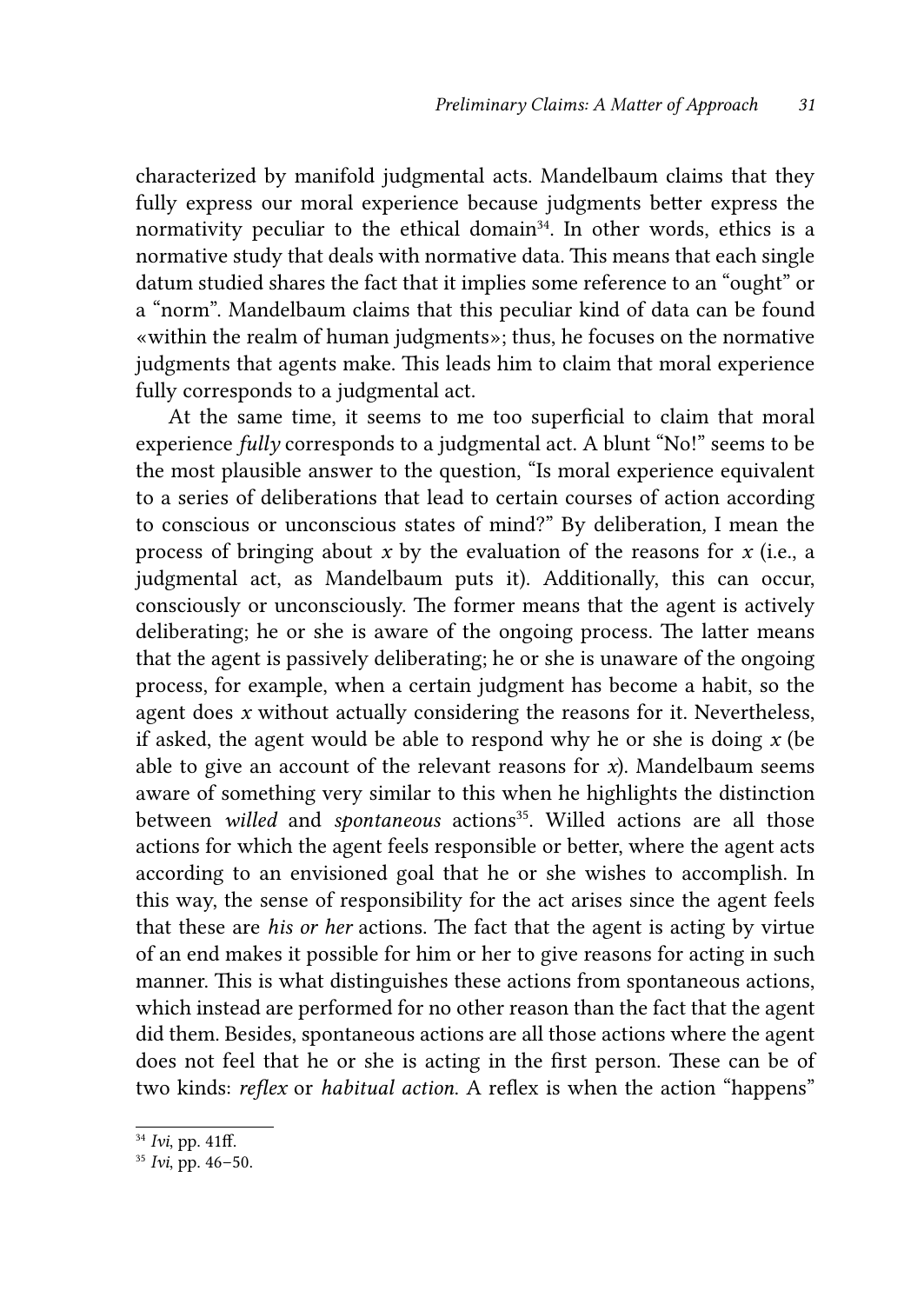characterized by manifold judgmental acts. Mandelbaum claims that they fully express our moral experience because judgments better express the normativity peculiar to the ethical domain[34]. In other words, ethics is a normative study that deals with normative data. This means that each single datum studied shares the fact that it implies some reference to an "ought" or a "norm". Mandelbaum claims that this peculiar kind of data can be found «within the realm of human judgments»; thus, he focuses on the normative judgments that agents make. This leads him to claim that moral experience fully corresponds to a judgmental act.

At the same time, it seems to me too superficial to claim that moral experience *fully* corresponds to a judgmental act. A blunt "No!" seems to be the most plausible answer to the question, "Is moral experience equivalent to a series of deliberations that lead to certain courses of action according to conscious or unconscious states of mind?" By deliberation, I mean the process of bringing about *x* by the evaluation of the reasons for *x* (i.e., a judgmental act, as Mandelbaum puts it). Additionally, this can occur, consciously or unconsciously. The former means that the agent is actively deliberating; he or she is aware of the ongoing process. The latter means that the agent is passively deliberating; he or she is unaware of the ongoing process, for example, when a certain judgment has become a habit, so the agent does *x* without actually considering the reasons for it. Nevertheless, if asked, the agent would be able to respond why he or she is doing *x* (be able to give an account of the relevant reasons for *x*). Mandelbaum seems aware of something very similar to this when he highlights the distinction between *willed* and *spontaneous* actions[35]. Willed actions are all those actions for which the agent feels responsible or better, where the agent acts according to an envisioned goal that he or she wishes to accomplish. In this way, the sense of responsibility for the act arises since the agent feels that these are *his or her* actions. The fact that the agent is acting by virtue of an end makes it possible for him or her to give reasons for acting in such manner. This is what distinguishes these actions from spontaneous actions, which instead are performed for no other reason than the fact that the agent did them. Besides, spontaneous actions are all those actions where the agent does not feel that he or she is acting in the first person. These can be of two kinds: *reflex* or *habitual action*. A reflex is when the action "happens"

---

[34] *Ivi*, pp. 41ff.

[35] *Ivi*, pp. 46–50.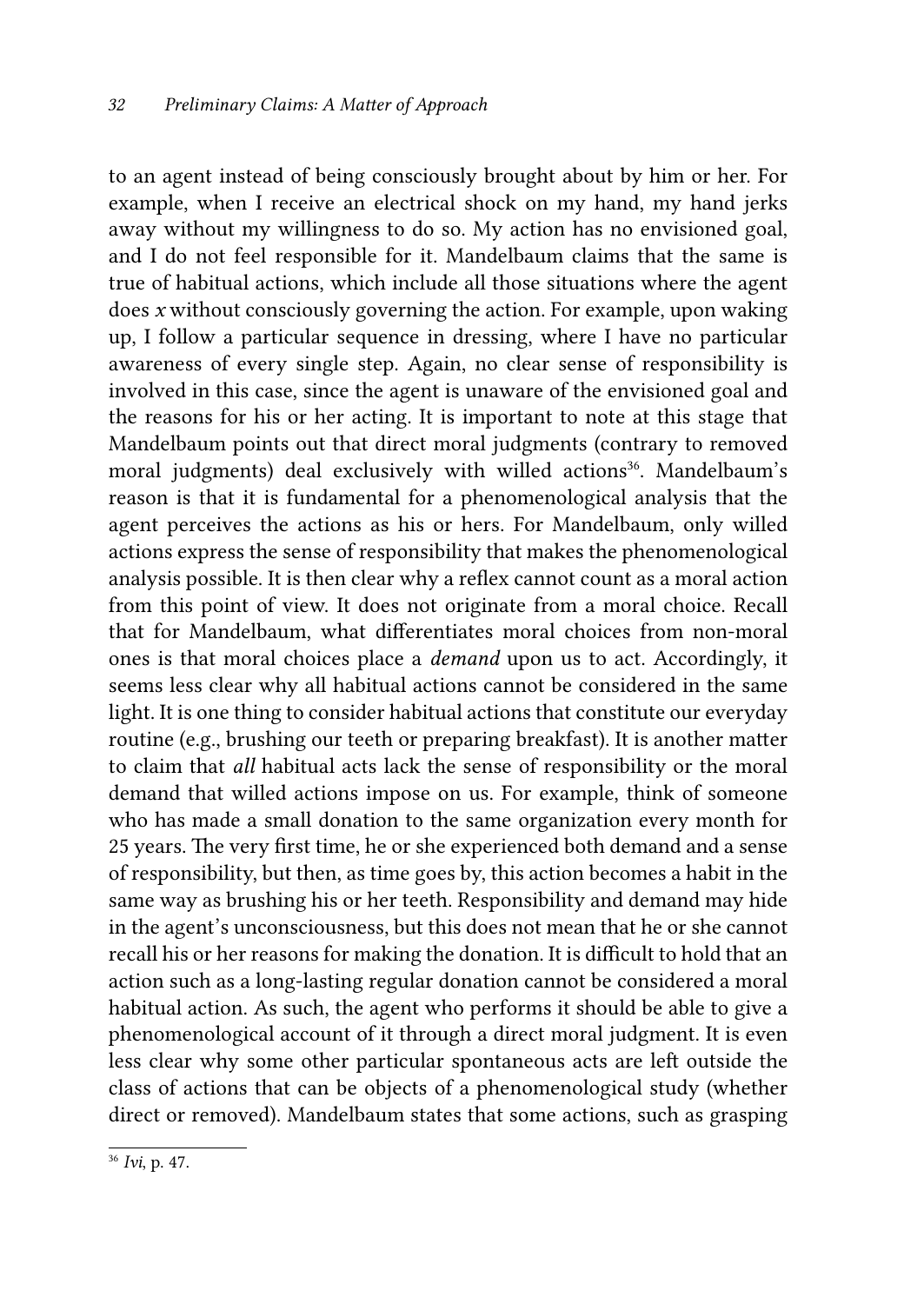to an agent instead of being consciously brought about by him or her. For example, when I receive an electrical shock on my hand, my hand jerks away without my willingness to do so. My action has no envisioned goal, and I do not feel responsible for it. Mandelbaum claims that the same is true of habitual actions, which include all those situations where the agent does *x* without consciously governing the action. For example, upon waking up, I follow a particular sequence in dressing, where I have no particular awareness of every single step. Again, no clear sense of responsibility is involved in this case, since the agent is unaware of the envisioned goal and the reasons for his or her acting. It is important to note at this stage that Mandelbaum points out that direct moral judgments (contrary to removed moral judgments) deal exclusively with willed actions[36]. Mandelbaum's reason is that it is fundamental for a phenomenological analysis that the agent perceives the actions as his or hers. For Mandelbaum, only willed actions express the sense of responsibility that makes the phenomenological analysis possible. It is then clear why a reflex cannot count as a moral action from this point of view. It does not originate from a moral choice. Recall that for Mandelbaum, what differentiates moral choices from non-moral ones is that moral choices place a *demand* upon us to act. Accordingly, it seems less clear why all habitual actions cannot be considered in the same light. It is one thing to consider habitual actions that constitute our everyday routine (e.g., brushing our teeth or preparing breakfast). It is another matter to claim that *all* habitual acts lack the sense of responsibility or the moral demand that willed actions impose on us. For example, think of someone who has made a small donation to the same organization every month for 25 years. The very first time, he or she experienced both demand and a sense of responsibility, but then, as time goes by, this action becomes a habit in the same way as brushing his or her teeth. Responsibility and demand may hide in the agent's unconsciousness, but this does not mean that he or she cannot recall his or her reasons for making the donation. It is difficult to hold that an action such as a long-lasting regular donation cannot be considered a moral habitual action. As such, the agent who performs it should be able to give a phenomenological account of it through a direct moral judgment. It is even less clear why some other particular spontaneous acts are left outside the class of actions that can be objects of a phenomenological study (whether direct or removed). Mandelbaum states that some actions, such as grasping

[36] *Ivi*, p. 47.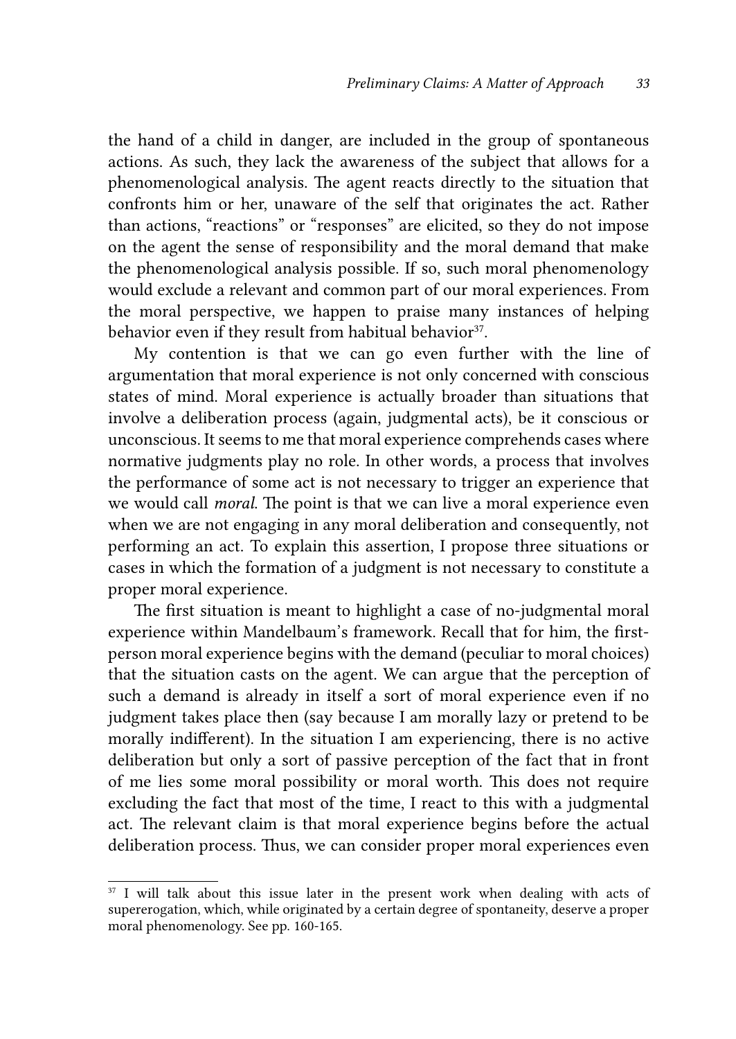the hand of a child in danger, are included in the group of spontaneous actions. As such, they lack the awareness of the subject that allows for a phenomenological analysis. The agent reacts directly to the situation that confronts him or her, unaware of the self that originates the act. Rather than actions, "reactions" or "responses" are elicited, so they do not impose on the agent the sense of responsibility and the moral demand that make the phenomenological analysis possible. If so, such moral phenomenology would exclude a relevant and common part of our moral experiences. From the moral perspective, we happen to praise many instances of helping behavior even if they result from habitual behavior[37].

My contention is that we can go even further with the line of argumentation that moral experience is not only concerned with conscious states of mind. Moral experience is actually broader than situations that involve a deliberation process (again, judgmental acts), be it conscious or unconscious. It seems to me that moral experience comprehends cases where normative judgments play no role. In other words, a process that involves the performance of some act is not necessary to trigger an experience that we would call *moral*. The point is that we can live a moral experience even when we are not engaging in any moral deliberation and consequently, not performing an act. To explain this assertion, I propose three situations or cases in which the formation of a judgment is not necessary to constitute a proper moral experience.

The first situation is meant to highlight a case of no-judgmental moral experience within Mandelbaum's framework. Recall that for him, the first-person moral experience begins with the demand (peculiar to moral choices) that the situation casts on the agent. We can argue that the perception of such a demand is already in itself a sort of moral experience even if no judgment takes place then (say because I am morally lazy or pretend to be morally indifferent). In the situation I am experiencing, there is no active deliberation but only a sort of passive perception of the fact that in front of me lies some moral possibility or moral worth. This does not require excluding the fact that most of the time, I react to this with a judgmental act. The relevant claim is that moral experience begins before the actual deliberation process. Thus, we can consider proper moral experiences even

---

[37] I will talk about this issue later in the present work when dealing with acts of supererogation, which, while originated by a certain degree of spontaneity, deserve a proper moral phenomenology. See pp. 160-165.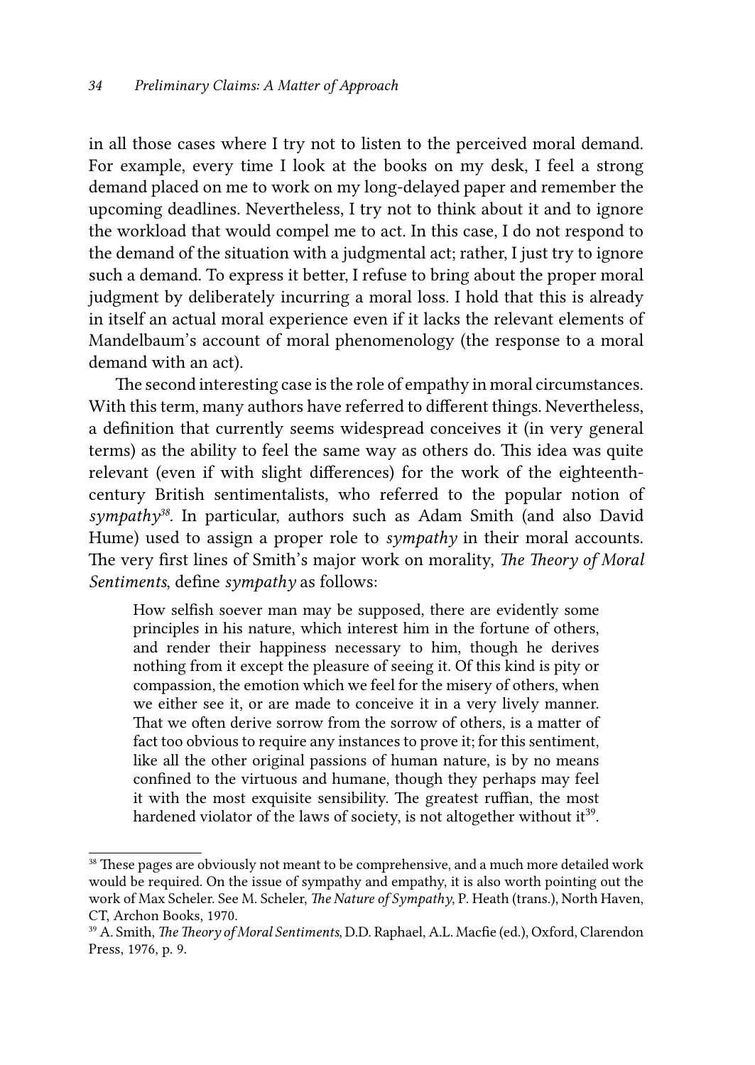in all those cases where I try not to listen to the perceived moral demand. For example, every time I look at the books on my desk, I feel a strong demand placed on me to work on my long-delayed paper and remember the upcoming deadlines. Nevertheless, I try not to think about it and to ignore the workload that would compel me to act. In this case, I do not respond to the demand of the situation with a judgmental act; rather, I just try to ignore such a demand. To express it better, I refuse to bring about the proper moral judgment by deliberately incurring a moral loss. I hold that this is already in itself an actual moral experience even if it lacks the relevant elements of Mandelbaum's account of moral phenomenology (the response to a moral demand with an act).

The second interesting case is the role of empathy in moral circumstances. With this term, many authors have referred to different things. Nevertheless, a definition that currently seems widespread conceives it (in very general terms) as the ability to feel the same way as others do. This idea was quite relevant (even if with slight differences) for the work of the eighteenth-century British sentimentalists, who referred to the popular notion of *sympathy*[38]. In particular, authors such as Adam Smith (and also David Hume) used to assign a proper role to *sympathy* in their moral accounts. The very first lines of Smith's major work on morality, *The Theory of Moral Sentiments*, define *sympathy* as follows:

> How selfish soever man may be supposed, there are evidently some principles in his nature, which interest him in the fortune of others, and render their happiness necessary to him, though he derives nothing from it except the pleasure of seeing it. Of this kind is pity or compassion, the emotion which we feel for the misery of others, when we either see it, or are made to conceive it in a very lively manner. That we often derive sorrow from the sorrow of others, is a matter of fact too obvious to require any instances to prove it; for this sentiment, like all the other original passions of human nature, is by no means confined to the virtuous and humane, though they perhaps may feel it with the most exquisite sensibility. The greatest ruffian, the most hardened violator of the laws of society, is not altogether without it[39].

---

[38] These pages are obviously not meant to be comprehensive, and a much more detailed work would be required. On the issue of sympathy and empathy, it is also worth pointing out the work of Max Scheler. See M. Scheler, *The Nature of Sympathy*, P. Heath (trans.), North Haven, CT, Archon Books, 1970.

[39] A. Smith, *The Theory of Moral Sentiments*, D.D. Raphael, A.L. Macfie (ed.), Oxford, Clarendon Press, 1976, p. 9.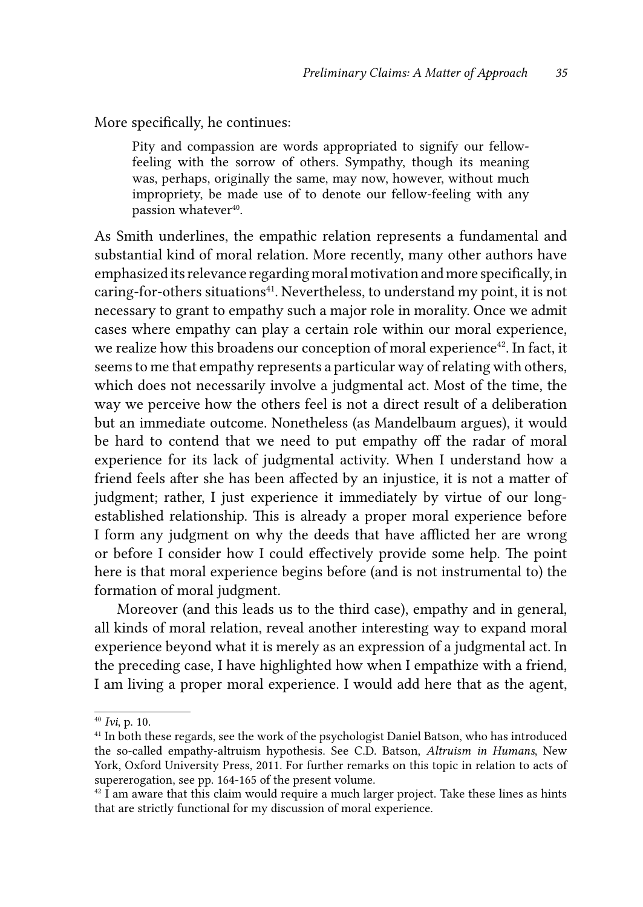More specifically, he continues:

> Pity and compassion are words appropriated to signify our fellow-feeling with the sorrow of others. Sympathy, though its meaning was, perhaps, originally the same, may now, however, without much impropriety, be made use of to denote our fellow-feeling with any passion whatever[40].

As Smith underlines, the empathic relation represents a fundamental and substantial kind of moral relation. More recently, many other authors have emphasized its relevance regarding moral motivation and more specifically, in caring-for-others situations[41]. Nevertheless, to understand my point, it is not necessary to grant to empathy such a major role in morality. Once we admit cases where empathy can play a certain role within our moral experience, we realize how this broadens our conception of moral experience[42]. In fact, it seems to me that empathy represents a particular way of relating with others, which does not necessarily involve a judgmental act. Most of the time, the way we perceive how the others feel is not a direct result of a deliberation but an immediate outcome. Nonetheless (as Mandelbaum argues), it would be hard to contend that we need to put empathy off the radar of moral experience for its lack of judgmental activity. When I understand how a friend feels after she has been affected by an injustice, it is not a matter of judgment; rather, I just experience it immediately by virtue of our long-established relationship. This is already a proper moral experience before I form any judgment on why the deeds that have afflicted her are wrong or before I consider how I could effectively provide some help. The point here is that moral experience begins before (and is not instrumental to) the formation of moral judgment.

Moreover (and this leads us to the third case), empathy and in general, all kinds of moral relation, reveal another interesting way to expand moral experience beyond what it is merely as an expression of a judgmental act. In the preceding case, I have highlighted how when I empathize with a friend, I am living a proper moral experience. I would add here that as the agent,

---

[40] *Ivi*, p. 10.

[41] In both these regards, see the work of the psychologist Daniel Batson, who has introduced the so-called empathy-altruism hypothesis. See C.D. Batson, *Altruism in Humans*, New York, Oxford University Press, 2011. For further remarks on this topic in relation to acts of supererogation, see pp. 164-165 of the present volume.

[42] I am aware that this claim would require a much larger project. Take these lines as hints that are strictly functional for my discussion of moral experience.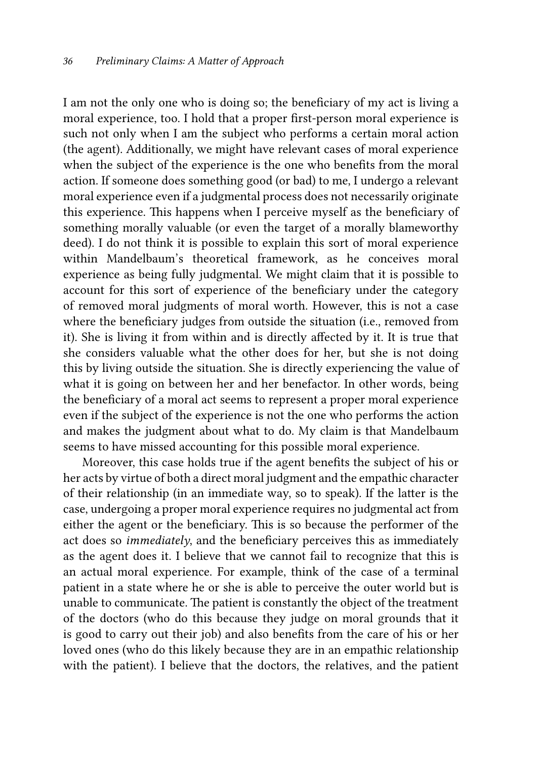I am not the only one who is doing so; the beneficiary of my act is living a moral experience, too. I hold that a proper first-person moral experience is such not only when I am the subject who performs a certain moral action (the agent). Additionally, we might have relevant cases of moral experience when the subject of the experience is the one who benefits from the moral action. If someone does something good (or bad) to me, I undergo a relevant moral experience even if a judgmental process does not necessarily originate this experience. This happens when I perceive myself as the beneficiary of something morally valuable (or even the target of a morally blameworthy deed). I do not think it is possible to explain this sort of moral experience within Mandelbaum's theoretical framework, as he conceives moral experience as being fully judgmental. We might claim that it is possible to account for this sort of experience of the beneficiary under the category of removed moral judgments of moral worth. However, this is not a case where the beneficiary judges from outside the situation (i.e., removed from it). She is living it from within and is directly affected by it. It is true that she considers valuable what the other does for her, but she is not doing this by living outside the situation. She is directly experiencing the value of what it is going on between her and her benefactor. In other words, being the beneficiary of a moral act seems to represent a proper moral experience even if the subject of the experience is not the one who performs the action and makes the judgment about what to do. My claim is that Mandelbaum seems to have missed accounting for this possible moral experience.

Moreover, this case holds true if the agent benefits the subject of his or her acts by virtue of both a direct moral judgment and the empathic character of their relationship (in an immediate way, so to speak). If the latter is the case, undergoing a proper moral experience requires no judgmental act from either the agent or the beneficiary. This is so because the performer of the act does so *immediately*, and the beneficiary perceives this as immediately as the agent does it. I believe that we cannot fail to recognize that this is an actual moral experience. For example, think of the case of a terminal patient in a state where he or she is able to perceive the outer world but is unable to communicate. The patient is constantly the object of the treatment of the doctors (who do this because they judge on moral grounds that it is good to carry out their job) and also benefits from the care of his or her loved ones (who do this likely because they are in an empathic relationship with the patient). I believe that the doctors, the relatives, and the patient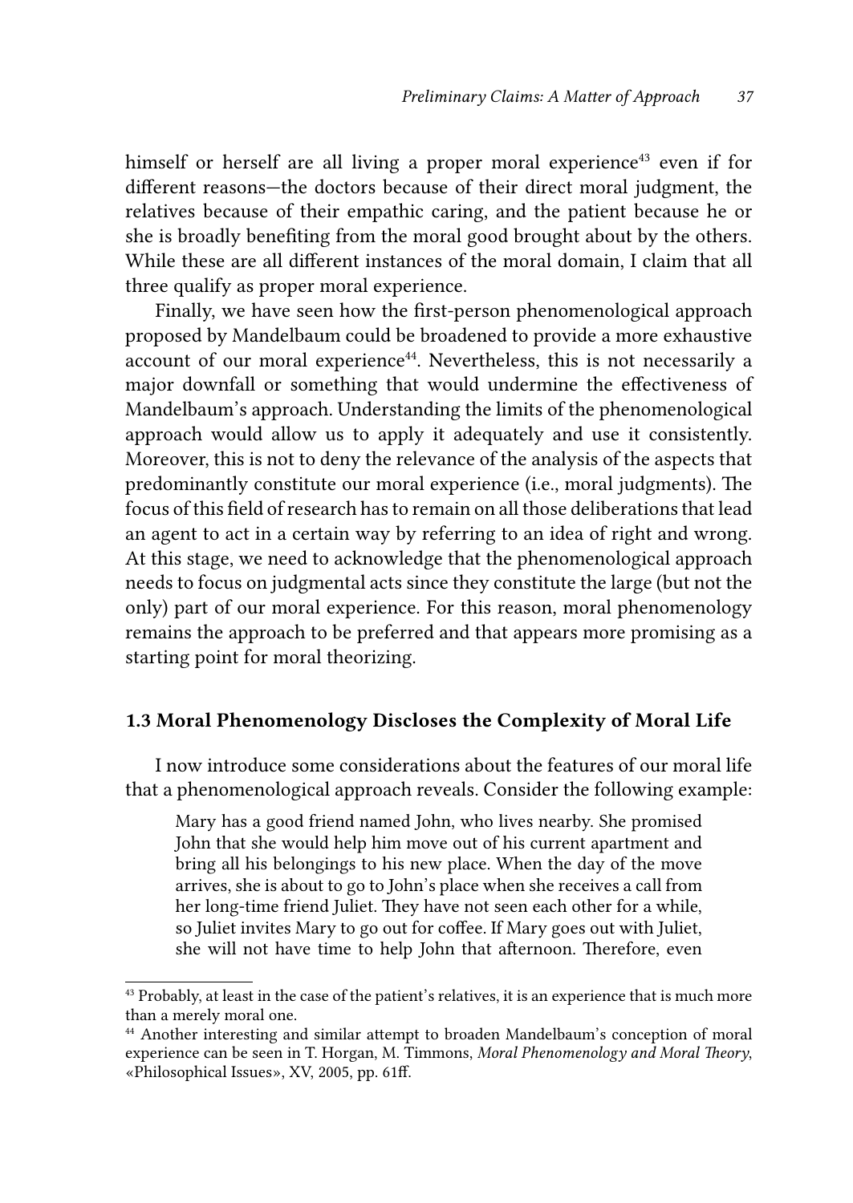himself or herself are all living a proper moral experience[43] even if for different reasons—the doctors because of their direct moral judgment, the relatives because of their empathic caring, and the patient because he or she is broadly benefiting from the moral good brought about by the others. While these are all different instances of the moral domain, I claim that all three qualify as proper moral experience.

Finally, we have seen how the first-person phenomenological approach proposed by Mandelbaum could be broadened to provide a more exhaustive account of our moral experience[44]. Nevertheless, this is not necessarily a major downfall or something that would undermine the effectiveness of Mandelbaum's approach. Understanding the limits of the phenomenological approach would allow us to apply it adequately and use it consistently. Moreover, this is not to deny the relevance of the analysis of the aspects that predominantly constitute our moral experience (i.e., moral judgments). The focus of this field of research has to remain on all those deliberations that lead an agent to act in a certain way by referring to an idea of right and wrong. At this stage, we need to acknowledge that the phenomenological approach needs to focus on judgmental acts since they constitute the large (but not the only) part of our moral experience. For this reason, moral phenomenology remains the approach to be preferred and that appears more promising as a starting point for moral theorizing.

### 1.3 Moral Phenomenology Discloses the Complexity of Moral Life

I now introduce some considerations about the features of our moral life that a phenomenological approach reveals. Consider the following example:

> Mary has a good friend named John, who lives nearby. She promised John that she would help him move out of his current apartment and bring all his belongings to his new place. When the day of the move arrives, she is about to go to John's place when she receives a call from her long-time friend Juliet. They have not seen each other for a while, so Juliet invites Mary to go out for coffee. If Mary goes out with Juliet, she will not have time to help John that afternoon. Therefore, even

---

[43] Probably, at least in the case of the patient's relatives, it is an experience that is much more than a merely moral one.

[44] Another interesting and similar attempt to broaden Mandelbaum's conception of moral experience can be seen in T. Horgan, M. Timmons, *Moral Phenomenology and Moral Theory*, «Philosophical Issues», XV, 2005, pp. 61ff.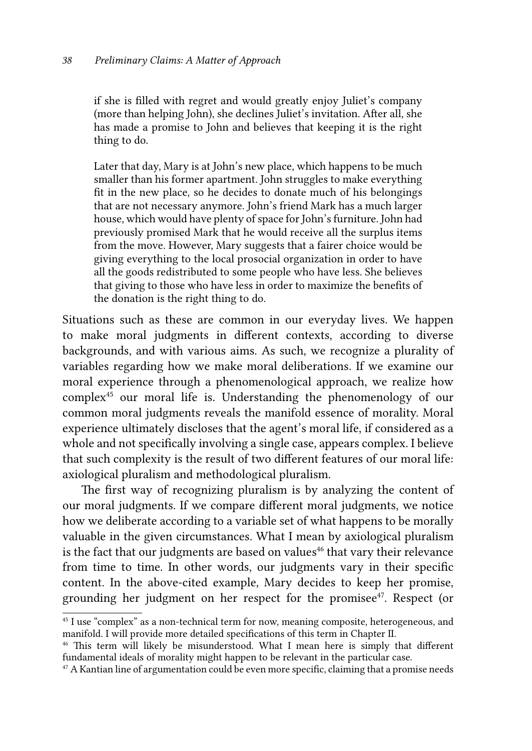if she is filled with regret and would greatly enjoy Juliet's company (more than helping John), she declines Juliet's invitation. After all, she has made a promise to John and believes that keeping it is the right thing to do.

Later that day, Mary is at John's new place, which happens to be much smaller than his former apartment. John struggles to make everything fit in the new place, so he decides to donate much of his belongings that are not necessary anymore. John's friend Mark has a much larger house, which would have plenty of space for John's furniture. John had previously promised Mark that he would receive all the surplus items from the move. However, Mary suggests that a fairer choice would be giving everything to the local prosocial organization in order to have all the goods redistributed to some people who have less. She believes that giving to those who have less in order to maximize the benefits of the donation is the right thing to do.

Situations such as these are common in our everyday lives. We happen to make moral judgments in different contexts, according to diverse backgrounds, and with various aims. As such, we recognize a plurality of variables regarding how we make moral deliberations. If we examine our moral experience through a phenomenological approach, we realize how complex[45] our moral life is. Understanding the phenomenology of our common moral judgments reveals the manifold essence of morality. Moral experience ultimately discloses that the agent's moral life, if considered as a whole and not specifically involving a single case, appears complex. I believe that such complexity is the result of two different features of our moral life: axiological pluralism and methodological pluralism.

The first way of recognizing pluralism is by analyzing the content of our moral judgments. If we compare different moral judgments, we notice how we deliberate according to a variable set of what happens to be morally valuable in the given circumstances. What I mean by axiological pluralism is the fact that our judgments are based on values[46] that vary their relevance from time to time. In other words, our judgments vary in their specific content. In the above-cited example, Mary decides to keep her promise, grounding her judgment on her respect for the promisee[47]. Respect (or

[45] I use "complex" as a non-technical term for now, meaning composite, heterogeneous, and manifold. I will provide more detailed specifications of this term in Chapter II.

[46] This term will likely be misunderstood. What I mean here is simply that different fundamental ideals of morality might happen to be relevant in the particular case.

[47] A Kantian line of argumentation could be even more specific, claiming that a promise needs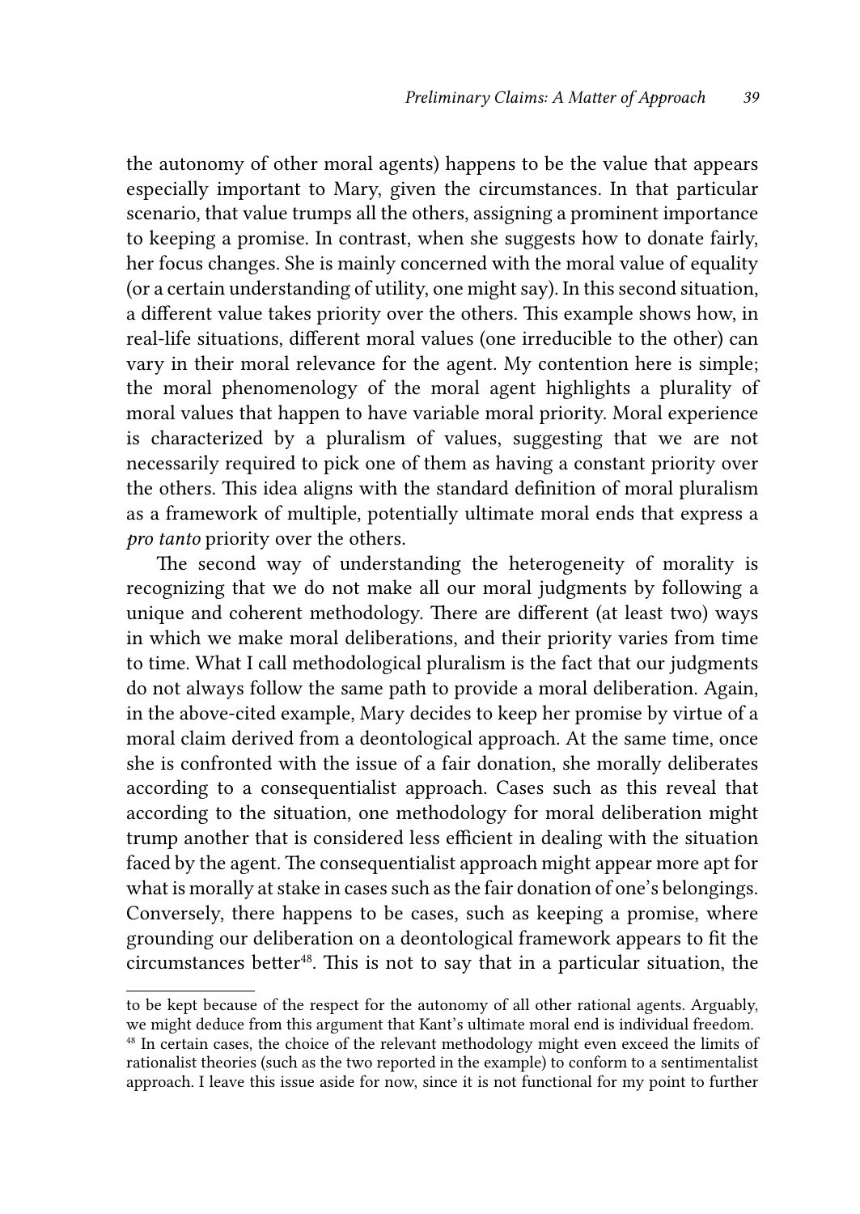the autonomy of other moral agents) happens to be the value that appears especially important to Mary, given the circumstances. In that particular scenario, that value trumps all the others, assigning a prominent importance to keeping a promise. In contrast, when she suggests how to donate fairly, her focus changes. She is mainly concerned with the moral value of equality (or a certain understanding of utility, one might say). In this second situation, a different value takes priority over the others. This example shows how, in real-life situations, different moral values (one irreducible to the other) can vary in their moral relevance for the agent. My contention here is simple; the moral phenomenology of the moral agent highlights a plurality of moral values that happen to have variable moral priority. Moral experience is characterized by a pluralism of values, suggesting that we are not necessarily required to pick one of them as having a constant priority over the others. This idea aligns with the standard definition of moral pluralism as a framework of multiple, potentially ultimate moral ends that express a *pro tanto* priority over the others.

The second way of understanding the heterogeneity of morality is recognizing that we do not make all our moral judgments by following a unique and coherent methodology. There are different (at least two) ways in which we make moral deliberations, and their priority varies from time to time. What I call methodological pluralism is the fact that our judgments do not always follow the same path to provide a moral deliberation. Again, in the above-cited example, Mary decides to keep her promise by virtue of a moral claim derived from a deontological approach. At the same time, once she is confronted with the issue of a fair donation, she morally deliberates according to a consequentialist approach. Cases such as this reveal that according to the situation, one methodology for moral deliberation might trump another that is considered less efficient in dealing with the situation faced by the agent. The consequentialist approach might appear more apt for what is morally at stake in cases such as the fair donation of one's belongings. Conversely, there happens to be cases, such as keeping a promise, where grounding our deliberation on a deontological framework appears to fit the circumstances better[48]. This is not to say that in a particular situation, the

---

to be kept because of the respect for the autonomy of all other rational agents. Arguably, we might deduce from this argument that Kant's ultimate moral end is individual freedom.

[48] In certain cases, the choice of the relevant methodology might even exceed the limits of rationalist theories (such as the two reported in the example) to conform to a sentimentalist approach. I leave this issue aside for now, since it is not functional for my point to further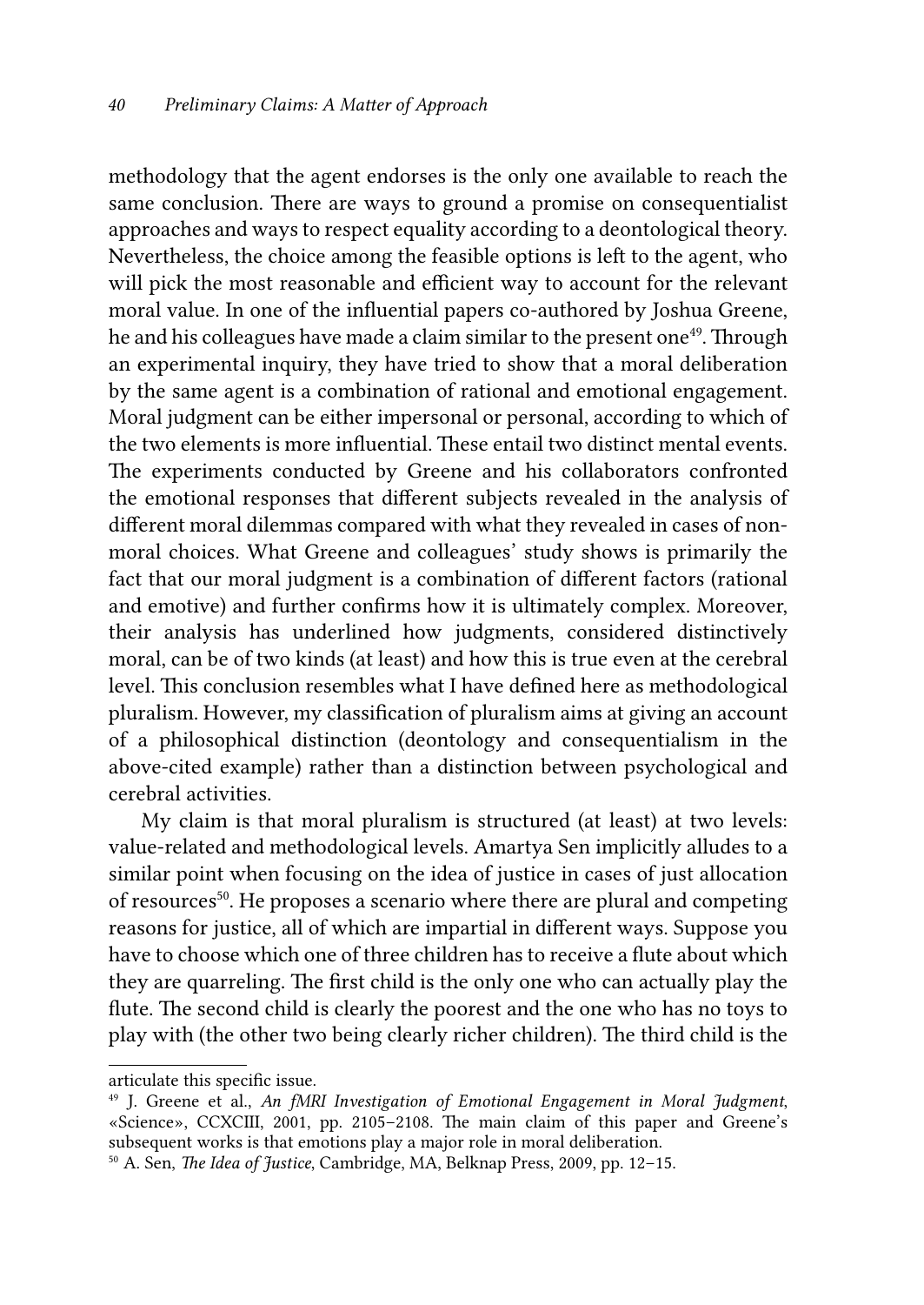methodology that the agent endorses is the only one available to reach the same conclusion. There are ways to ground a promise on consequentialist approaches and ways to respect equality according to a deontological theory. Nevertheless, the choice among the feasible options is left to the agent, who will pick the most reasonable and efficient way to account for the relevant moral value. In one of the influential papers co-authored by Joshua Greene, he and his colleagues have made a claim similar to the present one[49]. Through an experimental inquiry, they have tried to show that a moral deliberation by the same agent is a combination of rational and emotional engagement. Moral judgment can be either impersonal or personal, according to which of the two elements is more influential. These entail two distinct mental events. The experiments conducted by Greene and his collaborators confronted the emotional responses that different subjects revealed in the analysis of different moral dilemmas compared with what they revealed in cases of non-moral choices. What Greene and colleagues' study shows is primarily the fact that our moral judgment is a combination of different factors (rational and emotive) and further confirms how it is ultimately complex. Moreover, their analysis has underlined how judgments, considered distinctively moral, can be of two kinds (at least) and how this is true even at the cerebral level. This conclusion resembles what I have defined here as methodological pluralism. However, my classification of pluralism aims at giving an account of a philosophical distinction (deontology and consequentialism in the above-cited example) rather than a distinction between psychological and cerebral activities.

My claim is that moral pluralism is structured (at least) at two levels: value-related and methodological levels. Amartya Sen implicitly alludes to a similar point when focusing on the idea of justice in cases of just allocation of resources[50]. He proposes a scenario where there are plural and competing reasons for justice, all of which are impartial in different ways. Suppose you have to choose which one of three children has to receive a flute about which they are quarreling. The first child is the only one who can actually play the flute. The second child is clearly the poorest and the one who has no toys to play with (the other two being clearly richer children). The third child is the

---

articulate this specific issue.

[49] J. Greene et al., *An fMRI Investigation of Emotional Engagement in Moral Judgment*, «Science», CCXCIII, 2001, pp. 2105–2108. The main claim of this paper and Greene's subsequent works is that emotions play a major role in moral deliberation.

[50] A. Sen, *The Idea of Justice*, Cambridge, MA, Belknap Press, 2009, pp. 12–15.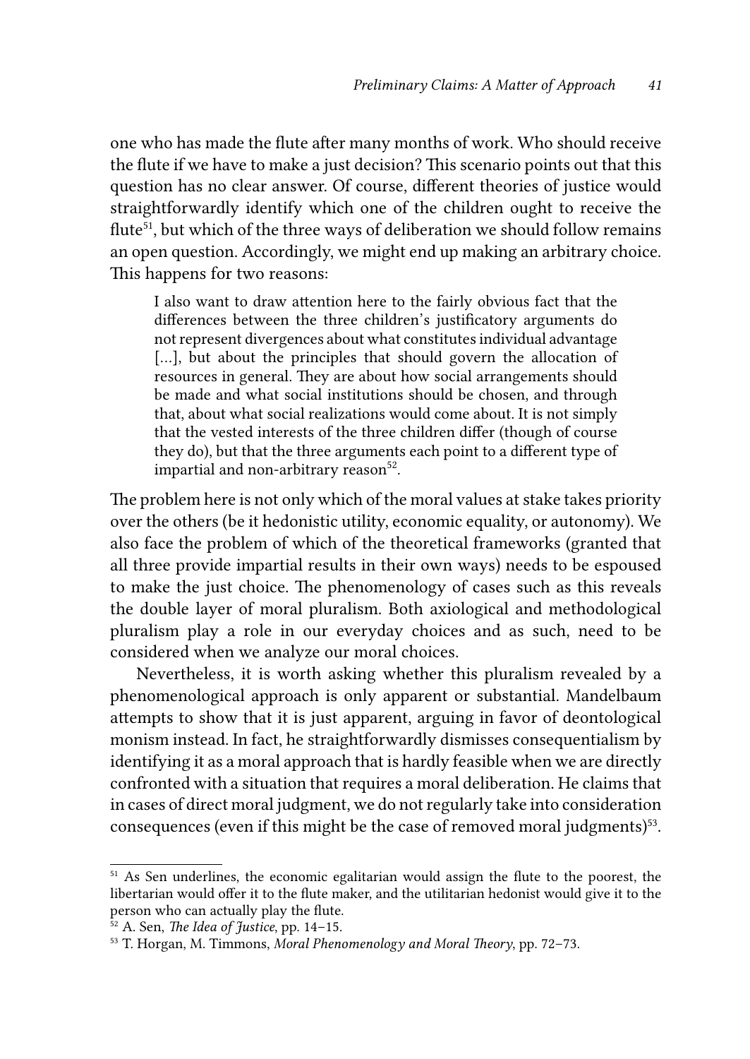one who has made the flute after many months of work. Who should receive the flute if we have to make a just decision? This scenario points out that this question has no clear answer. Of course, different theories of justice would straightforwardly identify which one of the children ought to receive the flute[51], but which of the three ways of deliberation we should follow remains an open question. Accordingly, we might end up making an arbitrary choice. This happens for two reasons:

> I also want to draw attention here to the fairly obvious fact that the differences between the three children's justificatory arguments do not represent divergences about what constitutes individual advantage [...], but about the principles that should govern the allocation of resources in general. They are about how social arrangements should be made and what social institutions should be chosen, and through that, about what social realizations would come about. It is not simply that the vested interests of the three children differ (though of course they do), but that the three arguments each point to a different type of impartial and non-arbitrary reason[52].

The problem here is not only which of the moral values at stake takes priority over the others (be it hedonistic utility, economic equality, or autonomy). We also face the problem of which of the theoretical frameworks (granted that all three provide impartial results in their own ways) needs to be espoused to make the just choice. The phenomenology of cases such as this reveals the double layer of moral pluralism. Both axiological and methodological pluralism play a role in our everyday choices and as such, need to be considered when we analyze our moral choices.

Nevertheless, it is worth asking whether this pluralism revealed by a phenomenological approach is only apparent or substantial. Mandelbaum attempts to show that it is just apparent, arguing in favor of deontological monism instead. In fact, he straightforwardly dismisses consequentialism by identifying it as a moral approach that is hardly feasible when we are directly confronted with a situation that requires a moral deliberation. He claims that in cases of direct moral judgment, we do not regularly take into consideration consequences (even if this might be the case of removed moral judgments)[53].

---

[51] As Sen underlines, the economic egalitarian would assign the flute to the poorest, the libertarian would offer it to the flute maker, and the utilitarian hedonist would give it to the person who can actually play the flute.

[52] A. Sen, *The Idea of Justice*, pp. 14–15.

[53] T. Horgan, M. Timmons, *Moral Phenomenology and Moral Theory*, pp. 72–73.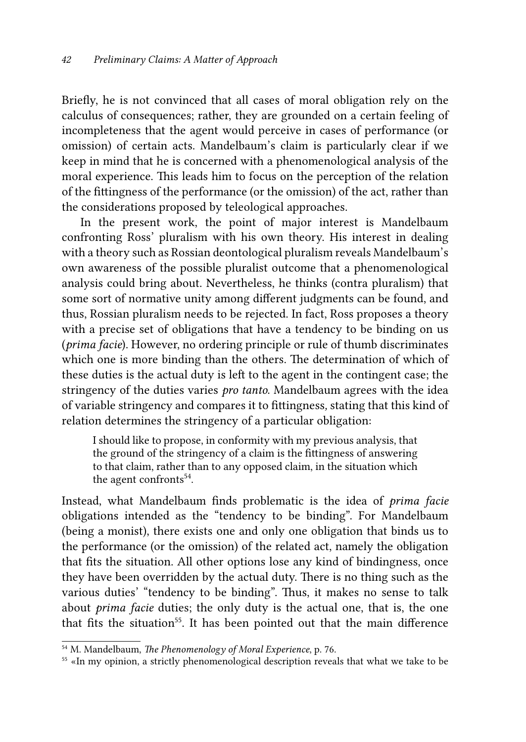Briefly, he is not convinced that all cases of moral obligation rely on the calculus of consequences; rather, they are grounded on a certain feeling of incompleteness that the agent would perceive in cases of performance (or omission) of certain acts. Mandelbaum's claim is particularly clear if we keep in mind that he is concerned with a phenomenological analysis of the moral experience. This leads him to focus on the perception of the relation of the fittingness of the performance (or the omission) of the act, rather than the considerations proposed by teleological approaches.

In the present work, the point of major interest is Mandelbaum confronting Ross' pluralism with his own theory. His interest in dealing with a theory such as Rossian deontological pluralism reveals Mandelbaum's own awareness of the possible pluralist outcome that a phenomenological analysis could bring about. Nevertheless, he thinks (contra pluralism) that some sort of normative unity among different judgments can be found, and thus, Rossian pluralism needs to be rejected. In fact, Ross proposes a theory with a precise set of obligations that have a tendency to be binding on us (*prima facie*). However, no ordering principle or rule of thumb discriminates which one is more binding than the others. The determination of which of these duties is the actual duty is left to the agent in the contingent case; the stringency of the duties varies *pro tanto*. Mandelbaum agrees with the idea of variable stringency and compares it to fittingness, stating that this kind of relation determines the stringency of a particular obligation:

> I should like to propose, in conformity with my previous analysis, that the ground of the stringency of a claim is the fittingness of answering to that claim, rather than to any opposed claim, in the situation which the agent confronts[54].

Instead, what Mandelbaum finds problematic is the idea of *prima facie* obligations intended as the "tendency to be binding". For Mandelbaum (being a monist), there exists one and only one obligation that binds us to the performance (or the omission) of the related act, namely the obligation that fits the situation. All other options lose any kind of bindingness, once they have been overridden by the actual duty. There is no thing such as the various duties' "tendency to be binding". Thus, it makes no sense to talk about *prima facie* duties; the only duty is the actual one, that is, the one that fits the situation[55]. It has been pointed out that the main difference

---

[54] M. Mandelbaum, *The Phenomenology of Moral Experience*, p. 76.

[55] «In my opinion, a strictly phenomenological description reveals that what we take to be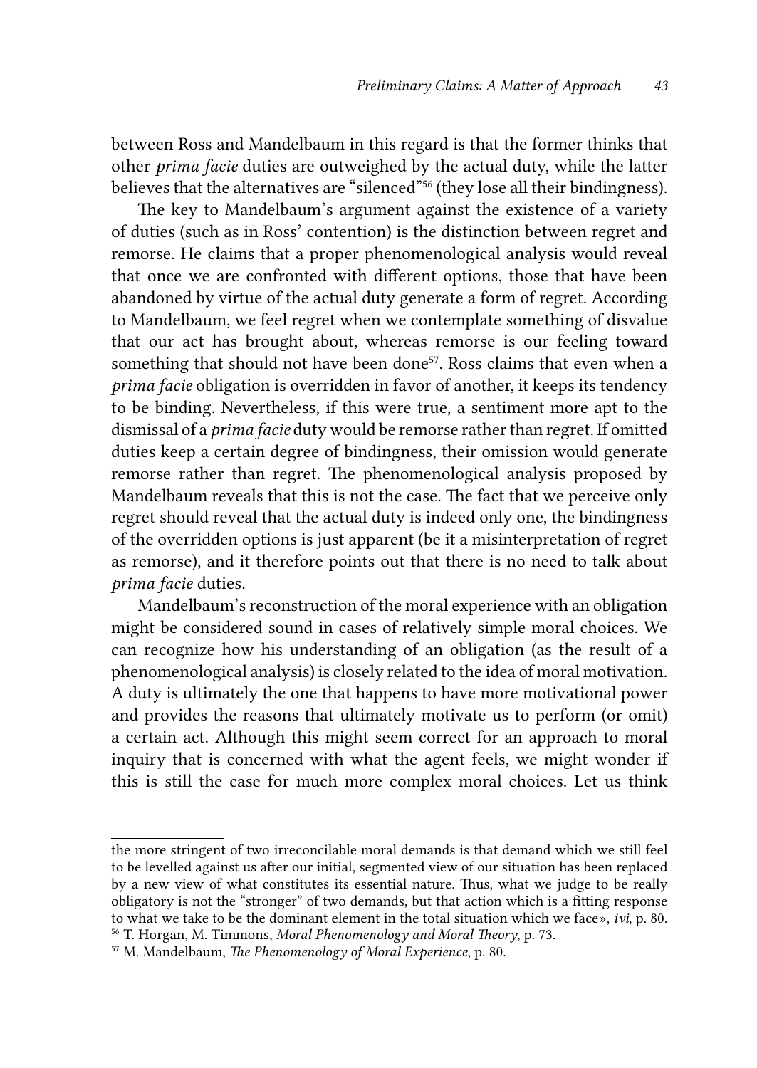between Ross and Mandelbaum in this regard is that the former thinks that other *prima facie* duties are outweighed by the actual duty, while the latter believes that the alternatives are "silenced"[56] (they lose all their bindingness).

The key to Mandelbaum's argument against the existence of a variety of duties (such as in Ross' contention) is the distinction between regret and remorse. He claims that a proper phenomenological analysis would reveal that once we are confronted with different options, those that have been abandoned by virtue of the actual duty generate a form of regret. According to Mandelbaum, we feel regret when we contemplate something of disvalue that our act has brought about, whereas remorse is our feeling toward something that should not have been done[57]. Ross claims that even when a *prima facie* obligation is overridden in favor of another, it keeps its tendency to be binding. Nevertheless, if this were true, a sentiment more apt to the dismissal of a *prima facie* duty would be remorse rather than regret. If omitted duties keep a certain degree of bindingness, their omission would generate remorse rather than regret. The phenomenological analysis proposed by Mandelbaum reveals that this is not the case. The fact that we perceive only regret should reveal that the actual duty is indeed only one, the bindingness of the overridden options is just apparent (be it a misinterpretation of regret as remorse), and it therefore points out that there is no need to talk about *prima facie* duties.

Mandelbaum's reconstruction of the moral experience with an obligation might be considered sound in cases of relatively simple moral choices. We can recognize how his understanding of an obligation (as the result of a phenomenological analysis) is closely related to the idea of moral motivation. A duty is ultimately the one that happens to have more motivational power and provides the reasons that ultimately motivate us to perform (or omit) a certain act. Although this might seem correct for an approach to moral inquiry that is concerned with what the agent feels, we might wonder if this is still the case for much more complex moral choices. Let us think

---

the more stringent of two irreconcilable moral demands is that demand which we still feel to be levelled against us after our initial, segmented view of our situation has been replaced by a new view of what constitutes its essential nature. Thus, what we judge to be really obligatory is not the "stronger" of two demands, but that action which is a fitting response to what we take to be the dominant element in the total situation which we face», *ivi*, p. 80.

[56] T. Horgan, M. Timmons, *Moral Phenomenology and Moral Theory*, p. 73.

[57] M. Mandelbaum, *The Phenomenology of Moral Experience*, p. 80.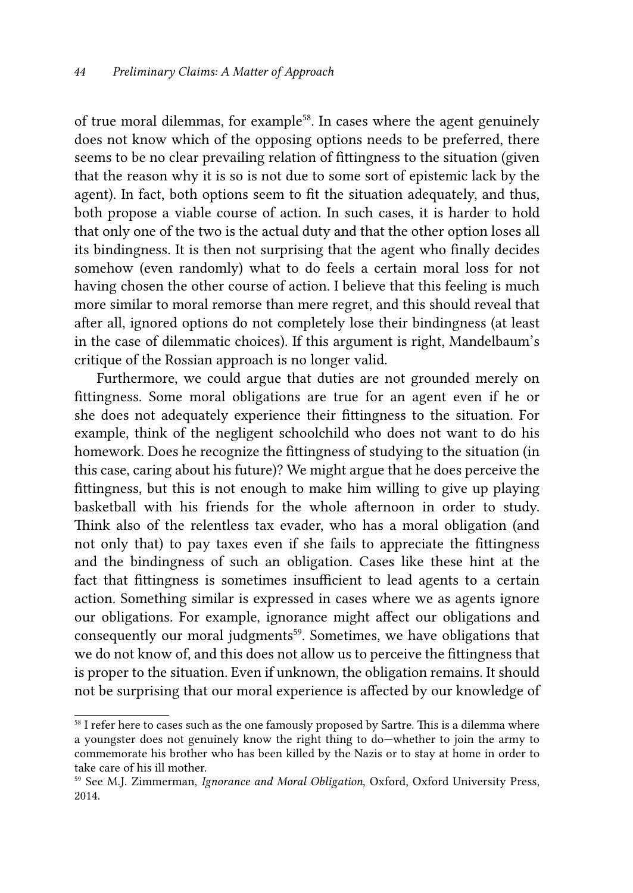of true moral dilemmas, for example[58]. In cases where the agent genuinely does not know which of the opposing options needs to be preferred, there seems to be no clear prevailing relation of fittingness to the situation (given that the reason why it is so is not due to some sort of epistemic lack by the agent). In fact, both options seem to fit the situation adequately, and thus, both propose a viable course of action. In such cases, it is harder to hold that only one of the two is the actual duty and that the other option loses all its bindingness. It is then not surprising that the agent who finally decides somehow (even randomly) what to do feels a certain moral loss for not having chosen the other course of action. I believe that this feeling is much more similar to moral remorse than mere regret, and this should reveal that after all, ignored options do not completely lose their bindingness (at least in the case of dilemmatic choices). If this argument is right, Mandelbaum's critique of the Rossian approach is no longer valid.

Furthermore, we could argue that duties are not grounded merely on fittingness. Some moral obligations are true for an agent even if he or she does not adequately experience their fittingness to the situation. For example, think of the negligent schoolchild who does not want to do his homework. Does he recognize the fittingness of studying to the situation (in this case, caring about his future)? We might argue that he does perceive the fittingness, but this is not enough to make him willing to give up playing basketball with his friends for the whole afternoon in order to study. Think also of the relentless tax evader, who has a moral obligation (and not only that) to pay taxes even if she fails to appreciate the fittingness and the bindingness of such an obligation. Cases like these hint at the fact that fittingness is sometimes insufficient to lead agents to a certain action. Something similar is expressed in cases where we as agents ignore our obligations. For example, ignorance might affect our obligations and consequently our moral judgments[59]. Sometimes, we have obligations that we do not know of, and this does not allow us to perceive the fittingness that is proper to the situation. Even if unknown, the obligation remains. It should not be surprising that our moral experience is affected by our knowledge of

---

[58] I refer here to cases such as the one famously proposed by Sartre. This is a dilemma where a youngster does not genuinely know the right thing to do—whether to join the army to commemorate his brother who has been killed by the Nazis or to stay at home in order to take care of his ill mother.

[59] See M.J. Zimmerman, *Ignorance and Moral Obligation*, Oxford, Oxford University Press, 2014.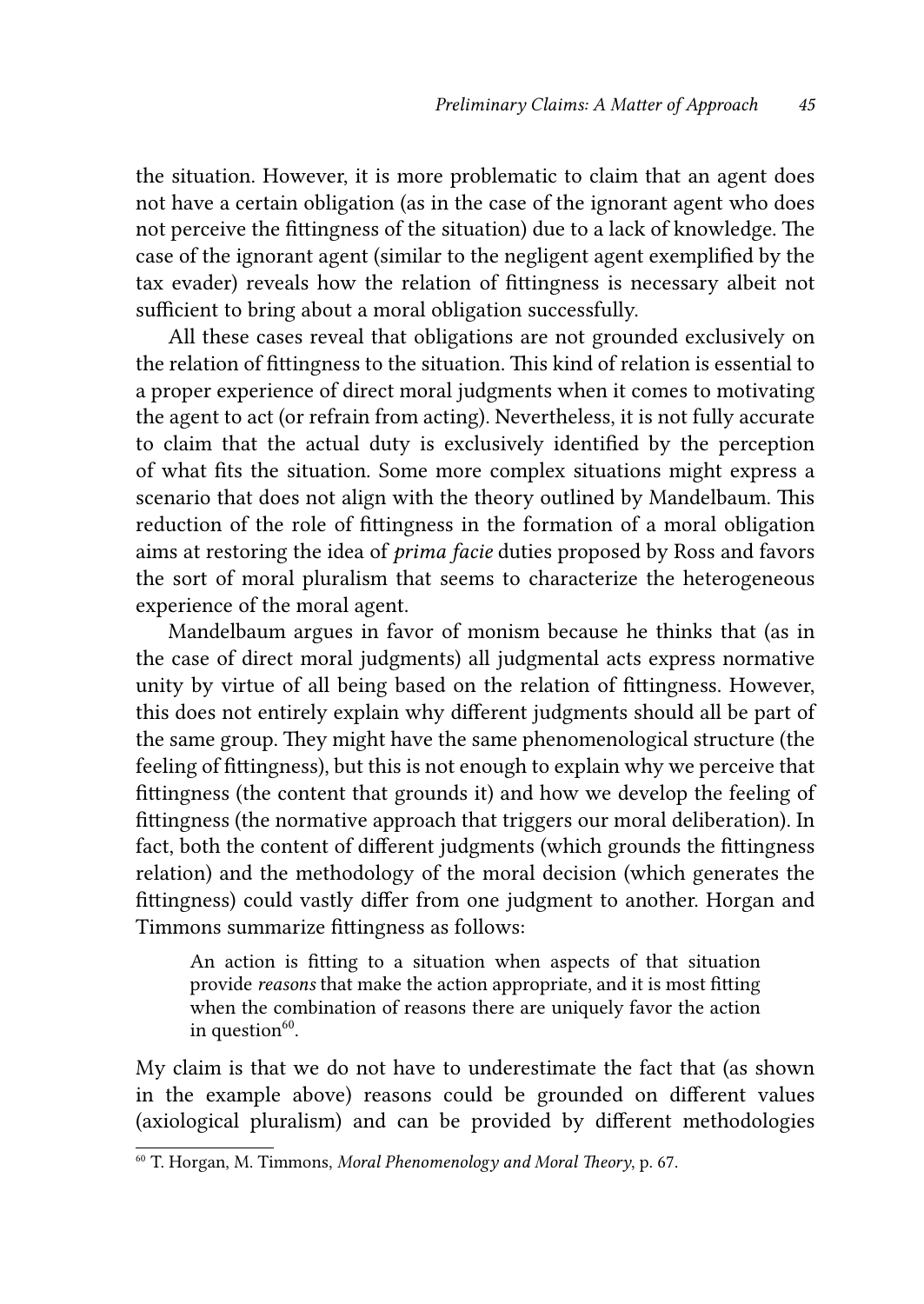the situation. However, it is more problematic to claim that an agent does not have a certain obligation (as in the case of the ignorant agent who does not perceive the fittingness of the situation) due to a lack of knowledge. The case of the ignorant agent (similar to the negligent agent exemplified by the tax evader) reveals how the relation of fittingness is necessary albeit not sufficient to bring about a moral obligation successfully.

All these cases reveal that obligations are not grounded exclusively on the relation of fittingness to the situation. This kind of relation is essential to a proper experience of direct moral judgments when it comes to motivating the agent to act (or refrain from acting). Nevertheless, it is not fully accurate to claim that the actual duty is exclusively identified by the perception of what fits the situation. Some more complex situations might express a scenario that does not align with the theory outlined by Mandelbaum. This reduction of the role of fittingness in the formation of a moral obligation aims at restoring the idea of *prima facie* duties proposed by Ross and favors the sort of moral pluralism that seems to characterize the heterogeneous experience of the moral agent.

Mandelbaum argues in favor of monism because he thinks that (as in the case of direct moral judgments) all judgmental acts express normative unity by virtue of all being based on the relation of fittingness. However, this does not entirely explain why different judgments should all be part of the same group. They might have the same phenomenological structure (the feeling of fittingness), but this is not enough to explain why we perceive that fittingness (the content that grounds it) and how we develop the feeling of fittingness (the normative approach that triggers our moral deliberation). In fact, both the content of different judgments (which grounds the fittingness relation) and the methodology of the moral decision (which generates the fittingness) could vastly differ from one judgment to another. Horgan and Timmons summarize fittingness as follows:

> An action is fitting to a situation when aspects of that situation provide *reasons* that make the action appropriate, and it is most fitting when the combination of reasons there are uniquely favor the action in question[60].

My claim is that we do not have to underestimate the fact that (as shown in the example above) reasons could be grounded on different values (axiological pluralism) and can be provided by different methodologies

[60] T. Horgan, M. Timmons, *Moral Phenomenology and Moral Theory*, p. 67.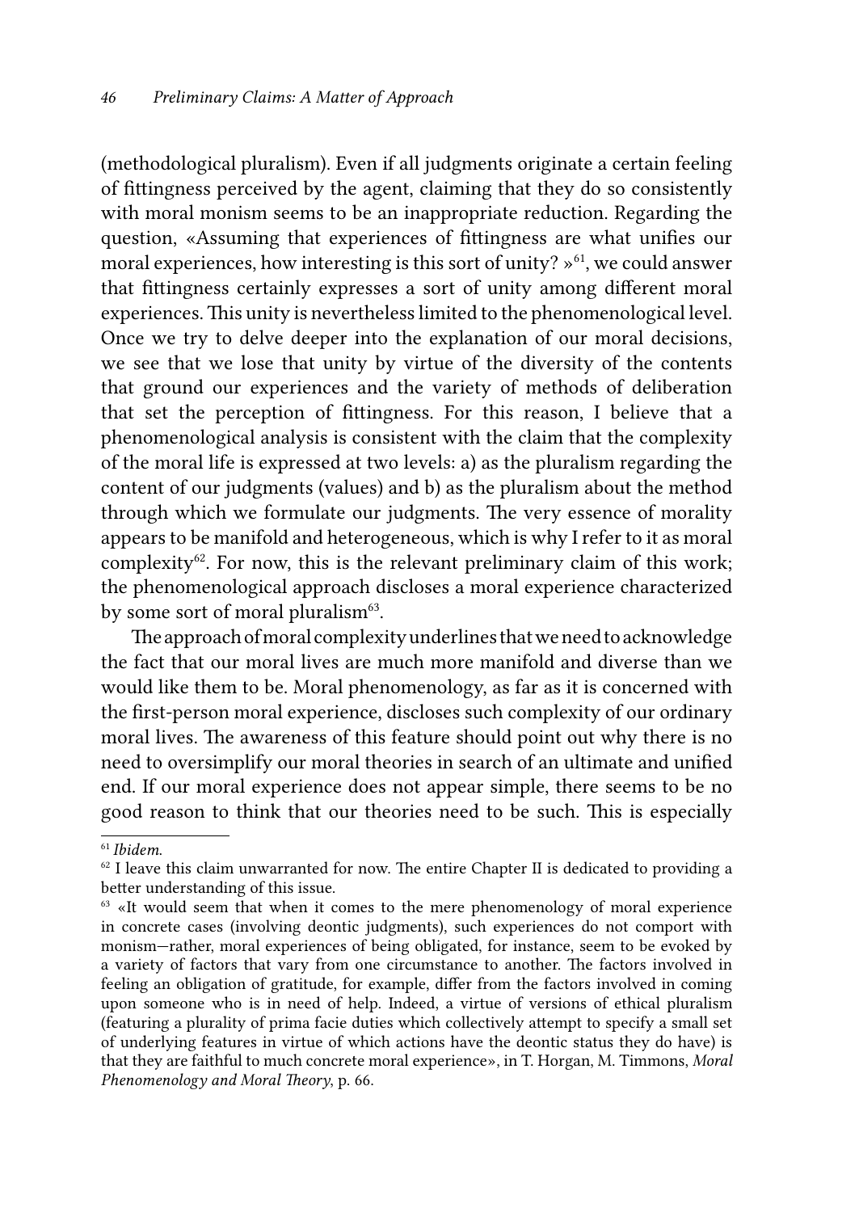(methodological pluralism). Even if all judgments originate a certain feeling of fittingness perceived by the agent, claiming that they do so consistently with moral monism seems to be an inappropriate reduction. Regarding the question, «Assuming that experiences of fittingness are what unifies our moral experiences, how interesting is this sort of unity? »[61], we could answer that fittingness certainly expresses a sort of unity among different moral experiences. This unity is nevertheless limited to the phenomenological level. Once we try to delve deeper into the explanation of our moral decisions, we see that we lose that unity by virtue of the diversity of the contents that ground our experiences and the variety of methods of deliberation that set the perception of fittingness. For this reason, I believe that a phenomenological analysis is consistent with the claim that the complexity of the moral life is expressed at two levels: a) as the pluralism regarding the content of our judgments (values) and b) as the pluralism about the method through which we formulate our judgments. The very essence of morality appears to be manifold and heterogeneous, which is why I refer to it as moral complexity[62]. For now, this is the relevant preliminary claim of this work; the phenomenological approach discloses a moral experience characterized by some sort of moral pluralism[63].

The approach of moral complexity underlines that we need to acknowledge the fact that our moral lives are much more manifold and diverse than we would like them to be. Moral phenomenology, as far as it is concerned with the first-person moral experience, discloses such complexity of our ordinary moral lives. The awareness of this feature should point out why there is no need to oversimplify our moral theories in search of an ultimate and unified end. If our moral experience does not appear simple, there seems to be no good reason to think that our theories need to be such. This is especially

---

[61] *Ibidem.*

[62] I leave this claim unwarranted for now. The entire Chapter II is dedicated to providing a better understanding of this issue.

[63] «It would seem that when it comes to the mere phenomenology of moral experience in concrete cases (involving deontic judgments), such experiences do not comport with monism—rather, moral experiences of being obligated, for instance, seem to be evoked by a variety of factors that vary from one circumstance to another. The factors involved in feeling an obligation of gratitude, for example, differ from the factors involved in coming upon someone who is in need of help. Indeed, a virtue of versions of ethical pluralism (featuring a plurality of prima facie duties which collectively attempt to specify a small set of underlying features in virtue of which actions have the deontic status they do have) is that they are faithful to much concrete moral experience», in T. Horgan, M. Timmons, *Moral Phenomenology and Moral Theory*, p. 66.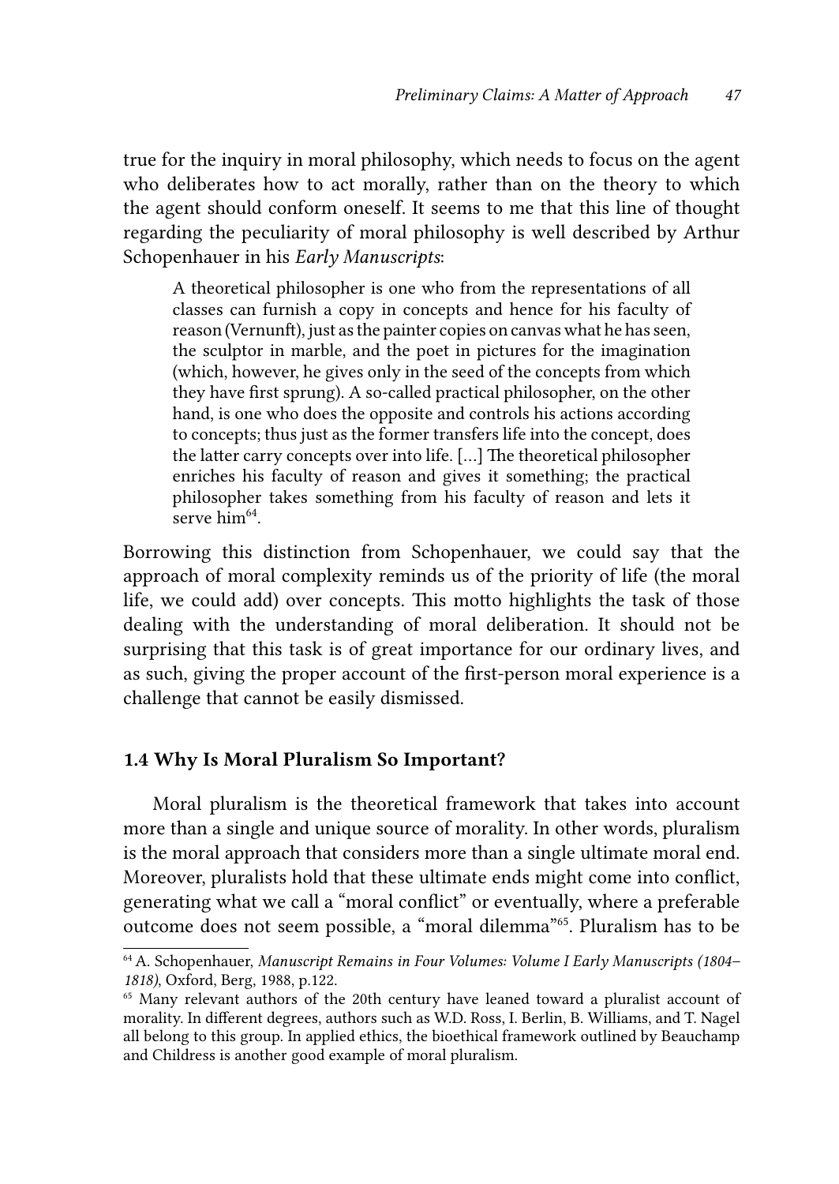true for the inquiry in moral philosophy, which needs to focus on the agent who deliberates how to act morally, rather than on the theory to which the agent should conform oneself. It seems to me that this line of thought regarding the peculiarity of moral philosophy is well described by Arthur Schopenhauer in his *Early Manuscripts*:

> A theoretical philosopher is one who from the representations of all classes can furnish a copy in concepts and hence for his faculty of reason (Vernunft), just as the painter copies on canvas what he has seen, the sculptor in marble, and the poet in pictures for the imagination (which, however, he gives only in the seed of the concepts from which they have first sprung). A so-called practical philosopher, on the other hand, is one who does the opposite and controls his actions according to concepts; thus just as the former transfers life into the concept, does the latter carry concepts over into life. […] The theoretical philosopher enriches his faculty of reason and gives it something; the practical philosopher takes something from his faculty of reason and lets it serve him[64].

Borrowing this distinction from Schopenhauer, we could say that the approach of moral complexity reminds us of the priority of life (the moral life, we could add) over concepts. This motto highlights the task of those dealing with the understanding of moral deliberation. It should not be surprising that this task is of great importance for our ordinary lives, and as such, giving the proper account of the first-person moral experience is a challenge that cannot be easily dismissed.

### 1.4 Why Is Moral Pluralism So Important?

Moral pluralism is the theoretical framework that takes into account more than a single and unique source of morality. In other words, pluralism is the moral approach that considers more than a single ultimate moral end. Moreover, pluralists hold that these ultimate ends might come into conflict, generating what we call a "moral conflict" or eventually, where a preferable outcome does not seem possible, a "moral dilemma"[65]. Pluralism has to be

---

[64] A. Schopenhauer, *Manuscript Remains in Four Volumes: Volume I Early Manuscripts (1804–1818)*, Oxford, Berg, 1988, p.122.

[65] Many relevant authors of the 20th century have leaned toward a pluralist account of morality. In different degrees, authors such as W.D. Ross, I. Berlin, B. Williams, and T. Nagel all belong to this group. In applied ethics, the bioethical framework outlined by Beauchamp and Childress is another good example of moral pluralism.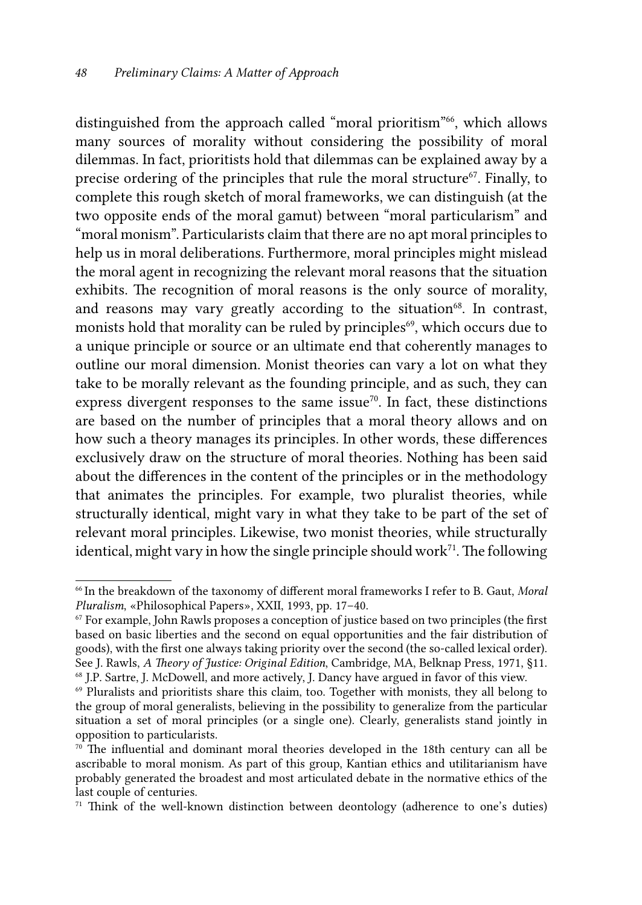distinguished from the approach called "moral prioritism"[66], which allows many sources of morality without considering the possibility of moral dilemmas. In fact, prioritists hold that dilemmas can be explained away by a precise ordering of the principles that rule the moral structure[67]. Finally, to complete this rough sketch of moral frameworks, we can distinguish (at the two opposite ends of the moral gamut) between "moral particularism" and "moral monism". Particularists claim that there are no apt moral principles to help us in moral deliberations. Furthermore, moral principles might mislead the moral agent in recognizing the relevant moral reasons that the situation exhibits. The recognition of moral reasons is the only source of morality, and reasons may vary greatly according to the situation[68]. In contrast, monists hold that morality can be ruled by principles[69], which occurs due to a unique principle or source or an ultimate end that coherently manages to outline our moral dimension. Monist theories can vary a lot on what they take to be morally relevant as the founding principle, and as such, they can express divergent responses to the same issue[70]. In fact, these distinctions are based on the number of principles that a moral theory allows and on how such a theory manages its principles. In other words, these differences exclusively draw on the structure of moral theories. Nothing has been said about the differences in the content of the principles or in the methodology that animates the principles. For example, two pluralist theories, while structurally identical, might vary in what they take to be part of the set of relevant moral principles. Likewise, two monist theories, while structurally identical, might vary in how the single principle should work[71]. The following

[66] In the breakdown of the taxonomy of different moral frameworks I refer to B. Gaut, *Moral Pluralism*, «Philosophical Papers», XXII, 1993, pp. 17–40.

[67] For example, John Rawls proposes a conception of justice based on two principles (the first based on basic liberties and the second on equal opportunities and the fair distribution of goods), with the first one always taking priority over the second (the so-called lexical order). See J. Rawls, *A Theory of Justice: Original Edition*, Cambridge, MA, Belknap Press, 1971, §11.

[68] J.P. Sartre, J. McDowell, and more actively, J. Dancy have argued in favor of this view.

[69] Pluralists and prioritists share this claim, too. Together with monists, they all belong to the group of moral generalists, believing in the possibility to generalize from the particular situation a set of moral principles (or a single one). Clearly, generalists stand jointly in opposition to particularists.

[70] The influential and dominant moral theories developed in the 18th century can all be ascribable to moral monism. As part of this group, Kantian ethics and utilitarianism have probably generated the broadest and most articulated debate in the normative ethics of the last couple of centuries.

[71] Think of the well-known distinction between deontology (adherence to one's duties)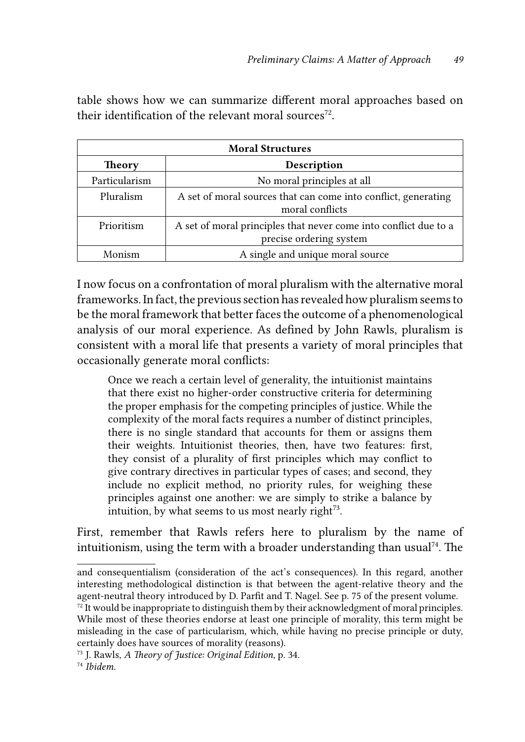table shows how we can summarize different moral approaches based on their identification of the relevant moral sources[72].

| **Moral Structures** | |
|---|---|
| **Theory** | **Description** |
| Particularism | No moral principles at all |
| Pluralism | A set of moral sources that can come into conflict, generating moral conflicts |
| Prioritism | A set of moral principles that never come into conflict due to a precise ordering system |
| Monism | A single and unique moral source |

I now focus on a confrontation of moral pluralism with the alternative moral frameworks. In fact, the previous section has revealed how pluralism seems to be the moral framework that better faces the outcome of a phenomenological analysis of our moral experience. As defined by John Rawls, pluralism is consistent with a moral life that presents a variety of moral principles that occasionally generate moral conflicts:

> Once we reach a certain level of generality, the intuitionist maintains that there exist no higher-order constructive criteria for determining the proper emphasis for the competing principles of justice. While the complexity of the moral facts requires a number of distinct principles, there is no single standard that accounts for them or assigns them their weights. Intuitionist theories, then, have two features: first, they consist of a plurality of first principles which may conflict to give contrary directives in particular types of cases; and second, they include no explicit method, no priority rules, for weighing these principles against one another: we are simply to strike a balance by intuition, by what seems to us most nearly right[73].

First, remember that Rawls refers here to pluralism by the name of intuitionism, using the term with a broader understanding than usual[74]. The

---

and consequentialism (consideration of the act's consequences). In this regard, another interesting methodological distinction is that between the agent-relative theory and the agent-neutral theory introduced by D. Parfit and T. Nagel. See p. 75 of the present volume.

[72] It would be inappropriate to distinguish them by their acknowledgment of moral principles. While most of these theories endorse at least one principle of morality, this term might be misleading in the case of particularism, which, while having no precise principle or duty, certainly does have sources of morality (reasons).

[73] J. Rawls, *A Theory of Justice: Original Edition*, p. 34.

[74] *Ibidem*.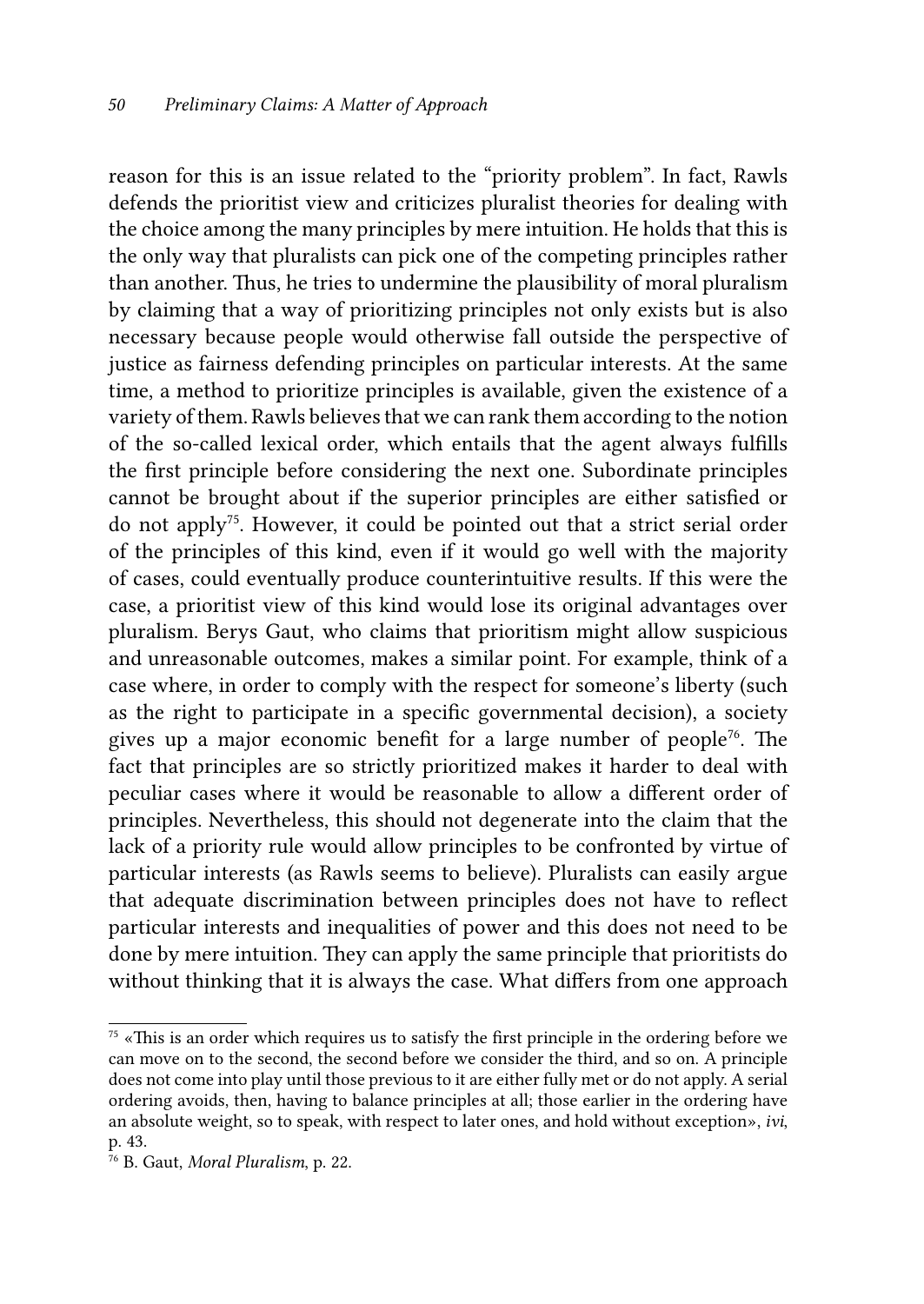reason for this is an issue related to the "priority problem". In fact, Rawls defends the prioritist view and criticizes pluralist theories for dealing with the choice among the many principles by mere intuition. He holds that this is the only way that pluralists can pick one of the competing principles rather than another. Thus, he tries to undermine the plausibility of moral pluralism by claiming that a way of prioritizing principles not only exists but is also necessary because people would otherwise fall outside the perspective of justice as fairness defending principles on particular interests. At the same time, a method to prioritize principles is available, given the existence of a variety of them. Rawls believes that we can rank them according to the notion of the so-called lexical order, which entails that the agent always fulfills the first principle before considering the next one. Subordinate principles cannot be brought about if the superior principles are either satisfied or do not apply[75]. However, it could be pointed out that a strict serial order of the principles of this kind, even if it would go well with the majority of cases, could eventually produce counterintuitive results. If this were the case, a prioritist view of this kind would lose its original advantages over pluralism. Berys Gaut, who claims that prioritism might allow suspicious and unreasonable outcomes, makes a similar point. For example, think of a case where, in order to comply with the respect for someone's liberty (such as the right to participate in a specific governmental decision), a society gives up a major economic benefit for a large number of people[76]. The fact that principles are so strictly prioritized makes it harder to deal with peculiar cases where it would be reasonable to allow a different order of principles. Nevertheless, this should not degenerate into the claim that the lack of a priority rule would allow principles to be confronted by virtue of particular interests (as Rawls seems to believe). Pluralists can easily argue that adequate discrimination between principles does not have to reflect particular interests and inequalities of power and this does not need to be done by mere intuition. They can apply the same principle that prioritists do without thinking that it is always the case. What differs from one approach

---

[75] «This is an order which requires us to satisfy the first principle in the ordering before we can move on to the second, the second before we consider the third, and so on. A principle does not come into play until those previous to it are either fully met or do not apply. A serial ordering avoids, then, having to balance principles at all; those earlier in the ordering have an absolute weight, so to speak, with respect to later ones, and hold without exception», *ivi*, p. 43.

[76] B. Gaut, *Moral Pluralism*, p. 22.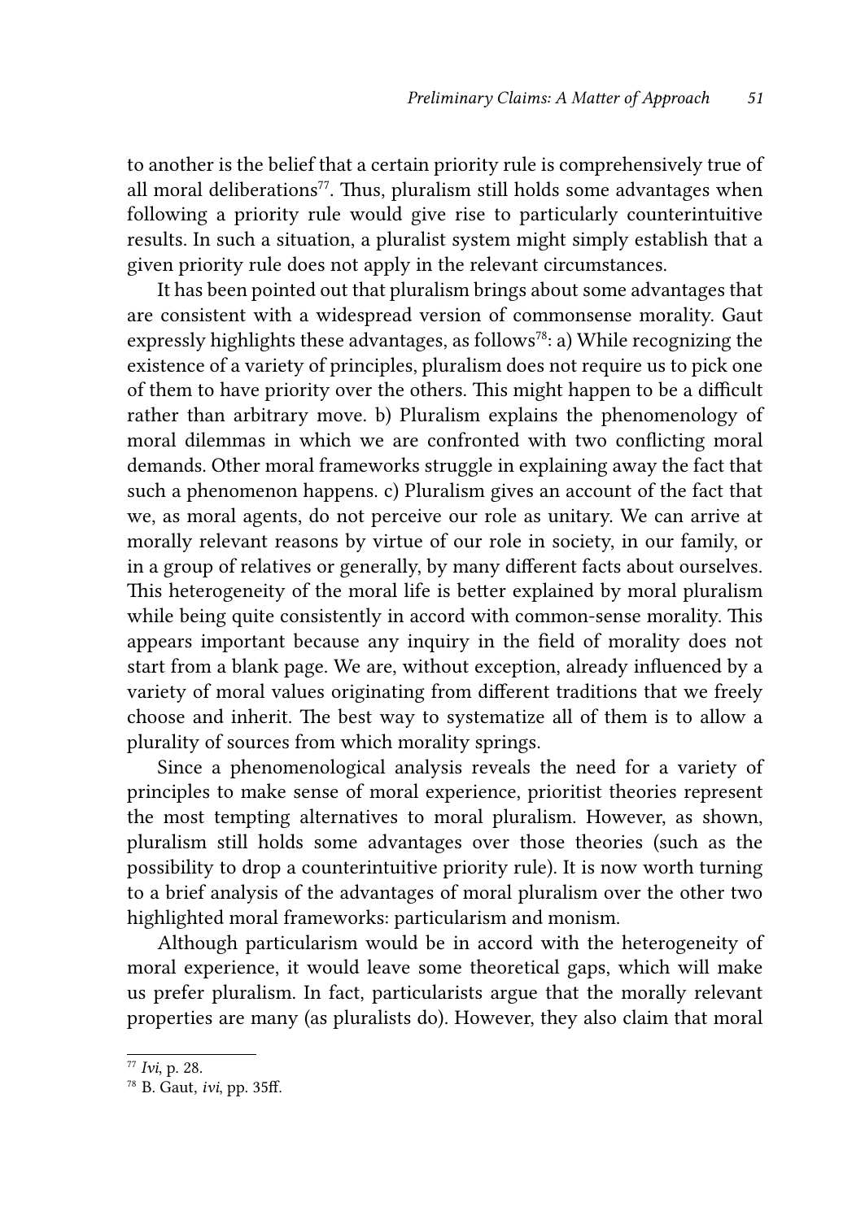to another is the belief that a certain priority rule is comprehensively true of all moral deliberations[77]. Thus, pluralism still holds some advantages when following a priority rule would give rise to particularly counterintuitive results. In such a situation, a pluralist system might simply establish that a given priority rule does not apply in the relevant circumstances.

It has been pointed out that pluralism brings about some advantages that are consistent with a widespread version of commonsense morality. Gaut expressly highlights these advantages, as follows[78]: a) While recognizing the existence of a variety of principles, pluralism does not require us to pick one of them to have priority over the others. This might happen to be a difficult rather than arbitrary move. b) Pluralism explains the phenomenology of moral dilemmas in which we are confronted with two conflicting moral demands. Other moral frameworks struggle in explaining away the fact that such a phenomenon happens. c) Pluralism gives an account of the fact that we, as moral agents, do not perceive our role as unitary. We can arrive at morally relevant reasons by virtue of our role in society, in our family, or in a group of relatives or generally, by many different facts about ourselves. This heterogeneity of the moral life is better explained by moral pluralism while being quite consistently in accord with common-sense morality. This appears important because any inquiry in the field of morality does not start from a blank page. We are, without exception, already influenced by a variety of moral values originating from different traditions that we freely choose and inherit. The best way to systematize all of them is to allow a plurality of sources from which morality springs.

Since a phenomenological analysis reveals the need for a variety of principles to make sense of moral experience, prioritist theories represent the most tempting alternatives to moral pluralism. However, as shown, pluralism still holds some advantages over those theories (such as the possibility to drop a counterintuitive priority rule). It is now worth turning to a brief analysis of the advantages of moral pluralism over the other two highlighted moral frameworks: particularism and monism.

Although particularism would be in accord with the heterogeneity of moral experience, it would leave some theoretical gaps, which will make us prefer pluralism. In fact, particularists argue that the morally relevant properties are many (as pluralists do). However, they also claim that moral

---

[77] *Ivi*, p. 28.

[78] B. Gaut, *ivi*, pp. 35ff.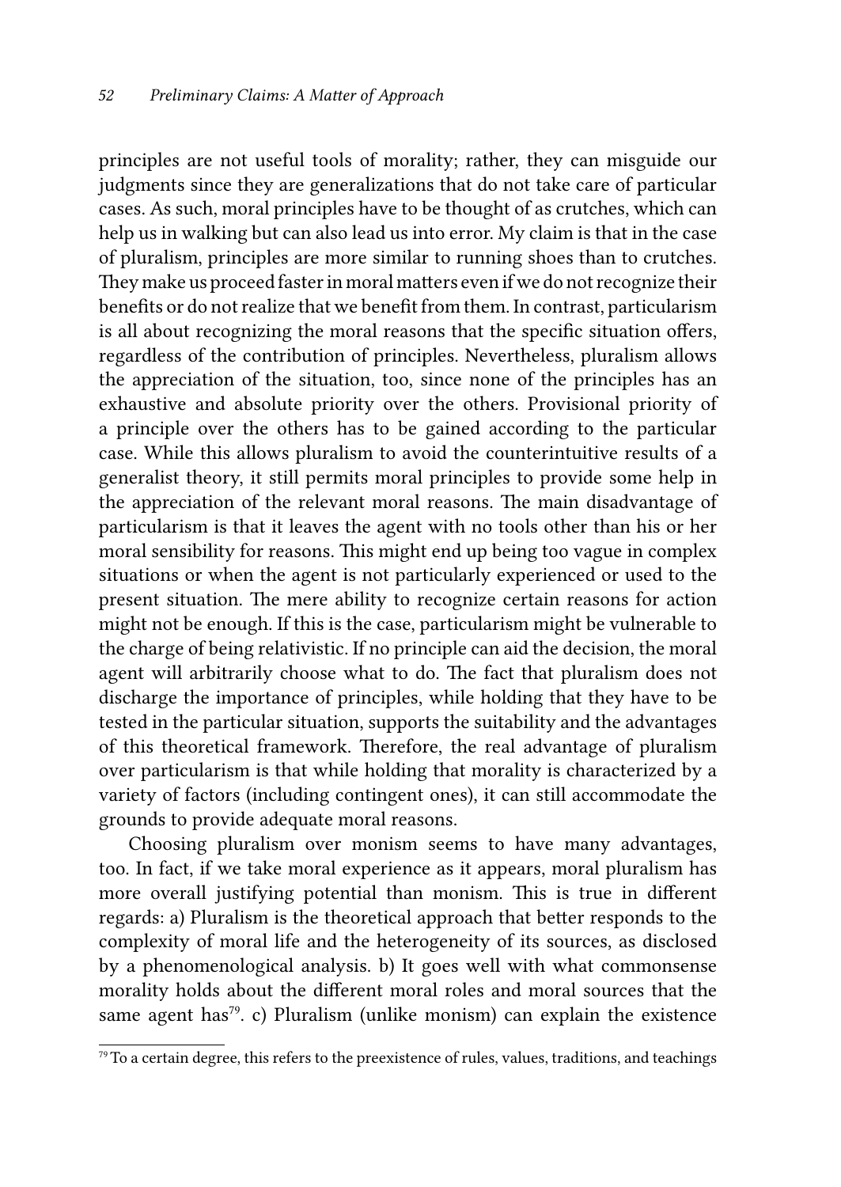principles are not useful tools of morality; rather, they can misguide our judgments since they are generalizations that do not take care of particular cases. As such, moral principles have to be thought of as crutches, which can help us in walking but can also lead us into error. My claim is that in the case of pluralism, principles are more similar to running shoes than to crutches. They make us proceed faster in moral matters even if we do not recognize their benefits or do not realize that we benefit from them. In contrast, particularism is all about recognizing the moral reasons that the specific situation offers, regardless of the contribution of principles. Nevertheless, pluralism allows the appreciation of the situation, too, since none of the principles has an exhaustive and absolute priority over the others. Provisional priority of a principle over the others has to be gained according to the particular case. While this allows pluralism to avoid the counterintuitive results of a generalist theory, it still permits moral principles to provide some help in the appreciation of the relevant moral reasons. The main disadvantage of particularism is that it leaves the agent with no tools other than his or her moral sensibility for reasons. This might end up being too vague in complex situations or when the agent is not particularly experienced or used to the present situation. The mere ability to recognize certain reasons for action might not be enough. If this is the case, particularism might be vulnerable to the charge of being relativistic. If no principle can aid the decision, the moral agent will arbitrarily choose what to do. The fact that pluralism does not discharge the importance of principles, while holding that they have to be tested in the particular situation, supports the suitability and the advantages of this theoretical framework. Therefore, the real advantage of pluralism over particularism is that while holding that morality is characterized by a variety of factors (including contingent ones), it can still accommodate the grounds to provide adequate moral reasons.

Choosing pluralism over monism seems to have many advantages, too. In fact, if we take moral experience as it appears, moral pluralism has more overall justifying potential than monism. This is true in different regards: a) Pluralism is the theoretical approach that better responds to the complexity of moral life and the heterogeneity of its sources, as disclosed by a phenomenological analysis. b) It goes well with what commonsense morality holds about the different moral roles and moral sources that the same agent has[79]. c) Pluralism (unlike monism) can explain the existence

[79] To a certain degree, this refers to the preexistence of rules, values, traditions, and teachings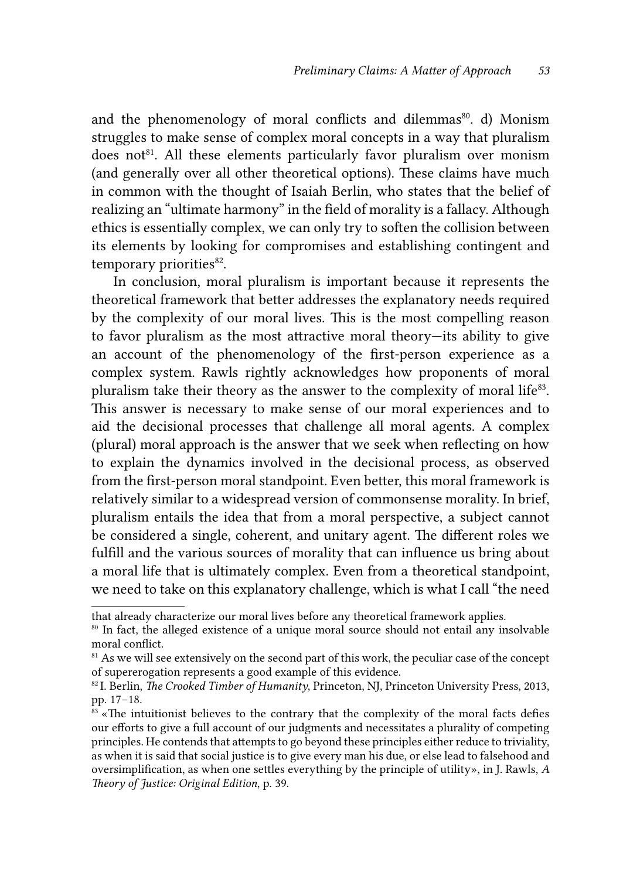and the phenomenology of moral conflicts and dilemmas[80]. d) Monism struggles to make sense of complex moral concepts in a way that pluralism does not[81]. All these elements particularly favor pluralism over monism (and generally over all other theoretical options). These claims have much in common with the thought of Isaiah Berlin, who states that the belief of realizing an "ultimate harmony" in the field of morality is a fallacy. Although ethics is essentially complex, we can only try to soften the collision between its elements by looking for compromises and establishing contingent and temporary priorities[82].

In conclusion, moral pluralism is important because it represents the theoretical framework that better addresses the explanatory needs required by the complexity of our moral lives. This is the most compelling reason to favor pluralism as the most attractive moral theory—its ability to give an account of the phenomenology of the first-person experience as a complex system. Rawls rightly acknowledges how proponents of moral pluralism take their theory as the answer to the complexity of moral life[83]. This answer is necessary to make sense of our moral experiences and to aid the decisional processes that challenge all moral agents. A complex (plural) moral approach is the answer that we seek when reflecting on how to explain the dynamics involved in the decisional process, as observed from the first-person moral standpoint. Even better, this moral framework is relatively similar to a widespread version of commonsense morality. In brief, pluralism entails the idea that from a moral perspective, a subject cannot be considered a single, coherent, and unitary agent. The different roles we fulfill and the various sources of morality that can influence us bring about a moral life that is ultimately complex. Even from a theoretical standpoint, we need to take on this explanatory challenge, which is what I call "the need

---

that already characterize our moral lives before any theoretical framework applies.

[80] In fact, the alleged existence of a unique moral source should not entail any insolvable moral conflict.

[81] As we will see extensively on the second part of this work, the peculiar case of the concept of supererogation represents a good example of this evidence.

[82] I. Berlin, *The Crooked Timber of Humanity*, Princeton, NJ, Princeton University Press, 2013, pp. 17–18.

[83] «The intuitionist believes to the contrary that the complexity of the moral facts defies our efforts to give a full account of our judgments and necessitates a plurality of competing principles. He contends that attempts to go beyond these principles either reduce to triviality, as when it is said that social justice is to give every man his due, or else lead to falsehood and oversimplification, as when one settles everything by the principle of utility», in J. Rawls, *A Theory of Justice: Original Edition*, p. 39.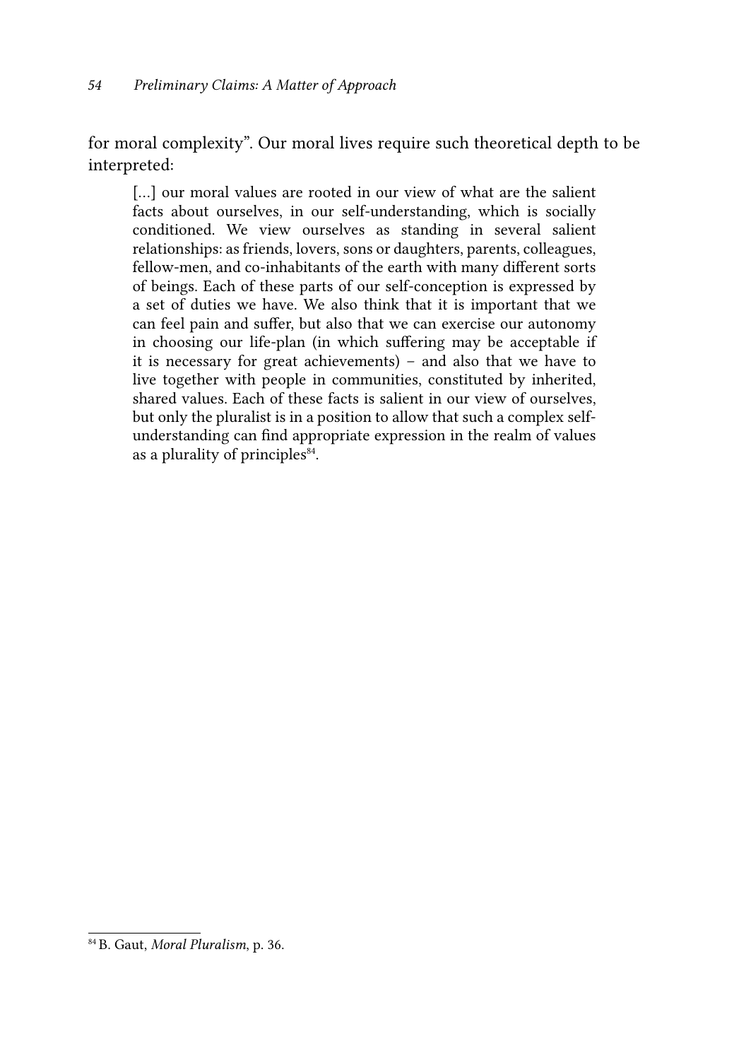for moral complexity". Our moral lives require such theoretical depth to be interpreted:

> [...] our moral values are rooted in our view of what are the salient facts about ourselves, in our self-understanding, which is socially conditioned. We view ourselves as standing in several salient relationships: as friends, lovers, sons or daughters, parents, colleagues, fellow-men, and co-inhabitants of the earth with many different sorts of beings. Each of these parts of our self-conception is expressed by a set of duties we have. We also think that it is important that we can feel pain and suffer, but also that we can exercise our autonomy in choosing our life-plan (in which suffering may be acceptable if it is necessary for great achievements) – and also that we have to live together with people in communities, constituted by inherited, shared values. Each of these facts is salient in our view of ourselves, but only the pluralist is in a position to allow that such a complex self-understanding can find appropriate expression in the realm of values as a plurality of principles[84].

[84] B. Gaut, *Moral Pluralism*, p. 36.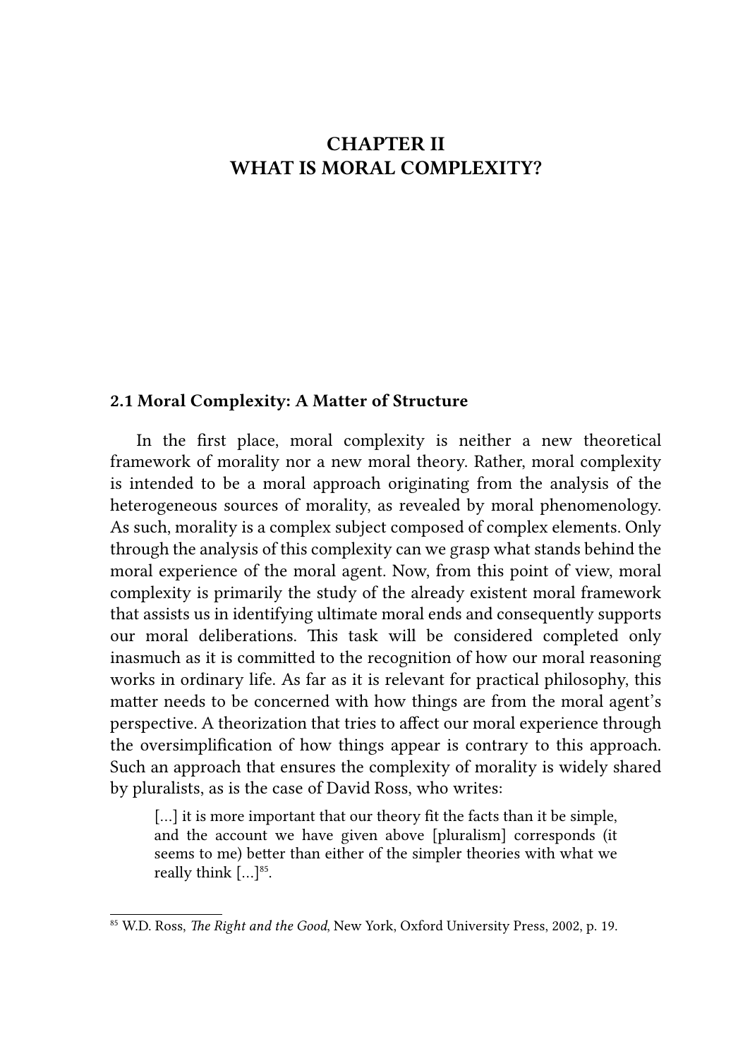# CHAPTER II
# WHAT IS MORAL COMPLEXITY?

## 2.1 Moral Complexity: A Matter of Structure

In the first place, moral complexity is neither a new theoretical framework of morality nor a new moral theory. Rather, moral complexity is intended to be a moral approach originating from the analysis of the heterogeneous sources of morality, as revealed by moral phenomenology. As such, morality is a complex subject composed of complex elements. Only through the analysis of this complexity can we grasp what stands behind the moral experience of the moral agent. Now, from this point of view, moral complexity is primarily the study of the already existent moral framework that assists us in identifying ultimate moral ends and consequently supports our moral deliberations. This task will be considered completed only inasmuch as it is committed to the recognition of how our moral reasoning works in ordinary life. As far as it is relevant for practical philosophy, this matter needs to be concerned with how things are from the moral agent's perspective. A theorization that tries to affect our moral experience through the oversimplification of how things appear is contrary to this approach. Such an approach that ensures the complexity of morality is widely shared by pluralists, as is the case of David Ross, who writes:

> [...] it is more important that our theory fit the facts than it be simple, and the account we have given above [pluralism] corresponds (it seems to me) better than either of the simpler theories with what we really think [...][85].

[85] W.D. Ross, *The Right and the Good*, New York, Oxford University Press, 2002, p. 19.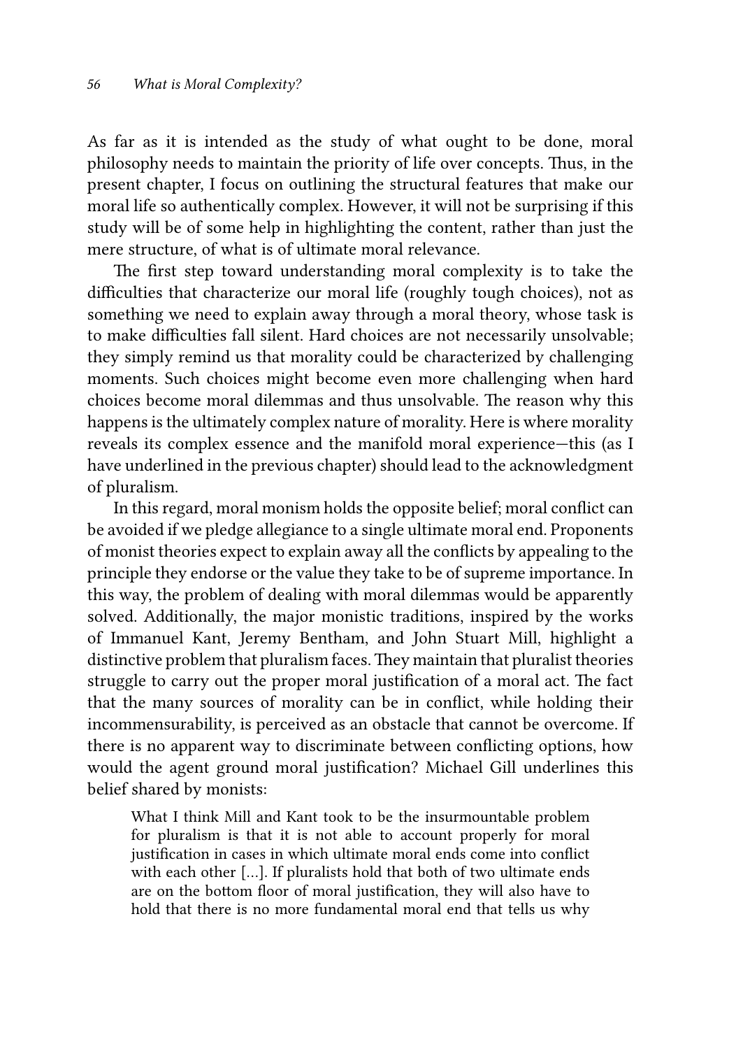As far as it is intended as the study of what ought to be done, moral philosophy needs to maintain the priority of life over concepts. Thus, in the present chapter, I focus on outlining the structural features that make our moral life so authentically complex. However, it will not be surprising if this study will be of some help in highlighting the content, rather than just the mere structure, of what is of ultimate moral relevance.

The first step toward understanding moral complexity is to take the difficulties that characterize our moral life (roughly tough choices), not as something we need to explain away through a moral theory, whose task is to make difficulties fall silent. Hard choices are not necessarily unsolvable; they simply remind us that morality could be characterized by challenging moments. Such choices might become even more challenging when hard choices become moral dilemmas and thus unsolvable. The reason why this happens is the ultimately complex nature of morality. Here is where morality reveals its complex essence and the manifold moral experience—this (as I have underlined in the previous chapter) should lead to the acknowledgment of pluralism.

In this regard, moral monism holds the opposite belief; moral conflict can be avoided if we pledge allegiance to a single ultimate moral end. Proponents of monist theories expect to explain away all the conflicts by appealing to the principle they endorse or the value they take to be of supreme importance. In this way, the problem of dealing with moral dilemmas would be apparently solved. Additionally, the major monistic traditions, inspired by the works of Immanuel Kant, Jeremy Bentham, and John Stuart Mill, highlight a distinctive problem that pluralism faces. They maintain that pluralist theories struggle to carry out the proper moral justification of a moral act. The fact that the many sources of morality can be in conflict, while holding their incommensurability, is perceived as an obstacle that cannot be overcome. If there is no apparent way to discriminate between conflicting options, how would the agent ground moral justification? Michael Gill underlines this belief shared by monists:

> What I think Mill and Kant took to be the insurmountable problem for pluralism is that it is not able to account properly for moral justification in cases in which ultimate moral ends come into conflict with each other [...]. If pluralists hold that both of two ultimate ends are on the bottom floor of moral justification, they will also have to hold that there is no more fundamental moral end that tells us why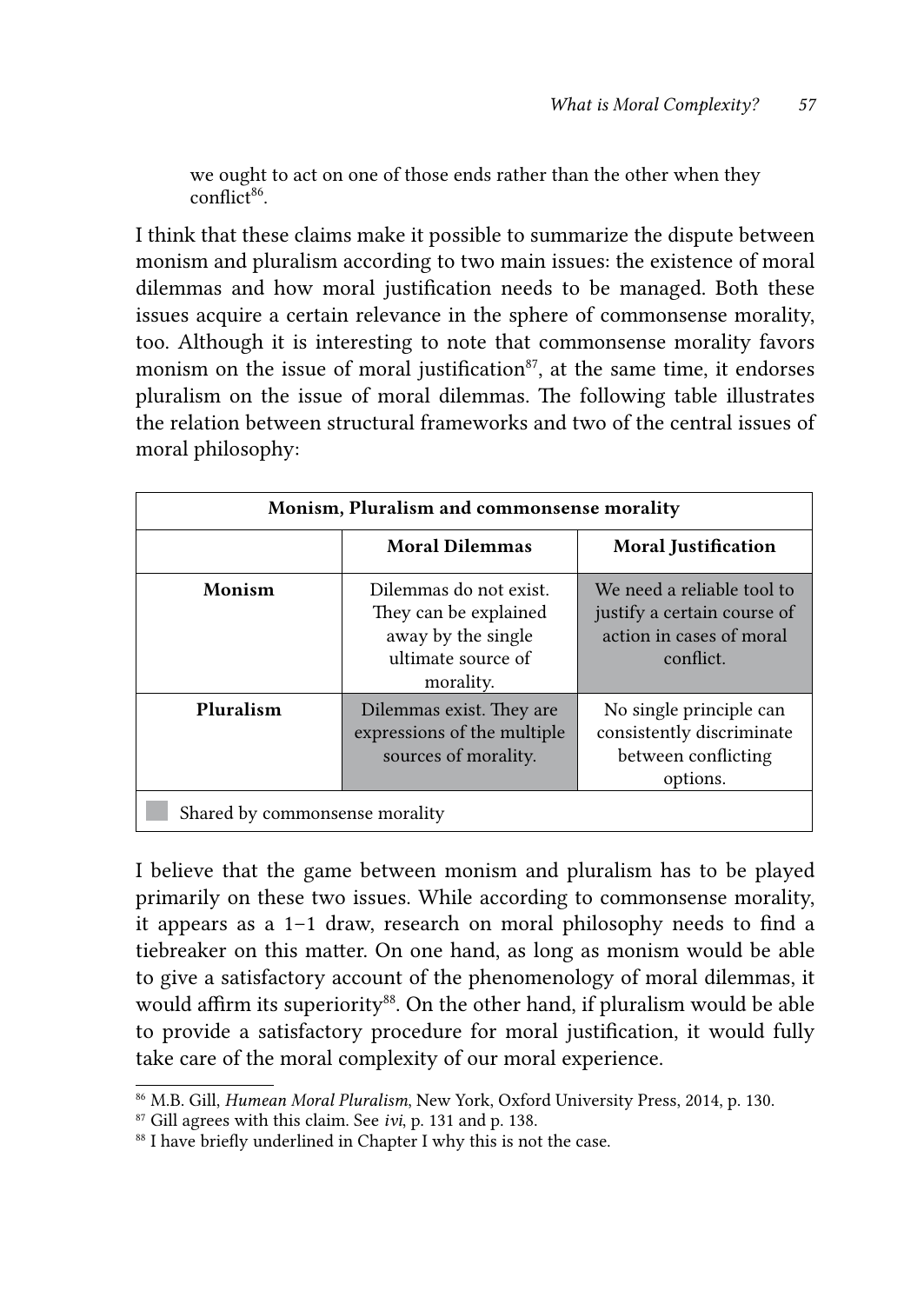we ought to act on one of those ends rather than the other when they conflict[86].

I think that these claims make it possible to summarize the dispute between monism and pluralism according to two main issues: the existence of moral dilemmas and how moral justification needs to be managed. Both these issues acquire a certain relevance in the sphere of commonsense morality, too. Although it is interesting to note that commonsense morality favors monism on the issue of moral justification[87], at the same time, it endorses pluralism on the issue of moral dilemmas. The following table illustrates the relation between structural frameworks and two of the central issues of moral philosophy:

| **Monism, Pluralism and commonsense morality** | | |
|---|---|---|
| | **Moral Dilemmas** | **Moral Justification** |
| **Monism** | Dilemmas do not exist. They can be explained away by the single ultimate source of morality. | We need a reliable tool to justify a certain course of action in cases of moral conflict. (shaded) |
| **Pluralism** | Dilemmas exist. They are expressions of the multiple sources of morality. (shaded) | No single principle can consistently discriminate between conflicting options. |
| Shaded: Shared by commonsense morality | | |

I believe that the game between monism and pluralism has to be played primarily on these two issues. While according to commonsense morality, it appears as a 1–1 draw, research on moral philosophy needs to find a tiebreaker on this matter. On one hand, as long as monism would be able to give a satisfactory account of the phenomenology of moral dilemmas, it would affirm its superiority[88]. On the other hand, if pluralism would be able to provide a satisfactory procedure for moral justification, it would fully take care of the moral complexity of our moral experience.

[86] M.B. Gill, *Humean Moral Pluralism*, New York, Oxford University Press, 2014, p. 130.

[87] Gill agrees with this claim. See *ivi*, p. 131 and p. 138.

[88] I have briefly underlined in Chapter I why this is not the case.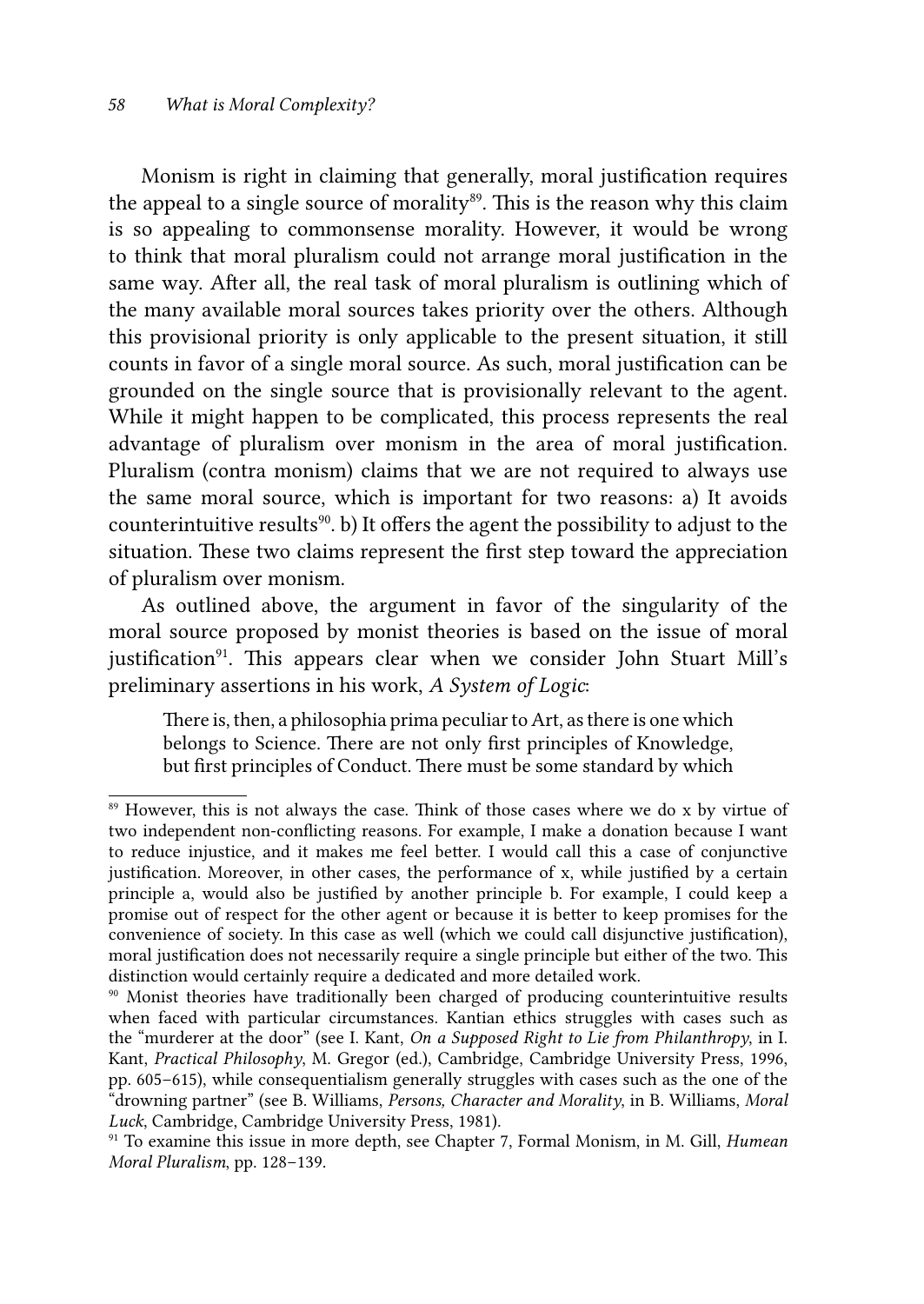Monism is right in claiming that generally, moral justification requires the appeal to a single source of morality[89]. This is the reason why this claim is so appealing to commonsense morality. However, it would be wrong to think that moral pluralism could not arrange moral justification in the same way. After all, the real task of moral pluralism is outlining which of the many available moral sources takes priority over the others. Although this provisional priority is only applicable to the present situation, it still counts in favor of a single moral source. As such, moral justification can be grounded on the single source that is provisionally relevant to the agent. While it might happen to be complicated, this process represents the real advantage of pluralism over monism in the area of moral justification. Pluralism (contra monism) claims that we are not required to always use the same moral source, which is important for two reasons: a) It avoids counterintuitive results[90]. b) It offers the agent the possibility to adjust to the situation. These two claims represent the first step toward the appreciation of pluralism over monism.

As outlined above, the argument in favor of the singularity of the moral source proposed by monist theories is based on the issue of moral justification[91]. This appears clear when we consider John Stuart Mill's preliminary assertions in his work, *A System of Logic*:

> There is, then, a philosophia prima peculiar to Art, as there is one which belongs to Science. There are not only first principles of Knowledge, but first principles of Conduct. There must be some standard by which

---

[89] However, this is not always the case. Think of those cases where we do x by virtue of two independent non-conflicting reasons. For example, I make a donation because I want to reduce injustice, and it makes me feel better. I would call this a case of conjunctive justification. Moreover, in other cases, the performance of x, while justified by a certain principle a, would also be justified by another principle b. For example, I could keep a promise out of respect for the other agent or because it is better to keep promises for the convenience of society. In this case as well (which we could call disjunctive justification), moral justification does not necessarily require a single principle but either of the two. This distinction would certainly require a dedicated and more detailed work.

[90] Monist theories have traditionally been charged of producing counterintuitive results when faced with particular circumstances. Kantian ethics struggles with cases such as the "murderer at the door" (see I. Kant, *On a Supposed Right to Lie from Philanthropy*, in I. Kant, *Practical Philosophy*, M. Gregor (ed.), Cambridge, Cambridge University Press, 1996, pp. 605–615), while consequentialism generally struggles with cases such as the one of the "drowning partner" (see B. Williams, *Persons, Character and Morality*, in B. Williams, *Moral Luck*, Cambridge, Cambridge University Press, 1981).

[91] To examine this issue in more depth, see Chapter 7, Formal Monism, in M. Gill, *Humean Moral Pluralism*, pp. 128–139.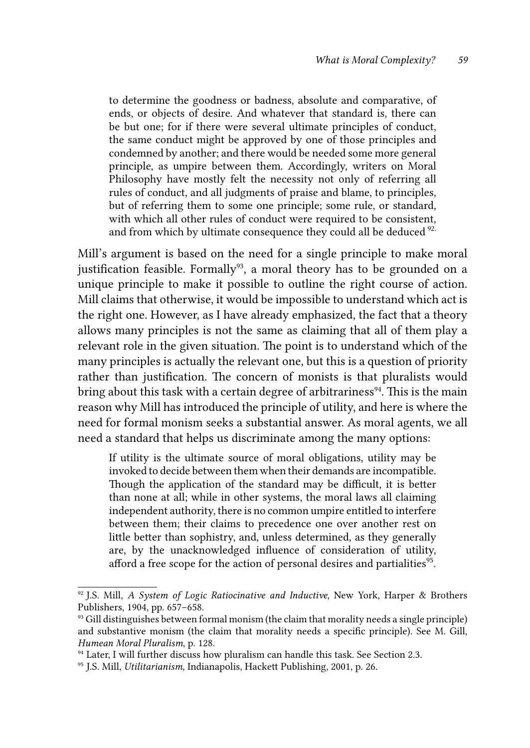> to determine the goodness or badness, absolute and comparative, of ends, or objects of desire. And whatever that standard is, there can be but one; for if there were several ultimate principles of conduct, the same conduct might be approved by one of those principles and condemned by another; and there would be needed some more general principle, as umpire between them. Accordingly, writers on Moral Philosophy have mostly felt the necessity not only of referring all rules of conduct, and all judgments of praise and blame, to principles, but of referring them to some one principle; some rule, or standard, with which all other rules of conduct were required to be consistent, and from which by ultimate consequence they could all be deduced [92].

Mill's argument is based on the need for a single principle to make moral justification feasible. Formally[93], a moral theory has to be grounded on a unique principle to make it possible to outline the right course of action. Mill claims that otherwise, it would be impossible to understand which act is the right one. However, as I have already emphasized, the fact that a theory allows many principles is not the same as claiming that all of them play a relevant role in the given situation. The point is to understand which of the many principles is actually the relevant one, but this is a question of priority rather than justification. The concern of monists is that pluralists would bring about this task with a certain degree of arbitrariness[94]. This is the main reason why Mill has introduced the principle of utility, and here is where the need for formal monism seeks a substantial answer. As moral agents, we all need a standard that helps us discriminate among the many options:

> If utility is the ultimate source of moral obligations, utility may be invoked to decide between them when their demands are incompatible. Though the application of the standard may be difficult, it is better than none at all; while in other systems, the moral laws all claiming independent authority, there is no common umpire entitled to interfere between them; their claims to precedence one over another rest on little better than sophistry, and, unless determined, as they generally are, by the unacknowledged influence of consideration of utility, afford a free scope for the action of personal desires and partialities[95].

---

[92] J.S. Mill, *A System of Logic Ratiocinative and Inductive*, New York, Harper & Brothers Publishers, 1904, pp. 657–658.

[93] Gill distinguishes between formal monism (the claim that morality needs a single principle) and substantive monism (the claim that morality needs a specific principle). See M. Gill, *Humean Moral Pluralism*, p. 128.

[94] Later, I will further discuss how pluralism can handle this task. See Section 2.3.

[95] J.S. Mill, *Utilitarianism*, Indianapolis, Hackett Publishing, 2001, p. 26.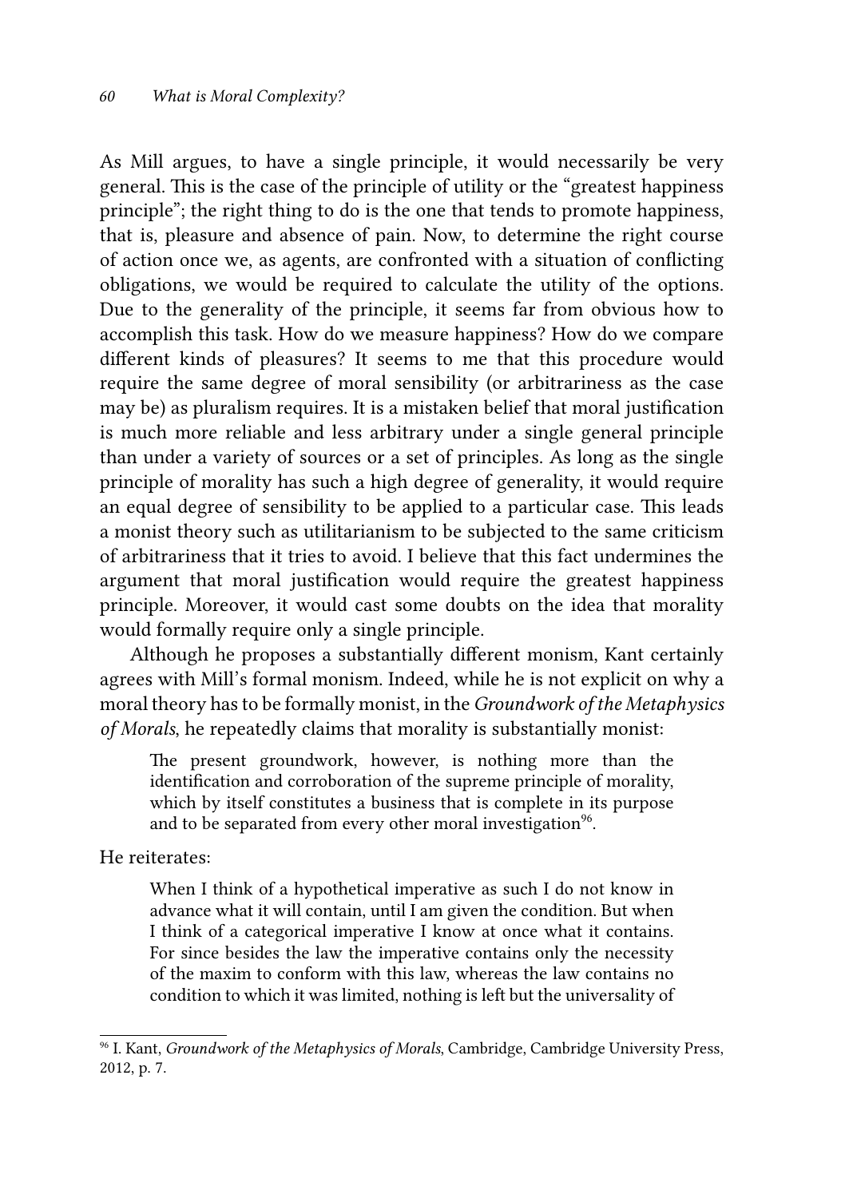As Mill argues, to have a single principle, it would necessarily be very general. This is the case of the principle of utility or the "greatest happiness principle"; the right thing to do is the one that tends to promote happiness, that is, pleasure and absence of pain. Now, to determine the right course of action once we, as agents, are confronted with a situation of conflicting obligations, we would be required to calculate the utility of the options. Due to the generality of the principle, it seems far from obvious how to accomplish this task. How do we measure happiness? How do we compare different kinds of pleasures? It seems to me that this procedure would require the same degree of moral sensibility (or arbitrariness as the case may be) as pluralism requires. It is a mistaken belief that moral justification is much more reliable and less arbitrary under a single general principle than under a variety of sources or a set of principles. As long as the single principle of morality has such a high degree of generality, it would require an equal degree of sensibility to be applied to a particular case. This leads a monist theory such as utilitarianism to be subjected to the same criticism of arbitrariness that it tries to avoid. I believe that this fact undermines the argument that moral justification would require the greatest happiness principle. Moreover, it would cast some doubts on the idea that morality would formally require only a single principle.

Although he proposes a substantially different monism, Kant certainly agrees with Mill's formal monism. Indeed, while he is not explicit on why a moral theory has to be formally monist, in the *Groundwork of the Metaphysics of Morals*, he repeatedly claims that morality is substantially monist:

> The present groundwork, however, is nothing more than the identification and corroboration of the supreme principle of morality, which by itself constitutes a business that is complete in its purpose and to be separated from every other moral investigation[96].

He reiterates:

> When I think of a hypothetical imperative as such I do not know in advance what it will contain, until I am given the condition. But when I think of a categorical imperative I know at once what it contains. For since besides the law the imperative contains only the necessity of the maxim to conform with this law, whereas the law contains no condition to which it was limited, nothing is left but the universality of

---

[96] I. Kant, *Groundwork of the Metaphysics of Morals*, Cambridge, Cambridge University Press, 2012, p. 7.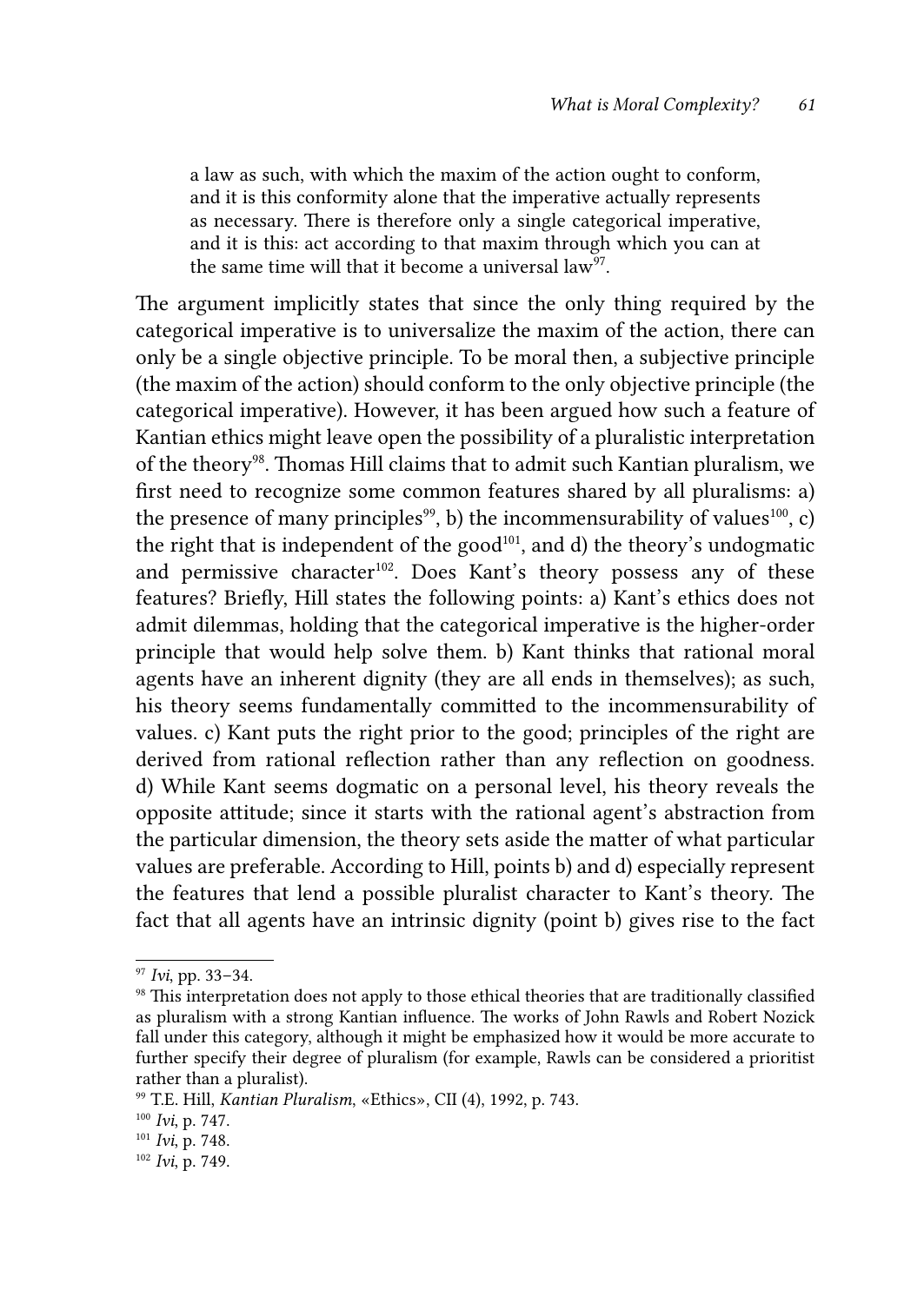> a law as such, with which the maxim of the action ought to conform, and it is this conformity alone that the imperative actually represents as necessary. There is therefore only a single categorical imperative, and it is this: act according to that maxim through which you can at the same time will that it become a universal law[97].

The argument implicitly states that since the only thing required by the categorical imperative is to universalize the maxim of the action, there can only be a single objective principle. To be moral then, a subjective principle (the maxim of the action) should conform to the only objective principle (the categorical imperative). However, it has been argued how such a feature of Kantian ethics might leave open the possibility of a pluralistic interpretation of the theory[98]. Thomas Hill claims that to admit such Kantian pluralism, we first need to recognize some common features shared by all pluralisms: a) the presence of many principles[99], b) the incommensurability of values[100], c) the right that is independent of the good[101], and d) the theory's undogmatic and permissive character[102]. Does Kant's theory possess any of these features? Briefly, Hill states the following points: a) Kant's ethics does not admit dilemmas, holding that the categorical imperative is the higher-order principle that would help solve them. b) Kant thinks that rational moral agents have an inherent dignity (they are all ends in themselves); as such, his theory seems fundamentally committed to the incommensurability of values. c) Kant puts the right prior to the good; principles of the right are derived from rational reflection rather than any reflection on goodness. d) While Kant seems dogmatic on a personal level, his theory reveals the opposite attitude; since it starts with the rational agent's abstraction from the particular dimension, the theory sets aside the matter of what particular values are preferable. According to Hill, points b) and d) especially represent the features that lend a possible pluralist character to Kant's theory. The fact that all agents have an intrinsic dignity (point b) gives rise to the fact

---

[97] *Ivi*, pp. 33–34.

[98] This interpretation does not apply to those ethical theories that are traditionally classified as pluralism with a strong Kantian influence. The works of John Rawls and Robert Nozick fall under this category, although it might be emphasized how it would be more accurate to further specify their degree of pluralism (for example, Rawls can be considered a prioritist rather than a pluralist).

[99] T.E. Hill, *Kantian Pluralism*, «Ethics», CII (4), 1992, p. 743.

[100] *Ivi*, p. 747.

[101] *Ivi*, p. 748.

[102] *Ivi*, p. 749.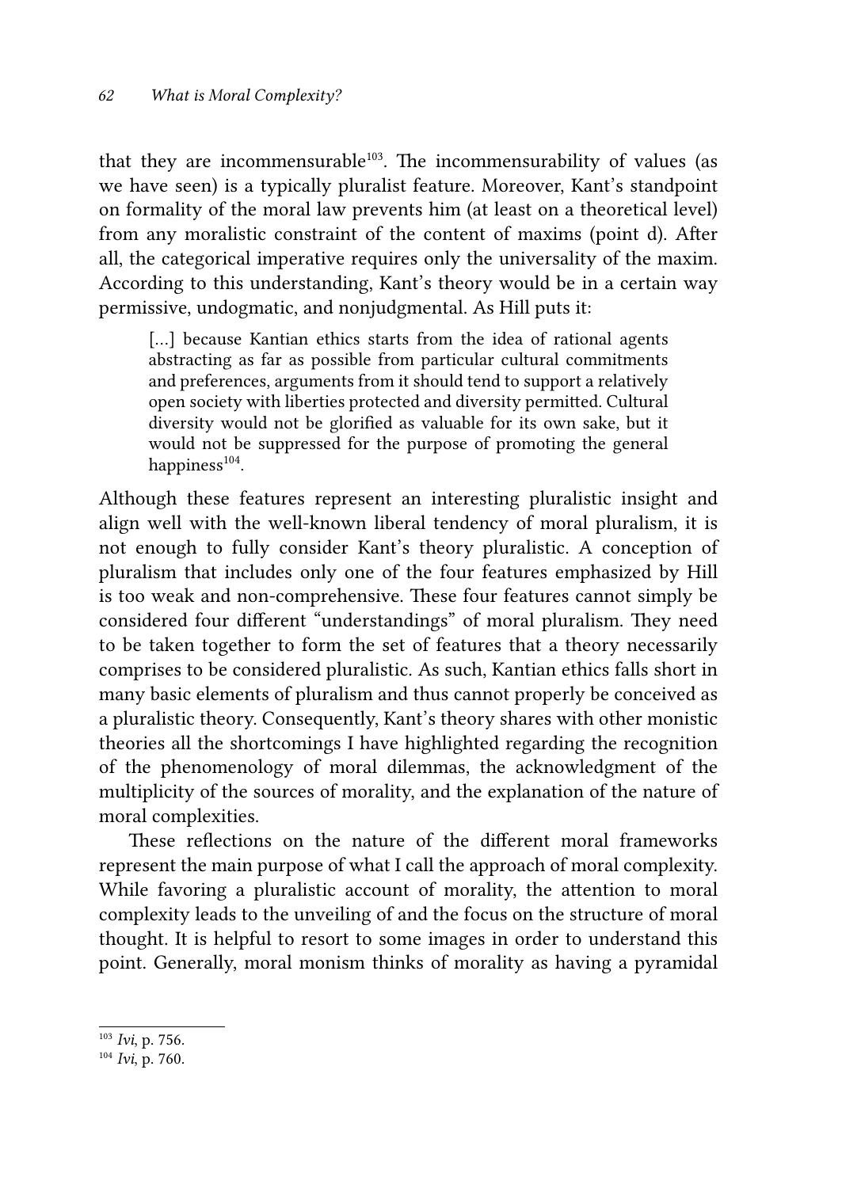that they are incommensurable[103]. The incommensurability of values (as we have seen) is a typically pluralist feature. Moreover, Kant's standpoint on formality of the moral law prevents him (at least on a theoretical level) from any moralistic constraint of the content of maxims (point d). After all, the categorical imperative requires only the universality of the maxim. According to this understanding, Kant's theory would be in a certain way permissive, undogmatic, and nonjudgmental. As Hill puts it:

> [...] because Kantian ethics starts from the idea of rational agents abstracting as far as possible from particular cultural commitments and preferences, arguments from it should tend to support a relatively open society with liberties protected and diversity permitted. Cultural diversity would not be glorified as valuable for its own sake, but it would not be suppressed for the purpose of promoting the general happiness[104].

Although these features represent an interesting pluralistic insight and align well with the well-known liberal tendency of moral pluralism, it is not enough to fully consider Kant's theory pluralistic. A conception of pluralism that includes only one of the four features emphasized by Hill is too weak and non-comprehensive. These four features cannot simply be considered four different "understandings" of moral pluralism. They need to be taken together to form the set of features that a theory necessarily comprises to be considered pluralistic. As such, Kantian ethics falls short in many basic elements of pluralism and thus cannot properly be conceived as a pluralistic theory. Consequently, Kant's theory shares with other monistic theories all the shortcomings I have highlighted regarding the recognition of the phenomenology of moral dilemmas, the acknowledgment of the multiplicity of the sources of morality, and the explanation of the nature of moral complexities.

These reflections on the nature of the different moral frameworks represent the main purpose of what I call the approach of moral complexity. While favoring a pluralistic account of morality, the attention to moral complexity leads to the unveiling of and the focus on the structure of moral thought. It is helpful to resort to some images in order to understand this point. Generally, moral monism thinks of morality as having a pyramidal

---

[103] *Ivi*, p. 756.

[104] *Ivi*, p. 760.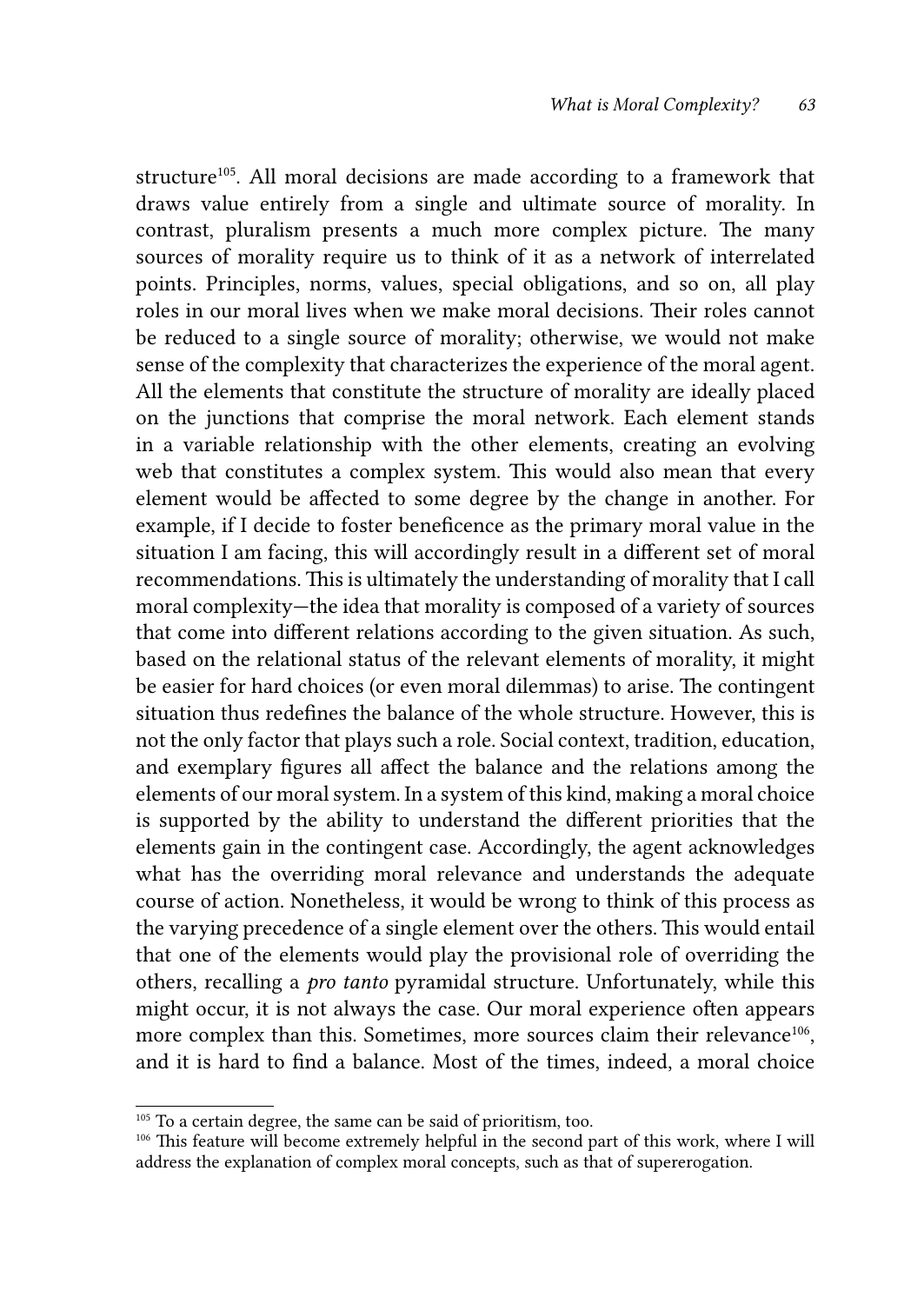structure[105]. All moral decisions are made according to a framework that draws value entirely from a single and ultimate source of morality. In contrast, pluralism presents a much more complex picture. The many sources of morality require us to think of it as a network of interrelated points. Principles, norms, values, special obligations, and so on, all play roles in our moral lives when we make moral decisions. Their roles cannot be reduced to a single source of morality; otherwise, we would not make sense of the complexity that characterizes the experience of the moral agent. All the elements that constitute the structure of morality are ideally placed on the junctions that comprise the moral network. Each element stands in a variable relationship with the other elements, creating an evolving web that constitutes a complex system. This would also mean that every element would be affected to some degree by the change in another. For example, if I decide to foster beneficence as the primary moral value in the situation I am facing, this will accordingly result in a different set of moral recommendations. This is ultimately the understanding of morality that I call moral complexity—the idea that morality is composed of a variety of sources that come into different relations according to the given situation. As such, based on the relational status of the relevant elements of morality, it might be easier for hard choices (or even moral dilemmas) to arise. The contingent situation thus redefines the balance of the whole structure. However, this is not the only factor that plays such a role. Social context, tradition, education, and exemplary figures all affect the balance and the relations among the elements of our moral system. In a system of this kind, making a moral choice is supported by the ability to understand the different priorities that the elements gain in the contingent case. Accordingly, the agent acknowledges what has the overriding moral relevance and understands the adequate course of action. Nonetheless, it would be wrong to think of this process as the varying precedence of a single element over the others. This would entail that one of the elements would play the provisional role of overriding the others, recalling a *pro tanto* pyramidal structure. Unfortunately, while this might occur, it is not always the case. Our moral experience often appears more complex than this. Sometimes, more sources claim their relevance[106], and it is hard to find a balance. Most of the times, indeed, a moral choice

[105] To a certain degree, the same can be said of prioritism, too.

[106] This feature will become extremely helpful in the second part of this work, where I will address the explanation of complex moral concepts, such as that of supererogation.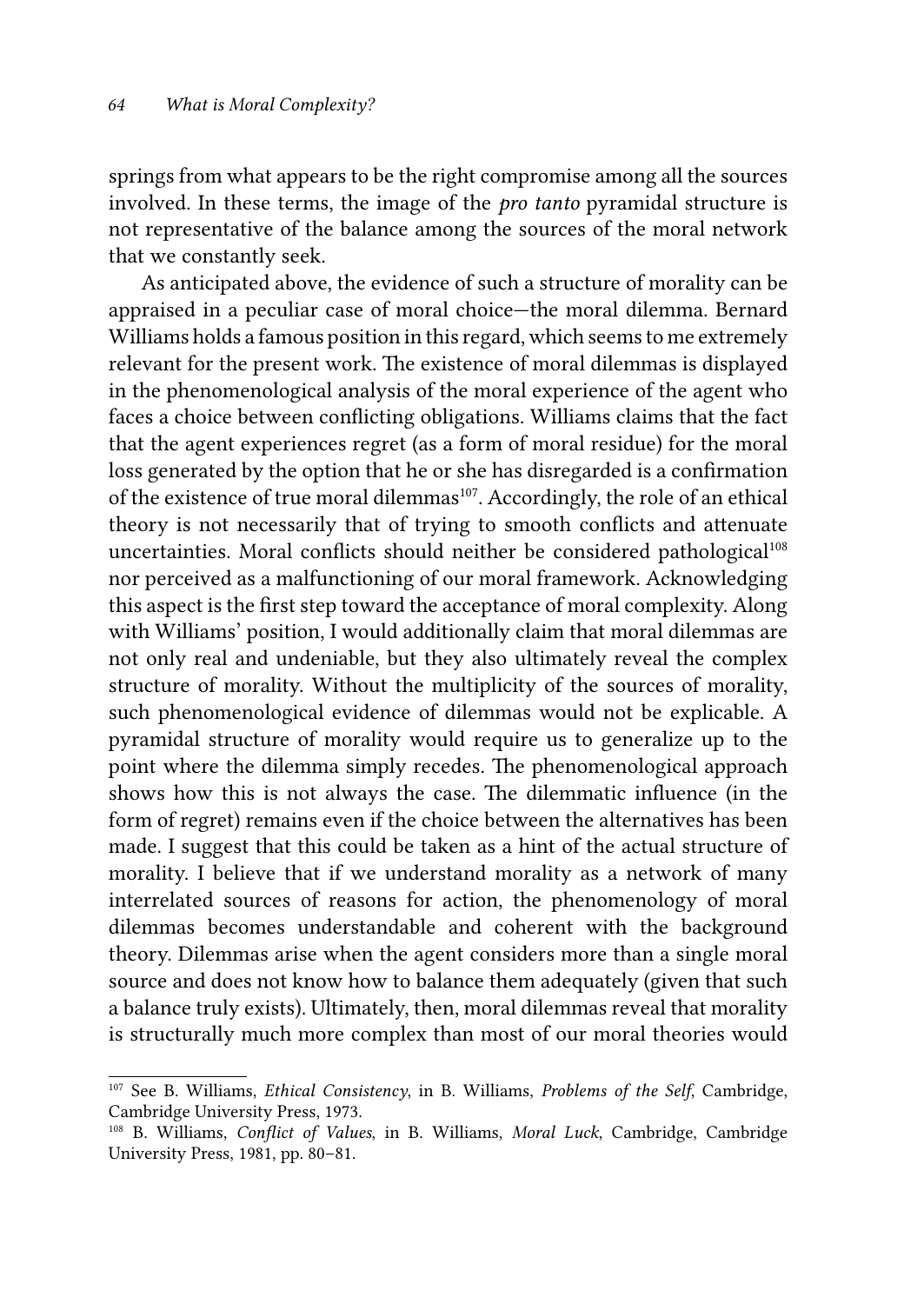springs from what appears to be the right compromise among all the sources involved. In these terms, the image of the *pro tanto* pyramidal structure is not representative of the balance among the sources of the moral network that we constantly seek.

As anticipated above, the evidence of such a structure of morality can be appraised in a peculiar case of moral choice—the moral dilemma. Bernard Williams holds a famous position in this regard, which seems to me extremely relevant for the present work. The existence of moral dilemmas is displayed in the phenomenological analysis of the moral experience of the agent who faces a choice between conflicting obligations. Williams claims that the fact that the agent experiences regret (as a form of moral residue) for the moral loss generated by the option that he or she has disregarded is a confirmation of the existence of true moral dilemmas[107]. Accordingly, the role of an ethical theory is not necessarily that of trying to smooth conflicts and attenuate uncertainties. Moral conflicts should neither be considered pathological[108] nor perceived as a malfunctioning of our moral framework. Acknowledging this aspect is the first step toward the acceptance of moral complexity. Along with Williams' position, I would additionally claim that moral dilemmas are not only real and undeniable, but they also ultimately reveal the complex structure of morality. Without the multiplicity of the sources of morality, such phenomenological evidence of dilemmas would not be explicable. A pyramidal structure of morality would require us to generalize up to the point where the dilemma simply recedes. The phenomenological approach shows how this is not always the case. The dilemmatic influence (in the form of regret) remains even if the choice between the alternatives has been made. I suggest that this could be taken as a hint of the actual structure of morality. I believe that if we understand morality as a network of many interrelated sources of reasons for action, the phenomenology of moral dilemmas becomes understandable and coherent with the background theory. Dilemmas arise when the agent considers more than a single moral source and does not know how to balance them adequately (given that such a balance truly exists). Ultimately, then, moral dilemmas reveal that morality is structurally much more complex than most of our moral theories would

---

[107] See B. Williams, *Ethical Consistency*, in B. Williams, *Problems of the Self*, Cambridge, Cambridge University Press, 1973.

[108] B. Williams, *Conflict of Values*, in B. Williams, *Moral Luck*, Cambridge, Cambridge University Press, 1981, pp. 80–81.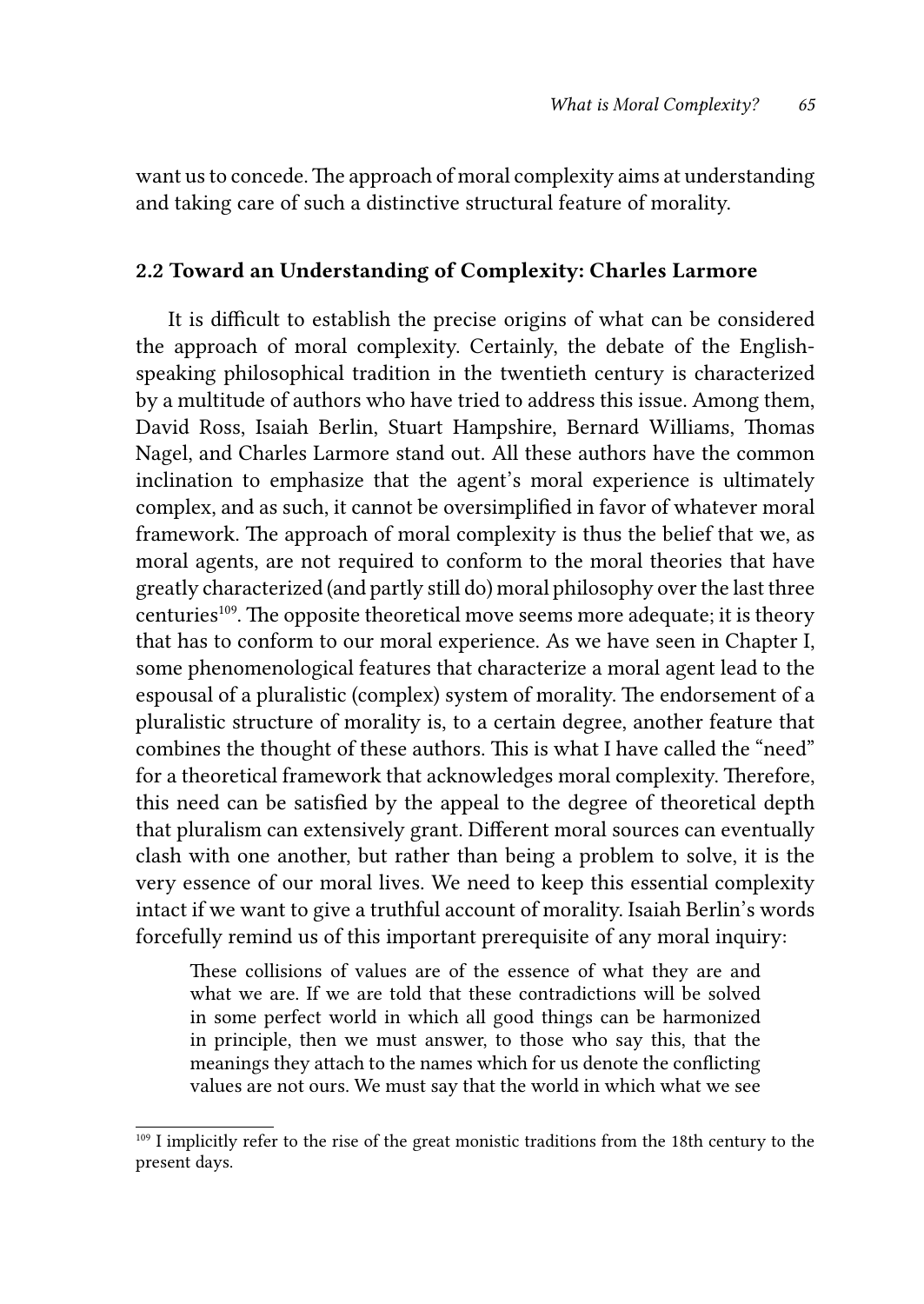want us to concede. The approach of moral complexity aims at understanding and taking care of such a distinctive structural feature of morality.

## 2.2 Toward an Understanding of Complexity: Charles Larmore

It is difficult to establish the precise origins of what can be considered the approach of moral complexity. Certainly, the debate of the English-speaking philosophical tradition in the twentieth century is characterized by a multitude of authors who have tried to address this issue. Among them, David Ross, Isaiah Berlin, Stuart Hampshire, Bernard Williams, Thomas Nagel, and Charles Larmore stand out. All these authors have the common inclination to emphasize that the agent's moral experience is ultimately complex, and as such, it cannot be oversimplified in favor of whatever moral framework. The approach of moral complexity is thus the belief that we, as moral agents, are not required to conform to the moral theories that have greatly characterized (and partly still do) moral philosophy over the last three centuries[109]. The opposite theoretical move seems more adequate; it is theory that has to conform to our moral experience. As we have seen in Chapter I, some phenomenological features that characterize a moral agent lead to the espousal of a pluralistic (complex) system of morality. The endorsement of a pluralistic structure of morality is, to a certain degree, another feature that combines the thought of these authors. This is what I have called the "need" for a theoretical framework that acknowledges moral complexity. Therefore, this need can be satisfied by the appeal to the degree of theoretical depth that pluralism can extensively grant. Different moral sources can eventually clash with one another, but rather than being a problem to solve, it is the very essence of our moral lives. We need to keep this essential complexity intact if we want to give a truthful account of morality. Isaiah Berlin's words forcefully remind us of this important prerequisite of any moral inquiry:

> These collisions of values are of the essence of what they are and what we are. If we are told that these contradictions will be solved in some perfect world in which all good things can be harmonized in principle, then we must answer, to those who say this, that the meanings they attach to the names which for us denote the conflicting values are not ours. We must say that the world in which what we see

[109] I implicitly refer to the rise of the great monistic traditions from the 18th century to the present days.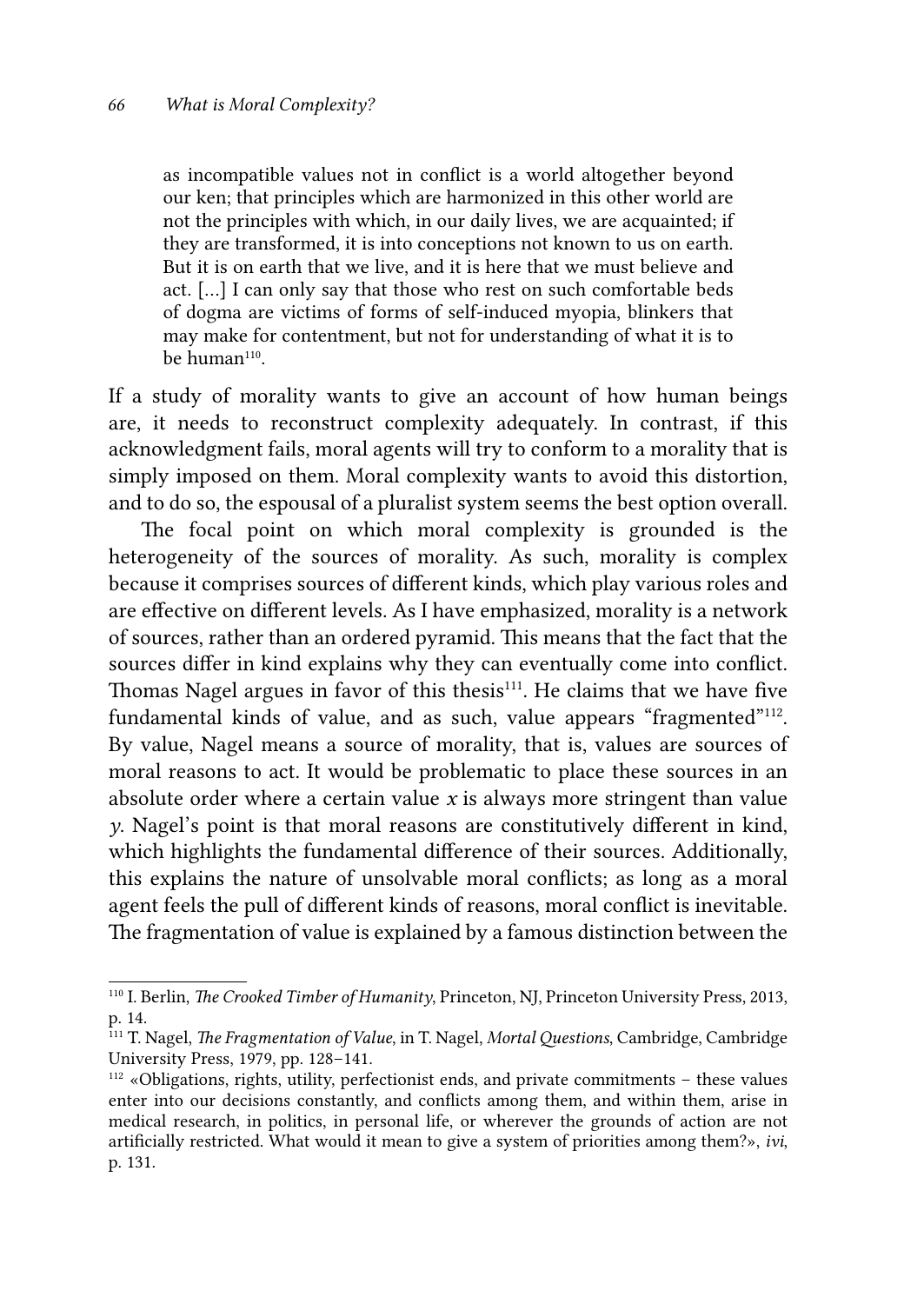> as incompatible values not in conflict is a world altogether beyond our ken; that principles which are harmonized in this other world are not the principles with which, in our daily lives, we are acquainted; if they are transformed, it is into conceptions not known to us on earth. But it is on earth that we live, and it is here that we must believe and act. [...] I can only say that those who rest on such comfortable beds of dogma are victims of forms of self-induced myopia, blinkers that may make for contentment, but not for understanding of what it is to be human[110].

If a study of morality wants to give an account of how human beings are, it needs to reconstruct complexity adequately. In contrast, if this acknowledgment fails, moral agents will try to conform to a morality that is simply imposed on them. Moral complexity wants to avoid this distortion, and to do so, the espousal of a pluralist system seems the best option overall.

The focal point on which moral complexity is grounded is the heterogeneity of the sources of morality. As such, morality is complex because it comprises sources of different kinds, which play various roles and are effective on different levels. As I have emphasized, morality is a network of sources, rather than an ordered pyramid. This means that the fact that the sources differ in kind explains why they can eventually come into conflict. Thomas Nagel argues in favor of this thesis[111]. He claims that we have five fundamental kinds of value, and as such, value appears "fragmented"[112]. By value, Nagel means a source of morality, that is, values are sources of moral reasons to act. It would be problematic to place these sources in an absolute order where a certain value *x* is always more stringent than value *y*. Nagel's point is that moral reasons are constitutively different in kind, which highlights the fundamental difference of their sources. Additionally, this explains the nature of unsolvable moral conflicts; as long as a moral agent feels the pull of different kinds of reasons, moral conflict is inevitable. The fragmentation of value is explained by a famous distinction between the

---

[110] I. Berlin, *The Crooked Timber of Humanity*, Princeton, NJ, Princeton University Press, 2013, p. 14.

[111] T. Nagel, *The Fragmentation of Value*, in T. Nagel, *Mortal Questions*, Cambridge, Cambridge University Press, 1979, pp. 128–141.

[112] «Obligations, rights, utility, perfectionist ends, and private commitments – these values enter into our decisions constantly, and conflicts among them, and within them, arise in medical research, in politics, in personal life, or wherever the grounds of action are not artificially restricted. What would it mean to give a system of priorities among them?», *ivi*, p. 131.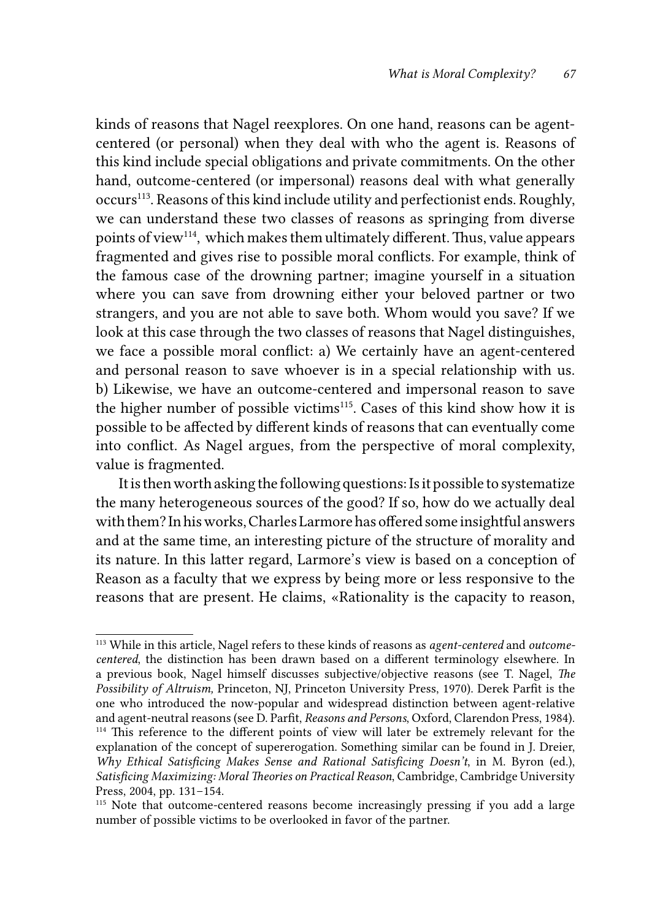kinds of reasons that Nagel reexplores. On one hand, reasons can be agent-centered (or personal) when they deal with who the agent is. Reasons of this kind include special obligations and private commitments. On the other hand, outcome-centered (or impersonal) reasons deal with what generally occurs[113]. Reasons of this kind include utility and perfectionist ends. Roughly, we can understand these two classes of reasons as springing from diverse points of view[114], which makes them ultimately different. Thus, value appears fragmented and gives rise to possible moral conflicts. For example, think of the famous case of the drowning partner; imagine yourself in a situation where you can save from drowning either your beloved partner or two strangers, and you are not able to save both. Whom would you save? If we look at this case through the two classes of reasons that Nagel distinguishes, we face a possible moral conflict: a) We certainly have an agent-centered and personal reason to save whoever is in a special relationship with us. b) Likewise, we have an outcome-centered and impersonal reason to save the higher number of possible victims[115]. Cases of this kind show how it is possible to be affected by different kinds of reasons that can eventually come into conflict. As Nagel argues, from the perspective of moral complexity, value is fragmented.

It is then worth asking the following questions: Is it possible to systematize the many heterogeneous sources of the good? If so, how do we actually deal with them? In his works, Charles Larmore has offered some insightful answers and at the same time, an interesting picture of the structure of morality and its nature. In this latter regard, Larmore's view is based on a conception of Reason as a faculty that we express by being more or less responsive to the reasons that are present. He claims, «Rationality is the capacity to reason,

---

[113] While in this article, Nagel refers to these kinds of reasons as *agent-centered* and *outcome-centered*, the distinction has been drawn based on a different terminology elsewhere. In a previous book, Nagel himself discusses subjective/objective reasons (see T. Nagel, *The Possibility of Altruism,* Princeton, NJ, Princeton University Press, 1970). Derek Parfit is the one who introduced the now-popular and widespread distinction between agent-relative and agent-neutral reasons (see D. Parfit, *Reasons and Persons*, Oxford, Clarendon Press, 1984).

[114] This reference to the different points of view will later be extremely relevant for the explanation of the concept of supererogation. Something similar can be found in J. Dreier, *Why Ethical Satisficing Makes Sense and Rational Satisficing Doesn't*, in M. Byron (ed.), *Satisficing Maximizing: Moral Theories on Practical Reason*, Cambridge, Cambridge University Press, 2004, pp. 131–154.

[115] Note that outcome-centered reasons become increasingly pressing if you add a large number of possible victims to be overlooked in favor of the partner.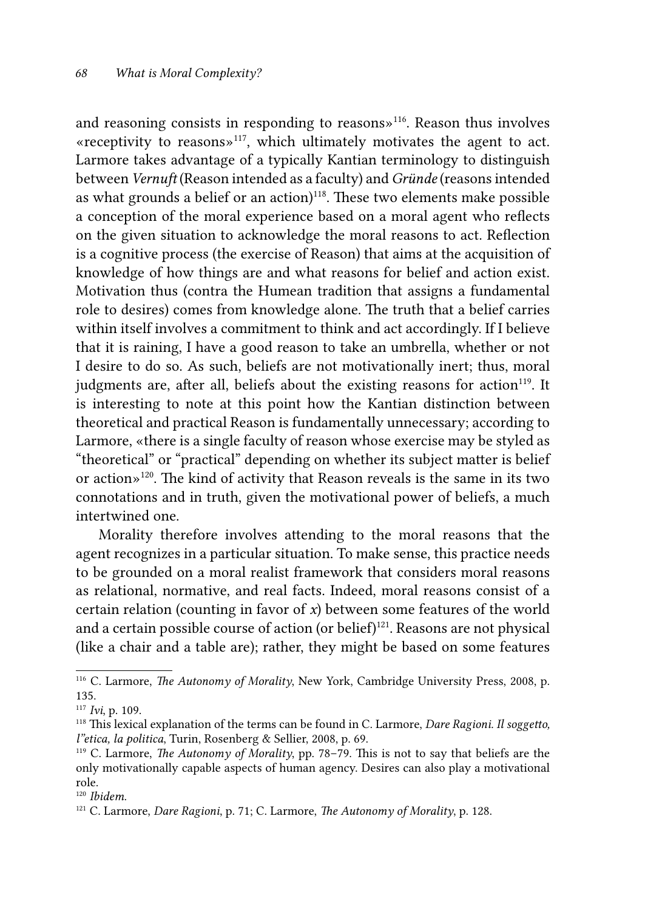and reasoning consists in responding to reasons»[116]. Reason thus involves «receptivity to reasons»[117], which ultimately motivates the agent to act. Larmore takes advantage of a typically Kantian terminology to distinguish between *Vernuft* (Reason intended as a faculty) and *Gründe* (reasons intended as what grounds a belief or an action)[118]. These two elements make possible a conception of the moral experience based on a moral agent who reflects on the given situation to acknowledge the moral reasons to act. Reflection is a cognitive process (the exercise of Reason) that aims at the acquisition of knowledge of how things are and what reasons for belief and action exist. Motivation thus (contra the Humean tradition that assigns a fundamental role to desires) comes from knowledge alone. The truth that a belief carries within itself involves a commitment to think and act accordingly. If I believe that it is raining, I have a good reason to take an umbrella, whether or not I desire to do so. As such, beliefs are not motivationally inert; thus, moral judgments are, after all, beliefs about the existing reasons for action[119]. It is interesting to note at this point how the Kantian distinction between theoretical and practical Reason is fundamentally unnecessary; according to Larmore, «there is a single faculty of reason whose exercise may be styled as "theoretical" or "practical" depending on whether its subject matter is belief or action»[120]. The kind of activity that Reason reveals is the same in its two connotations and in truth, given the motivational power of beliefs, a much intertwined one.

Morality therefore involves attending to the moral reasons that the agent recognizes in a particular situation. To make sense, this practice needs to be grounded on a moral realist framework that considers moral reasons as relational, normative, and real facts. Indeed, moral reasons consist of a certain relation (counting in favor of *x*) between some features of the world and a certain possible course of action (or belief)[121]. Reasons are not physical (like a chair and a table are); rather, they might be based on some features

---

[116] C. Larmore, *The Autonomy of Morality*, New York, Cambridge University Press, 2008, p. 135.

[117] *Ivi*, p. 109.

[118] This lexical explanation of the terms can be found in C. Larmore, *Dare Ragioni. Il soggetto, l"etica, la politica*, Turin, Rosenberg & Sellier, 2008, p. 69.

[119] C. Larmore, *The Autonomy of Morality*, pp. 78–79. This is not to say that beliefs are the only motivationally capable aspects of human agency. Desires can also play a motivational role.

[120] *Ibidem.*

[121] C. Larmore, *Dare Ragioni*, p. 71; C. Larmore, *The Autonomy of Morality*, p. 128.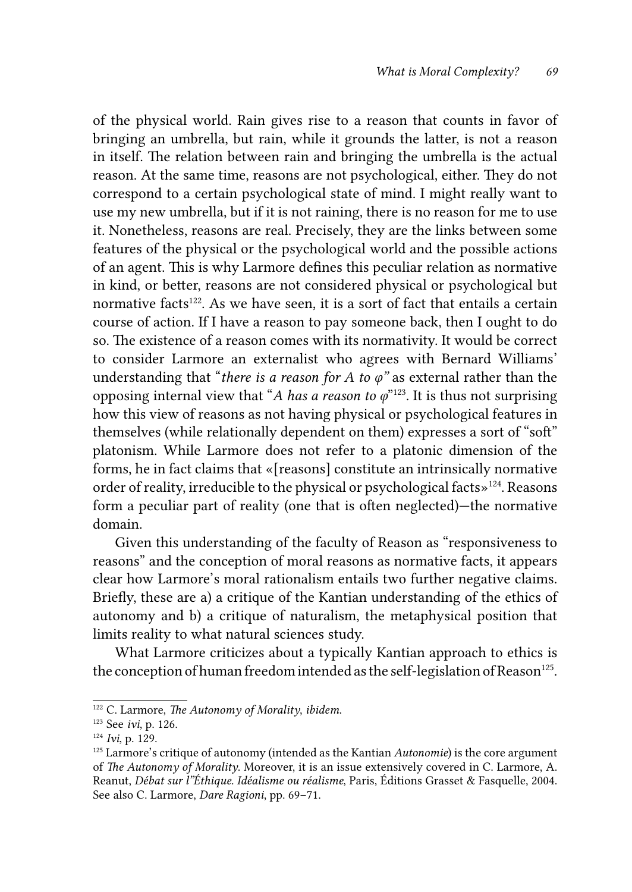of the physical world. Rain gives rise to a reason that counts in favor of bringing an umbrella, but rain, while it grounds the latter, is not a reason in itself. The relation between rain and bringing the umbrella is the actual reason. At the same time, reasons are not psychological, either. They do not correspond to a certain psychological state of mind. I might really want to use my new umbrella, but if it is not raining, there is no reason for me to use it. Nonetheless, reasons are real. Precisely, they are the links between some features of the physical or the psychological world and the possible actions of an agent. This is why Larmore defines this peculiar relation as normative in kind, or better, reasons are not considered physical or psychological but normative facts[122]. As we have seen, it is a sort of fact that entails a certain course of action. If I have a reason to pay someone back, then I ought to do so. The existence of a reason comes with its normativity. It would be correct to consider Larmore an externalist who agrees with Bernard Williams' understanding that "*there is a reason for A to φ"* as external rather than the opposing internal view that "*A has a reason to φ*"[123]. It is thus not surprising how this view of reasons as not having physical or psychological features in themselves (while relationally dependent on them) expresses a sort of "soft" platonism. While Larmore does not refer to a platonic dimension of the forms, he in fact claims that «[reasons] constitute an intrinsically normative order of reality, irreducible to the physical or psychological facts»[124]. Reasons form a peculiar part of reality (one that is often neglected)—the normative domain.

Given this understanding of the faculty of Reason as "responsiveness to reasons" and the conception of moral reasons as normative facts, it appears clear how Larmore's moral rationalism entails two further negative claims. Briefly, these are a) a critique of the Kantian understanding of the ethics of autonomy and b) a critique of naturalism, the metaphysical position that limits reality to what natural sciences study.

What Larmore criticizes about a typically Kantian approach to ethics is the conception of human freedom intended as the self-legislation of Reason[125].

---

[122] C. Larmore, *The Autonomy of Morality*, *ibidem*.

[123] See *ivi*, p. 126.

[124] *Ivi*, p. 129.

[125] Larmore's critique of autonomy (intended as the Kantian *Autonomie*) is the core argument of *The Autonomy of Morality*. Moreover, it is an issue extensively covered in C. Larmore, A. Reanut, *Débat sur l"Éthique. Idéalisme ou réalisme*, Paris, Éditions Grasset & Fasquelle, 2004. See also C. Larmore, *Dare Ragioni*, pp. 69–71.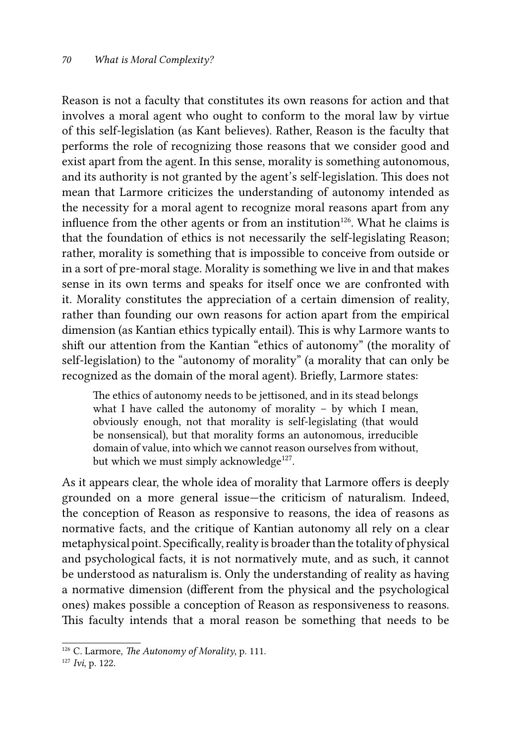Reason is not a faculty that constitutes its own reasons for action and that involves a moral agent who ought to conform to the moral law by virtue of this self-legislation (as Kant believes). Rather, Reason is the faculty that performs the role of recognizing those reasons that we consider good and exist apart from the agent. In this sense, morality is something autonomous, and its authority is not granted by the agent's self-legislation. This does not mean that Larmore criticizes the understanding of autonomy intended as the necessity for a moral agent to recognize moral reasons apart from any influence from the other agents or from an institution[126]. What he claims is that the foundation of ethics is not necessarily the self-legislating Reason; rather, morality is something that is impossible to conceive from outside or in a sort of pre-moral stage. Morality is something we live in and that makes sense in its own terms and speaks for itself once we are confronted with it. Morality constitutes the appreciation of a certain dimension of reality, rather than founding our own reasons for action apart from the empirical dimension (as Kantian ethics typically entail). This is why Larmore wants to shift our attention from the Kantian "ethics of autonomy" (the morality of self-legislation) to the "autonomy of morality" (a morality that can only be recognized as the domain of the moral agent). Briefly, Larmore states:

> The ethics of autonomy needs to be jettisoned, and in its stead belongs what I have called the autonomy of morality – by which I mean, obviously enough, not that morality is self-legislating (that would be nonsensical), but that morality forms an autonomous, irreducible domain of value, into which we cannot reason ourselves from without, but which we must simply acknowledge[127].

As it appears clear, the whole idea of morality that Larmore offers is deeply grounded on a more general issue—the criticism of naturalism. Indeed, the conception of Reason as responsive to reasons, the idea of reasons as normative facts, and the critique of Kantian autonomy all rely on a clear metaphysical point. Specifically, reality is broader than the totality of physical and psychological facts, it is not normatively mute, and as such, it cannot be understood as naturalism is. Only the understanding of reality as having a normative dimension (different from the physical and the psychological ones) makes possible a conception of Reason as responsiveness to reasons. This faculty intends that a moral reason be something that needs to be

---

[126] C. Larmore, *The Autonomy of Morality*, p. 111.

[127] *Ivi*, p. 122.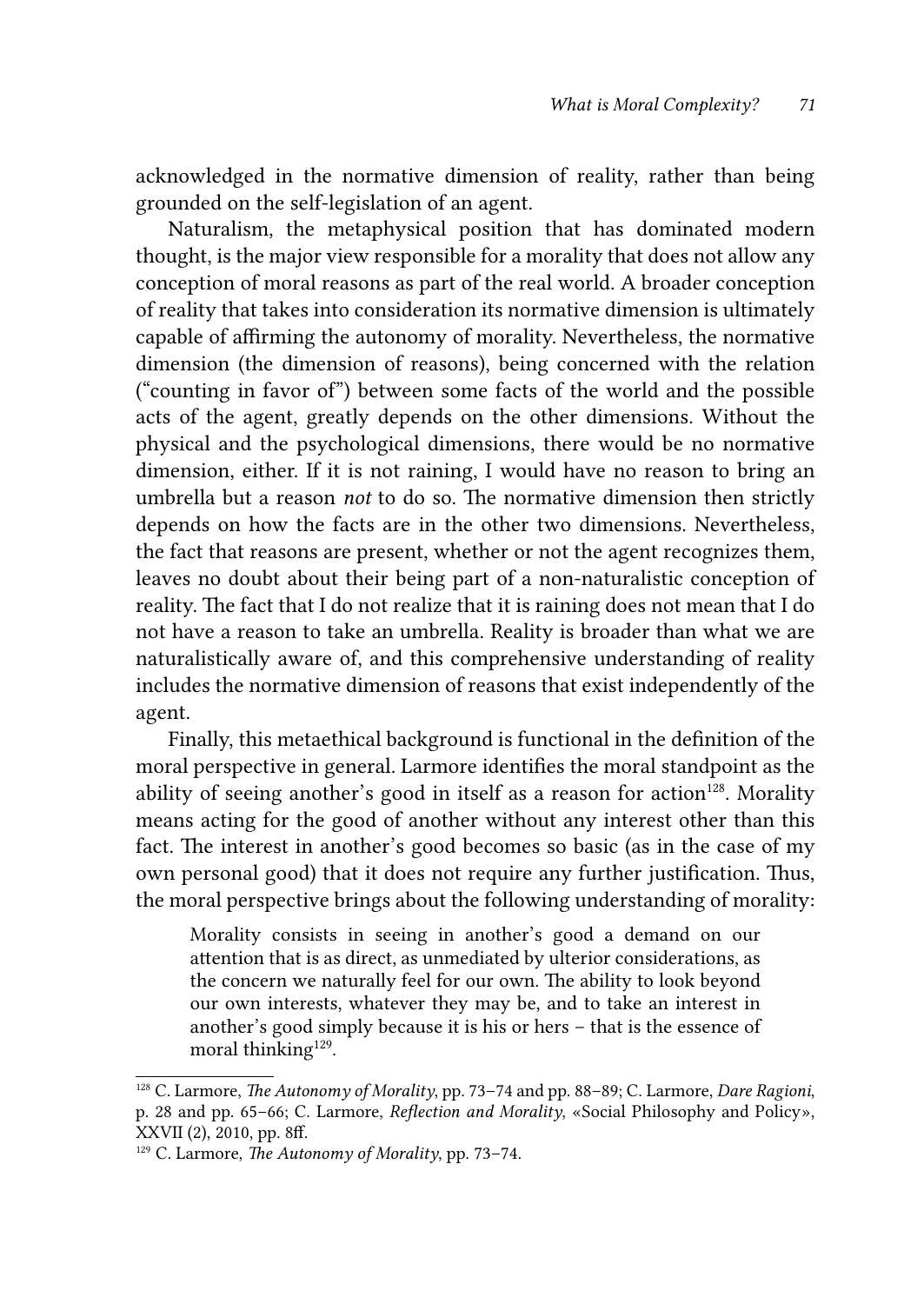acknowledged in the normative dimension of reality, rather than being grounded on the self-legislation of an agent.

Naturalism, the metaphysical position that has dominated modern thought, is the major view responsible for a morality that does not allow any conception of moral reasons as part of the real world. A broader conception of reality that takes into consideration its normative dimension is ultimately capable of affirming the autonomy of morality. Nevertheless, the normative dimension (the dimension of reasons), being concerned with the relation ("counting in favor of") between some facts of the world and the possible acts of the agent, greatly depends on the other dimensions. Without the physical and the psychological dimensions, there would be no normative dimension, either. If it is not raining, I would have no reason to bring an umbrella but a reason *not* to do so. The normative dimension then strictly depends on how the facts are in the other two dimensions. Nevertheless, the fact that reasons are present, whether or not the agent recognizes them, leaves no doubt about their being part of a non-naturalistic conception of reality. The fact that I do not realize that it is raining does not mean that I do not have a reason to take an umbrella. Reality is broader than what we are naturalistically aware of, and this comprehensive understanding of reality includes the normative dimension of reasons that exist independently of the agent.

Finally, this metaethical background is functional in the definition of the moral perspective in general. Larmore identifies the moral standpoint as the ability of seeing another's good in itself as a reason for action[128]. Morality means acting for the good of another without any interest other than this fact. The interest in another's good becomes so basic (as in the case of my own personal good) that it does not require any further justification. Thus, the moral perspective brings about the following understanding of morality:

> Morality consists in seeing in another's good a demand on our attention that is as direct, as unmediated by ulterior considerations, as the concern we naturally feel for our own. The ability to look beyond our own interests, whatever they may be, and to take an interest in another's good simply because it is his or hers – that is the essence of moral thinking[129].

[128] C. Larmore, *The Autonomy of Morality*, pp. 73–74 and pp. 88–89; C. Larmore, *Dare Ragioni*, p. 28 and pp. 65–66; C. Larmore, *Reflection and Morality*, «Social Philosophy and Policy», XXVII (2), 2010, pp. 8ff.

[129] C. Larmore, *The Autonomy of Morality*, pp. 73–74.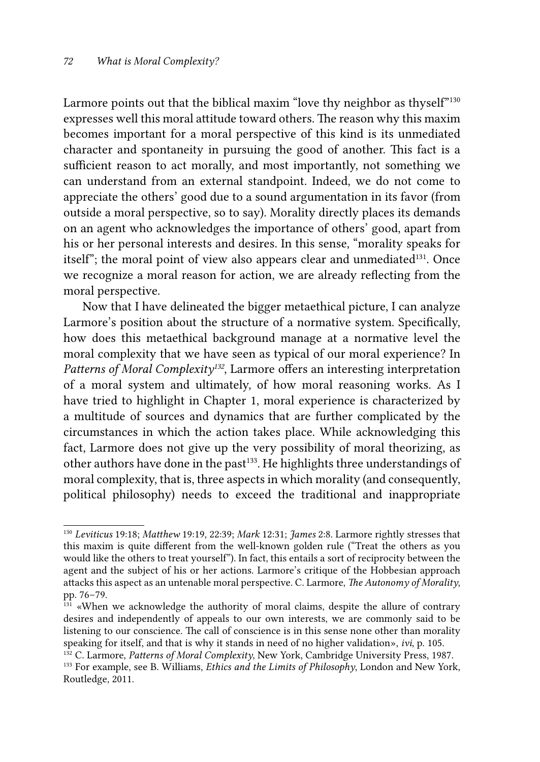Larmore points out that the biblical maxim "love thy neighbor as thyself"[130] expresses well this moral attitude toward others. The reason why this maxim becomes important for a moral perspective of this kind is its unmediated character and spontaneity in pursuing the good of another. This fact is a sufficient reason to act morally, and most importantly, not something we can understand from an external standpoint. Indeed, we do not come to appreciate the others' good due to a sound argumentation in its favor (from outside a moral perspective, so to say). Morality directly places its demands on an agent who acknowledges the importance of others' good, apart from his or her personal interests and desires. In this sense, "morality speaks for itself"; the moral point of view also appears clear and unmediated[131]. Once we recognize a moral reason for action, we are already reflecting from the moral perspective.

Now that I have delineated the bigger metaethical picture, I can analyze Larmore's position about the structure of a normative system. Specifically, how does this metaethical background manage at a normative level the moral complexity that we have seen as typical of our moral experience? In *Patterns of Moral Complexity*[132], Larmore offers an interesting interpretation of a moral system and ultimately, of how moral reasoning works. As I have tried to highlight in Chapter 1, moral experience is characterized by a multitude of sources and dynamics that are further complicated by the circumstances in which the action takes place. While acknowledging this fact, Larmore does not give up the very possibility of moral theorizing, as other authors have done in the past[133]. He highlights three understandings of moral complexity, that is, three aspects in which morality (and consequently, political philosophy) needs to exceed the traditional and inappropriate

---

[130] *Leviticus* 19:18; *Matthew* 19:19, 22:39; *Mark* 12:31; *James* 2:8. Larmore rightly stresses that this maxim is quite different from the well-known golden rule ("Treat the others as you would like the others to treat yourself"). In fact, this entails a sort of reciprocity between the agent and the subject of his or her actions. Larmore's critique of the Hobbesian approach attacks this aspect as an untenable moral perspective. C. Larmore, *The Autonomy of Morality*, pp. 76–79.

[131] «When we acknowledge the authority of moral claims, despite the allure of contrary desires and independently of appeals to our own interests, we are commonly said to be listening to our conscience. The call of conscience is in this sense none other than morality speaking for itself, and that is why it stands in need of no higher validation», *ivi*, p. 105.

[132] C. Larmore, *Patterns of Moral Complexity*, New York, Cambridge University Press, 1987.

[133] For example, see B. Williams, *Ethics and the Limits of Philosophy*, London and New York, Routledge, 2011.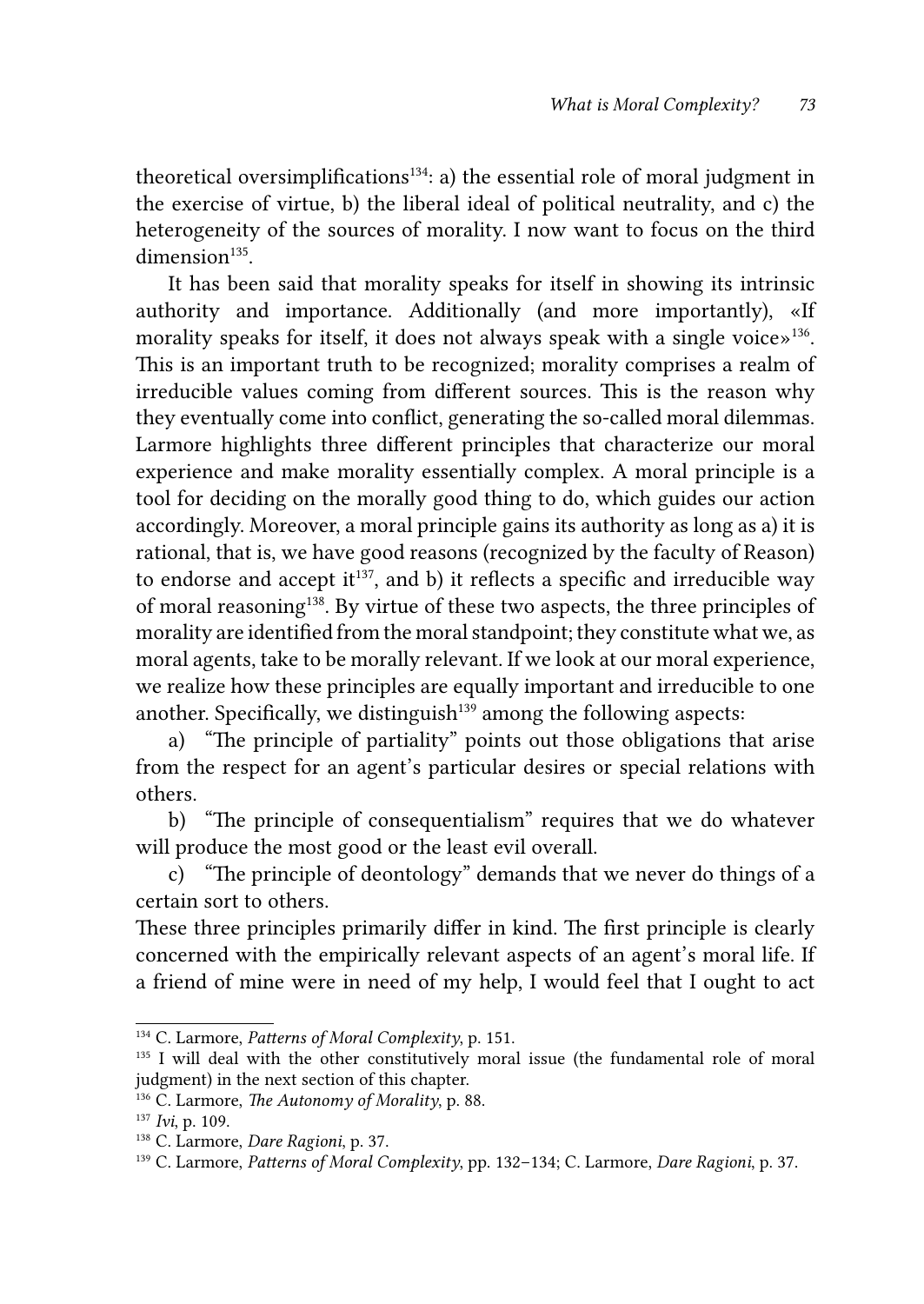theoretical oversimplifications[134]: a) the essential role of moral judgment in the exercise of virtue, b) the liberal ideal of political neutrality, and c) the heterogeneity of the sources of morality. I now want to focus on the third dimension[135].

It has been said that morality speaks for itself in showing its intrinsic authority and importance. Additionally (and more importantly), «If morality speaks for itself, it does not always speak with a single voice»[136]. This is an important truth to be recognized; morality comprises a realm of irreducible values coming from different sources. This is the reason why they eventually come into conflict, generating the so-called moral dilemmas. Larmore highlights three different principles that characterize our moral experience and make morality essentially complex. A moral principle is a tool for deciding on the morally good thing to do, which guides our action accordingly. Moreover, a moral principle gains its authority as long as a) it is rational, that is, we have good reasons (recognized by the faculty of Reason) to endorse and accept it[137], and b) it reflects a specific and irreducible way of moral reasoning[138]. By virtue of these two aspects, the three principles of morality are identified from the moral standpoint; they constitute what we, as moral agents, take to be morally relevant. If we look at our moral experience, we realize how these principles are equally important and irreducible to one another. Specifically, we distinguish[139] among the following aspects:

a) "The principle of partiality" points out those obligations that arise from the respect for an agent's particular desires or special relations with others.

b) "The principle of consequentialism" requires that we do whatever will produce the most good or the least evil overall.

c) "The principle of deontology" demands that we never do things of a certain sort to others.

These three principles primarily differ in kind. The first principle is clearly concerned with the empirically relevant aspects of an agent's moral life. If a friend of mine were in need of my help, I would feel that I ought to act

---

[134] C. Larmore, *Patterns of Moral Complexity*, p. 151.

[135] I will deal with the other constitutively moral issue (the fundamental role of moral judgment) in the next section of this chapter.

[136] C. Larmore, *The Autonomy of Morality*, p. 88.

[137] *Ivi*, p. 109.

[138] C. Larmore, *Dare Ragioni*, p. 37.

[139] C. Larmore, *Patterns of Moral Complexity*, pp. 132–134; C. Larmore, *Dare Ragioni*, p. 37.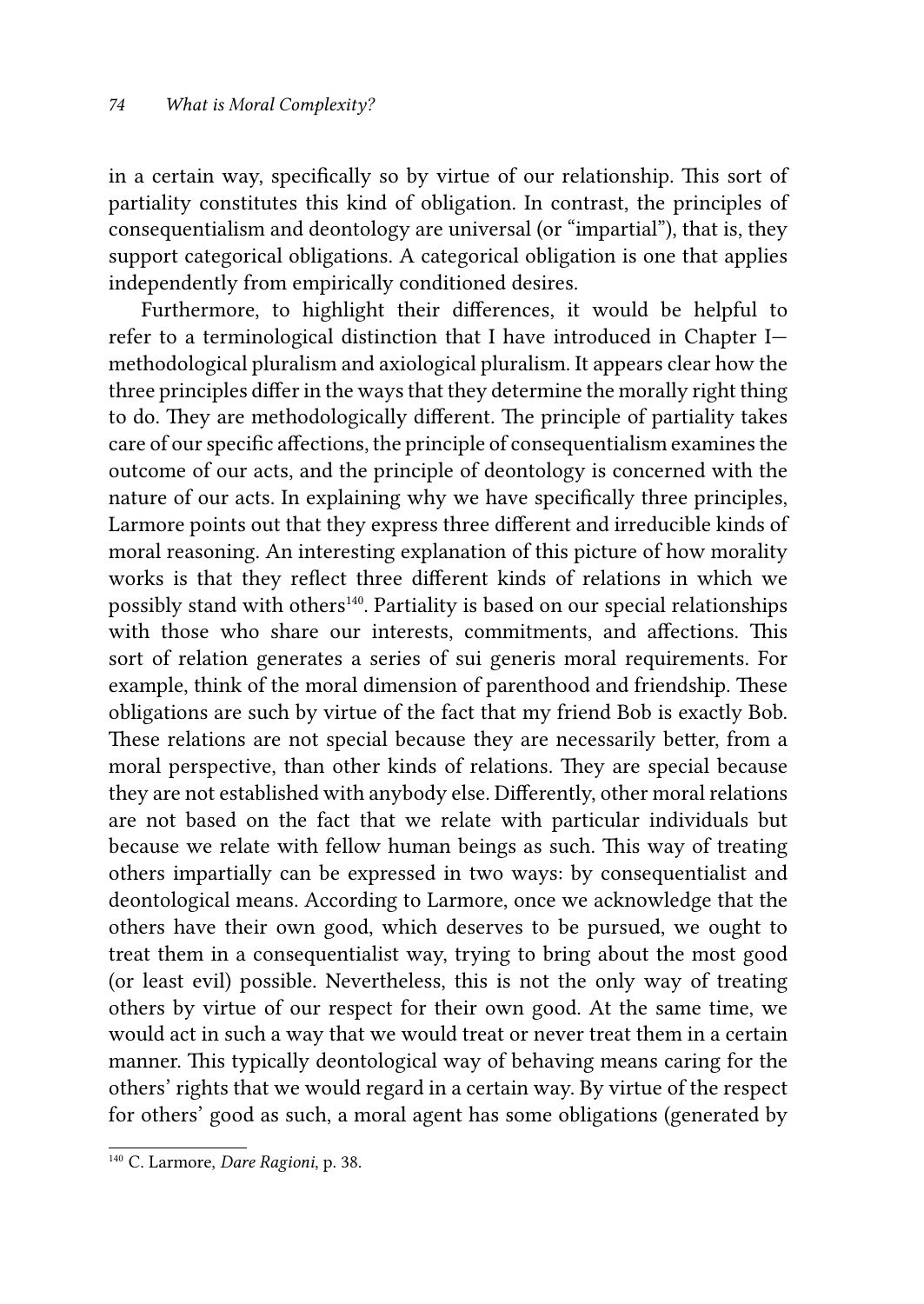in a certain way, specifically so by virtue of our relationship. This sort of partiality constitutes this kind of obligation. In contrast, the principles of consequentialism and deontology are universal (or "impartial"), that is, they support categorical obligations. A categorical obligation is one that applies independently from empirically conditioned desires.

Furthermore, to highlight their differences, it would be helpful to refer to a terminological distinction that I have introduced in Chapter I—methodological pluralism and axiological pluralism. It appears clear how the three principles differ in the ways that they determine the morally right thing to do. They are methodologically different. The principle of partiality takes care of our specific affections, the principle of consequentialism examines the outcome of our acts, and the principle of deontology is concerned with the nature of our acts. In explaining why we have specifically three principles, Larmore points out that they express three different and irreducible kinds of moral reasoning. An interesting explanation of this picture of how morality works is that they reflect three different kinds of relations in which we possibly stand with others[140]. Partiality is based on our special relationships with those who share our interests, commitments, and affections. This sort of relation generates a series of sui generis moral requirements. For example, think of the moral dimension of parenthood and friendship. These obligations are such by virtue of the fact that my friend Bob is exactly Bob. These relations are not special because they are necessarily better, from a moral perspective, than other kinds of relations. They are special because they are not established with anybody else. Differently, other moral relations are not based on the fact that we relate with particular individuals but because we relate with fellow human beings as such. This way of treating others impartially can be expressed in two ways: by consequentialist and deontological means. According to Larmore, once we acknowledge that the others have their own good, which deserves to be pursued, we ought to treat them in a consequentialist way, trying to bring about the most good (or least evil) possible. Nevertheless, this is not the only way of treating others by virtue of our respect for their own good. At the same time, we would act in such a way that we would treat or never treat them in a certain manner. This typically deontological way of behaving means caring for the others' rights that we would regard in a certain way. By virtue of the respect for others' good as such, a moral agent has some obligations (generated by

---

[140] C. Larmore, *Dare Ragioni*, p. 38.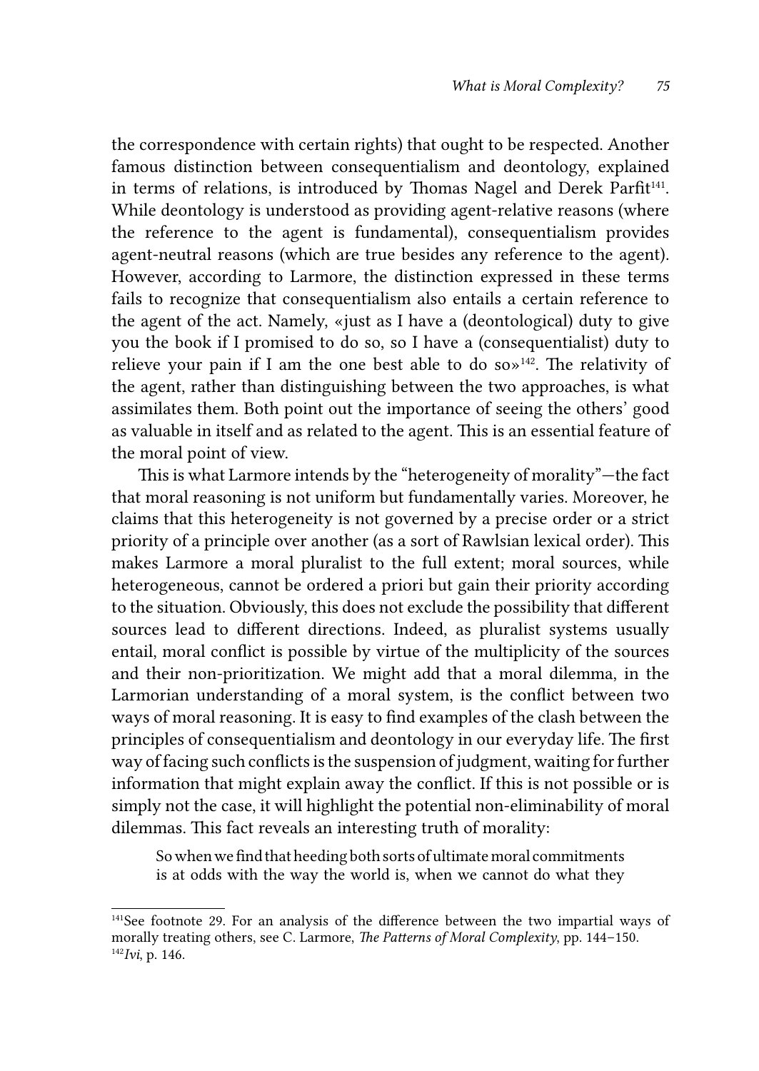the correspondence with certain rights) that ought to be respected. Another famous distinction between consequentialism and deontology, explained in terms of relations, is introduced by Thomas Nagel and Derek Parfit[141]. While deontology is understood as providing agent-relative reasons (where the reference to the agent is fundamental), consequentialism provides agent-neutral reasons (which are true besides any reference to the agent). However, according to Larmore, the distinction expressed in these terms fails to recognize that consequentialism also entails a certain reference to the agent of the act. Namely, «just as I have a (deontological) duty to give you the book if I promised to do so, so I have a (consequentialist) duty to relieve your pain if I am the one best able to do so»[142]. The relativity of the agent, rather than distinguishing between the two approaches, is what assimilates them. Both point out the importance of seeing the others' good as valuable in itself and as related to the agent. This is an essential feature of the moral point of view.

This is what Larmore intends by the "heterogeneity of morality"—the fact that moral reasoning is not uniform but fundamentally varies. Moreover, he claims that this heterogeneity is not governed by a precise order or a strict priority of a principle over another (as a sort of Rawlsian lexical order). This makes Larmore a moral pluralist to the full extent; moral sources, while heterogeneous, cannot be ordered a priori but gain their priority according to the situation. Obviously, this does not exclude the possibility that different sources lead to different directions. Indeed, as pluralist systems usually entail, moral conflict is possible by virtue of the multiplicity of the sources and their non-prioritization. We might add that a moral dilemma, in the Larmorian understanding of a moral system, is the conflict between two ways of moral reasoning. It is easy to find examples of the clash between the principles of consequentialism and deontology in our everyday life. The first way of facing such conflicts is the suspension of judgment, waiting for further information that might explain away the conflict. If this is not possible or is simply not the case, it will highlight the potential non-eliminability of moral dilemmas. This fact reveals an interesting truth of morality:

> So when we find that heeding both sorts of ultimate moral commitments is at odds with the way the world is, when we cannot do what they

---

[141]See footnote 29. For an analysis of the difference between the two impartial ways of morally treating others, see C. Larmore, *The Patterns of Moral Complexity*, pp. 144–150.

[142]*Ivi*, p. 146.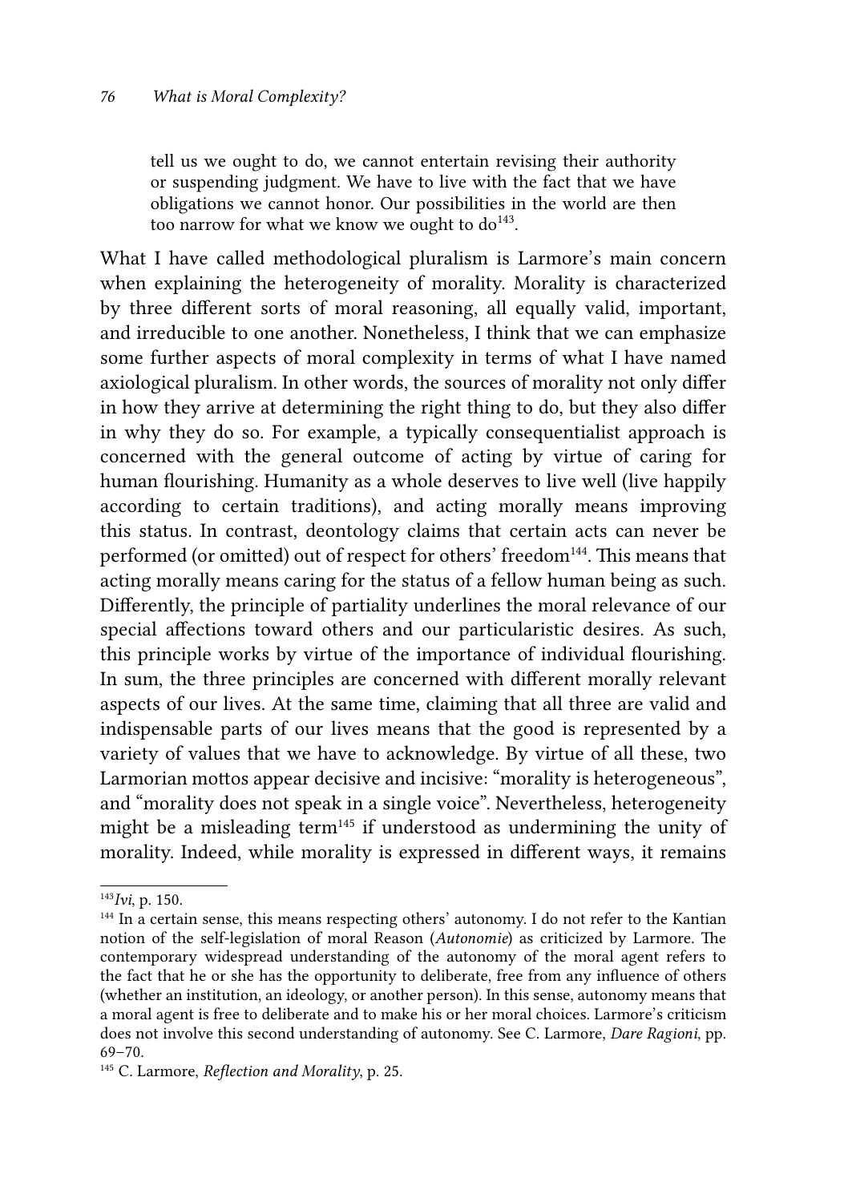> tell us we ought to do, we cannot entertain revising their authority or suspending judgment. We have to live with the fact that we have obligations we cannot honor. Our possibilities in the world are then too narrow for what we know we ought to do[143].

What I have called methodological pluralism is Larmore's main concern when explaining the heterogeneity of morality. Morality is characterized by three different sorts of moral reasoning, all equally valid, important, and irreducible to one another. Nonetheless, I think that we can emphasize some further aspects of moral complexity in terms of what I have named axiological pluralism. In other words, the sources of morality not only differ in how they arrive at determining the right thing to do, but they also differ in why they do so. For example, a typically consequentialist approach is concerned with the general outcome of acting by virtue of caring for human flourishing. Humanity as a whole deserves to live well (live happily according to certain traditions), and acting morally means improving this status. In contrast, deontology claims that certain acts can never be performed (or omitted) out of respect for others' freedom[144]. This means that acting morally means caring for the status of a fellow human being as such. Differently, the principle of partiality underlines the moral relevance of our special affections toward others and our particularistic desires. As such, this principle works by virtue of the importance of individual flourishing. In sum, the three principles are concerned with different morally relevant aspects of our lives. At the same time, claiming that all three are valid and indispensable parts of our lives means that the good is represented by a variety of values that we have to acknowledge. By virtue of all these, two Larmorian mottos appear decisive and incisive: "morality is heterogeneous", and "morality does not speak in a single voice". Nevertheless, heterogeneity might be a misleading term[145] if understood as undermining the unity of morality. Indeed, while morality is expressed in different ways, it remains

---

[143] *Ivi*, p. 150.

[144] In a certain sense, this means respecting others' autonomy. I do not refer to the Kantian notion of the self-legislation of moral Reason (*Autonomie*) as criticized by Larmore. The contemporary widespread understanding of the autonomy of the moral agent refers to the fact that he or she has the opportunity to deliberate, free from any influence of others (whether an institution, an ideology, or another person). In this sense, autonomy means that a moral agent is free to deliberate and to make his or her moral choices. Larmore's criticism does not involve this second understanding of autonomy. See C. Larmore, *Dare Ragioni*, pp. 69–70.

[145] C. Larmore, *Reflection and Morality*, p. 25.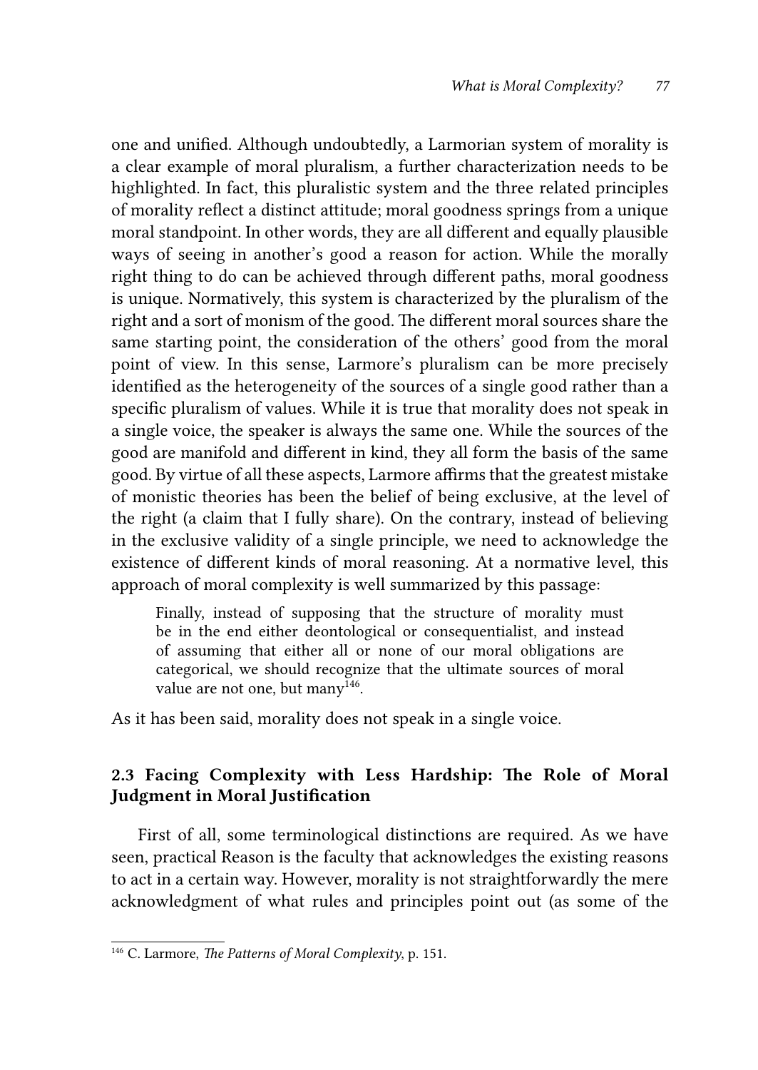one and unified. Although undoubtedly, a Larmorian system of morality is a clear example of moral pluralism, a further characterization needs to be highlighted. In fact, this pluralistic system and the three related principles of morality reflect a distinct attitude; moral goodness springs from a unique moral standpoint. In other words, they are all different and equally plausible ways of seeing in another's good a reason for action. While the morally right thing to do can be achieved through different paths, moral goodness is unique. Normatively, this system is characterized by the pluralism of the right and a sort of monism of the good. The different moral sources share the same starting point, the consideration of the others' good from the moral point of view. In this sense, Larmore's pluralism can be more precisely identified as the heterogeneity of the sources of a single good rather than a specific pluralism of values. While it is true that morality does not speak in a single voice, the speaker is always the same one. While the sources of the good are manifold and different in kind, they all form the basis of the same good. By virtue of all these aspects, Larmore affirms that the greatest mistake of monistic theories has been the belief of being exclusive, at the level of the right (a claim that I fully share). On the contrary, instead of believing in the exclusive validity of a single principle, we need to acknowledge the existence of different kinds of moral reasoning. At a normative level, this approach of moral complexity is well summarized by this passage:

> Finally, instead of supposing that the structure of morality must be in the end either deontological or consequentialist, and instead of assuming that either all or none of our moral obligations are categorical, we should recognize that the ultimate sources of moral value are not one, but many[146].

As it has been said, morality does not speak in a single voice.

## 2.3 Facing Complexity with Less Hardship: The Role of Moral Judgment in Moral Justification

First of all, some terminological distinctions are required. As we have seen, practical Reason is the faculty that acknowledges the existing reasons to act in a certain way. However, morality is not straightforwardly the mere acknowledgment of what rules and principles point out (as some of the

---

[146] C. Larmore, *The Patterns of Moral Complexity*, p. 151.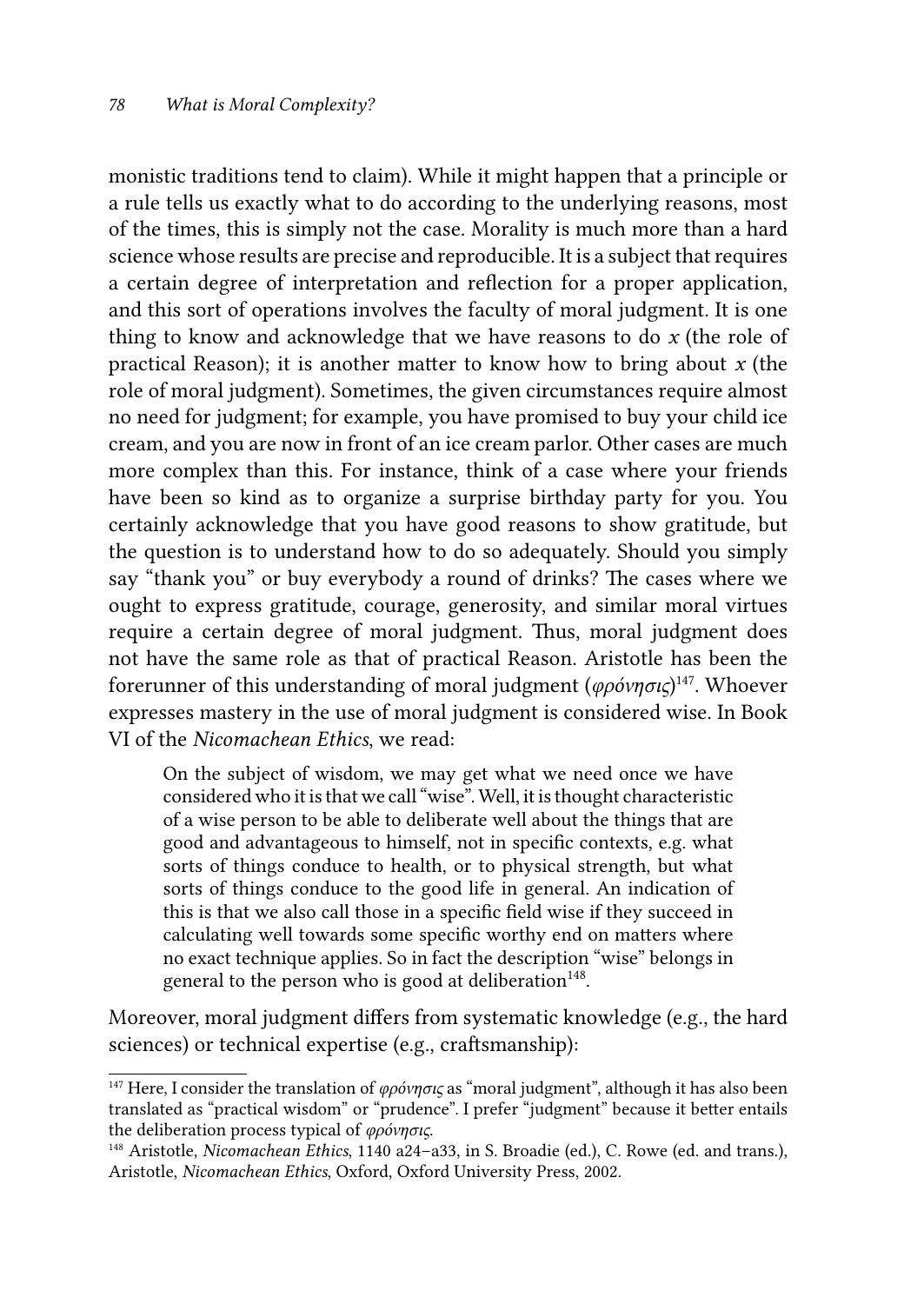monistic traditions tend to claim). While it might happen that a principle or a rule tells us exactly what to do according to the underlying reasons, most of the times, this is simply not the case. Morality is much more than a hard science whose results are precise and reproducible. It is a subject that requires a certain degree of interpretation and reflection for a proper application, and this sort of operations involves the faculty of moral judgment. It is one thing to know and acknowledge that we have reasons to do *x* (the role of practical Reason); it is another matter to know how to bring about *x* (the role of moral judgment). Sometimes, the given circumstances require almost no need for judgment; for example, you have promised to buy your child ice cream, and you are now in front of an ice cream parlor. Other cases are much more complex than this. For instance, think of a case where your friends have been so kind as to organize a surprise birthday party for you. You certainly acknowledge that you have good reasons to show gratitude, but the question is to understand how to do so adequately. Should you simply say "thank you" or buy everybody a round of drinks? The cases where we ought to express gratitude, courage, generosity, and similar moral virtues require a certain degree of moral judgment. Thus, moral judgment does not have the same role as that of practical Reason. Aristotle has been the forerunner of this understanding of moral judgment (*φρόνησις*)[147]. Whoever expresses mastery in the use of moral judgment is considered wise. In Book VI of the *Nicomachean Ethics*, we read:

> On the subject of wisdom, we may get what we need once we have considered who it is that we call "wise". Well, it is thought characteristic of a wise person to be able to deliberate well about the things that are good and advantageous to himself, not in specific contexts, e.g. what sorts of things conduce to health, or to physical strength, but what sorts of things conduce to the good life in general. An indication of this is that we also call those in a specific field wise if they succeed in calculating well towards some specific worthy end on matters where no exact technique applies. So in fact the description "wise" belongs in general to the person who is good at deliberation[148].

Moreover, moral judgment differs from systematic knowledge (e.g., the hard sciences) or technical expertise (e.g., craftsmanship):

---

[147] Here, I consider the translation of *φρόνησις* as "moral judgment", although it has also been translated as "practical wisdom" or "prudence". I prefer "judgment" because it better entails the deliberation process typical of *φρόνησις*.

[148] Aristotle, *Nicomachean Ethics*, 1140 a24–a33, in S. Broadie (ed.), C. Rowe (ed. and trans.), Aristotle, *Nicomachean Ethics*, Oxford, Oxford University Press, 2002.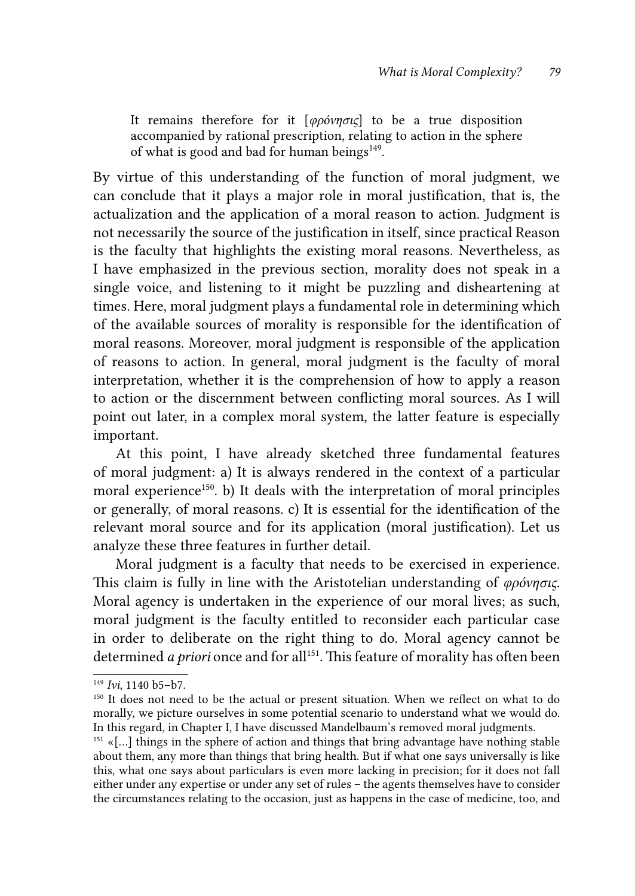> It remains therefore for it [*φρόνησις*] to be a true disposition accompanied by rational prescription, relating to action in the sphere of what is good and bad for human beings[149].

By virtue of this understanding of the function of moral judgment, we can conclude that it plays a major role in moral justification, that is, the actualization and the application of a moral reason to action. Judgment is not necessarily the source of the justification in itself, since practical Reason is the faculty that highlights the existing moral reasons. Nevertheless, as I have emphasized in the previous section, morality does not speak in a single voice, and listening to it might be puzzling and disheartening at times. Here, moral judgment plays a fundamental role in determining which of the available sources of morality is responsible for the identification of moral reasons. Moreover, moral judgment is responsible of the application of reasons to action. In general, moral judgment is the faculty of moral interpretation, whether it is the comprehension of how to apply a reason to action or the discernment between conflicting moral sources. As I will point out later, in a complex moral system, the latter feature is especially important.

At this point, I have already sketched three fundamental features of moral judgment: a) It is always rendered in the context of a particular moral experience[150]. b) It deals with the interpretation of moral principles or generally, of moral reasons. c) It is essential for the identification of the relevant moral source and for its application (moral justification). Let us analyze these three features in further detail.

Moral judgment is a faculty that needs to be exercised in experience. This claim is fully in line with the Aristotelian understanding of *φρόνησις*. Moral agency is undertaken in the experience of our moral lives; as such, moral judgment is the faculty entitled to reconsider each particular case in order to deliberate on the right thing to do. Moral agency cannot be determined *a priori* once and for all[151]. This feature of morality has often been

---

[149] *Ivi*, 1140 b5–b7.

[150] It does not need to be the actual or present situation. When we reflect on what to do morally, we picture ourselves in some potential scenario to understand what we would do. In this regard, in Chapter I, I have discussed Mandelbaum's removed moral judgments.

[151] «[…] things in the sphere of action and things that bring advantage have nothing stable about them, any more than things that bring health. But if what one says universally is like this, what one says about particulars is even more lacking in precision; for it does not fall either under any expertise or under any set of rules – the agents themselves have to consider the circumstances relating to the occasion, just as happens in the case of medicine, too, and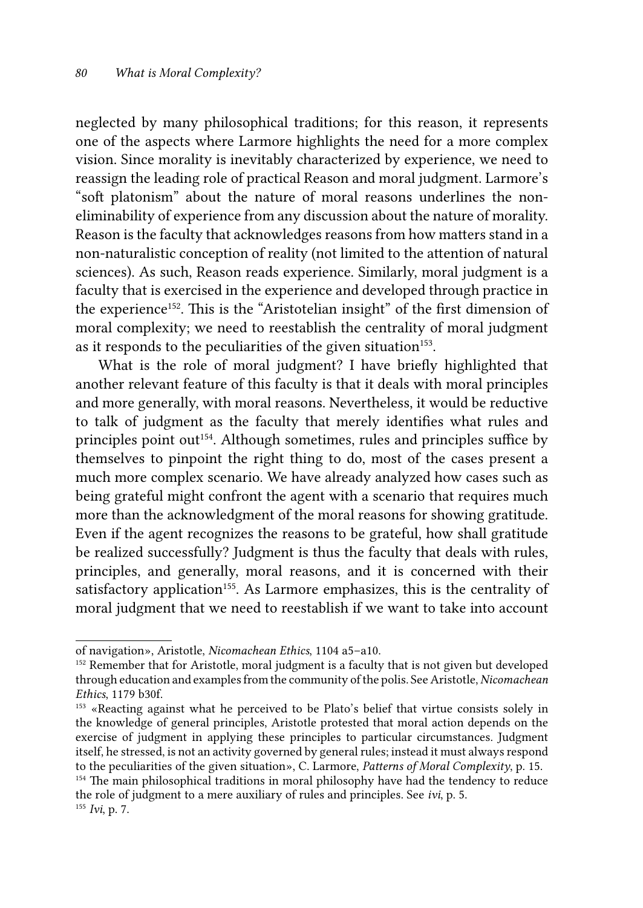neglected by many philosophical traditions; for this reason, it represents one of the aspects where Larmore highlights the need for a more complex vision. Since morality is inevitably characterized by experience, we need to reassign the leading role of practical Reason and moral judgment. Larmore's "soft platonism" about the nature of moral reasons underlines the non-eliminability of experience from any discussion about the nature of morality. Reason is the faculty that acknowledges reasons from how matters stand in a non-naturalistic conception of reality (not limited to the attention of natural sciences). As such, Reason reads experience. Similarly, moral judgment is a faculty that is exercised in the experience and developed through practice in the experience[152]. This is the "Aristotelian insight" of the first dimension of moral complexity; we need to reestablish the centrality of moral judgment as it responds to the peculiarities of the given situation[153].

What is the role of moral judgment? I have briefly highlighted that another relevant feature of this faculty is that it deals with moral principles and more generally, with moral reasons. Nevertheless, it would be reductive to talk of judgment as the faculty that merely identifies what rules and principles point out[154]. Although sometimes, rules and principles suffice by themselves to pinpoint the right thing to do, most of the cases present a much more complex scenario. We have already analyzed how cases such as being grateful might confront the agent with a scenario that requires much more than the acknowledgment of the moral reasons for showing gratitude. Even if the agent recognizes the reasons to be grateful, how shall gratitude be realized successfully? Judgment is thus the faculty that deals with rules, principles, and generally, moral reasons, and it is concerned with their satisfactory application[155]. As Larmore emphasizes, this is the centrality of moral judgment that we need to reestablish if we want to take into account

---

of navigation», Aristotle, *Nicomachean Ethics*, 1104 a5–a10.

[152] Remember that for Aristotle, moral judgment is a faculty that is not given but developed through education and examples from the community of the polis. See Aristotle, *Nicomachean Ethics*, 1179 b30f.

[153] «Reacting against what he perceived to be Plato's belief that virtue consists solely in the knowledge of general principles, Aristotle protested that moral action depends on the exercise of judgment in applying these principles to particular circumstances. Judgment itself, he stressed, is not an activity governed by general rules; instead it must always respond to the peculiarities of the given situation», C. Larmore, *Patterns of Moral Complexity*, p. 15.

[154] The main philosophical traditions in moral philosophy have had the tendency to reduce the role of judgment to a mere auxiliary of rules and principles. See *ivi*, p. 5.

[155] *Ivi*, p. 7.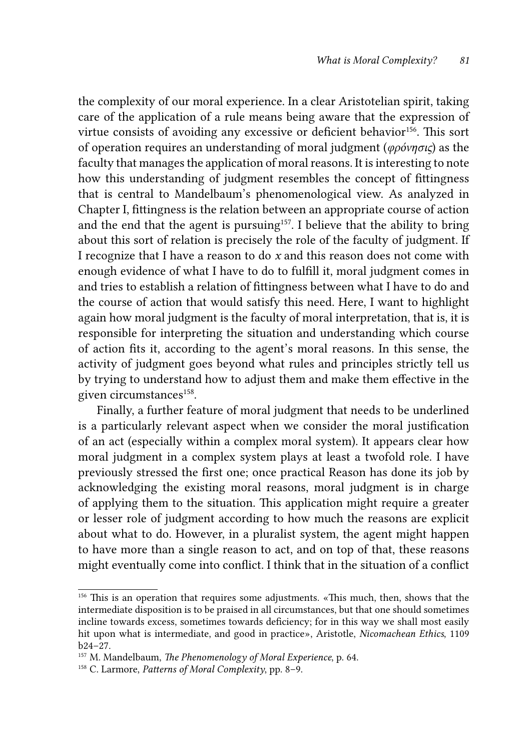the complexity of our moral experience. In a clear Aristotelian spirit, taking care of the application of a rule means being aware that the expression of virtue consists of avoiding any excessive or deficient behavior[156]. This sort of operation requires an understanding of moral judgment (*φρόνησις*) as the faculty that manages the application of moral reasons. It is interesting to note how this understanding of judgment resembles the concept of fittingness that is central to Mandelbaum's phenomenological view. As analyzed in Chapter I, fittingness is the relation between an appropriate course of action and the end that the agent is pursuing[157]. I believe that the ability to bring about this sort of relation is precisely the role of the faculty of judgment. If I recognize that I have a reason to do *x* and this reason does not come with enough evidence of what I have to do to fulfill it, moral judgment comes in and tries to establish a relation of fittingness between what I have to do and the course of action that would satisfy this need. Here, I want to highlight again how moral judgment is the faculty of moral interpretation, that is, it is responsible for interpreting the situation and understanding which course of action fits it, according to the agent's moral reasons. In this sense, the activity of judgment goes beyond what rules and principles strictly tell us by trying to understand how to adjust them and make them effective in the given circumstances[158].

Finally, a further feature of moral judgment that needs to be underlined is a particularly relevant aspect when we consider the moral justification of an act (especially within a complex moral system). It appears clear how moral judgment in a complex system plays at least a twofold role. I have previously stressed the first one; once practical Reason has done its job by acknowledging the existing moral reasons, moral judgment is in charge of applying them to the situation. This application might require a greater or lesser role of judgment according to how much the reasons are explicit about what to do. However, in a pluralist system, the agent might happen to have more than a single reason to act, and on top of that, these reasons might eventually come into conflict. I think that in the situation of a conflict

---

[156] This is an operation that requires some adjustments. «This much, then, shows that the intermediate disposition is to be praised in all circumstances, but that one should sometimes incline towards excess, sometimes towards deficiency; for in this way we shall most easily hit upon what is intermediate, and good in practice», Aristotle, *Nicomachean Ethics*, 1109 b24–27.

[157] M. Mandelbaum, *The Phenomenology of Moral Experience*, p. 64.

[158] C. Larmore, *Patterns of Moral Complexity*, pp. 8–9.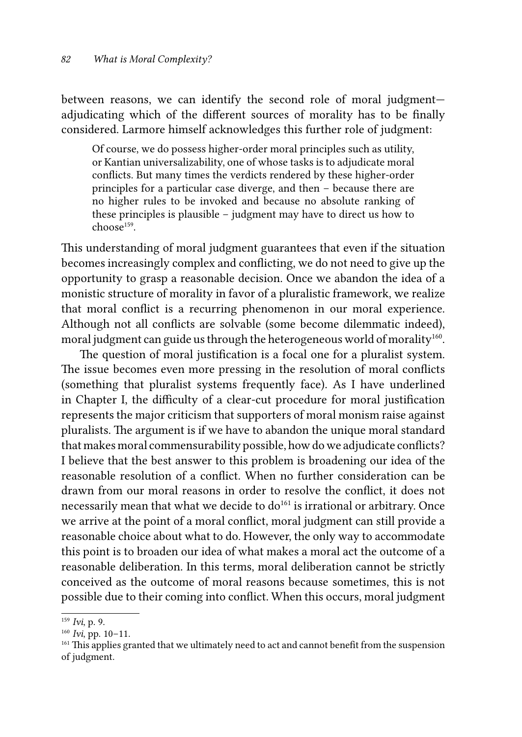between reasons, we can identify the second role of moral judgment—adjudicating which of the different sources of morality has to be finally considered. Larmore himself acknowledges this further role of judgment:

> Of course, we do possess higher-order moral principles such as utility, or Kantian universalizability, one of whose tasks is to adjudicate moral conflicts. But many times the verdicts rendered by these higher-order principles for a particular case diverge, and then – because there are no higher rules to be invoked and because no absolute ranking of these principles is plausible – judgment may have to direct us how to choose[159].

This understanding of moral judgment guarantees that even if the situation becomes increasingly complex and conflicting, we do not need to give up the opportunity to grasp a reasonable decision. Once we abandon the idea of a monistic structure of morality in favor of a pluralistic framework, we realize that moral conflict is a recurring phenomenon in our moral experience. Although not all conflicts are solvable (some become dilemmatic indeed), moral judgment can guide us through the heterogeneous world of morality[160].

The question of moral justification is a focal one for a pluralist system. The issue becomes even more pressing in the resolution of moral conflicts (something that pluralist systems frequently face). As I have underlined in Chapter I, the difficulty of a clear-cut procedure for moral justification represents the major criticism that supporters of moral monism raise against pluralists. The argument is if we have to abandon the unique moral standard that makes moral commensurability possible, how do we adjudicate conflicts? I believe that the best answer to this problem is broadening our idea of the reasonable resolution of a conflict. When no further consideration can be drawn from our moral reasons in order to resolve the conflict, it does not necessarily mean that what we decide to do[161] is irrational or arbitrary. Once we arrive at the point of a moral conflict, moral judgment can still provide a reasonable choice about what to do. However, the only way to accommodate this point is to broaden our idea of what makes a moral act the outcome of a reasonable deliberation. In this terms, moral deliberation cannot be strictly conceived as the outcome of moral reasons because sometimes, this is not possible due to their coming into conflict. When this occurs, moral judgment

---

[159] *Ivi*, p. 9.

[160] *Ivi*, pp. 10–11.

[161] This applies granted that we ultimately need to act and cannot benefit from the suspension of judgment.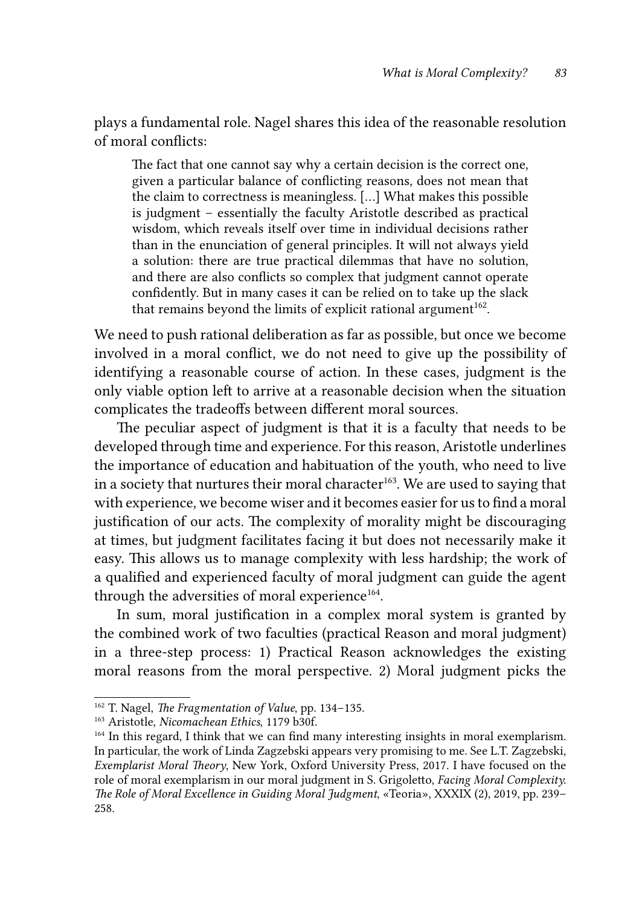plays a fundamental role. Nagel shares this idea of the reasonable resolution of moral conflicts:

> The fact that one cannot say why a certain decision is the correct one, given a particular balance of conflicting reasons, does not mean that the claim to correctness is meaningless. [...] What makes this possible is judgment – essentially the faculty Aristotle described as practical wisdom, which reveals itself over time in individual decisions rather than in the enunciation of general principles. It will not always yield a solution: there are true practical dilemmas that have no solution, and there are also conflicts so complex that judgment cannot operate confidently. But in many cases it can be relied on to take up the slack that remains beyond the limits of explicit rational argument[162].

We need to push rational deliberation as far as possible, but once we become involved in a moral conflict, we do not need to give up the possibility of identifying a reasonable course of action. In these cases, judgment is the only viable option left to arrive at a reasonable decision when the situation complicates the tradeoffs between different moral sources.

The peculiar aspect of judgment is that it is a faculty that needs to be developed through time and experience. For this reason, Aristotle underlines the importance of education and habituation of the youth, who need to live in a society that nurtures their moral character[163]. We are used to saying that with experience, we become wiser and it becomes easier for us to find a moral justification of our acts. The complexity of morality might be discouraging at times, but judgment facilitates facing it but does not necessarily make it easy. This allows us to manage complexity with less hardship; the work of a qualified and experienced faculty of moral judgment can guide the agent through the adversities of moral experience[164].

In sum, moral justification in a complex moral system is granted by the combined work of two faculties (practical Reason and moral judgment) in a three-step process: 1) Practical Reason acknowledges the existing moral reasons from the moral perspective. 2) Moral judgment picks the

---

[162] T. Nagel, *The Fragmentation of Value*, pp. 134–135.

[163] Aristotle, *Nicomachean Ethics*, 1179 b30f.

[164] In this regard, I think that we can find many interesting insights in moral exemplarism. In particular, the work of Linda Zagzebski appears very promising to me. See L.T. Zagzebski, *Exemplarist Moral Theory*, New York, Oxford University Press, 2017. I have focused on the role of moral exemplarism in our moral judgment in S. Grigoletto, *Facing Moral Complexity. The Role of Moral Excellence in Guiding Moral Judgment*, «Teoria», XXXIX (2), 2019, pp. 239–258.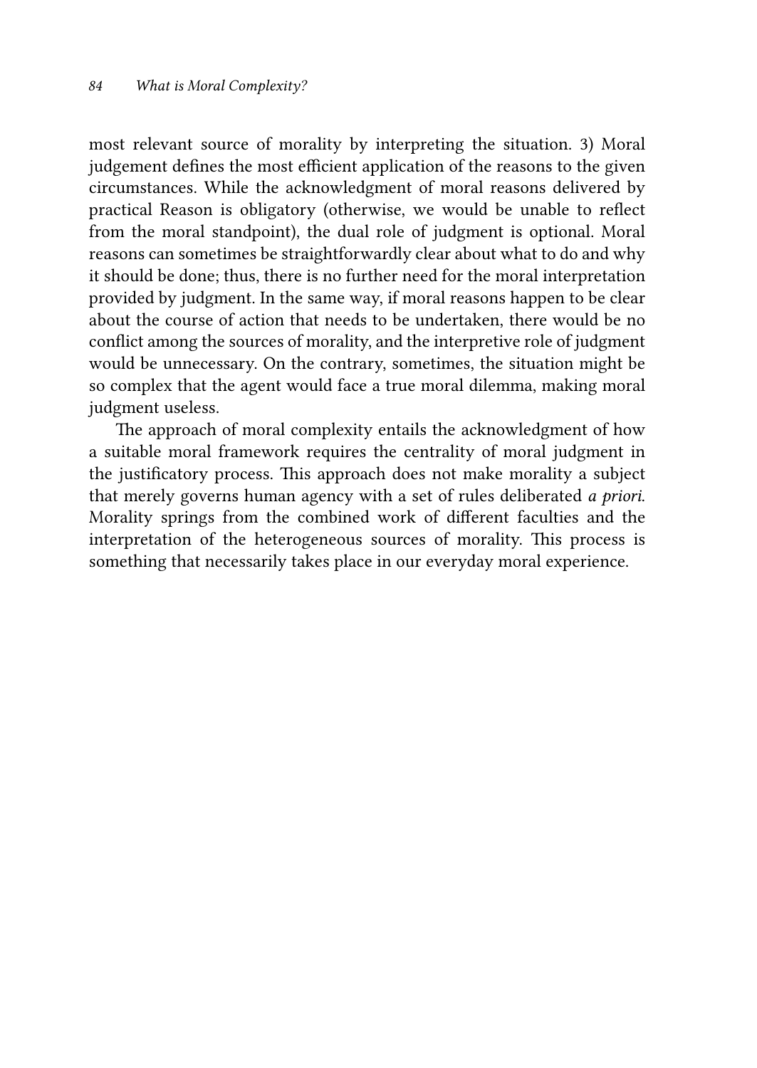most relevant source of morality by interpreting the situation. 3) Moral judgement defines the most efficient application of the reasons to the given circumstances. While the acknowledgment of moral reasons delivered by practical Reason is obligatory (otherwise, we would be unable to reflect from the moral standpoint), the dual role of judgment is optional. Moral reasons can sometimes be straightforwardly clear about what to do and why it should be done; thus, there is no further need for the moral interpretation provided by judgment. In the same way, if moral reasons happen to be clear about the course of action that needs to be undertaken, there would be no conflict among the sources of morality, and the interpretive role of judgment would be unnecessary. On the contrary, sometimes, the situation might be so complex that the agent would face a true moral dilemma, making moral judgment useless.

The approach of moral complexity entails the acknowledgment of how a suitable moral framework requires the centrality of moral judgment in the justificatory process. This approach does not make morality a subject that merely governs human agency with a set of rules deliberated *a priori*. Morality springs from the combined work of different faculties and the interpretation of the heterogeneous sources of morality. This process is something that necessarily takes place in our everyday moral experience.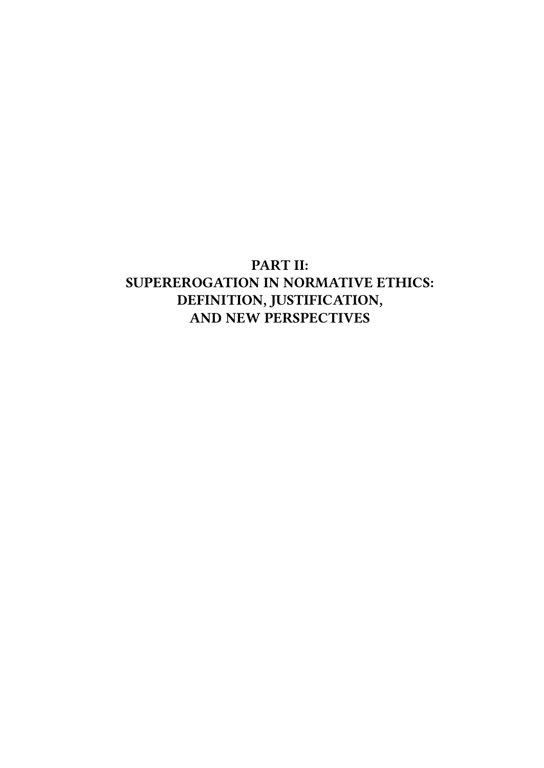# PART II: SUPEREROGATION IN NORMATIVE ETHICS: DEFINITION, JUSTIFICATION, AND NEW PERSPECTIVES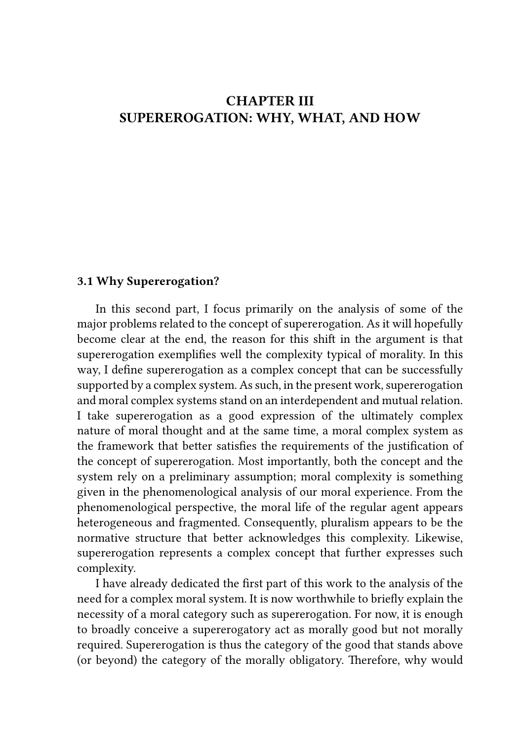# CHAPTER III
# SUPEREROGATION: WHY, WHAT, AND HOW

### 3.1 Why Supererogation?

In this second part, I focus primarily on the analysis of some of the major problems related to the concept of supererogation. As it will hopefully become clear at the end, the reason for this shift in the argument is that supererogation exemplifies well the complexity typical of morality. In this way, I define supererogation as a complex concept that can be successfully supported by a complex system. As such, in the present work, supererogation and moral complex systems stand on an interdependent and mutual relation. I take supererogation as a good expression of the ultimately complex nature of moral thought and at the same time, a moral complex system as the framework that better satisfies the requirements of the justification of the concept of supererogation. Most importantly, both the concept and the system rely on a preliminary assumption; moral complexity is something given in the phenomenological analysis of our moral experience. From the phenomenological perspective, the moral life of the regular agent appears heterogeneous and fragmented. Consequently, pluralism appears to be the normative structure that better acknowledges this complexity. Likewise, supererogation represents a complex concept that further expresses such complexity.

I have already dedicated the first part of this work to the analysis of the need for a complex moral system. It is now worthwhile to briefly explain the necessity of a moral category such as supererogation. For now, it is enough to broadly conceive a supererogatory act as morally good but not morally required. Supererogation is thus the category of the good that stands above (or beyond) the category of the morally obligatory. Therefore, why would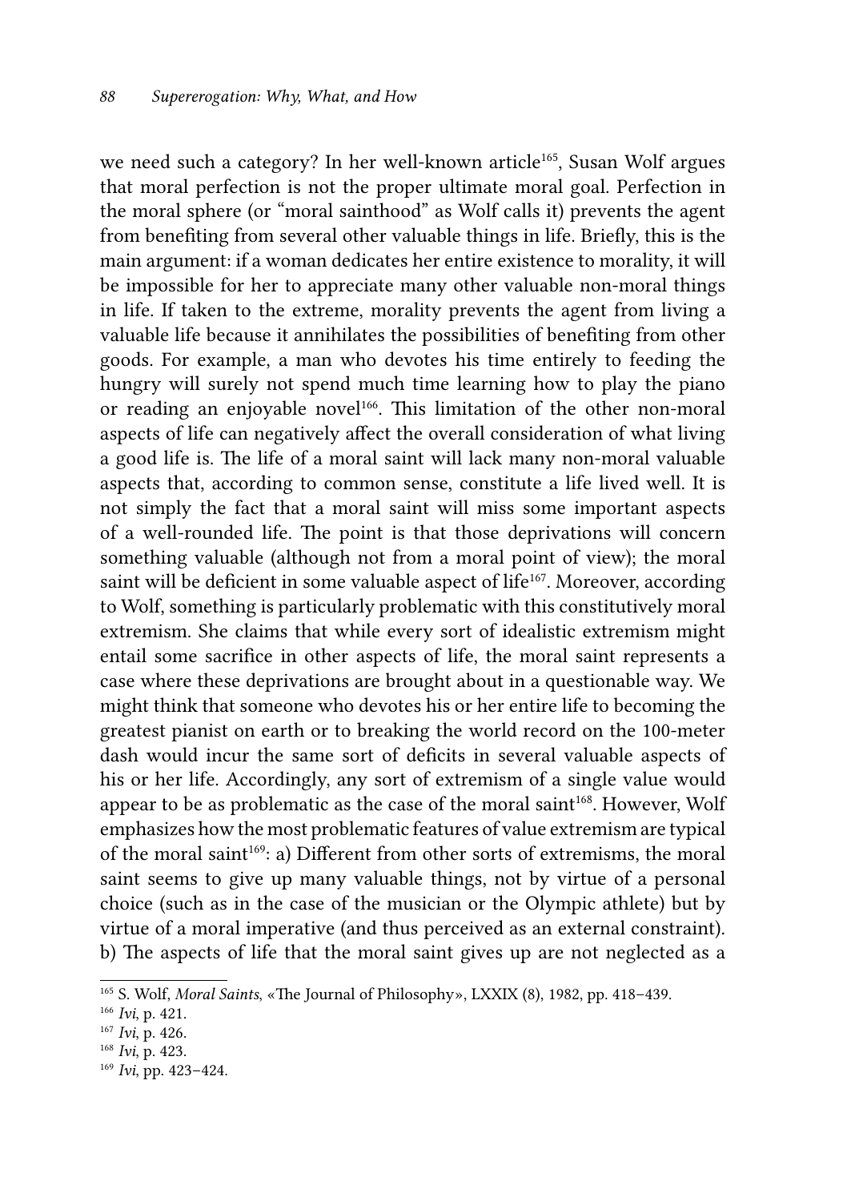we need such a category? In her well-known article[165], Susan Wolf argues that moral perfection is not the proper ultimate moral goal. Perfection in the moral sphere (or "moral sainthood" as Wolf calls it) prevents the agent from benefiting from several other valuable things in life. Briefly, this is the main argument: if a woman dedicates her entire existence to morality, it will be impossible for her to appreciate many other valuable non-moral things in life. If taken to the extreme, morality prevents the agent from living a valuable life because it annihilates the possibilities of benefiting from other goods. For example, a man who devotes his time entirely to feeding the hungry will surely not spend much time learning how to play the piano or reading an enjoyable novel[166]. This limitation of the other non-moral aspects of life can negatively affect the overall consideration of what living a good life is. The life of a moral saint will lack many non-moral valuable aspects that, according to common sense, constitute a life lived well. It is not simply the fact that a moral saint will miss some important aspects of a well-rounded life. The point is that those deprivations will concern something valuable (although not from a moral point of view); the moral saint will be deficient in some valuable aspect of life[167]. Moreover, according to Wolf, something is particularly problematic with this constitutively moral extremism. She claims that while every sort of idealistic extremism might entail some sacrifice in other aspects of life, the moral saint represents a case where these deprivations are brought about in a questionable way. We might think that someone who devotes his or her entire life to becoming the greatest pianist on earth or to breaking the world record on the 100-meter dash would incur the same sort of deficits in several valuable aspects of his or her life. Accordingly, any sort of extremism of a single value would appear to be as problematic as the case of the moral saint[168]. However, Wolf emphasizes how the most problematic features of value extremism are typical of the moral saint[169]: a) Different from other sorts of extremisms, the moral saint seems to give up many valuable things, not by virtue of a personal choice (such as in the case of the musician or the Olympic athlete) but by virtue of a moral imperative (and thus perceived as an external constraint). b) The aspects of life that the moral saint gives up are not neglected as a

---

[165] S. Wolf, *Moral Saints*, «The Journal of Philosophy», LXXIX (8), 1982, pp. 418–439.

[166] *Ivi*, p. 421.

[167] *Ivi*, p. 426.

[168] *Ivi*, p. 423.

[169] *Ivi*, pp. 423–424.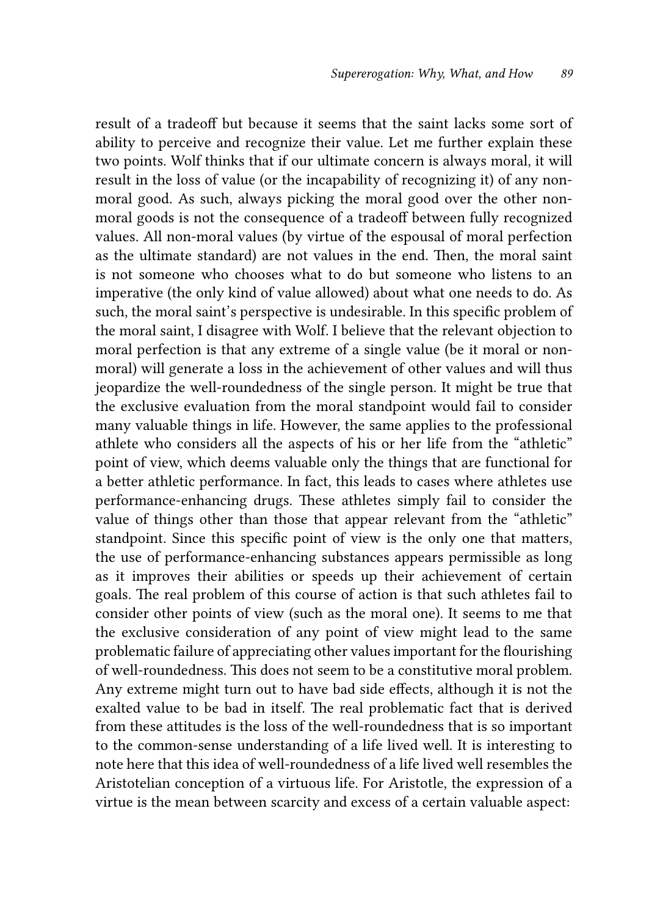result of a tradeoff but because it seems that the saint lacks some sort of ability to perceive and recognize their value. Let me further explain these two points. Wolf thinks that if our ultimate concern is always moral, it will result in the loss of value (or the incapability of recognizing it) of any non-moral good. As such, always picking the moral good over the other non-moral goods is not the consequence of a tradeoff between fully recognized values. All non-moral values (by virtue of the espousal of moral perfection as the ultimate standard) are not values in the end. Then, the moral saint is not someone who chooses what to do but someone who listens to an imperative (the only kind of value allowed) about what one needs to do. As such, the moral saint's perspective is undesirable. In this specific problem of the moral saint, I disagree with Wolf. I believe that the relevant objection to moral perfection is that any extreme of a single value (be it moral or non-moral) will generate a loss in the achievement of other values and will thus jeopardize the well-roundedness of the single person. It might be true that the exclusive evaluation from the moral standpoint would fail to consider many valuable things in life. However, the same applies to the professional athlete who considers all the aspects of his or her life from the "athletic" point of view, which deems valuable only the things that are functional for a better athletic performance. In fact, this leads to cases where athletes use performance-enhancing drugs. These athletes simply fail to consider the value of things other than those that appear relevant from the "athletic" standpoint. Since this specific point of view is the only one that matters, the use of performance-enhancing substances appears permissible as long as it improves their abilities or speeds up their achievement of certain goals. The real problem of this course of action is that such athletes fail to consider other points of view (such as the moral one). It seems to me that the exclusive consideration of any point of view might lead to the same problematic failure of appreciating other values important for the flourishing of well-roundedness. This does not seem to be a constitutive moral problem. Any extreme might turn out to have bad side effects, although it is not the exalted value to be bad in itself. The real problematic fact that is derived from these attitudes is the loss of the well-roundedness that is so important to the common-sense understanding of a life lived well. It is interesting to note here that this idea of well-roundedness of a life lived well resembles the Aristotelian conception of a virtuous life. For Aristotle, the expression of a virtue is the mean between scarcity and excess of a certain valuable aspect: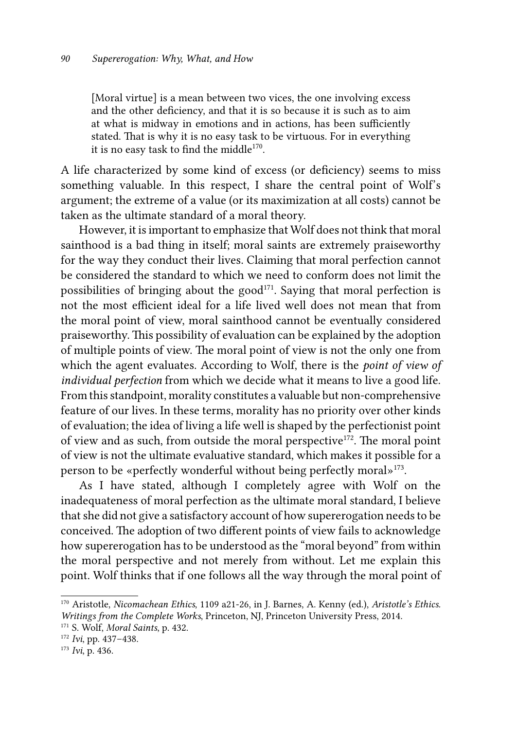> [Moral virtue] is a mean between two vices, the one involving excess and the other deficiency, and that it is so because it is such as to aim at what is midway in emotions and in actions, has been sufficiently stated. That is why it is no easy task to be virtuous. For in everything it is no easy task to find the middle[170].

A life characterized by some kind of excess (or deficiency) seems to miss something valuable. In this respect, I share the central point of Wolf's argument; the extreme of a value (or its maximization at all costs) cannot be taken as the ultimate standard of a moral theory.

However, it is important to emphasize that Wolf does not think that moral sainthood is a bad thing in itself; moral saints are extremely praiseworthy for the way they conduct their lives. Claiming that moral perfection cannot be considered the standard to which we need to conform does not limit the possibilities of bringing about the good[171]. Saying that moral perfection is not the most efficient ideal for a life lived well does not mean that from the moral point of view, moral sainthood cannot be eventually considered praiseworthy. This possibility of evaluation can be explained by the adoption of multiple points of view. The moral point of view is not the only one from which the agent evaluates. According to Wolf, there is the *point of view of individual perfection* from which we decide what it means to live a good life. From this standpoint, morality constitutes a valuable but non-comprehensive feature of our lives. In these terms, morality has no priority over other kinds of evaluation; the idea of living a life well is shaped by the perfectionist point of view and as such, from outside the moral perspective[172]. The moral point of view is not the ultimate evaluative standard, which makes it possible for a person to be «perfectly wonderful without being perfectly moral»[173].

As I have stated, although I completely agree with Wolf on the inadequateness of moral perfection as the ultimate moral standard, I believe that she did not give a satisfactory account of how supererogation needs to be conceived. The adoption of two different points of view fails to acknowledge how supererogation has to be understood as the "moral beyond" from within the moral perspective and not merely from without. Let me explain this point. Wolf thinks that if one follows all the way through the moral point of

---

[170] Aristotle, *Nicomachean Ethics*, 1109 a21-26, in J. Barnes, A. Kenny (ed.), *Aristotle's Ethics. Writings from the Complete Works*, Princeton, NJ, Princeton University Press, 2014.

[171] S. Wolf, *Moral Saints*, p. 432.

[172] *Ivi*, pp. 437–438.

[173] *Ivi*, p. 436.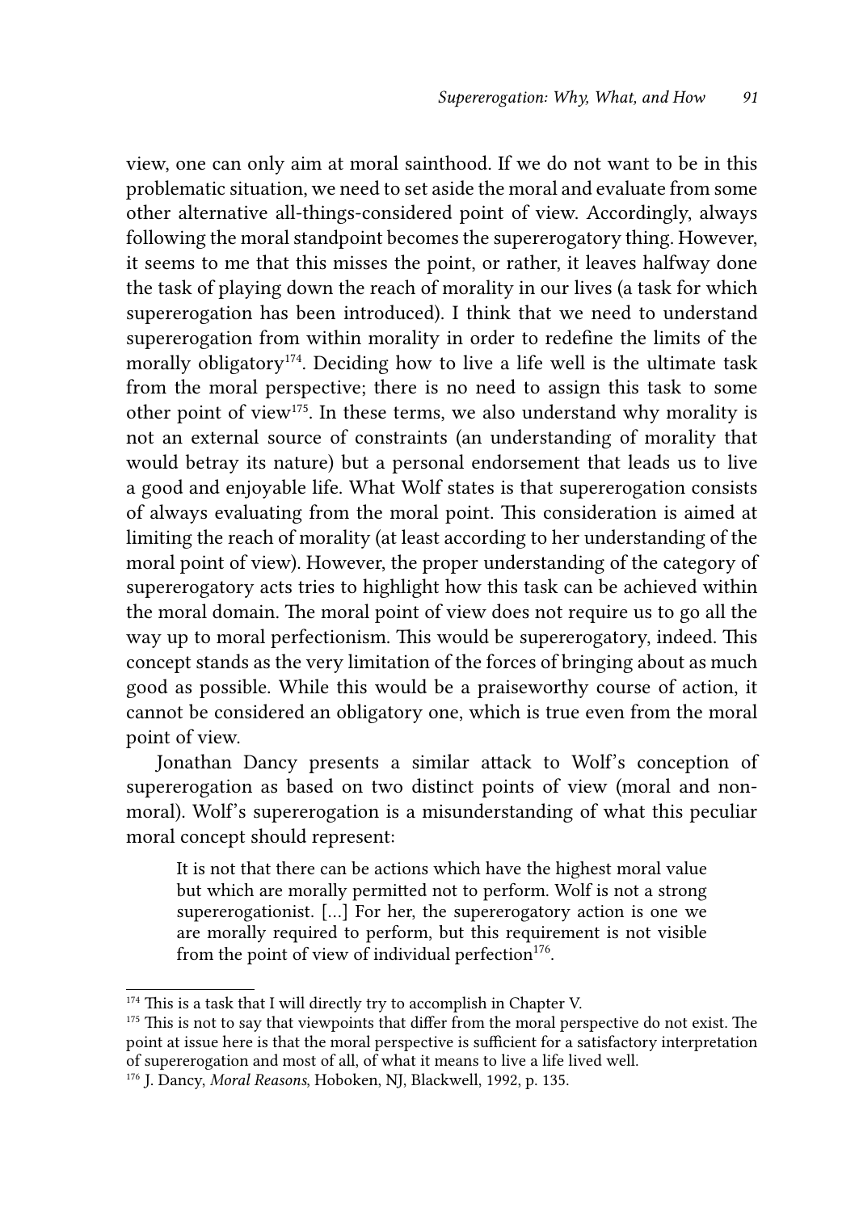view, one can only aim at moral sainthood. If we do not want to be in this problematic situation, we need to set aside the moral and evaluate from some other alternative all-things-considered point of view. Accordingly, always following the moral standpoint becomes the supererogatory thing. However, it seems to me that this misses the point, or rather, it leaves halfway done the task of playing down the reach of morality in our lives (a task for which supererogation has been introduced). I think that we need to understand supererogation from within morality in order to redefine the limits of the morally obligatory[174]. Deciding how to live a life well is the ultimate task from the moral perspective; there is no need to assign this task to some other point of view[175]. In these terms, we also understand why morality is not an external source of constraints (an understanding of morality that would betray its nature) but a personal endorsement that leads us to live a good and enjoyable life. What Wolf states is that supererogation consists of always evaluating from the moral point. This consideration is aimed at limiting the reach of morality (at least according to her understanding of the moral point of view). However, the proper understanding of the category of supererogatory acts tries to highlight how this task can be achieved within the moral domain. The moral point of view does not require us to go all the way up to moral perfectionism. This would be supererogatory, indeed. This concept stands as the very limitation of the forces of bringing about as much good as possible. While this would be a praiseworthy course of action, it cannot be considered an obligatory one, which is true even from the moral point of view.

Jonathan Dancy presents a similar attack to Wolf's conception of supererogation as based on two distinct points of view (moral and non-moral). Wolf's supererogation is a misunderstanding of what this peculiar moral concept should represent:

> It is not that there can be actions which have the highest moral value but which are morally permitted not to perform. Wolf is not a strong supererogationist. [...] For her, the supererogatory action is one we are morally required to perform, but this requirement is not visible from the point of view of individual perfection[176].

---

[174] This is a task that I will directly try to accomplish in Chapter V.

[175] This is not to say that viewpoints that differ from the moral perspective do not exist. The point at issue here is that the moral perspective is sufficient for a satisfactory interpretation of supererogation and most of all, of what it means to live a life lived well.

[176] J. Dancy, *Moral Reasons*, Hoboken, NJ, Blackwell, 1992, p. 135.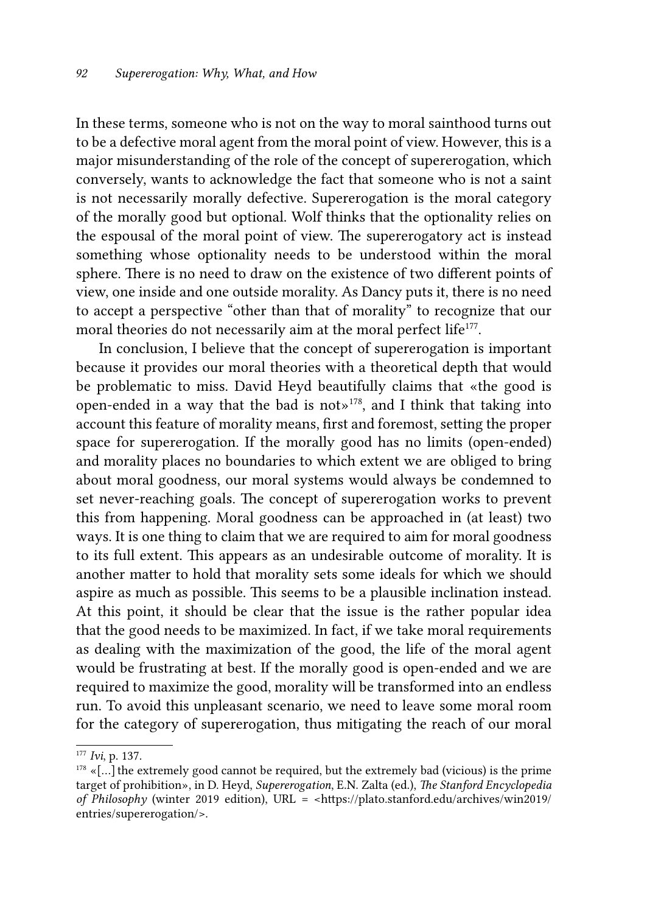In these terms, someone who is not on the way to moral sainthood turns out to be a defective moral agent from the moral point of view. However, this is a major misunderstanding of the role of the concept of supererogation, which conversely, wants to acknowledge the fact that someone who is not a saint is not necessarily morally defective. Supererogation is the moral category of the morally good but optional. Wolf thinks that the optionality relies on the espousal of the moral point of view. The supererogatory act is instead something whose optionality needs to be understood within the moral sphere. There is no need to draw on the existence of two different points of view, one inside and one outside morality. As Dancy puts it, there is no need to accept a perspective "other than that of morality" to recognize that our moral theories do not necessarily aim at the moral perfect life[177].

In conclusion, I believe that the concept of supererogation is important because it provides our moral theories with a theoretical depth that would be problematic to miss. David Heyd beautifully claims that «the good is open-ended in a way that the bad is not»[178], and I think that taking into account this feature of morality means, first and foremost, setting the proper space for supererogation. If the morally good has no limits (open-ended) and morality places no boundaries to which extent we are obliged to bring about moral goodness, our moral systems would always be condemned to set never-reaching goals. The concept of supererogation works to prevent this from happening. Moral goodness can be approached in (at least) two ways. It is one thing to claim that we are required to aim for moral goodness to its full extent. This appears as an undesirable outcome of morality. It is another matter to hold that morality sets some ideals for which we should aspire as much as possible. This seems to be a plausible inclination instead. At this point, it should be clear that the issue is the rather popular idea that the good needs to be maximized. In fact, if we take moral requirements as dealing with the maximization of the good, the life of the moral agent would be frustrating at best. If the morally good is open-ended and we are required to maximize the good, morality will be transformed into an endless run. To avoid this unpleasant scenario, we need to leave some moral room for the category of supererogation, thus mitigating the reach of our moral

---

[177] *Ivi*, p. 137.

[178] «[…] the extremely good cannot be required, but the extremely bad (vicious) is the prime target of prohibition», in D. Heyd, *Supererogation*, E.N. Zalta (ed.), *The Stanford Encyclopedia of Philosophy* (winter 2019 edition), URL = <https://plato.stanford.edu/archives/win2019/entries/supererogation/>.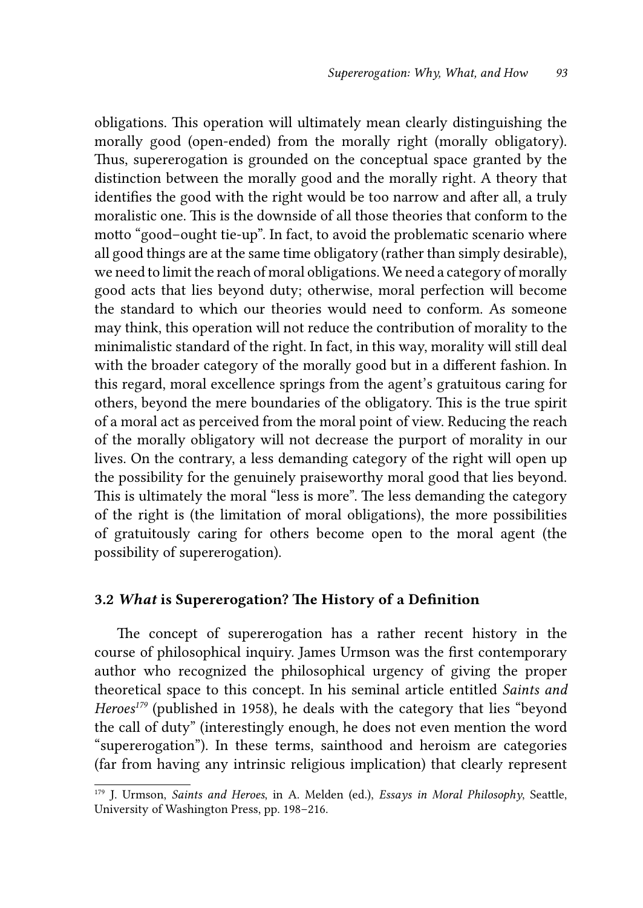obligations. This operation will ultimately mean clearly distinguishing the morally good (open-ended) from the morally right (morally obligatory). Thus, supererogation is grounded on the conceptual space granted by the distinction between the morally good and the morally right. A theory that identifies the good with the right would be too narrow and after all, a truly moralistic one. This is the downside of all those theories that conform to the motto "good–ought tie-up". In fact, to avoid the problematic scenario where all good things are at the same time obligatory (rather than simply desirable), we need to limit the reach of moral obligations. We need a category of morally good acts that lies beyond duty; otherwise, moral perfection will become the standard to which our theories would need to conform. As someone may think, this operation will not reduce the contribution of morality to the minimalistic standard of the right. In fact, in this way, morality will still deal with the broader category of the morally good but in a different fashion. In this regard, moral excellence springs from the agent's gratuitous caring for others, beyond the mere boundaries of the obligatory. This is the true spirit of a moral act as perceived from the moral point of view. Reducing the reach of the morally obligatory will not decrease the purport of morality in our lives. On the contrary, a less demanding category of the right will open up the possibility for the genuinely praiseworthy moral good that lies beyond. This is ultimately the moral "less is more". The less demanding the category of the right is (the limitation of moral obligations), the more possibilities of gratuitously caring for others become open to the moral agent (the possibility of supererogation).

### 3.2 *What* is Supererogation? The History of a Definition

The concept of supererogation has a rather recent history in the course of philosophical inquiry. James Urmson was the first contemporary author who recognized the philosophical urgency of giving the proper theoretical space to this concept. In his seminal article entitled *Saints and Heroes*[179] (published in 1958), he deals with the category that lies "beyond the call of duty" (interestingly enough, he does not even mention the word "supererogation"). In these terms, sainthood and heroism are categories (far from having any intrinsic religious implication) that clearly represent

[179] J. Urmson, *Saints and Heroes*, in A. Melden (ed.), *Essays in Moral Philosophy*, Seattle, University of Washington Press, pp. 198–216.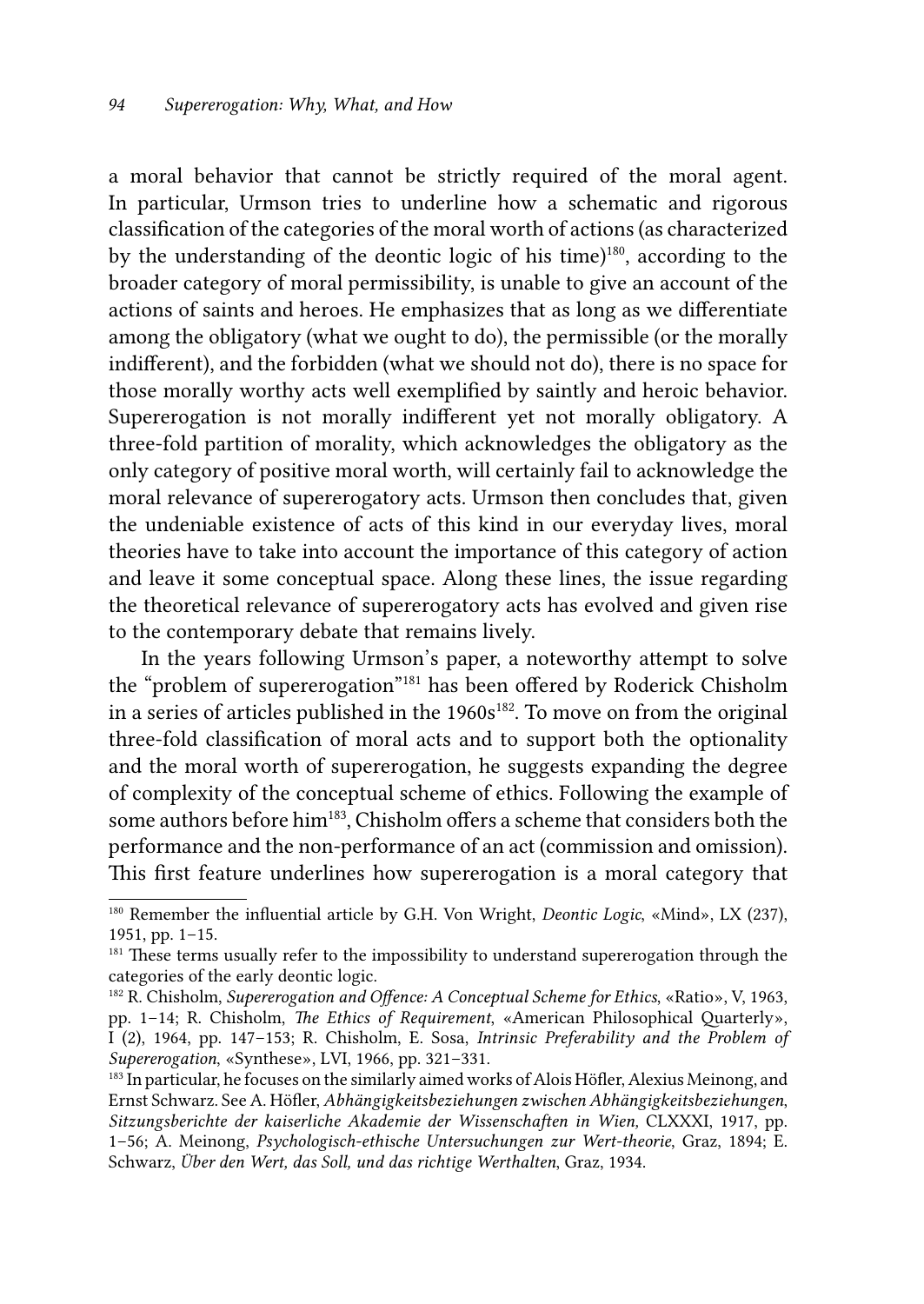a moral behavior that cannot be strictly required of the moral agent. In particular, Urmson tries to underline how a schematic and rigorous classification of the categories of the moral worth of actions (as characterized by the understanding of the deontic logic of his time)[180], according to the broader category of moral permissibility, is unable to give an account of the actions of saints and heroes. He emphasizes that as long as we differentiate among the obligatory (what we ought to do), the permissible (or the morally indifferent), and the forbidden (what we should not do), there is no space for those morally worthy acts well exemplified by saintly and heroic behavior. Supererogation is not morally indifferent yet not morally obligatory. A three-fold partition of morality, which acknowledges the obligatory as the only category of positive moral worth, will certainly fail to acknowledge the moral relevance of supererogatory acts. Urmson then concludes that, given the undeniable existence of acts of this kind in our everyday lives, moral theories have to take into account the importance of this category of action and leave it some conceptual space. Along these lines, the issue regarding the theoretical relevance of supererogatory acts has evolved and given rise to the contemporary debate that remains lively.

In the years following Urmson's paper, a noteworthy attempt to solve the "problem of supererogation"[181] has been offered by Roderick Chisholm in a series of articles published in the 1960s[182]. To move on from the original three-fold classification of moral acts and to support both the optionality and the moral worth of supererogation, he suggests expanding the degree of complexity of the conceptual scheme of ethics. Following the example of some authors before him[183], Chisholm offers a scheme that considers both the performance and the non-performance of an act (commission and omission). This first feature underlines how supererogation is a moral category that

---

[180] Remember the influential article by G.H. Von Wright, *Deontic Logic*, «Mind», LX (237), 1951, pp. 1–15.

[181] These terms usually refer to the impossibility to understand supererogation through the categories of the early deontic logic.

[182] R. Chisholm, *Supererogation and Offence: A Conceptual Scheme for Ethics*, «Ratio», V, 1963, pp. 1–14; R. Chisholm, *The Ethics of Requirement*, «American Philosophical Quarterly», I (2), 1964, pp. 147–153; R. Chisholm, E. Sosa, *Intrinsic Preferability and the Problem of Supererogation*, «Synthese», LVI, 1966, pp. 321–331.

[183] In particular, he focuses on the similarly aimed works of Alois Höfler, Alexius Meinong, and Ernst Schwarz. See A. Höfler, *Abhängigkeitsbeziehungen zwischen Abhängigkeitsbeziehungen*, *Sitzungsberichte der kaiserliche Akademie der Wissenschaften in Wien,* CLXXXI, 1917, pp. 1–56; A. Meinong, *Psychologisch-ethische Untersuchungen zur Wert-theorie*, Graz, 1894; E. Schwarz, *Über den Wert, das Soll, und das richtige Werthalten*, Graz, 1934.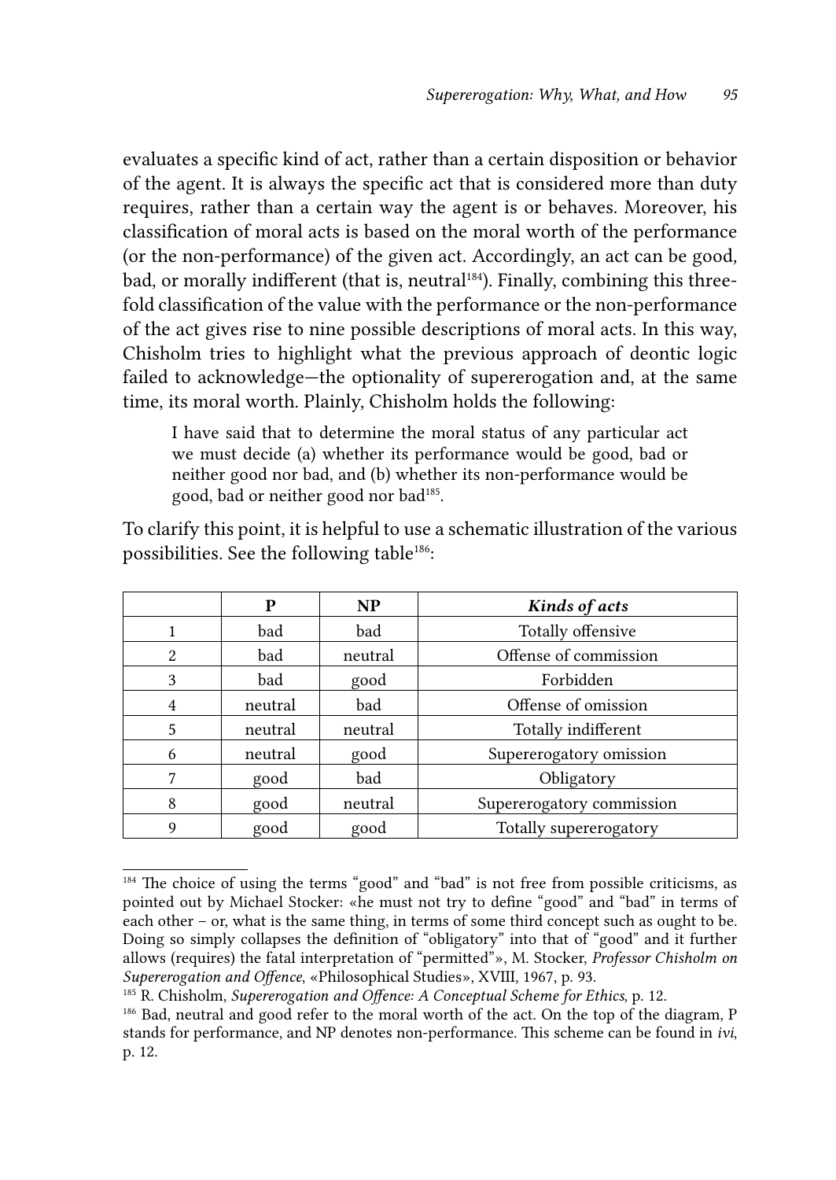evaluates a specific kind of act, rather than a certain disposition or behavior of the agent. It is always the specific act that is considered more than duty requires, rather than a certain way the agent is or behaves. Moreover, his classification of moral acts is based on the moral worth of the performance (or the non-performance) of the given act. Accordingly, an act can be good, bad, or morally indifferent (that is, neutral[184]). Finally, combining this threefold classification of the value with the performance or the non-performance of the act gives rise to nine possible descriptions of moral acts. In this way, Chisholm tries to highlight what the previous approach of deontic logic failed to acknowledge—the optionality of supererogation and, at the same time, its moral worth. Plainly, Chisholm holds the following:

> I have said that to determine the moral status of any particular act we must decide (a) whether its performance would be good, bad or neither good nor bad, and (b) whether its non-performance would be good, bad or neither good nor bad[185].

To clarify this point, it is helpful to use a schematic illustration of the various possibilities. See the following table[186]:

| | **P** | **NP** | ***Kinds of acts*** |
|---|---|---|---|
| 1 | bad | bad | Totally offensive |
| 2 | bad | neutral | Offense of commission |
| 3 | bad | good | Forbidden |
| 4 | neutral | bad | Offense of omission |
| 5 | neutral | neutral | Totally indifferent |
| 6 | neutral | good | Supererogatory omission |
| 7 | good | bad | Obligatory |
| 8 | good | neutral | Supererogatory commission |
| 9 | good | good | Totally supererogatory |

---

[184] The choice of using the terms "good" and "bad" is not free from possible criticisms, as pointed out by Michael Stocker: «he must not try to define "good" and "bad" in terms of each other – or, what is the same thing, in terms of some third concept such as ought to be. Doing so simply collapses the definition of "obligatory" into that of "good" and it further allows (requires) the fatal interpretation of "permitted"», M. Stocker, *Professor Chisholm on Supererogation and Offence*, «Philosophical Studies», XVIII, 1967, p. 93.

[185] R. Chisholm, *Supererogation and Offence: A Conceptual Scheme for Ethics*, p. 12.

[186] Bad, neutral and good refer to the moral worth of the act. On the top of the diagram, P stands for performance, and NP denotes non-performance. This scheme can be found in *ivi*, p. 12.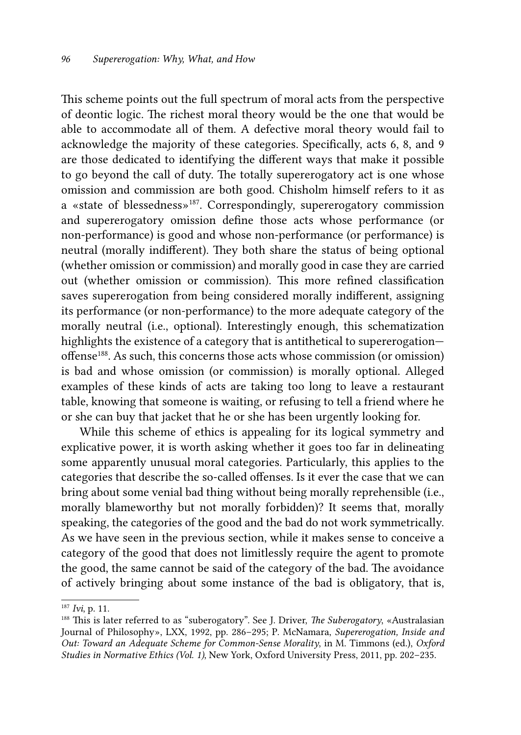This scheme points out the full spectrum of moral acts from the perspective of deontic logic. The richest moral theory would be the one that would be able to accommodate all of them. A defective moral theory would fail to acknowledge the majority of these categories. Specifically, acts 6, 8, and 9 are those dedicated to identifying the different ways that make it possible to go beyond the call of duty. The totally supererogatory act is one whose omission and commission are both good. Chisholm himself refers to it as a «state of blessedness»[187]. Correspondingly, supererogatory commission and supererogatory omission define those acts whose performance (or non-performance) is good and whose non-performance (or performance) is neutral (morally indifferent). They both share the status of being optional (whether omission or commission) and morally good in case they are carried out (whether omission or commission). This more refined classification saves supererogation from being considered morally indifferent, assigning its performance (or non-performance) to the more adequate category of the morally neutral (i.e., optional). Interestingly enough, this schematization highlights the existence of a category that is antithetical to supererogation—offense[188]. As such, this concerns those acts whose commission (or omission) is bad and whose omission (or commission) is morally optional. Alleged examples of these kinds of acts are taking too long to leave a restaurant table, knowing that someone is waiting, or refusing to tell a friend where he or she can buy that jacket that he or she has been urgently looking for.

While this scheme of ethics is appealing for its logical symmetry and explicative power, it is worth asking whether it goes too far in delineating some apparently unusual moral categories. Particularly, this applies to the categories that describe the so-called offenses. Is it ever the case that we can bring about some venial bad thing without being morally reprehensible (i.e., morally blameworthy but not morally forbidden)? It seems that, morally speaking, the categories of the good and the bad do not work symmetrically. As we have seen in the previous section, while it makes sense to conceive a category of the good that does not limitlessly require the agent to promote the good, the same cannot be said of the category of the bad. The avoidance of actively bringing about some instance of the bad is obligatory, that is,

---

[187] *Ivi*, p. 11.

[188] This is later referred to as "suberogatory". See J. Driver, *The Suberogatory*, «Australasian Journal of Philosophy», LXX, 1992, pp. 286–295; P. McNamara, *Supererogation, Inside and Out: Toward an Adequate Scheme for Common-Sense Morality*, in M. Timmons (ed.), *Oxford Studies in Normative Ethics (Vol. 1)*, New York, Oxford University Press, 2011, pp. 202–235.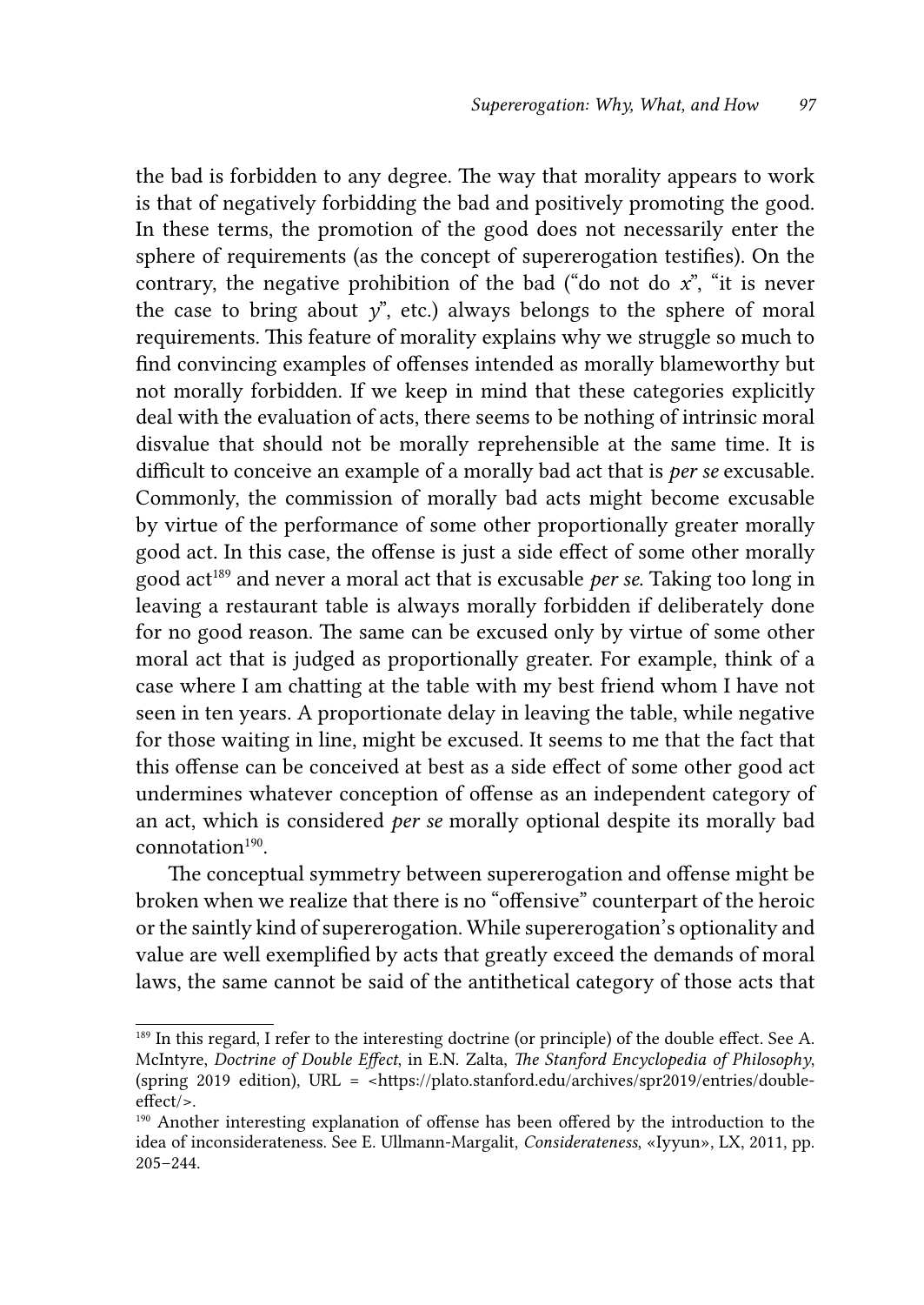the bad is forbidden to any degree. The way that morality appears to work is that of negatively forbidding the bad and positively promoting the good. In these terms, the promotion of the good does not necessarily enter the sphere of requirements (as the concept of supererogation testifies). On the contrary, the negative prohibition of the bad ("do not do *x*", "it is never the case to bring about *y*", etc.) always belongs to the sphere of moral requirements. This feature of morality explains why we struggle so much to find convincing examples of offenses intended as morally blameworthy but not morally forbidden. If we keep in mind that these categories explicitly deal with the evaluation of acts, there seems to be nothing of intrinsic moral disvalue that should not be morally reprehensible at the same time. It is difficult to conceive an example of a morally bad act that is *per se* excusable. Commonly, the commission of morally bad acts might become excusable by virtue of the performance of some other proportionally greater morally good act. In this case, the offense is just a side effect of some other morally good act[189] and never a moral act that is excusable *per se*. Taking too long in leaving a restaurant table is always morally forbidden if deliberately done for no good reason. The same can be excused only by virtue of some other moral act that is judged as proportionally greater. For example, think of a case where I am chatting at the table with my best friend whom I have not seen in ten years. A proportionate delay in leaving the table, while negative for those waiting in line, might be excused. It seems to me that the fact that this offense can be conceived at best as a side effect of some other good act undermines whatever conception of offense as an independent category of an act, which is considered *per se* morally optional despite its morally bad connotation[190].

The conceptual symmetry between supererogation and offense might be broken when we realize that there is no "offensive" counterpart of the heroic or the saintly kind of supererogation. While supererogation's optionality and value are well exemplified by acts that greatly exceed the demands of moral laws, the same cannot be said of the antithetical category of those acts that

[189] In this regard, I refer to the interesting doctrine (or principle) of the double effect. See A. McIntyre, *Doctrine of Double Effect*, in E.N. Zalta, *The Stanford Encyclopedia of Philosophy*, (spring 2019 edition), URL = <https://plato.stanford.edu/archives/spr2019/entries/double-effect/>.

[190] Another interesting explanation of offense has been offered by the introduction to the idea of inconsiderateness. See E. Ullmann-Margalit, *Considerateness*, «Iyyun», LX, 2011, pp. 205–244.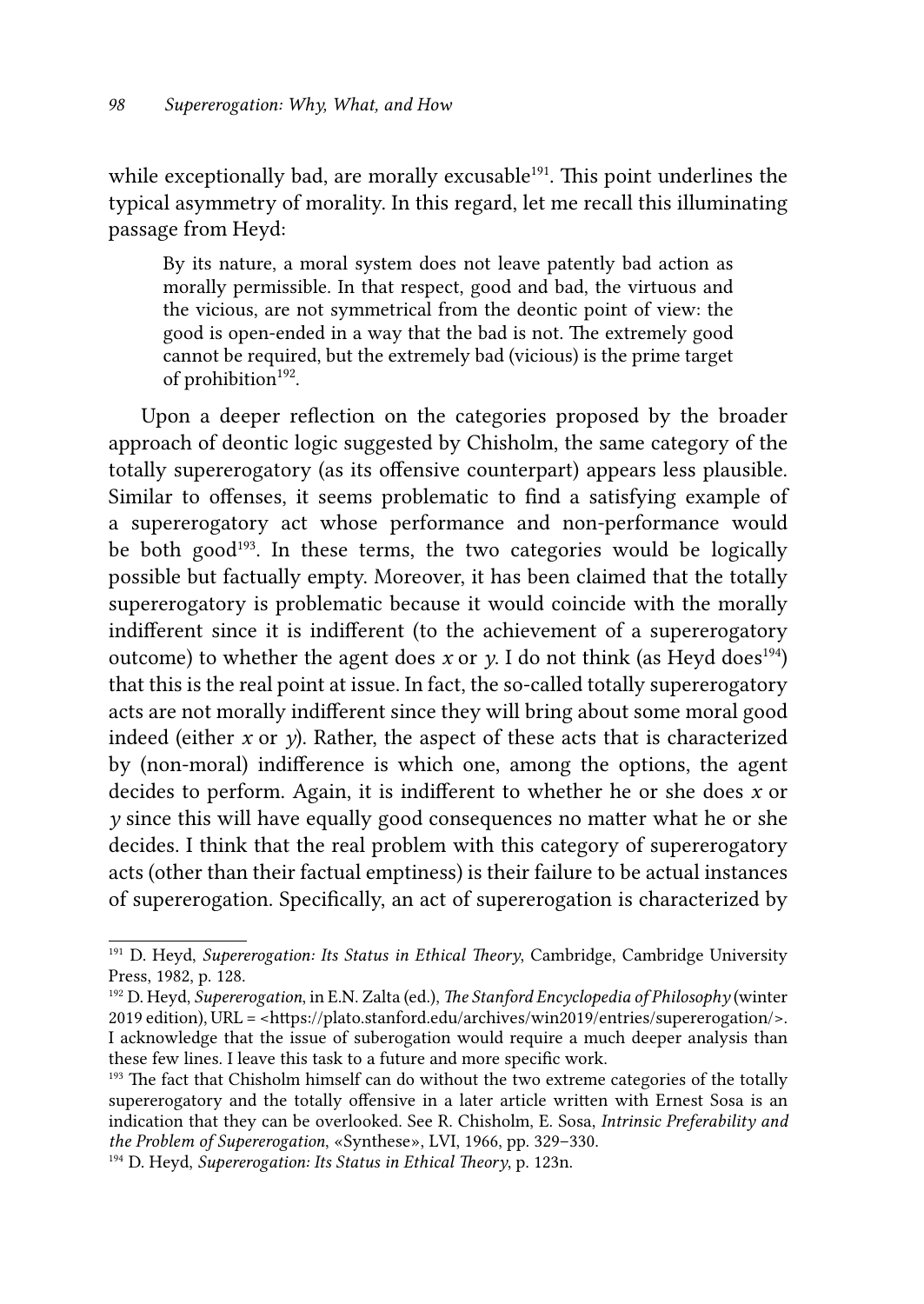while exceptionally bad, are morally excusable[191]. This point underlines the typical asymmetry of morality. In this regard, let me recall this illuminating passage from Heyd:

> By its nature, a moral system does not leave patently bad action as morally permissible. In that respect, good and bad, the virtuous and the vicious, are not symmetrical from the deontic point of view: the good is open-ended in a way that the bad is not. The extremely good cannot be required, but the extremely bad (vicious) is the prime target of prohibition[192].

Upon a deeper reflection on the categories proposed by the broader approach of deontic logic suggested by Chisholm, the same category of the totally supererogatory (as its offensive counterpart) appears less plausible. Similar to offenses, it seems problematic to find a satisfying example of a supererogatory act whose performance and non-performance would be both good[193]. In these terms, the two categories would be logically possible but factually empty. Moreover, it has been claimed that the totally supererogatory is problematic because it would coincide with the morally indifferent since it is indifferent (to the achievement of a supererogatory outcome) to whether the agent does *x* or *y*. I do not think (as Heyd does[194]) that this is the real point at issue. In fact, the so-called totally supererogatory acts are not morally indifferent since they will bring about some moral good indeed (either *x* or *y*). Rather, the aspect of these acts that is characterized by (non-moral) indifference is which one, among the options, the agent decides to perform. Again, it is indifferent to whether he or she does *x* or *y* since this will have equally good consequences no matter what he or she decides. I think that the real problem with this category of supererogatory acts (other than their factual emptiness) is their failure to be actual instances of supererogation. Specifically, an act of supererogation is characterized by

---

[191] D. Heyd, *Supererogation: Its Status in Ethical Theory*, Cambridge, Cambridge University Press, 1982, p. 128.

[192] D. Heyd, *Supererogation*, in E.N. Zalta (ed.), *The Stanford Encyclopedia of Philosophy* (winter 2019 edition), URL = <https://plato.stanford.edu/archives/win2019/entries/supererogation/>. I acknowledge that the issue of suberogation would require a much deeper analysis than these few lines. I leave this task to a future and more specific work.

[193] The fact that Chisholm himself can do without the two extreme categories of the totally supererogatory and the totally offensive in a later article written with Ernest Sosa is an indication that they can be overlooked. See R. Chisholm, E. Sosa, *Intrinsic Preferability and the Problem of Supererogation*, «Synthese», LVI, 1966, pp. 329–330.

[194] D. Heyd, *Supererogation: Its Status in Ethical Theory*, p. 123n.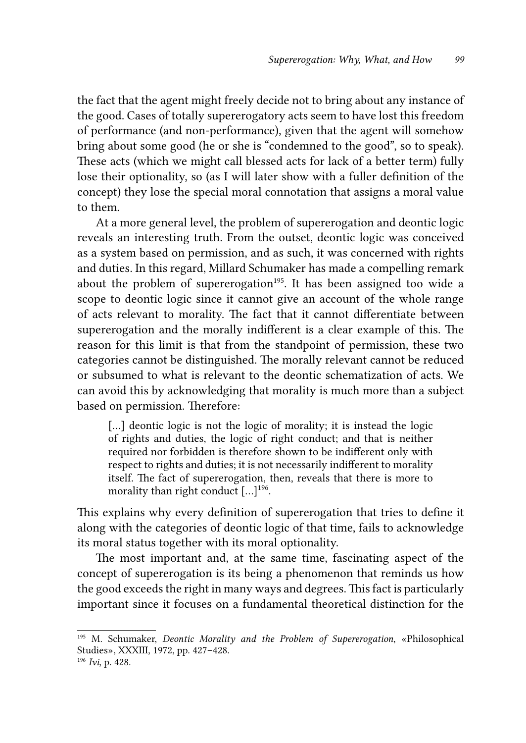the fact that the agent might freely decide not to bring about any instance of the good. Cases of totally supererogatory acts seem to have lost this freedom of performance (and non-performance), given that the agent will somehow bring about some good (he or she is "condemned to the good", so to speak). These acts (which we might call blessed acts for lack of a better term) fully lose their optionality, so (as I will later show with a fuller definition of the concept) they lose the special moral connotation that assigns a moral value to them.

At a more general level, the problem of supererogation and deontic logic reveals an interesting truth. From the outset, deontic logic was conceived as a system based on permission, and as such, it was concerned with rights and duties. In this regard, Millard Schumaker has made a compelling remark about the problem of supererogation[195]. It has been assigned too wide a scope to deontic logic since it cannot give an account of the whole range of acts relevant to morality. The fact that it cannot differentiate between supererogation and the morally indifferent is a clear example of this. The reason for this limit is that from the standpoint of permission, these two categories cannot be distinguished. The morally relevant cannot be reduced or subsumed to what is relevant to the deontic schematization of acts. We can avoid this by acknowledging that morality is much more than a subject based on permission. Therefore:

> [...] deontic logic is not the logic of morality; it is instead the logic of rights and duties, the logic of right conduct; and that is neither required nor forbidden is therefore shown to be indifferent only with respect to rights and duties; it is not necessarily indifferent to morality itself. The fact of supererogation, then, reveals that there is more to morality than right conduct [...][196].

This explains why every definition of supererogation that tries to define it along with the categories of deontic logic of that time, fails to acknowledge its moral status together with its moral optionality.

The most important and, at the same time, fascinating aspect of the concept of supererogation is its being a phenomenon that reminds us how the good exceeds the right in many ways and degrees. This fact is particularly important since it focuses on a fundamental theoretical distinction for the

---

[195] M. Schumaker, *Deontic Morality and the Problem of Supererogation*, «Philosophical Studies», XXXIII, 1972, pp. 427–428.

[196] *Ivi*, p. 428.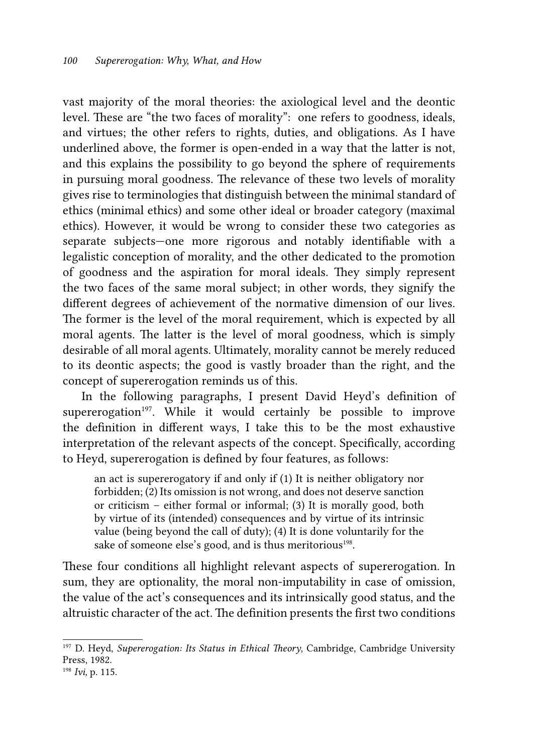vast majority of the moral theories: the axiological level and the deontic level. These are "the two faces of morality": one refers to goodness, ideals, and virtues; the other refers to rights, duties, and obligations. As I have underlined above, the former is open-ended in a way that the latter is not, and this explains the possibility to go beyond the sphere of requirements in pursuing moral goodness. The relevance of these two levels of morality gives rise to terminologies that distinguish between the minimal standard of ethics (minimal ethics) and some other ideal or broader category (maximal ethics). However, it would be wrong to consider these two categories as separate subjects—one more rigorous and notably identifiable with a legalistic conception of morality, and the other dedicated to the promotion of goodness and the aspiration for moral ideals. They simply represent the two faces of the same moral subject; in other words, they signify the different degrees of achievement of the normative dimension of our lives. The former is the level of the moral requirement, which is expected by all moral agents. The latter is the level of moral goodness, which is simply desirable of all moral agents. Ultimately, morality cannot be merely reduced to its deontic aspects; the good is vastly broader than the right, and the concept of supererogation reminds us of this.

In the following paragraphs, I present David Heyd's definition of supererogation[197]. While it would certainly be possible to improve the definition in different ways, I take this to be the most exhaustive interpretation of the relevant aspects of the concept. Specifically, according to Heyd, supererogation is defined by four features, as follows:

> an act is supererogatory if and only if (1) It is neither obligatory nor forbidden; (2) Its omission is not wrong, and does not deserve sanction or criticism – either formal or informal; (3) It is morally good, both by virtue of its (intended) consequences and by virtue of its intrinsic value (being beyond the call of duty); (4) It is done voluntarily for the sake of someone else's good, and is thus meritorious[198].

These four conditions all highlight relevant aspects of supererogation. In sum, they are optionality, the moral non-imputability in case of omission, the value of the act's consequences and its intrinsically good status, and the altruistic character of the act. The definition presents the first two conditions

---

[197] D. Heyd, *Supererogation: Its Status in Ethical Theory*, Cambridge, Cambridge University Press, 1982.

[198] *Ivi*, p. 115.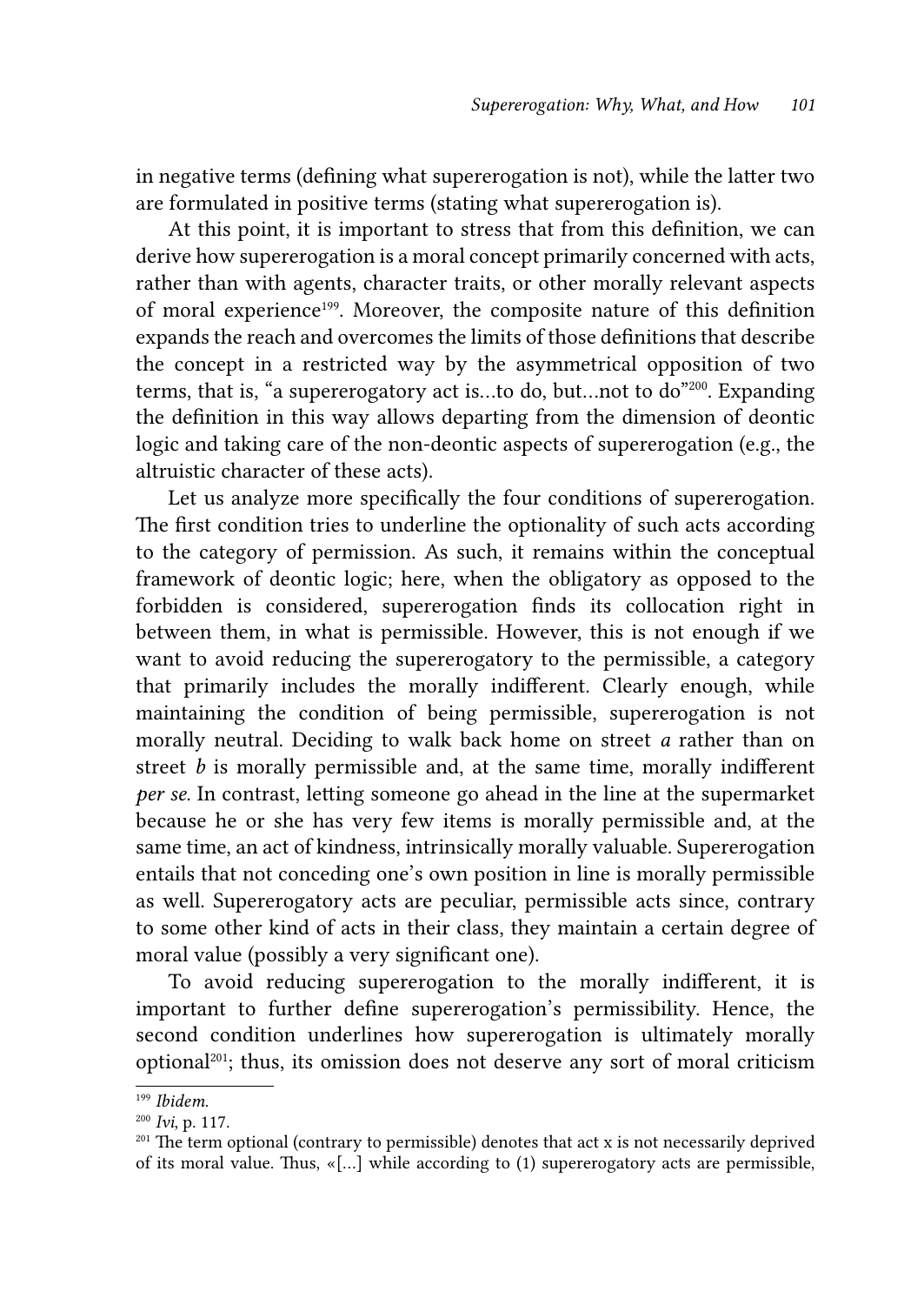in negative terms (defining what supererogation is not), while the latter two are formulated in positive terms (stating what supererogation is).

At this point, it is important to stress that from this definition, we can derive how supererogation is a moral concept primarily concerned with acts, rather than with agents, character traits, or other morally relevant aspects of moral experience[199]. Moreover, the composite nature of this definition expands the reach and overcomes the limits of those definitions that describe the concept in a restricted way by the asymmetrical opposition of two terms, that is, "a supererogatory act is…to do, but…not to do"[200]. Expanding the definition in this way allows departing from the dimension of deontic logic and taking care of the non-deontic aspects of supererogation (e.g., the altruistic character of these acts).

Let us analyze more specifically the four conditions of supererogation. The first condition tries to underline the optionality of such acts according to the category of permission. As such, it remains within the conceptual framework of deontic logic; here, when the obligatory as opposed to the forbidden is considered, supererogation finds its collocation right in between them, in what is permissible. However, this is not enough if we want to avoid reducing the supererogatory to the permissible, a category that primarily includes the morally indifferent. Clearly enough, while maintaining the condition of being permissible, supererogation is not morally neutral. Deciding to walk back home on street *a* rather than on street *b* is morally permissible and, at the same time, morally indifferent *per se*. In contrast, letting someone go ahead in the line at the supermarket because he or she has very few items is morally permissible and, at the same time, an act of kindness, intrinsically morally valuable. Supererogation entails that not conceding one's own position in line is morally permissible as well. Supererogatory acts are peculiar, permissible acts since, contrary to some other kind of acts in their class, they maintain a certain degree of moral value (possibly a very significant one).

To avoid reducing supererogation to the morally indifferent, it is important to further define supererogation's permissibility. Hence, the second condition underlines how supererogation is ultimately morally optional[201]; thus, its omission does not deserve any sort of moral criticism

---

[199] *Ibidem.*

[200] *Ivi*, p. 117.

[201] The term optional (contrary to permissible) denotes that act x is not necessarily deprived of its moral value. Thus, «[…] while according to (1) supererogatory acts are permissible,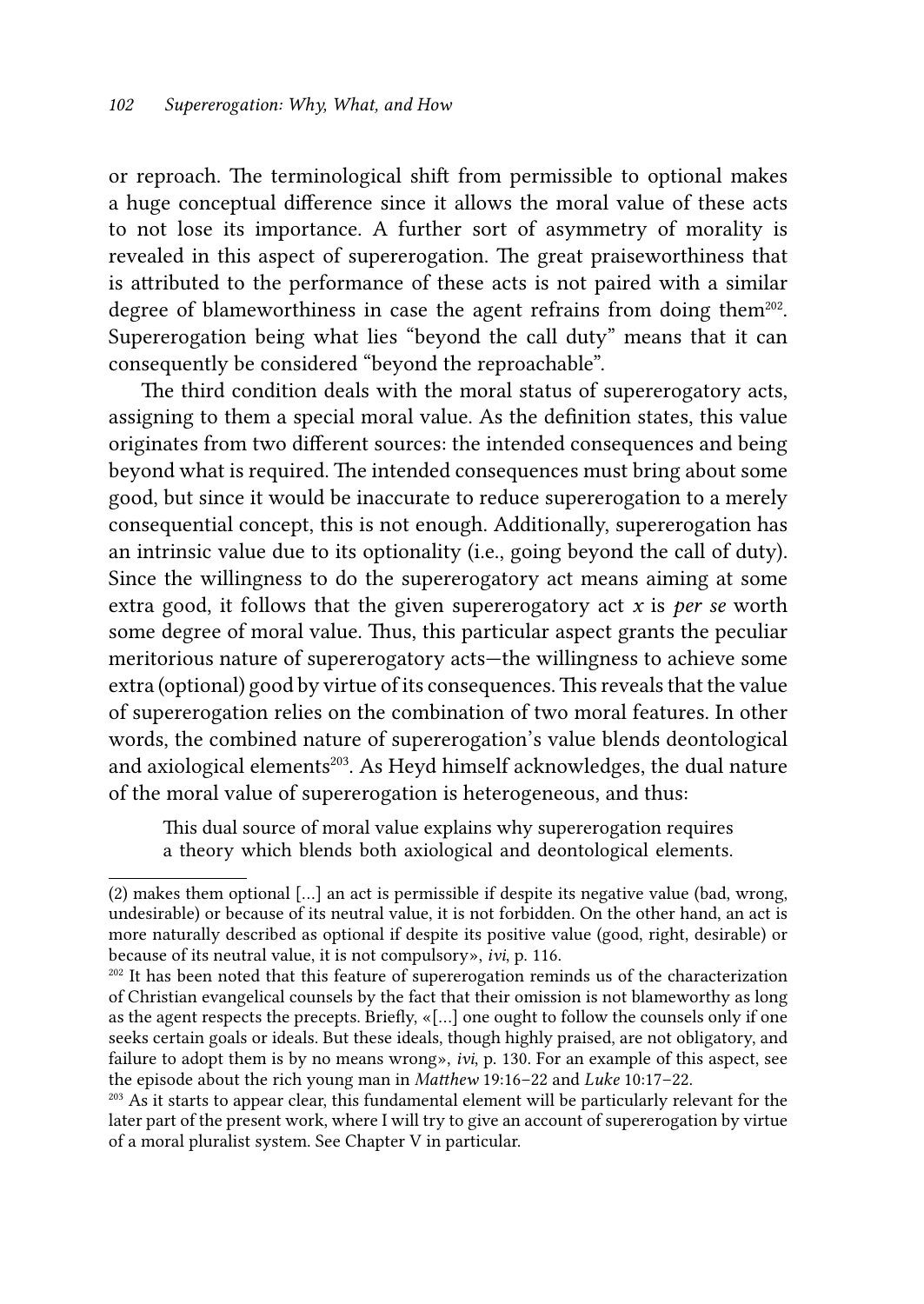or reproach. The terminological shift from permissible to optional makes a huge conceptual difference since it allows the moral value of these acts to not lose its importance. A further sort of asymmetry of morality is revealed in this aspect of supererogation. The great praiseworthiness that is attributed to the performance of these acts is not paired with a similar degree of blameworthiness in case the agent refrains from doing them[202]. Supererogation being what lies "beyond the call duty" means that it can consequently be considered "beyond the reproachable".

The third condition deals with the moral status of supererogatory acts, assigning to them a special moral value. As the definition states, this value originates from two different sources: the intended consequences and being beyond what is required. The intended consequences must bring about some good, but since it would be inaccurate to reduce supererogation to a merely consequential concept, this is not enough. Additionally, supererogation has an intrinsic value due to its optionality (i.e., going beyond the call of duty). Since the willingness to do the supererogatory act means aiming at some extra good, it follows that the given supererogatory act *x* is *per se* worth some degree of moral value. Thus, this particular aspect grants the peculiar meritorious nature of supererogatory acts—the willingness to achieve some extra (optional) good by virtue of its consequences. This reveals that the value of supererogation relies on the combination of two moral features. In other words, the combined nature of supererogation's value blends deontological and axiological elements[203]. As Heyd himself acknowledges, the dual nature of the moral value of supererogation is heterogeneous, and thus:

> This dual source of moral value explains why supererogation requires a theory which blends both axiological and deontological elements.

---

(2) makes them optional [...] an act is permissible if despite its negative value (bad, wrong, undesirable) or because of its neutral value, it is not forbidden. On the other hand, an act is more naturally described as optional if despite its positive value (good, right, desirable) or because of its neutral value, it is not compulsory», *ivi*, p. 116.

[202] It has been noted that this feature of supererogation reminds us of the characterization of Christian evangelical counsels by the fact that their omission is not blameworthy as long as the agent respects the precepts. Briefly, «[...] one ought to follow the counsels only if one seeks certain goals or ideals. But these ideals, though highly praised, are not obligatory, and failure to adopt them is by no means wrong», *ivi*, p. 130. For an example of this aspect, see the episode about the rich young man in *Matthew* 19:16–22 and *Luke* 10:17–22.

[203] As it starts to appear clear, this fundamental element will be particularly relevant for the later part of the present work, where I will try to give an account of supererogation by virtue of a moral pluralist system. See Chapter V in particular.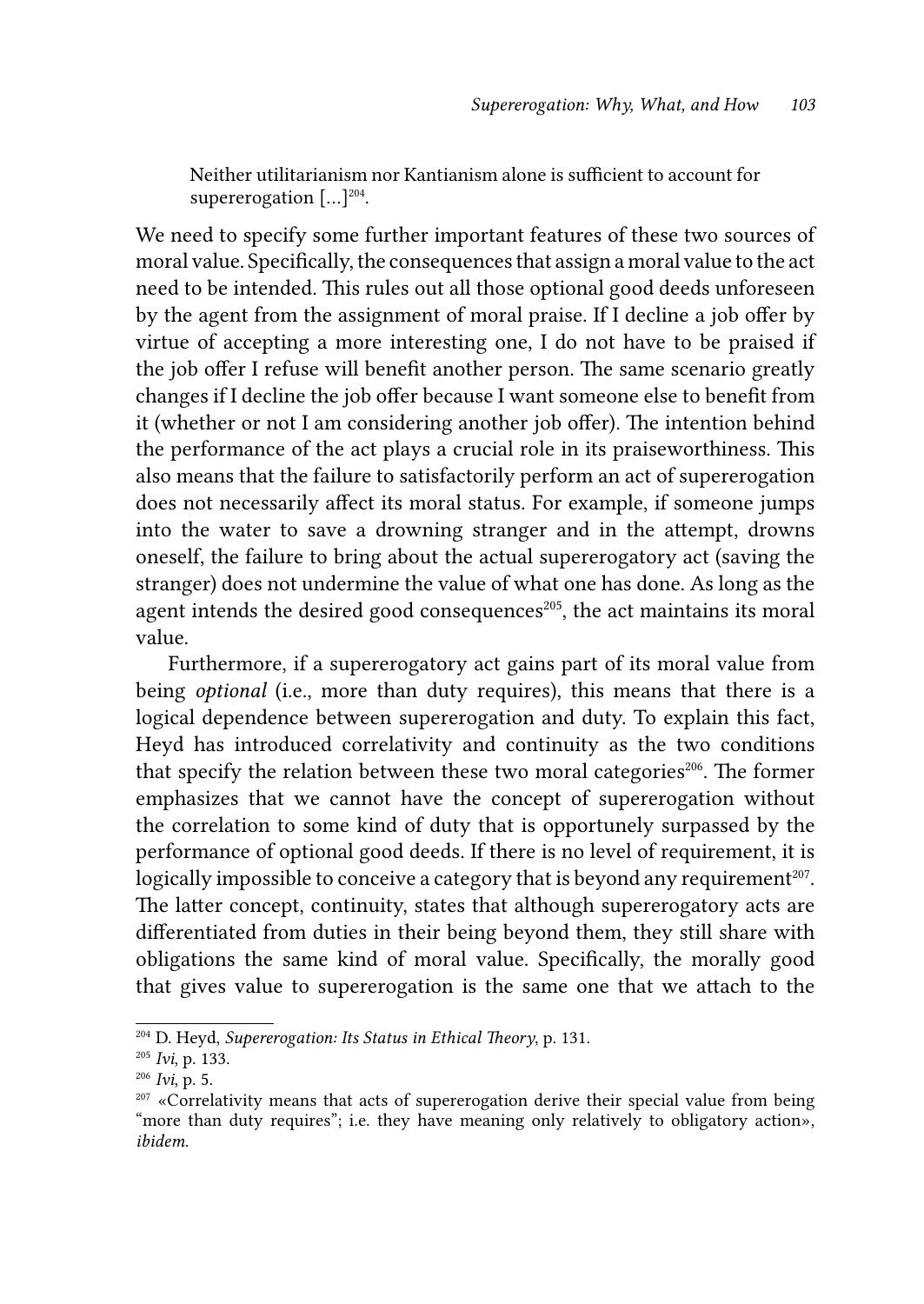> Neither utilitarianism nor Kantianism alone is sufficient to account for supererogation [...][204].

We need to specify some further important features of these two sources of moral value. Specifically, the consequences that assign a moral value to the act need to be intended. This rules out all those optional good deeds unforeseen by the agent from the assignment of moral praise. If I decline a job offer by virtue of accepting a more interesting one, I do not have to be praised if the job offer I refuse will benefit another person. The same scenario greatly changes if I decline the job offer because I want someone else to benefit from it (whether or not I am considering another job offer). The intention behind the performance of the act plays a crucial role in its praiseworthiness. This also means that the failure to satisfactorily perform an act of supererogation does not necessarily affect its moral status. For example, if someone jumps into the water to save a drowning stranger and in the attempt, drowns oneself, the failure to bring about the actual supererogatory act (saving the stranger) does not undermine the value of what one has done. As long as the agent intends the desired good consequences[205], the act maintains its moral value.

Furthermore, if a supererogatory act gains part of its moral value from being *optional* (i.e., more than duty requires), this means that there is a logical dependence between supererogation and duty. To explain this fact, Heyd has introduced correlativity and continuity as the two conditions that specify the relation between these two moral categories[206]. The former emphasizes that we cannot have the concept of supererogation without the correlation to some kind of duty that is opportunely surpassed by the performance of optional good deeds. If there is no level of requirement, it is logically impossible to conceive a category that is beyond any requirement[207]. The latter concept, continuity, states that although supererogatory acts are differentiated from duties in their being beyond them, they still share with obligations the same kind of moral value. Specifically, the morally good that gives value to supererogation is the same one that we attach to the

---

[204] D. Heyd, *Supererogation: Its Status in Ethical Theory*, p. 131.

[205] *Ivi*, p. 133.

[206] *Ivi*, p. 5.

[207] «Correlativity means that acts of supererogation derive their special value from being "more than duty requires"; i.e. they have meaning only relatively to obligatory action», *ibidem*.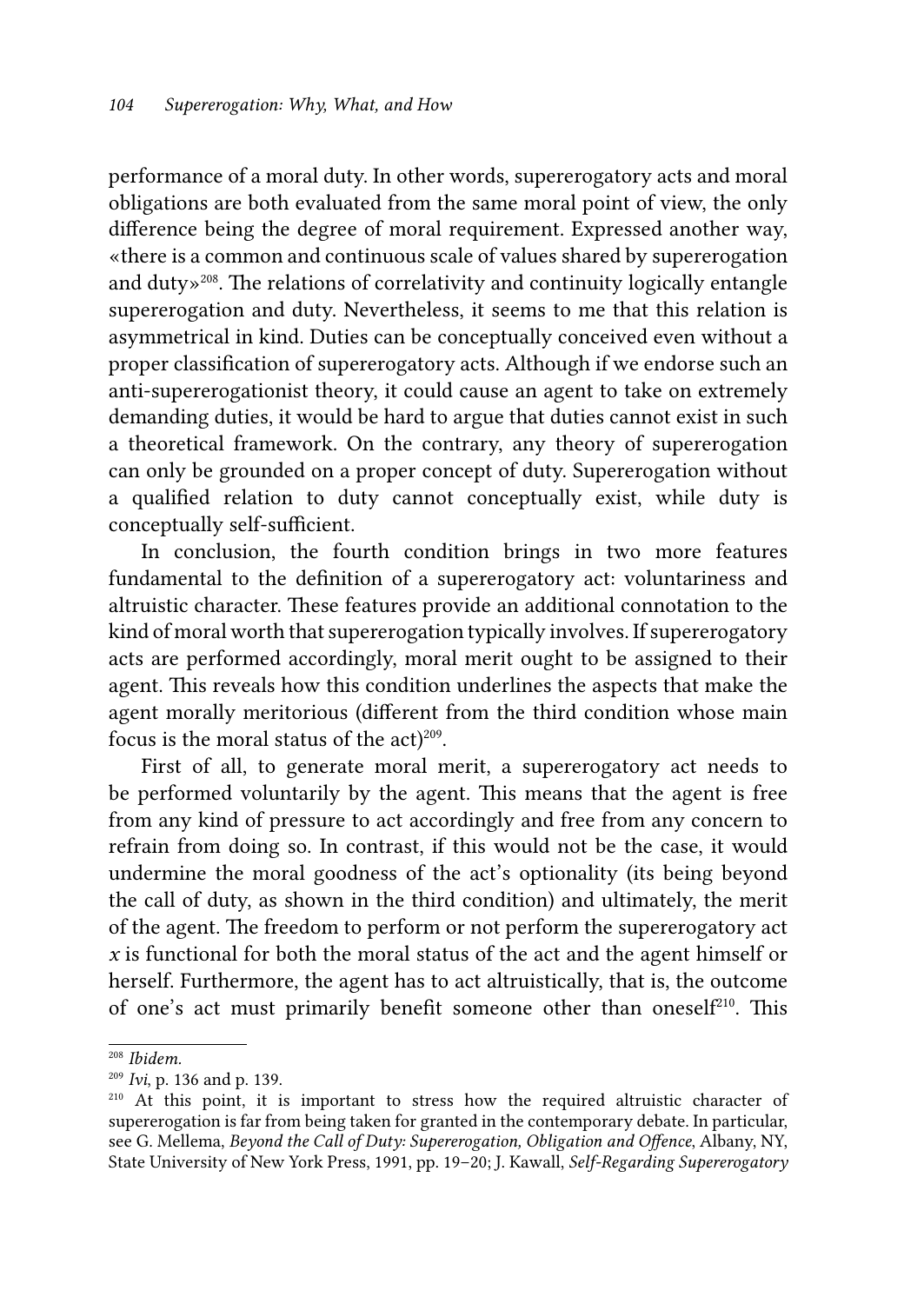performance of a moral duty. In other words, supererogatory acts and moral obligations are both evaluated from the same moral point of view, the only difference being the degree of moral requirement. Expressed another way, «there is a common and continuous scale of values shared by supererogation and duty»[208]. The relations of correlativity and continuity logically entangle supererogation and duty. Nevertheless, it seems to me that this relation is asymmetrical in kind. Duties can be conceptually conceived even without a proper classification of supererogatory acts. Although if we endorse such an anti-supererogationist theory, it could cause an agent to take on extremely demanding duties, it would be hard to argue that duties cannot exist in such a theoretical framework. On the contrary, any theory of supererogation can only be grounded on a proper concept of duty. Supererogation without a qualified relation to duty cannot conceptually exist, while duty is conceptually self-sufficient.

In conclusion, the fourth condition brings in two more features fundamental to the definition of a supererogatory act: voluntariness and altruistic character. These features provide an additional connotation to the kind of moral worth that supererogation typically involves. If supererogatory acts are performed accordingly, moral merit ought to be assigned to their agent. This reveals how this condition underlines the aspects that make the agent morally meritorious (different from the third condition whose main focus is the moral status of the act)[209].

First of all, to generate moral merit, a supererogatory act needs to be performed voluntarily by the agent. This means that the agent is free from any kind of pressure to act accordingly and free from any concern to refrain from doing so. In contrast, if this would not be the case, it would undermine the moral goodness of the act's optionality (its being beyond the call of duty, as shown in the third condition) and ultimately, the merit of the agent. The freedom to perform or not perform the supererogatory act $x$ is functional for both the moral status of the act and the agent himself or herself. Furthermore, the agent has to act altruistically, that is, the outcome of one's act must primarily benefit someone other than oneself[210]. This

---

[208] *Ibidem.*

[209] *Ivi*, p. 136 and p. 139.

[210] At this point, it is important to stress how the required altruistic character of supererogation is far from being taken for granted in the contemporary debate. In particular, see G. Mellema, *Beyond the Call of Duty: Supererogation, Obligation and Offence*, Albany, NY, State University of New York Press, 1991, pp. 19–20; J. Kawall, *Self-Regarding Supererogatory*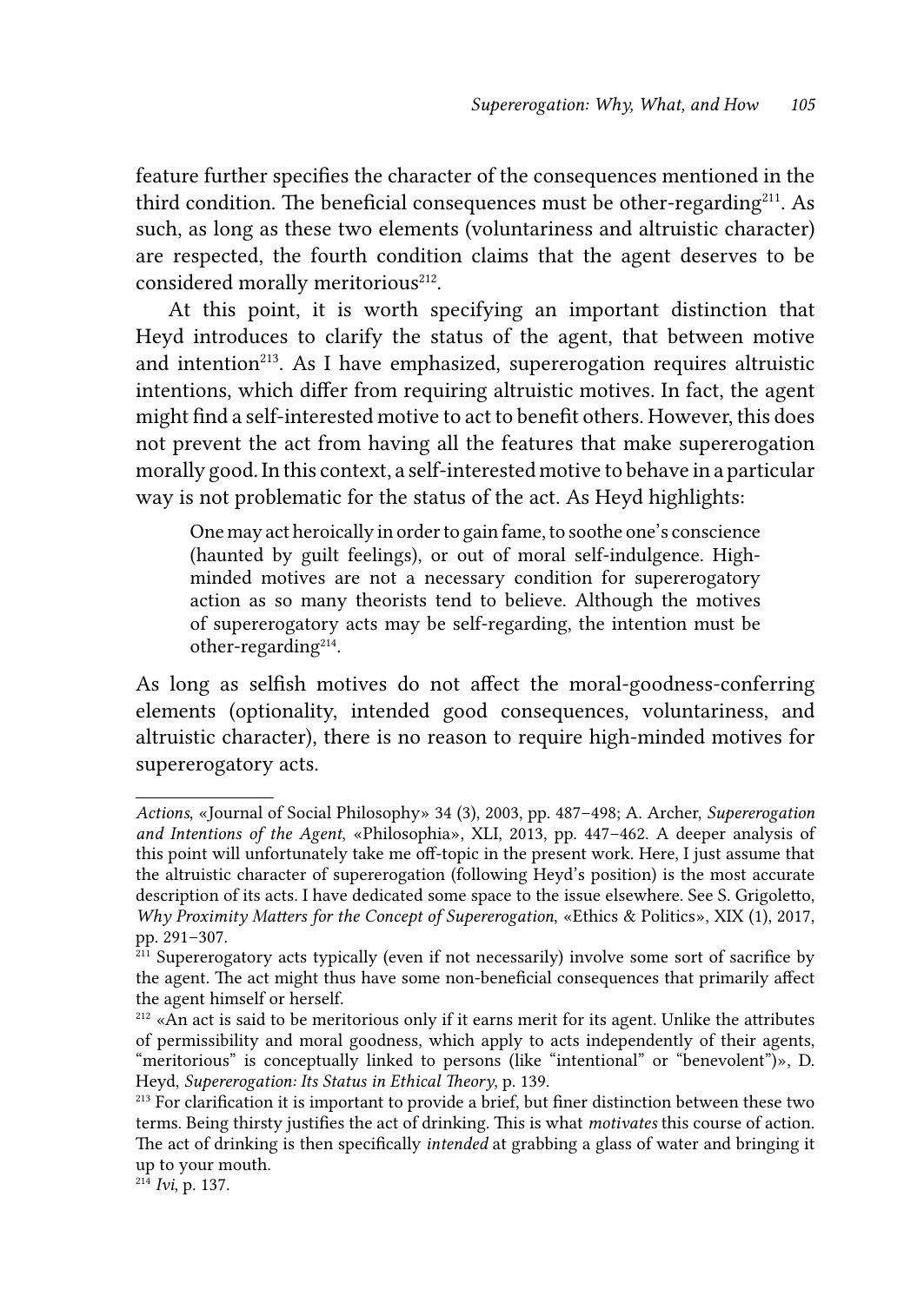feature further specifies the character of the consequences mentioned in the third condition. The beneficial consequences must be other-regarding[211]. As such, as long as these two elements (voluntariness and altruistic character) are respected, the fourth condition claims that the agent deserves to be considered morally meritorious[212].

At this point, it is worth specifying an important distinction that Heyd introduces to clarify the status of the agent, that between motive and intention[213]. As I have emphasized, supererogation requires altruistic intentions, which differ from requiring altruistic motives. In fact, the agent might find a self-interested motive to act to benefit others. However, this does not prevent the act from having all the features that make supererogation morally good. In this context, a self-interested motive to behave in a particular way is not problematic for the status of the act. As Heyd highlights:

> One may act heroically in order to gain fame, to soothe one's conscience (haunted by guilt feelings), or out of moral self-indulgence. High-minded motives are not a necessary condition for supererogatory action as so many theorists tend to believe. Although the motives of supererogatory acts may be self-regarding, the intention must be other-regarding[214].

As long as selfish motives do not affect the moral-goodness-conferring elements (optionality, intended good consequences, voluntariness, and altruistic character), there is no reason to require high-minded motives for supererogatory acts.

---

*Actions*, «Journal of Social Philosophy» 34 (3), 2003, pp. 487–498; A. Archer, *Supererogation and Intentions of the Agent*, «Philosophia», XLI, 2013, pp. 447–462. A deeper analysis of this point will unfortunately take me off-topic in the present work. Here, I just assume that the altruistic character of supererogation (following Heyd's position) is the most accurate description of its acts. I have dedicated some space to the issue elsewhere. See S. Grigoletto, *Why Proximity Matters for the Concept of Supererogation*, «Ethics & Politics», XIX (1), 2017, pp. 291–307.

[211] Supererogatory acts typically (even if not necessarily) involve some sort of sacrifice by the agent. The act might thus have some non-beneficial consequences that primarily affect the agent himself or herself.

[212] «An act is said to be meritorious only if it earns merit for its agent. Unlike the attributes of permissibility and moral goodness, which apply to acts independently of their agents, "meritorious" is conceptually linked to persons (like "intentional" or "benevolent")», D. Heyd, *Supererogation: Its Status in Ethical Theory*, p. 139.

[213] For clarification it is important to provide a brief, but finer distinction between these two terms. Being thirsty justifies the act of drinking. This is what *motivates* this course of action. The act of drinking is then specifically *intended* at grabbing a glass of water and bringing it up to your mouth.

[214] *Ivi*, p. 137.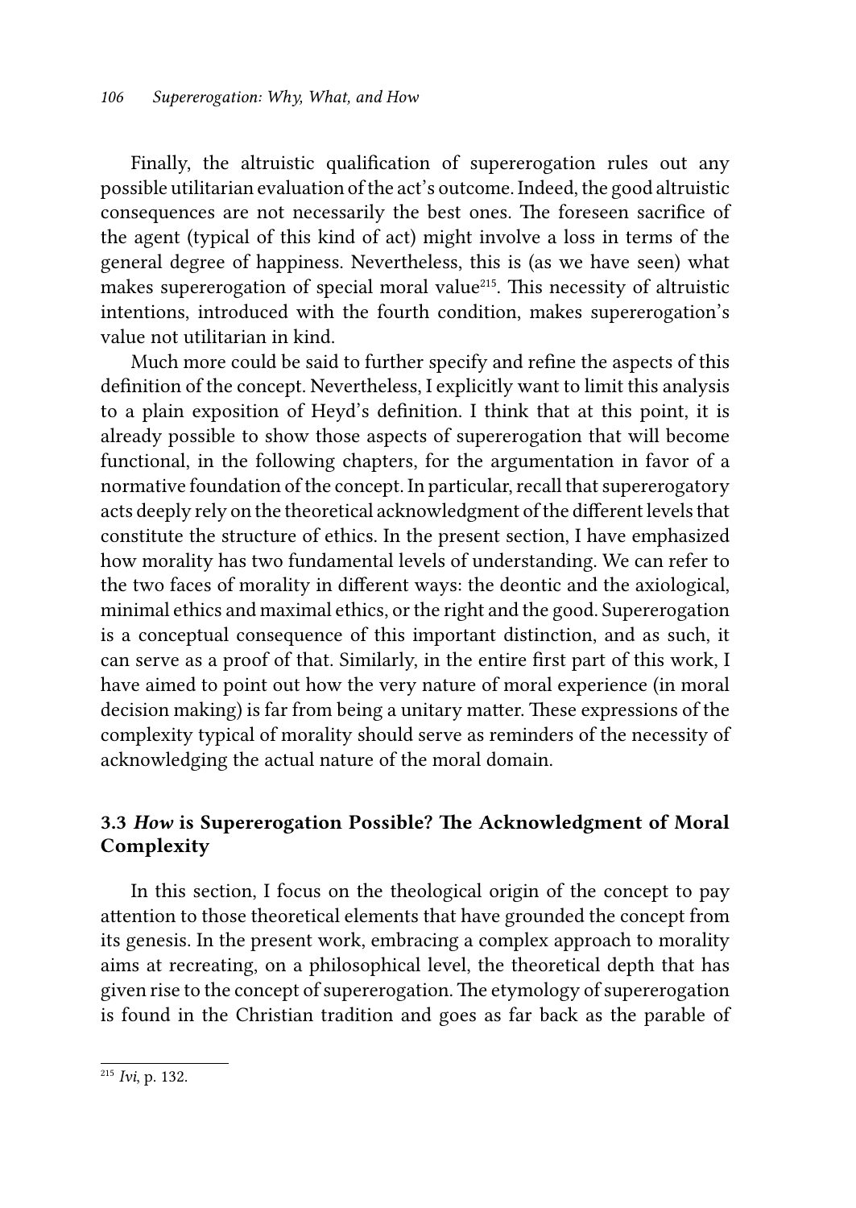Finally, the altruistic qualification of supererogation rules out any possible utilitarian evaluation of the act's outcome. Indeed, the good altruistic consequences are not necessarily the best ones. The foreseen sacrifice of the agent (typical of this kind of act) might involve a loss in terms of the general degree of happiness. Nevertheless, this is (as we have seen) what makes supererogation of special moral value[215]. This necessity of altruistic intentions, introduced with the fourth condition, makes supererogation's value not utilitarian in kind.

Much more could be said to further specify and refine the aspects of this definition of the concept. Nevertheless, I explicitly want to limit this analysis to a plain exposition of Heyd's definition. I think that at this point, it is already possible to show those aspects of supererogation that will become functional, in the following chapters, for the argumentation in favor of a normative foundation of the concept. In particular, recall that supererogatory acts deeply rely on the theoretical acknowledgment of the different levels that constitute the structure of ethics. In the present section, I have emphasized how morality has two fundamental levels of understanding. We can refer to the two faces of morality in different ways: the deontic and the axiological, minimal ethics and maximal ethics, or the right and the good. Supererogation is a conceptual consequence of this important distinction, and as such, it can serve as a proof of that. Similarly, in the entire first part of this work, I have aimed to point out how the very nature of moral experience (in moral decision making) is far from being a unitary matter. These expressions of the complexity typical of morality should serve as reminders of the necessity of acknowledging the actual nature of the moral domain.

### 3.3 *How* is Supererogation Possible? The Acknowledgment of Moral Complexity

In this section, I focus on the theological origin of the concept to pay attention to those theoretical elements that have grounded the concept from its genesis. In the present work, embracing a complex approach to morality aims at recreating, on a philosophical level, the theoretical depth that has given rise to the concept of supererogation. The etymology of supererogation is found in the Christian tradition and goes as far back as the parable of

[215] *Ivi*, p. 132.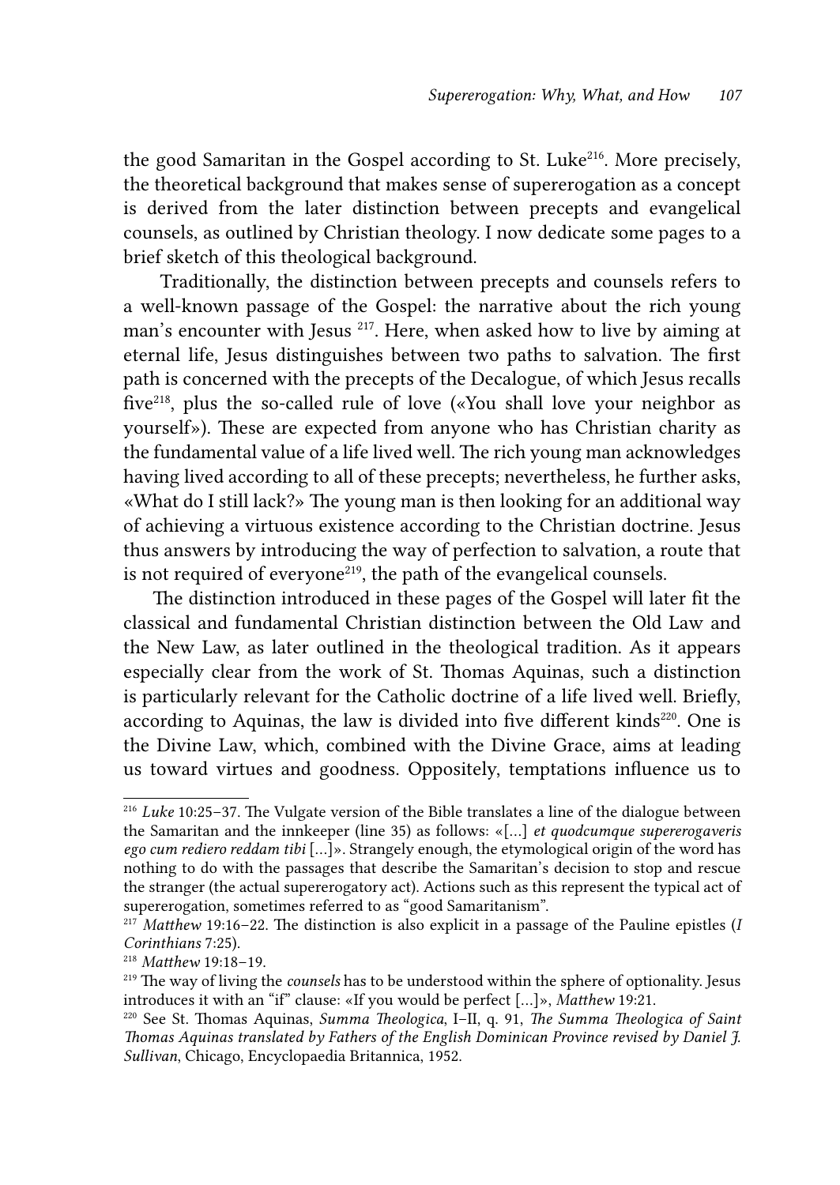the good Samaritan in the Gospel according to St. Luke[216]. More precisely, the theoretical background that makes sense of supererogation as a concept is derived from the later distinction between precepts and evangelical counsels, as outlined by Christian theology. I now dedicate some pages to a brief sketch of this theological background.

Traditionally, the distinction between precepts and counsels refers to a well-known passage of the Gospel: the narrative about the rich young man's encounter with Jesus [217]. Here, when asked how to live by aiming at eternal life, Jesus distinguishes between two paths to salvation. The first path is concerned with the precepts of the Decalogue, of which Jesus recalls five[218], plus the so-called rule of love («You shall love your neighbor as yourself»). These are expected from anyone who has Christian charity as the fundamental value of a life lived well. The rich young man acknowledges having lived according to all of these precepts; nevertheless, he further asks, «What do I still lack?» The young man is then looking for an additional way of achieving a virtuous existence according to the Christian doctrine. Jesus thus answers by introducing the way of perfection to salvation, a route that is not required of everyone[219], the path of the evangelical counsels.

The distinction introduced in these pages of the Gospel will later fit the classical and fundamental Christian distinction between the Old Law and the New Law, as later outlined in the theological tradition. As it appears especially clear from the work of St. Thomas Aquinas, such a distinction is particularly relevant for the Catholic doctrine of a life lived well. Briefly, according to Aquinas, the law is divided into five different kinds[220]. One is the Divine Law, which, combined with the Divine Grace, aims at leading us toward virtues and goodness. Oppositely, temptations influence us to

---

[216] *Luke* 10:25–37. The Vulgate version of the Bible translates a line of the dialogue between the Samaritan and the innkeeper (line 35) as follows: «[...] *et quodcumque supererogaveris ego cum rediero reddam tibi* [...]». Strangely enough, the etymological origin of the word has nothing to do with the passages that describe the Samaritan's decision to stop and rescue the stranger (the actual supererogatory act). Actions such as this represent the typical act of supererogation, sometimes referred to as "good Samaritanism".

[217] *Matthew* 19:16–22. The distinction is also explicit in a passage of the Pauline epistles (*I Corinthians* 7:25).

[218] *Matthew* 19:18–19.

[219] The way of living the *counsels* has to be understood within the sphere of optionality. Jesus introduces it with an "if" clause: «If you would be perfect [...]», *Matthew* 19:21.

[220] See St. Thomas Aquinas, *Summa Theologica*, I–II, q. 91, *The Summa Theologica of Saint Thomas Aquinas translated by Fathers of the English Dominican Province revised by Daniel J. Sullivan*, Chicago, Encyclopaedia Britannica, 1952.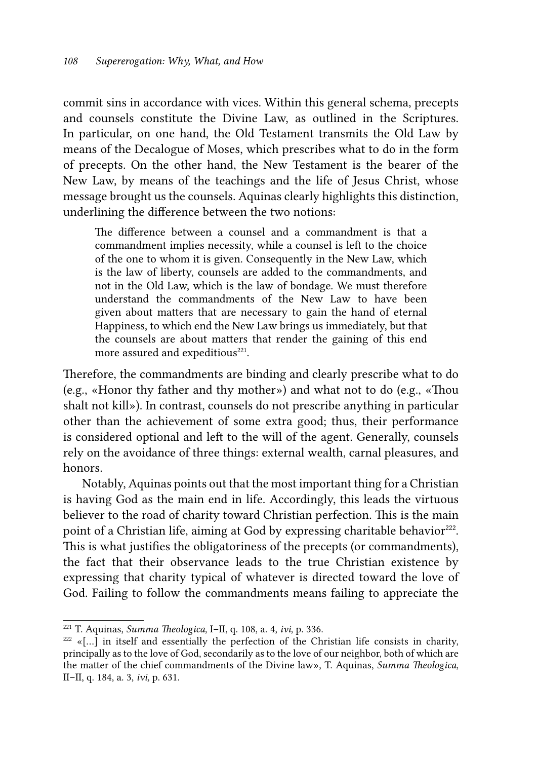commit sins in accordance with vices. Within this general schema, precepts and counsels constitute the Divine Law, as outlined in the Scriptures. In particular, on one hand, the Old Testament transmits the Old Law by means of the Decalogue of Moses, which prescribes what to do in the form of precepts. On the other hand, the New Testament is the bearer of the New Law, by means of the teachings and the life of Jesus Christ, whose message brought us the counsels. Aquinas clearly highlights this distinction, underlining the difference between the two notions:

> The difference between a counsel and a commandment is that a commandment implies necessity, while a counsel is left to the choice of the one to whom it is given. Consequently in the New Law, which is the law of liberty, counsels are added to the commandments, and not in the Old Law, which is the law of bondage. We must therefore understand the commandments of the New Law to have been given about matters that are necessary to gain the hand of eternal Happiness, to which end the New Law brings us immediately, but that the counsels are about matters that render the gaining of this end more assured and expeditious[221].

Therefore, the commandments are binding and clearly prescribe what to do (e.g., «Honor thy father and thy mother») and what not to do (e.g., «Thou shalt not kill»). In contrast, counsels do not prescribe anything in particular other than the achievement of some extra good; thus, their performance is considered optional and left to the will of the agent. Generally, counsels rely on the avoidance of three things: external wealth, carnal pleasures, and honors.

Notably, Aquinas points out that the most important thing for a Christian is having God as the main end in life. Accordingly, this leads the virtuous believer to the road of charity toward Christian perfection. This is the main point of a Christian life, aiming at God by expressing charitable behavior[222]. This is what justifies the obligatoriness of the precepts (or commandments), the fact that their observance leads to the true Christian existence by expressing that charity typical of whatever is directed toward the love of God. Failing to follow the commandments means failing to appreciate the

---

[221] T. Aquinas, *Summa Theologica*, I–II, q. 108, a. 4, *ivi*, p. 336.

[222] «[...] in itself and essentially the perfection of the Christian life consists in charity, principally as to the love of God, secondarily as to the love of our neighbor, both of which are the matter of the chief commandments of the Divine law», T. Aquinas, *Summa Theologica*, II–II, q. 184, a. 3, *ivi*, p. 631.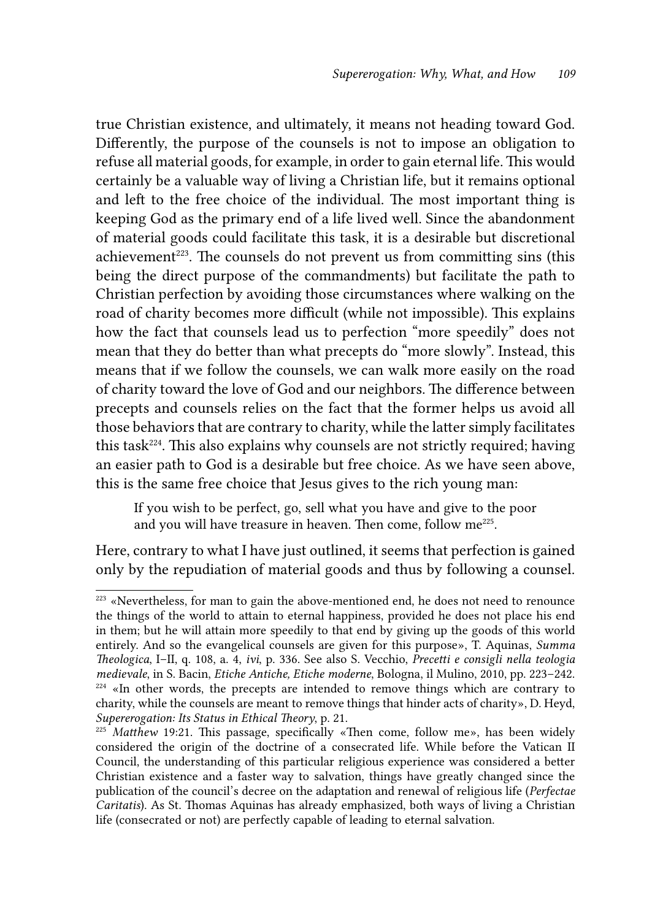true Christian existence, and ultimately, it means not heading toward God. Differently, the purpose of the counsels is not to impose an obligation to refuse all material goods, for example, in order to gain eternal life. This would certainly be a valuable way of living a Christian life, but it remains optional and left to the free choice of the individual. The most important thing is keeping God as the primary end of a life lived well. Since the abandonment of material goods could facilitate this task, it is a desirable but discretional achievement[223]. The counsels do not prevent us from committing sins (this being the direct purpose of the commandments) but facilitate the path to Christian perfection by avoiding those circumstances where walking on the road of charity becomes more difficult (while not impossible). This explains how the fact that counsels lead us to perfection "more speedily" does not mean that they do better than what precepts do "more slowly". Instead, this means that if we follow the counsels, we can walk more easily on the road of charity toward the love of God and our neighbors. The difference between precepts and counsels relies on the fact that the former helps us avoid all those behaviors that are contrary to charity, while the latter simply facilitates this task[224]. This also explains why counsels are not strictly required; having an easier path to God is a desirable but free choice. As we have seen above, this is the same free choice that Jesus gives to the rich young man:

> If you wish to be perfect, go, sell what you have and give to the poor and you will have treasure in heaven. Then come, follow me[225].

Here, contrary to what I have just outlined, it seems that perfection is gained only by the repudiation of material goods and thus by following a counsel.

---

[223] «Nevertheless, for man to gain the above-mentioned end, he does not need to renounce the things of the world to attain to eternal happiness, provided he does not place his end in them; but he will attain more speedily to that end by giving up the goods of this world entirely. And so the evangelical counsels are given for this purpose», T. Aquinas, *Summa Theologica*, I–II, q. 108, a. 4, *ivi*, p. 336. See also S. Vecchio, *Precetti e consigli nella teologia medievale*, in S. Bacin, *Etiche Antiche, Etiche moderne*, Bologna, il Mulino, 2010, pp. 223–242.

[224] «In other words, the precepts are intended to remove things which are contrary to charity, while the counsels are meant to remove things that hinder acts of charity», D. Heyd, *Supererogation: Its Status in Ethical Theory*, p. 21.

[225] *Matthew* 19:21. This passage, specifically «Then come, follow me», has been widely considered the origin of the doctrine of a consecrated life. While before the Vatican II Council, the understanding of this particular religious experience was considered a better Christian existence and a faster way to salvation, things have greatly changed since the publication of the council's decree on the adaptation and renewal of religious life (*Perfectae Caritatis*). As St. Thomas Aquinas has already emphasized, both ways of living a Christian life (consecrated or not) are perfectly capable of leading to eternal salvation.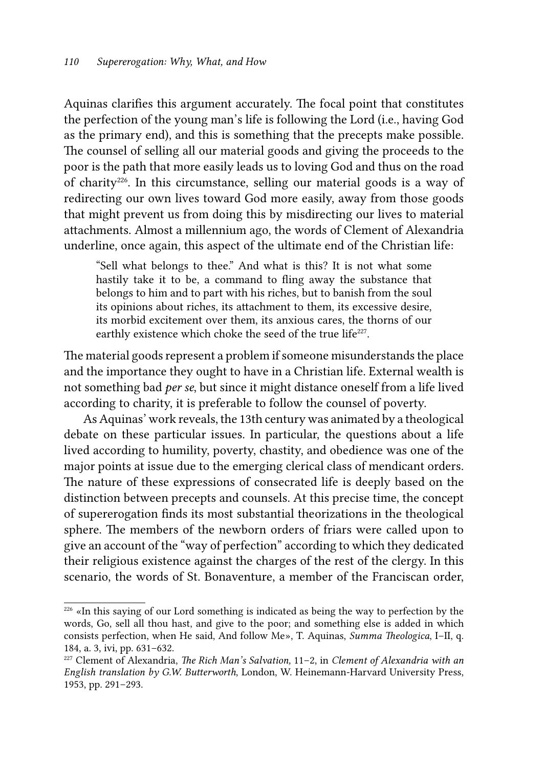Aquinas clarifies this argument accurately. The focal point that constitutes the perfection of the young man's life is following the Lord (i.e., having God as the primary end), and this is something that the precepts make possible. The counsel of selling all our material goods and giving the proceeds to the poor is the path that more easily leads us to loving God and thus on the road of charity[226]. In this circumstance, selling our material goods is a way of redirecting our own lives toward God more easily, away from those goods that might prevent us from doing this by misdirecting our lives to material attachments. Almost a millennium ago, the words of Clement of Alexandria underline, once again, this aspect of the ultimate end of the Christian life:

> "Sell what belongs to thee." And what is this? It is not what some hastily take it to be, a command to fling away the substance that belongs to him and to part with his riches, but to banish from the soul its opinions about riches, its attachment to them, its excessive desire, its morbid excitement over them, its anxious cares, the thorns of our earthly existence which choke the seed of the true life[227].

The material goods represent a problem if someone misunderstands the place and the importance they ought to have in a Christian life. External wealth is not something bad *per se*, but since it might distance oneself from a life lived according to charity, it is preferable to follow the counsel of poverty.

As Aquinas' work reveals, the 13th century was animated by a theological debate on these particular issues. In particular, the questions about a life lived according to humility, poverty, chastity, and obedience was one of the major points at issue due to the emerging clerical class of mendicant orders. The nature of these expressions of consecrated life is deeply based on the distinction between precepts and counsels. At this precise time, the concept of supererogation finds its most substantial theorizations in the theological sphere. The members of the newborn orders of friars were called upon to give an account of the "way of perfection" according to which they dedicated their religious existence against the charges of the rest of the clergy. In this scenario, the words of St. Bonaventure, a member of the Franciscan order,

---

[226] «In this saying of our Lord something is indicated as being the way to perfection by the words, Go, sell all thou hast, and give to the poor; and something else is added in which consists perfection, when He said, And follow Me», T. Aquinas, *Summa Theologica*, I–II, q. 184, a. 3, ivi, pp. 631–632.

[227] Clement of Alexandria, *The Rich Man's Salvation,* 11–2, in *Clement of Alexandria with an English translation by G.W. Butterworth*, London, W. Heinemann-Harvard University Press, 1953, pp. 291–293.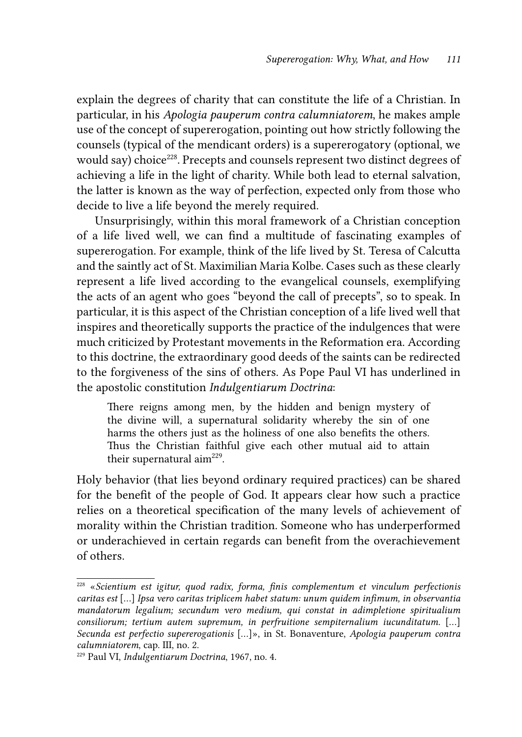explain the degrees of charity that can constitute the life of a Christian. In particular, in his *Apologia pauperum contra calumniatorem*, he makes ample use of the concept of supererogation, pointing out how strictly following the counsels (typical of the mendicant orders) is a supererogatory (optional, we would say) choice[228]. Precepts and counsels represent two distinct degrees of achieving a life in the light of charity. While both lead to eternal salvation, the latter is known as the way of perfection, expected only from those who decide to live a life beyond the merely required.

Unsurprisingly, within this moral framework of a Christian conception of a life lived well, we can find a multitude of fascinating examples of supererogation. For example, think of the life lived by St. Teresa of Calcutta and the saintly act of St. Maximilian Maria Kolbe. Cases such as these clearly represent a life lived according to the evangelical counsels, exemplifying the acts of an agent who goes "beyond the call of precepts", so to speak. In particular, it is this aspect of the Christian conception of a life lived well that inspires and theoretically supports the practice of the indulgences that were much criticized by Protestant movements in the Reformation era. According to this doctrine, the extraordinary good deeds of the saints can be redirected to the forgiveness of the sins of others. As Pope Paul VI has underlined in the apostolic constitution *Indulgentiarum Doctrina*:

> There reigns among men, by the hidden and benign mystery of the divine will, a supernatural solidarity whereby the sin of one harms the others just as the holiness of one also benefits the others. Thus the Christian faithful give each other mutual aid to attain their supernatural aim[229].

Holy behavior (that lies beyond ordinary required practices) can be shared for the benefit of the people of God. It appears clear how such a practice relies on a theoretical specification of the many levels of achievement of morality within the Christian tradition. Someone who has underperformed or underachieved in certain regards can benefit from the overachievement of others.

---

[228] «*Scientium est igitur, quod radix, forma, finis complementum et vinculum perfectionis caritas est* […] *Ipsa vero caritas triplicem habet statum: unum quidem infimum, in observantia mandatorum legalium; secundum vero medium, qui constat in adimpletione spiritualium consiliorum; tertium autem supremum, in perfruitione sempiternalium iucunditatum.* […] *Secunda est perfectio supererogationis* […]», in St. Bonaventure, *Apologia pauperum contra calumniatorem*, cap. III, no. 2.

[229] Paul VI, *Indulgentiarum Doctrina*, 1967, no. 4.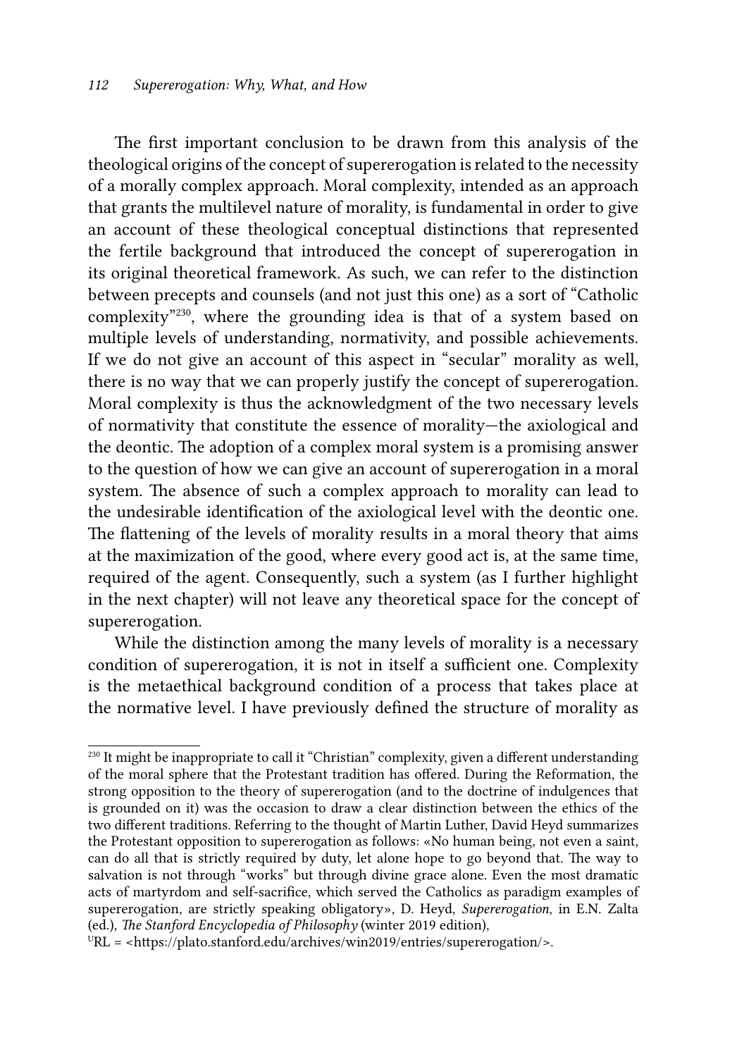The first important conclusion to be drawn from this analysis of the theological origins of the concept of supererogation is related to the necessity of a morally complex approach. Moral complexity, intended as an approach that grants the multilevel nature of morality, is fundamental in order to give an account of these theological conceptual distinctions that represented the fertile background that introduced the concept of supererogation in its original theoretical framework. As such, we can refer to the distinction between precepts and counsels (and not just this one) as a sort of "Catholic complexity"[230], where the grounding idea is that of a system based on multiple levels of understanding, normativity, and possible achievements. If we do not give an account of this aspect in "secular" morality as well, there is no way that we can properly justify the concept of supererogation. Moral complexity is thus the acknowledgment of the two necessary levels of normativity that constitute the essence of morality—the axiological and the deontic. The adoption of a complex moral system is a promising answer to the question of how we can give an account of supererogation in a moral system. The absence of such a complex approach to morality can lead to the undesirable identification of the axiological level with the deontic one. The flattening of the levels of morality results in a moral theory that aims at the maximization of the good, where every good act is, at the same time, required of the agent. Consequently, such a system (as I further highlight in the next chapter) will not leave any theoretical space for the concept of supererogation.

While the distinction among the many levels of morality is a necessary condition of supererogation, it is not in itself a sufficient one. Complexity is the metaethical background condition of a process that takes place at the normative level. I have previously defined the structure of morality as

---

[230] It might be inappropriate to call it "Christian" complexity, given a different understanding of the moral sphere that the Protestant tradition has offered. During the Reformation, the strong opposition to the theory of supererogation (and to the doctrine of indulgences that is grounded on it) was the occasion to draw a clear distinction between the ethics of the two different traditions. Referring to the thought of Martin Luther, David Heyd summarizes the Protestant opposition to supererogation as follows: «No human being, not even a saint, can do all that is strictly required by duty, let alone hope to go beyond that. The way to salvation is not through "works" but through divine grace alone. Even the most dramatic acts of martyrdom and self-sacrifice, which served the Catholics as paradigm examples of supererogation, are strictly speaking obligatory», D. Heyd, *Supererogation*, in E.N. Zalta (ed.), *The Stanford Encyclopedia of Philosophy* (winter 2019 edition),
URL = <https://plato.stanford.edu/archives/win2019/entries/supererogation/>.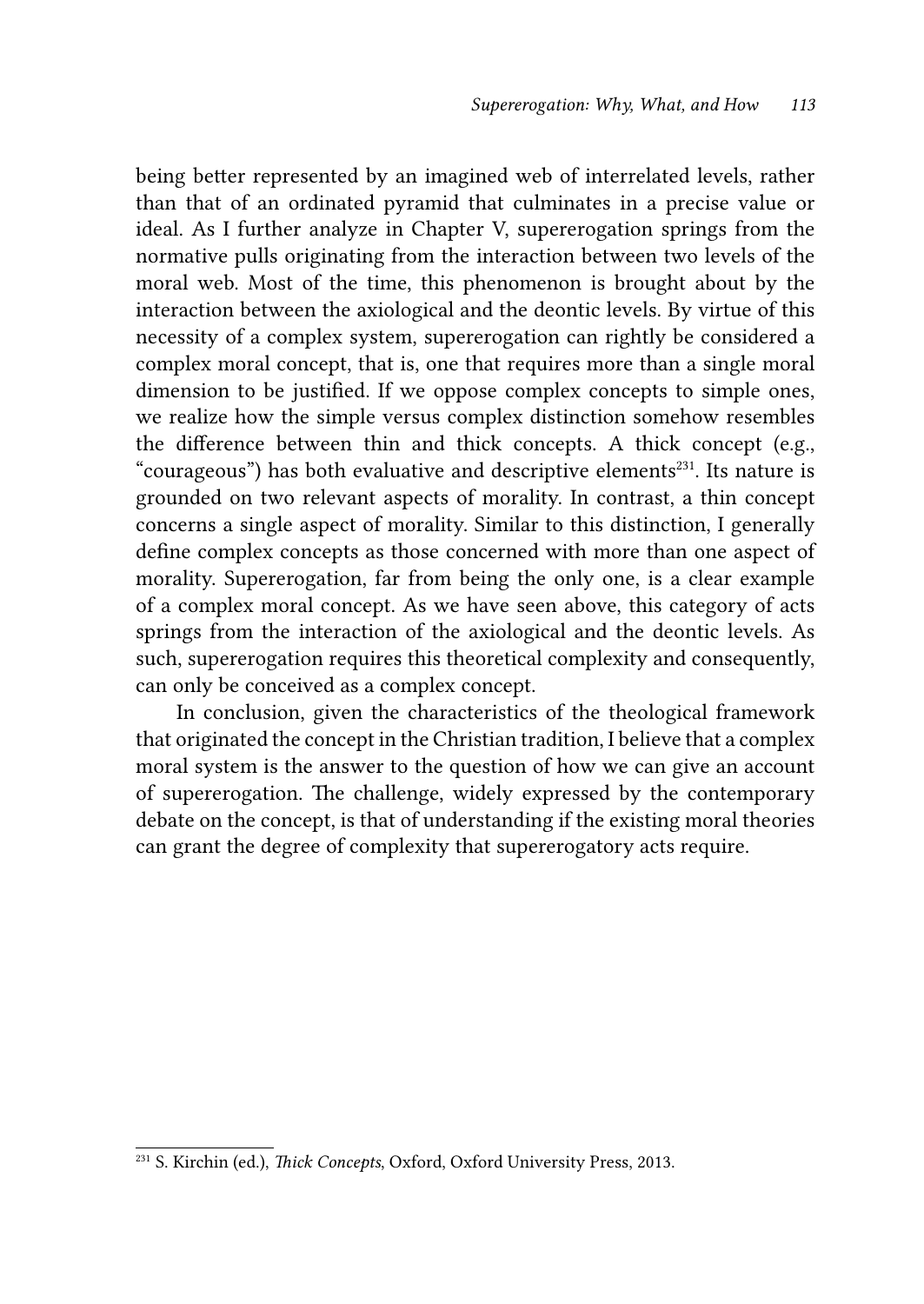being better represented by an imagined web of interrelated levels, rather than that of an ordinated pyramid that culminates in a precise value or ideal. As I further analyze in Chapter V, supererogation springs from the normative pulls originating from the interaction between two levels of the moral web. Most of the time, this phenomenon is brought about by the interaction between the axiological and the deontic levels. By virtue of this necessity of a complex system, supererogation can rightly be considered a complex moral concept, that is, one that requires more than a single moral dimension to be justified. If we oppose complex concepts to simple ones, we realize how the simple versus complex distinction somehow resembles the difference between thin and thick concepts. A thick concept (e.g., "courageous") has both evaluative and descriptive elements[231]. Its nature is grounded on two relevant aspects of morality. In contrast, a thin concept concerns a single aspect of morality. Similar to this distinction, I generally define complex concepts as those concerned with more than one aspect of morality. Supererogation, far from being the only one, is a clear example of a complex moral concept. As we have seen above, this category of acts springs from the interaction of the axiological and the deontic levels. As such, supererogation requires this theoretical complexity and consequently, can only be conceived as a complex concept.

In conclusion, given the characteristics of the theological framework that originated the concept in the Christian tradition, I believe that a complex moral system is the answer to the question of how we can give an account of supererogation. The challenge, widely expressed by the contemporary debate on the concept, is that of understanding if the existing moral theories can grant the degree of complexity that supererogatory acts require.

---

[231] S. Kirchin (ed.), *Thick Concepts*, Oxford, Oxford University Press, 2013.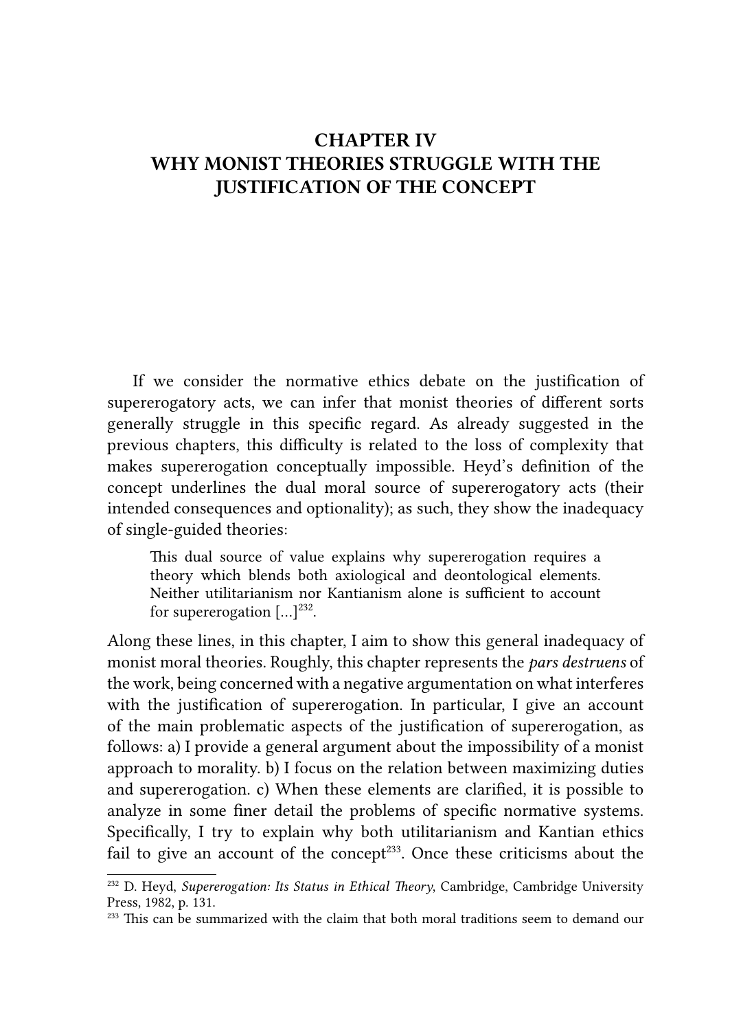# CHAPTER IV
# WHY MONIST THEORIES STRUGGLE WITH THE JUSTIFICATION OF THE CONCEPT

If we consider the normative ethics debate on the justification of supererogatory acts, we can infer that monist theories of different sorts generally struggle in this specific regard. As already suggested in the previous chapters, this difficulty is related to the loss of complexity that makes supererogation conceptually impossible. Heyd's definition of the concept underlines the dual moral source of supererogatory acts (their intended consequences and optionality); as such, they show the inadequacy of single-guided theories:

> This dual source of value explains why supererogation requires a theory which blends both axiological and deontological elements. Neither utilitarianism nor Kantianism alone is sufficient to account for supererogation [...][232].

Along these lines, in this chapter, I aim to show this general inadequacy of monist moral theories. Roughly, this chapter represents the *pars destruens* of the work, being concerned with a negative argumentation on what interferes with the justification of supererogation. In particular, I give an account of the main problematic aspects of the justification of supererogation, as follows: a) I provide a general argument about the impossibility of a monist approach to morality. b) I focus on the relation between maximizing duties and supererogation. c) When these elements are clarified, it is possible to analyze in some finer detail the problems of specific normative systems. Specifically, I try to explain why both utilitarianism and Kantian ethics fail to give an account of the concept[233]. Once these criticisms about the

---

[232] D. Heyd, *Supererogation: Its Status in Ethical Theory*, Cambridge, Cambridge University Press, 1982, p. 131.

[233] This can be summarized with the claim that both moral traditions seem to demand our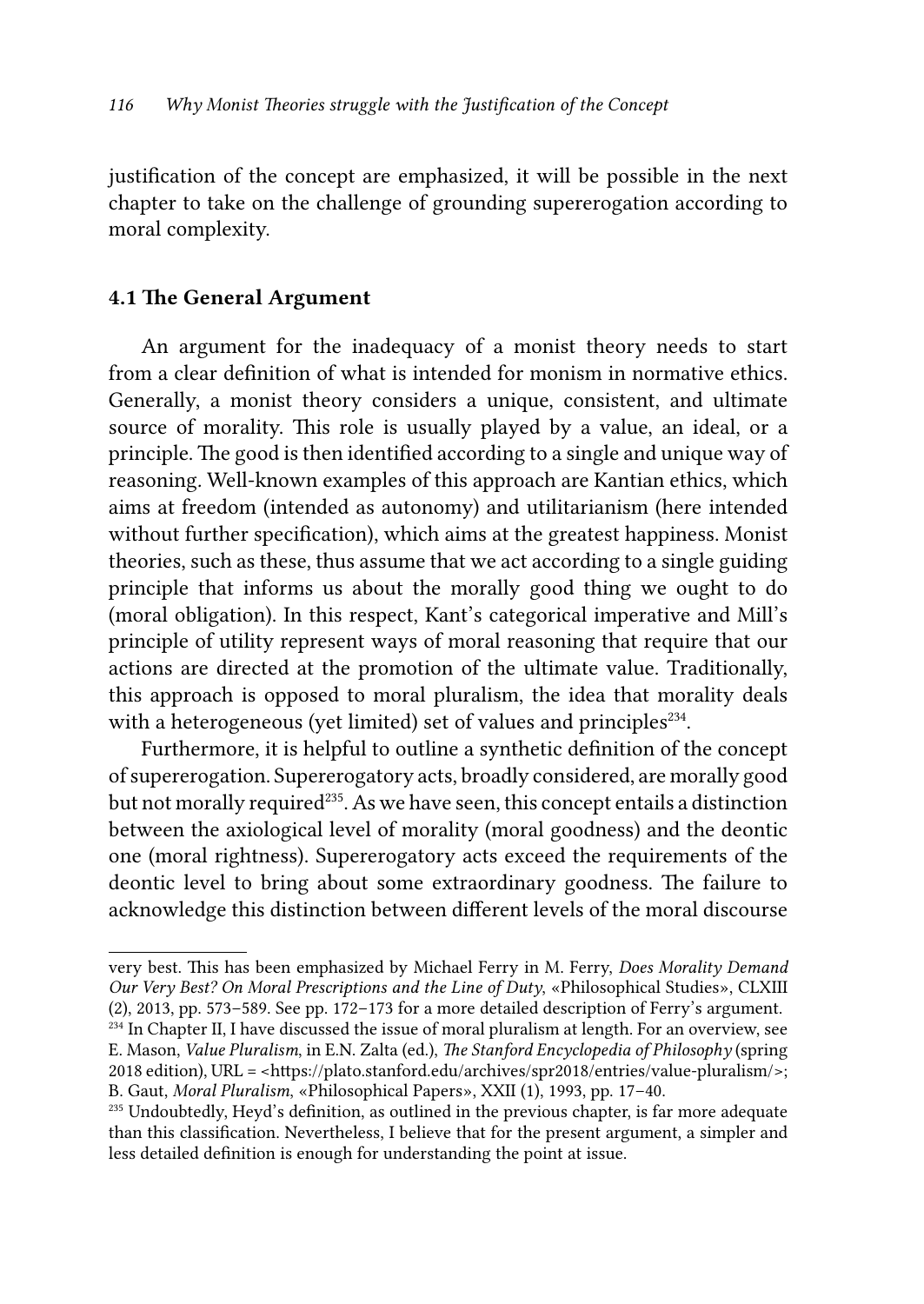justification of the concept are emphasized, it will be possible in the next chapter to take on the challenge of grounding supererogation according to moral complexity.

### 4.1 The General Argument

An argument for the inadequacy of a monist theory needs to start from a clear definition of what is intended for monism in normative ethics. Generally, a monist theory considers a unique, consistent, and ultimate source of morality. This role is usually played by a value, an ideal, or a principle. The good is then identified according to a single and unique way of reasoning. Well-known examples of this approach are Kantian ethics, which aims at freedom (intended as autonomy) and utilitarianism (here intended without further specification), which aims at the greatest happiness. Monist theories, such as these, thus assume that we act according to a single guiding principle that informs us about the morally good thing we ought to do (moral obligation). In this respect, Kant's categorical imperative and Mill's principle of utility represent ways of moral reasoning that require that our actions are directed at the promotion of the ultimate value. Traditionally, this approach is opposed to moral pluralism, the idea that morality deals with a heterogeneous (yet limited) set of values and principles[234].

Furthermore, it is helpful to outline a synthetic definition of the concept of supererogation. Supererogatory acts, broadly considered, are morally good but not morally required[235]. As we have seen, this concept entails a distinction between the axiological level of morality (moral goodness) and the deontic one (moral rightness). Supererogatory acts exceed the requirements of the deontic level to bring about some extraordinary goodness. The failure to acknowledge this distinction between different levels of the moral discourse

---

very best. This has been emphasized by Michael Ferry in M. Ferry, *Does Morality Demand Our Very Best? On Moral Prescriptions and the Line of Duty*, «Philosophical Studies», CLXIII (2), 2013, pp. 573–589. See pp. 172–173 for a more detailed description of Ferry's argument.

[234] In Chapter II, I have discussed the issue of moral pluralism at length. For an overview, see E. Mason, *Value Pluralism*, in E.N. Zalta (ed.), *The Stanford Encyclopedia of Philosophy* (spring 2018 edition), URL = <https://plato.stanford.edu/archives/spr2018/entries/value-pluralism/>; B. Gaut, *Moral Pluralism*, «Philosophical Papers», XXII (1), 1993, pp. 17–40.

[235] Undoubtedly, Heyd's definition, as outlined in the previous chapter, is far more adequate than this classification. Nevertheless, I believe that for the present argument, a simpler and less detailed definition is enough for understanding the point at issue.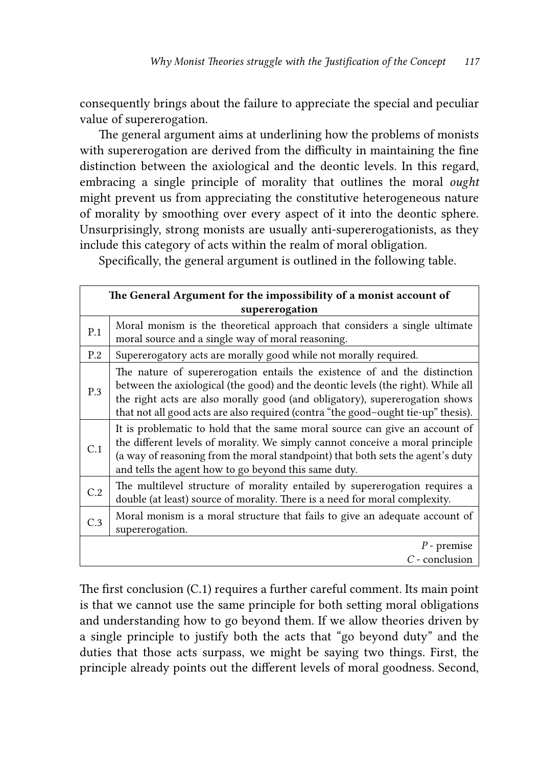consequently brings about the failure to appreciate the special and peculiar value of supererogation.

The general argument aims at underlining how the problems of monists with supererogation are derived from the difficulty in maintaining the fine distinction between the axiological and the deontic levels. In this regard, embracing a single principle of morality that outlines the moral *ought* might prevent us from appreciating the constitutive heterogeneous nature of morality by smoothing over every aspect of it into the deontic sphere. Unsurprisingly, strong monists are usually anti-supererogationists, as they include this category of acts within the realm of moral obligation.

Specifically, the general argument is outlined in the following table.

| **The General Argument for the impossibility of a monist account of supererogation** | |
|---|---|
| P.1 | Moral monism is the theoretical approach that considers a single ultimate moral source and a single way of moral reasoning. |
| P.2 | Supererogatory acts are morally good while not morally required. |
| P.3 | The nature of supererogation entails the existence of and the distinction between the axiological (the good) and the deontic levels (the right). While all the right acts are also morally good (and obligatory), supererogation shows that not all good acts are also required (contra "the good–ought tie-up" thesis). |
| C.1 | It is problematic to hold that the same moral source can give an account of the different levels of morality. We simply cannot conceive a moral principle (a way of reasoning from the moral standpoint) that both sets the agent's duty and tells the agent how to go beyond this same duty. |
| C.2 | The multilevel structure of morality entailed by supererogation requires a double (at least) source of morality. There is a need for moral complexity. |
| C.3 | Moral monism is a moral structure that fails to give an adequate account of supererogation. |
| | *P* - premise<br>*C* - conclusion |

The first conclusion (C.1) requires a further careful comment. Its main point is that we cannot use the same principle for both setting moral obligations and understanding how to go beyond them. If we allow theories driven by a single principle to justify both the acts that "go beyond duty" and the duties that those acts surpass, we might be saying two things. First, the principle already points out the different levels of moral goodness. Second,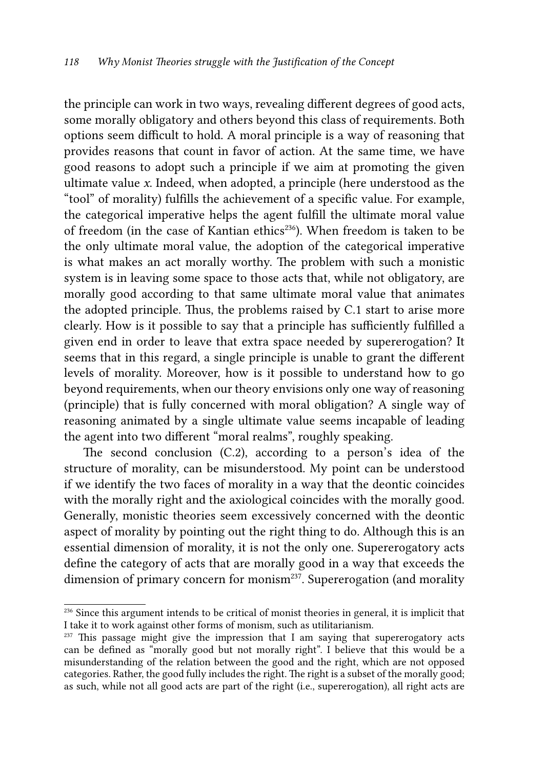the principle can work in two ways, revealing different degrees of good acts, some morally obligatory and others beyond this class of requirements. Both options seem difficult to hold. A moral principle is a way of reasoning that provides reasons that count in favor of action. At the same time, we have good reasons to adopt such a principle if we aim at promoting the given ultimate value *x*. Indeed, when adopted, a principle (here understood as the "tool" of morality) fulfills the achievement of a specific value. For example, the categorical imperative helps the agent fulfill the ultimate moral value of freedom (in the case of Kantian ethics[236]). When freedom is taken to be the only ultimate moral value, the adoption of the categorical imperative is what makes an act morally worthy. The problem with such a monistic system is in leaving some space to those acts that, while not obligatory, are morally good according to that same ultimate moral value that animates the adopted principle. Thus, the problems raised by C.1 start to arise more clearly. How is it possible to say that a principle has sufficiently fulfilled a given end in order to leave that extra space needed by supererogation? It seems that in this regard, a single principle is unable to grant the different levels of morality. Moreover, how is it possible to understand how to go beyond requirements, when our theory envisions only one way of reasoning (principle) that is fully concerned with moral obligation? A single way of reasoning animated by a single ultimate value seems incapable of leading the agent into two different "moral realms", roughly speaking.

The second conclusion (C.2), according to a person's idea of the structure of morality, can be misunderstood. My point can be understood if we identify the two faces of morality in a way that the deontic coincides with the morally right and the axiological coincides with the morally good. Generally, monistic theories seem excessively concerned with the deontic aspect of morality by pointing out the right thing to do. Although this is an essential dimension of morality, it is not the only one. Supererogatory acts define the category of acts that are morally good in a way that exceeds the dimension of primary concern for monism[237]. Supererogation (and morality

---

[236] Since this argument intends to be critical of monist theories in general, it is implicit that I take it to work against other forms of monism, such as utilitarianism.

[237] This passage might give the impression that I am saying that supererogatory acts can be defined as "morally good but not morally right". I believe that this would be a misunderstanding of the relation between the good and the right, which are not opposed categories. Rather, the good fully includes the right. The right is a subset of the morally good; as such, while not all good acts are part of the right (i.e., supererogation), all right acts are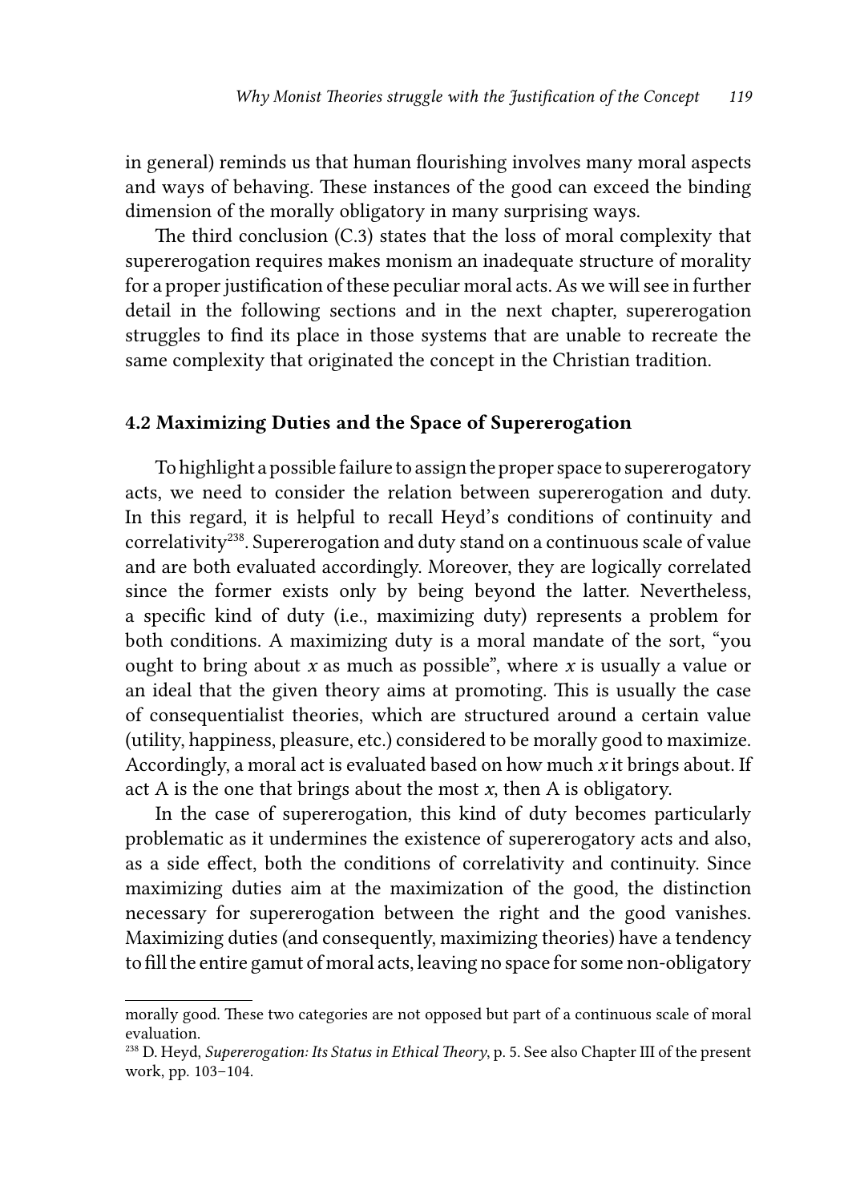in general) reminds us that human flourishing involves many moral aspects and ways of behaving. These instances of the good can exceed the binding dimension of the morally obligatory in many surprising ways.

The third conclusion (C.3) states that the loss of moral complexity that supererogation requires makes monism an inadequate structure of morality for a proper justification of these peculiar moral acts. As we will see in further detail in the following sections and in the next chapter, supererogation struggles to find its place in those systems that are unable to recreate the same complexity that originated the concept in the Christian tradition.

### 4.2 Maximizing Duties and the Space of Supererogation

To highlight a possible failure to assign the proper space to supererogatory acts, we need to consider the relation between supererogation and duty. In this regard, it is helpful to recall Heyd's conditions of continuity and correlativity[238]. Supererogation and duty stand on a continuous scale of value and are both evaluated accordingly. Moreover, they are logically correlated since the former exists only by being beyond the latter. Nevertheless, a specific kind of duty (i.e., maximizing duty) represents a problem for both conditions. A maximizing duty is a moral mandate of the sort, "you ought to bring about *x* as much as possible", where *x* is usually a value or an ideal that the given theory aims at promoting. This is usually the case of consequentialist theories, which are structured around a certain value (utility, happiness, pleasure, etc.) considered to be morally good to maximize. Accordingly, a moral act is evaluated based on how much *x* it brings about. If act A is the one that brings about the most *x*, then A is obligatory.

In the case of supererogation, this kind of duty becomes particularly problematic as it undermines the existence of supererogatory acts and also, as a side effect, both the conditions of correlativity and continuity. Since maximizing duties aim at the maximization of the good, the distinction necessary for supererogation between the right and the good vanishes. Maximizing duties (and consequently, maximizing theories) have a tendency to fill the entire gamut of moral acts, leaving no space for some non-obligatory

---

morally good. These two categories are not opposed but part of a continuous scale of moral evaluation.

[238] D. Heyd, *Supererogation: Its Status in Ethical Theory*, p. 5. See also Chapter III of the present work, pp. 103–104.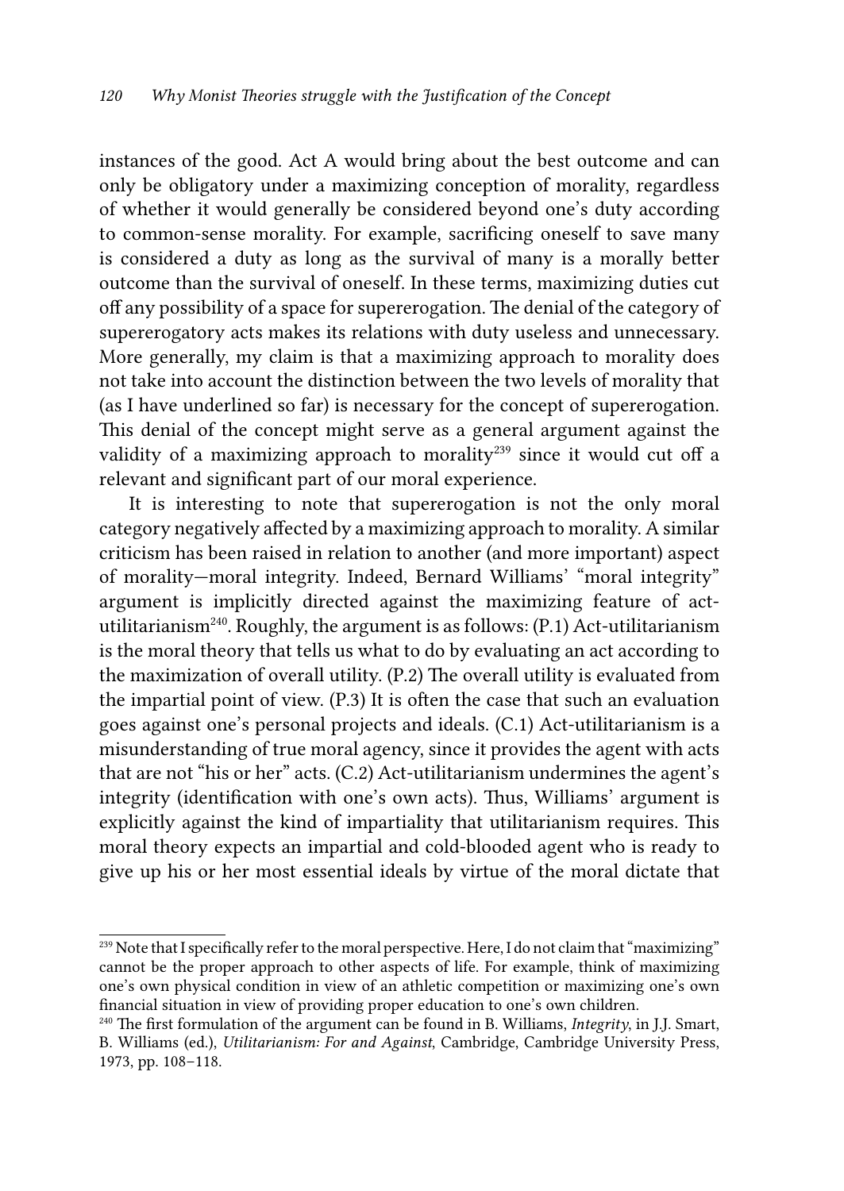instances of the good. Act A would bring about the best outcome and can only be obligatory under a maximizing conception of morality, regardless of whether it would generally be considered beyond one's duty according to common-sense morality. For example, sacrificing oneself to save many is considered a duty as long as the survival of many is a morally better outcome than the survival of oneself. In these terms, maximizing duties cut off any possibility of a space for supererogation. The denial of the category of supererogatory acts makes its relations with duty useless and unnecessary. More generally, my claim is that a maximizing approach to morality does not take into account the distinction between the two levels of morality that (as I have underlined so far) is necessary for the concept of supererogation. This denial of the concept might serve as a general argument against the validity of a maximizing approach to morality[239] since it would cut off a relevant and significant part of our moral experience.

It is interesting to note that supererogation is not the only moral category negatively affected by a maximizing approach to morality. A similar criticism has been raised in relation to another (and more important) aspect of morality—moral integrity. Indeed, Bernard Williams' "moral integrity" argument is implicitly directed against the maximizing feature of act-utilitarianism[240]. Roughly, the argument is as follows: (P.1) Act-utilitarianism is the moral theory that tells us what to do by evaluating an act according to the maximization of overall utility. (P.2) The overall utility is evaluated from the impartial point of view. (P.3) It is often the case that such an evaluation goes against one's personal projects and ideals. (C.1) Act-utilitarianism is a misunderstanding of true moral agency, since it provides the agent with acts that are not "his or her" acts. (C.2) Act-utilitarianism undermines the agent's integrity (identification with one's own acts). Thus, Williams' argument is explicitly against the kind of impartiality that utilitarianism requires. This moral theory expects an impartial and cold-blooded agent who is ready to give up his or her most essential ideals by virtue of the moral dictate that

[239] Note that I specifically refer to the moral perspective. Here, I do not claim that "maximizing" cannot be the proper approach to other aspects of life. For example, think of maximizing one's own physical condition in view of an athletic competition or maximizing one's own financial situation in view of providing proper education to one's own children.

[240] The first formulation of the argument can be found in B. Williams, *Integrity*, in J.J. Smart, B. Williams (ed.), *Utilitarianism: For and Against*, Cambridge, Cambridge University Press, 1973, pp. 108–118.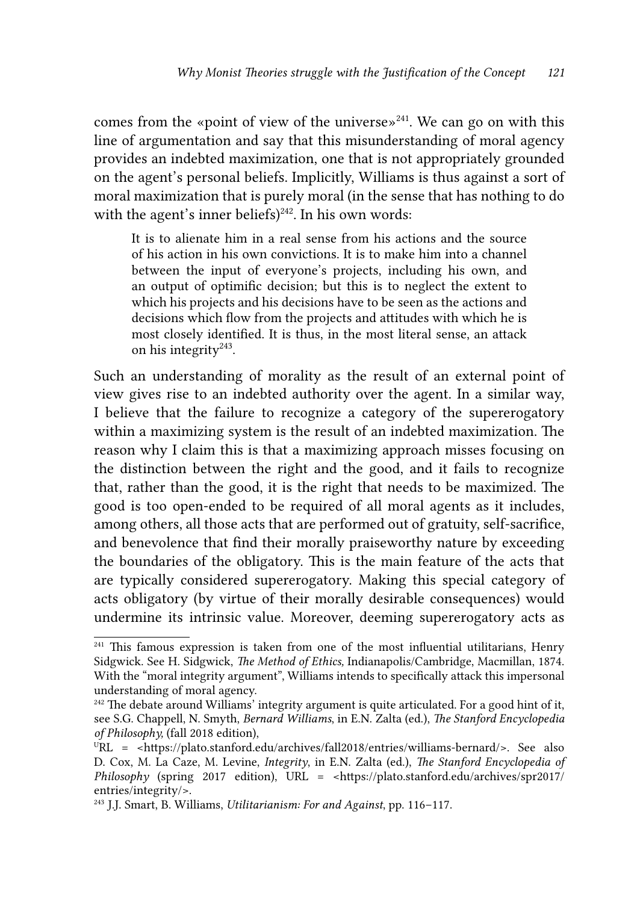comes from the «point of view of the universe»[241]. We can go on with this line of argumentation and say that this misunderstanding of moral agency provides an indebted maximization, one that is not appropriately grounded on the agent's personal beliefs. Implicitly, Williams is thus against a sort of moral maximization that is purely moral (in the sense that has nothing to do with the agent's inner beliefs)[242]. In his own words:

> It is to alienate him in a real sense from his actions and the source of his action in his own convictions. It is to make him into a channel between the input of everyone's projects, including his own, and an output of optimific decision; but this is to neglect the extent to which his projects and his decisions have to be seen as the actions and decisions which flow from the projects and attitudes with which he is most closely identified. It is thus, in the most literal sense, an attack on his integrity[243].

Such an understanding of morality as the result of an external point of view gives rise to an indebted authority over the agent. In a similar way, I believe that the failure to recognize a category of the supererogatory within a maximizing system is the result of an indebted maximization. The reason why I claim this is that a maximizing approach misses focusing on the distinction between the right and the good, and it fails to recognize that, rather than the good, it is the right that needs to be maximized. The good is too open-ended to be required of all moral agents as it includes, among others, all those acts that are performed out of gratuity, self-sacrifice, and benevolence that find their morally praiseworthy nature by exceeding the boundaries of the obligatory. This is the main feature of the acts that are typically considered supererogatory. Making this special category of acts obligatory (by virtue of their morally desirable consequences) would undermine its intrinsic value. Moreover, deeming supererogatory acts as

---

[241] This famous expression is taken from one of the most influential utilitarians, Henry Sidgwick. See H. Sidgwick, *The Method of Ethics,* Indianapolis/Cambridge, Macmillan, 1874. With the "moral integrity argument", Williams intends to specifically attack this impersonal understanding of moral agency.

[242] The debate around Williams' integrity argument is quite articulated. For a good hint of it, see S.G. Chappell, N. Smyth, *Bernard Williams*, in E.N. Zalta (ed.), *The Stanford Encyclopedia of Philosophy,* (fall 2018 edition), URL = <https://plato.stanford.edu/archives/fall2018/entries/williams-bernard/>. See also D. Cox, M. La Caze, M. Levine, *Integrity*, in E.N. Zalta (ed.), *The Stanford Encyclopedia of Philosophy* (spring 2017 edition), URL = <https://plato.stanford.edu/archives/spr2017/entries/integrity/>.

[243] J.J. Smart, B. Williams, *Utilitarianism: For and Against*, pp. 116–117.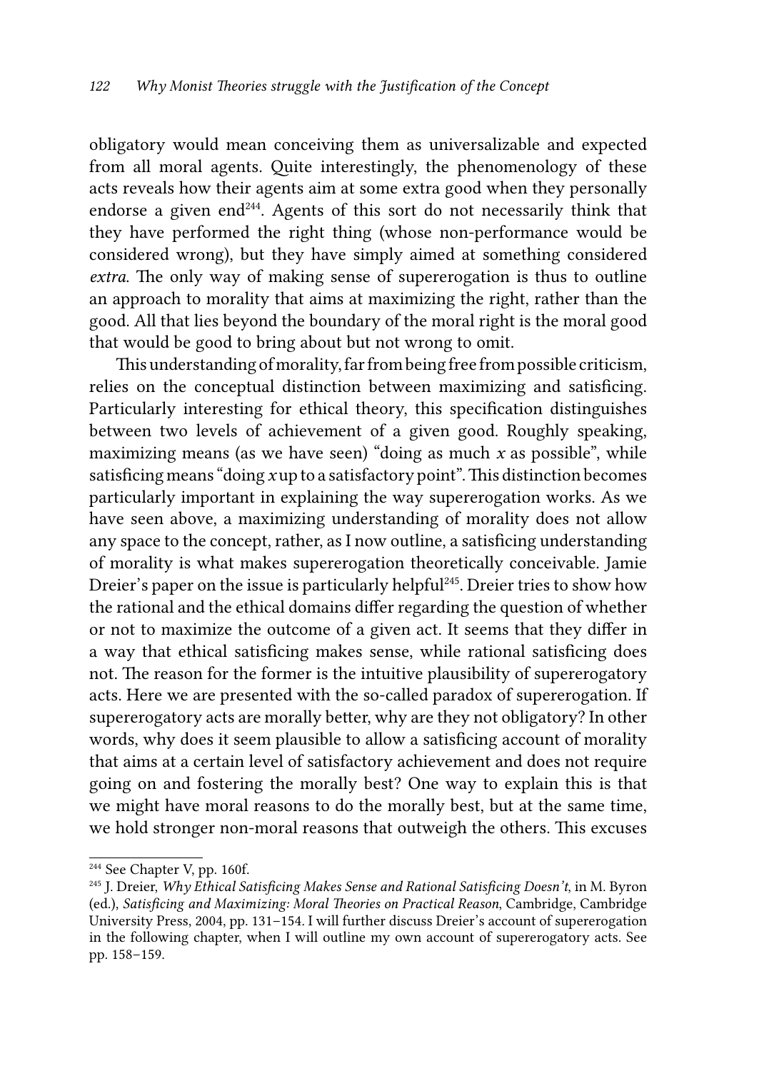obligatory would mean conceiving them as universalizable and expected from all moral agents. Quite interestingly, the phenomenology of these acts reveals how their agents aim at some extra good when they personally endorse a given end[244]. Agents of this sort do not necessarily think that they have performed the right thing (whose non-performance would be considered wrong), but they have simply aimed at something considered *extra*. The only way of making sense of supererogation is thus to outline an approach to morality that aims at maximizing the right, rather than the good. All that lies beyond the boundary of the moral right is the moral good that would be good to bring about but not wrong to omit.

This understanding of morality, far from being free from possible criticism, relies on the conceptual distinction between maximizing and satisficing. Particularly interesting for ethical theory, this specification distinguishes between two levels of achievement of a given good. Roughly speaking, maximizing means (as we have seen) "doing as much *x* as possible", while satisficing means "doing *x* up to a satisfactory point". This distinction becomes particularly important in explaining the way supererogation works. As we have seen above, a maximizing understanding of morality does not allow any space to the concept, rather, as I now outline, a satisficing understanding of morality is what makes supererogation theoretically conceivable. Jamie Dreier's paper on the issue is particularly helpful[245]. Dreier tries to show how the rational and the ethical domains differ regarding the question of whether or not to maximize the outcome of a given act. It seems that they differ in a way that ethical satisficing makes sense, while rational satisficing does not. The reason for the former is the intuitive plausibility of supererogatory acts. Here we are presented with the so-called paradox of supererogation. If supererogatory acts are morally better, why are they not obligatory? In other words, why does it seem plausible to allow a satisficing account of morality that aims at a certain level of satisfactory achievement and does not require going on and fostering the morally best? One way to explain this is that we might have moral reasons to do the morally best, but at the same time, we hold stronger non-moral reasons that outweigh the others. This excuses

---

[244] See Chapter V, pp. 160f.

[245] J. Dreier, *Why Ethical Satisficing Makes Sense and Rational Satisficing Doesn't*, in M. Byron (ed.), *Satisficing and Maximizing: Moral Theories on Practical Reason*, Cambridge, Cambridge University Press, 2004, pp. 131–154. I will further discuss Dreier's account of supererogation in the following chapter, when I will outline my own account of supererogatory acts. See pp. 158–159.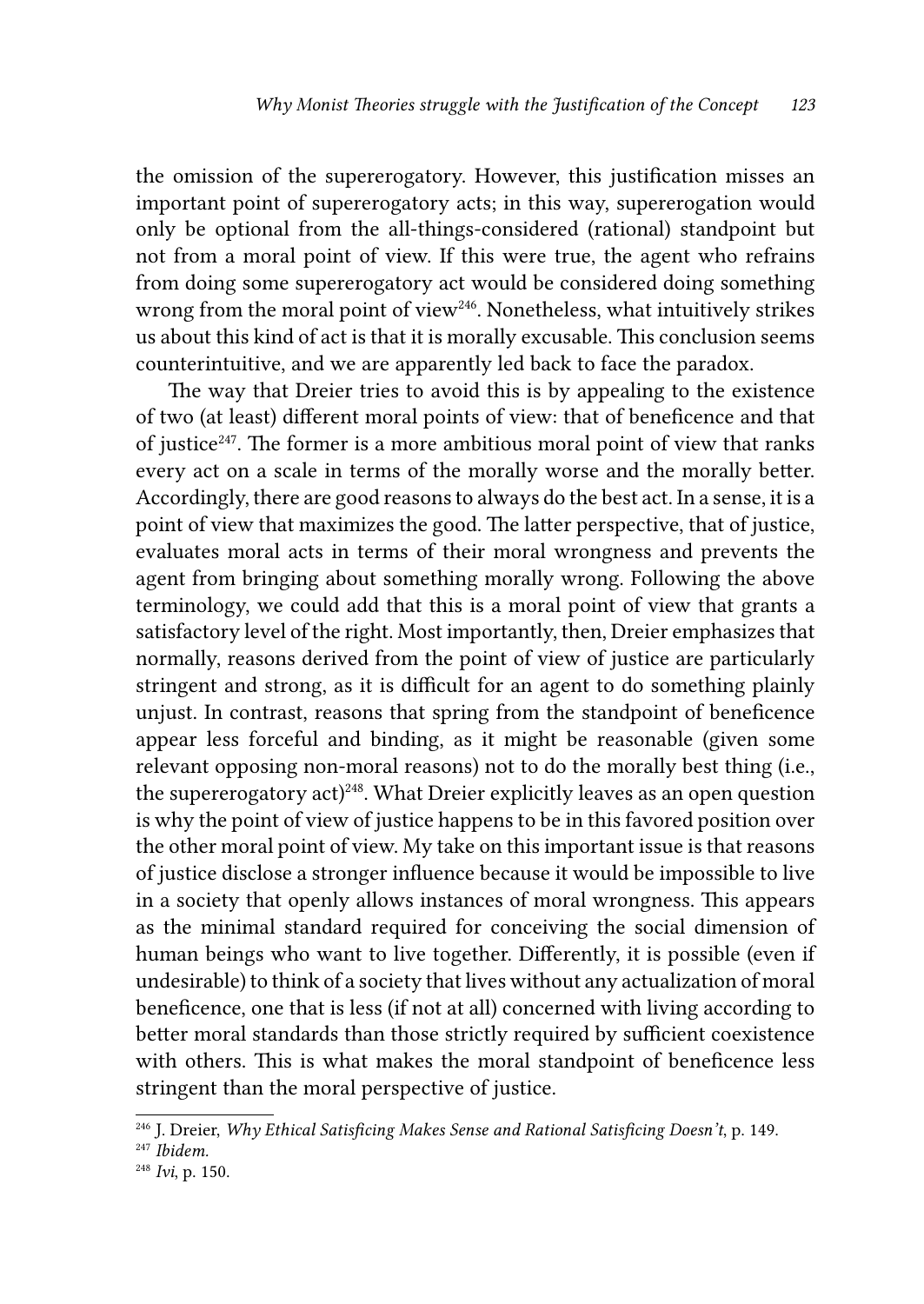the omission of the supererogatory. However, this justification misses an important point of supererogatory acts; in this way, supererogation would only be optional from the all-things-considered (rational) standpoint but not from a moral point of view. If this were true, the agent who refrains from doing some supererogatory act would be considered doing something wrong from the moral point of view[246]. Nonetheless, what intuitively strikes us about this kind of act is that it is morally excusable. This conclusion seems counterintuitive, and we are apparently led back to face the paradox.

The way that Dreier tries to avoid this is by appealing to the existence of two (at least) different moral points of view: that of beneficence and that of justice[247]. The former is a more ambitious moral point of view that ranks every act on a scale in terms of the morally worse and the morally better. Accordingly, there are good reasons to always do the best act. In a sense, it is a point of view that maximizes the good. The latter perspective, that of justice, evaluates moral acts in terms of their moral wrongness and prevents the agent from bringing about something morally wrong. Following the above terminology, we could add that this is a moral point of view that grants a satisfactory level of the right. Most importantly, then, Dreier emphasizes that normally, reasons derived from the point of view of justice are particularly stringent and strong, as it is difficult for an agent to do something plainly unjust. In contrast, reasons that spring from the standpoint of beneficence appear less forceful and binding, as it might be reasonable (given some relevant opposing non-moral reasons) not to do the morally best thing (i.e., the supererogatory act)[248]. What Dreier explicitly leaves as an open question is why the point of view of justice happens to be in this favored position over the other moral point of view. My take on this important issue is that reasons of justice disclose a stronger influence because it would be impossible to live in a society that openly allows instances of moral wrongness. This appears as the minimal standard required for conceiving the social dimension of human beings who want to live together. Differently, it is possible (even if undesirable) to think of a society that lives without any actualization of moral beneficence, one that is less (if not at all) concerned with living according to better moral standards than those strictly required by sufficient coexistence with others. This is what makes the moral standpoint of beneficence less stringent than the moral perspective of justice.

---

[246] J. Dreier, *Why Ethical Satisficing Makes Sense and Rational Satisficing Doesn't*, p. 149.

[247] *Ibidem.*

[248] *Ivi*, p. 150.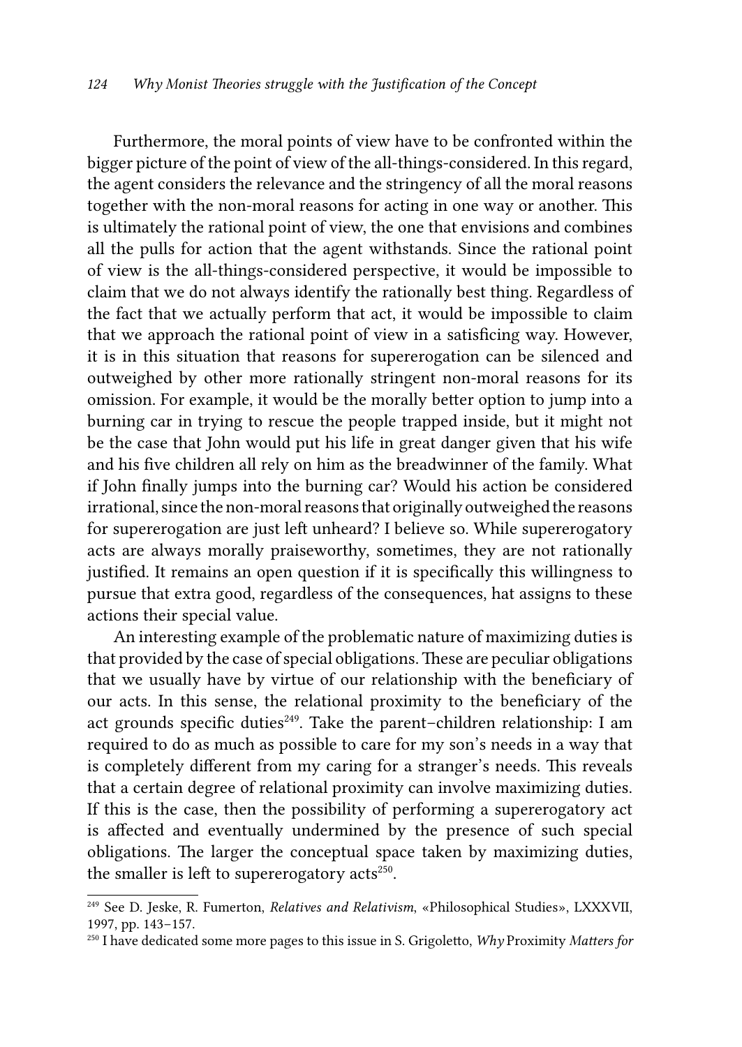Furthermore, the moral points of view have to be confronted within the bigger picture of the point of view of the all-things-considered. In this regard, the agent considers the relevance and the stringency of all the moral reasons together with the non-moral reasons for acting in one way or another. This is ultimately the rational point of view, the one that envisions and combines all the pulls for action that the agent withstands. Since the rational point of view is the all-things-considered perspective, it would be impossible to claim that we do not always identify the rationally best thing. Regardless of the fact that we actually perform that act, it would be impossible to claim that we approach the rational point of view in a satisficing way. However, it is in this situation that reasons for supererogation can be silenced and outweighed by other more rationally stringent non-moral reasons for its omission. For example, it would be the morally better option to jump into a burning car in trying to rescue the people trapped inside, but it might not be the case that John would put his life in great danger given that his wife and his five children all rely on him as the breadwinner of the family. What if John finally jumps into the burning car? Would his action be considered irrational, since the non-moral reasons that originally outweighed the reasons for supererogation are just left unheard? I believe so. While supererogatory acts are always morally praiseworthy, sometimes, they are not rationally justified. It remains an open question if it is specifically this willingness to pursue that extra good, regardless of the consequences, hat assigns to these actions their special value.

An interesting example of the problematic nature of maximizing duties is that provided by the case of special obligations. These are peculiar obligations that we usually have by virtue of our relationship with the beneficiary of our acts. In this sense, the relational proximity to the beneficiary of the act grounds specific duties[249]. Take the parent–children relationship: I am required to do as much as possible to care for my son's needs in a way that is completely different from my caring for a stranger's needs. This reveals that a certain degree of relational proximity can involve maximizing duties. If this is the case, then the possibility of performing a supererogatory act is affected and eventually undermined by the presence of such special obligations. The larger the conceptual space taken by maximizing duties, the smaller is left to supererogatory acts[250].

---

[249] See D. Jeske, R. Fumerton, *Relatives and Relativism*, «Philosophical Studies», LXXXVII, 1997, pp. 143–157.

[250] I have dedicated some more pages to this issue in S. Grigoletto, *Why* Proximity *Matters for*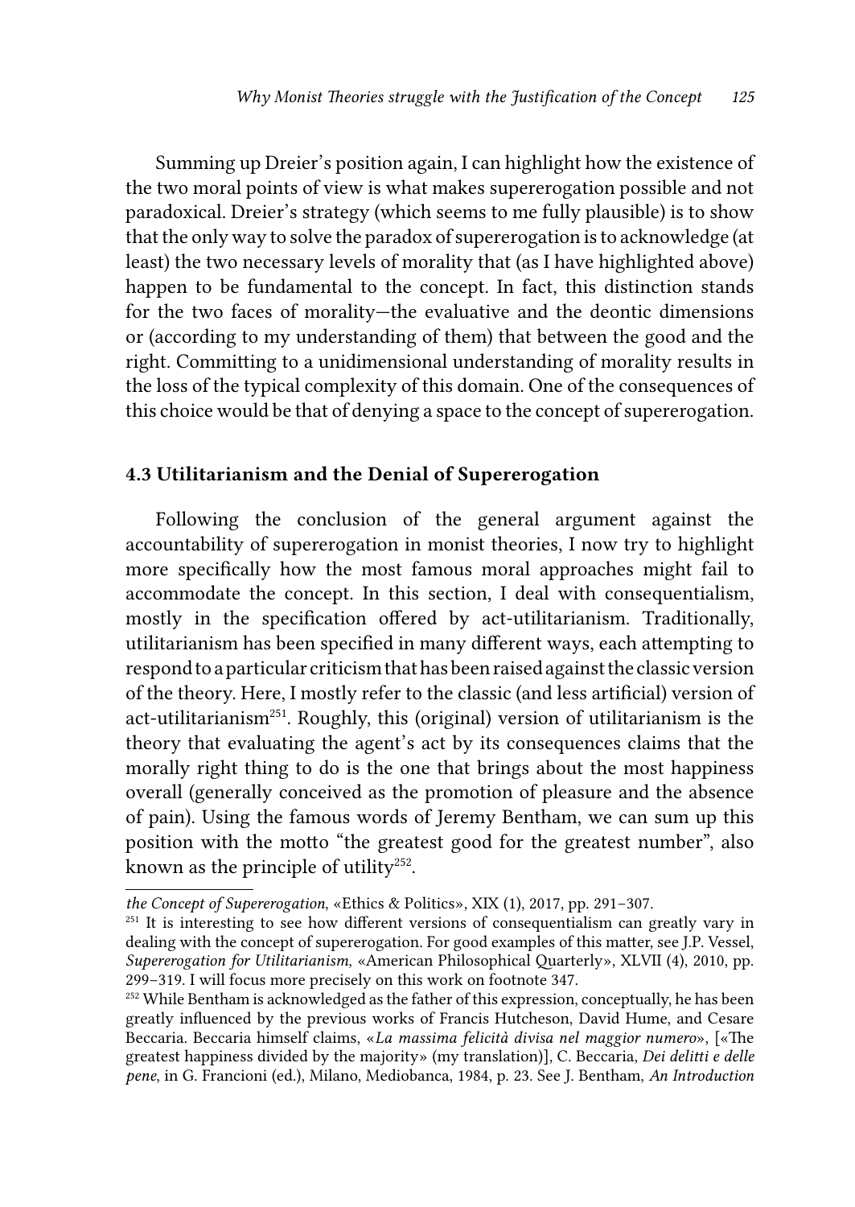Summing up Dreier's position again, I can highlight how the existence of the two moral points of view is what makes supererogation possible and not paradoxical. Dreier's strategy (which seems to me fully plausible) is to show that the only way to solve the paradox of supererogation is to acknowledge (at least) the two necessary levels of morality that (as I have highlighted above) happen to be fundamental to the concept. In fact, this distinction stands for the two faces of morality—the evaluative and the deontic dimensions or (according to my understanding of them) that between the good and the right. Committing to a unidimensional understanding of morality results in the loss of the typical complexity of this domain. One of the consequences of this choice would be that of denying a space to the concept of supererogation.

### 4.3 Utilitarianism and the Denial of Supererogation

Following the conclusion of the general argument against the accountability of supererogation in monist theories, I now try to highlight more specifically how the most famous moral approaches might fail to accommodate the concept. In this section, I deal with consequentialism, mostly in the specification offered by act-utilitarianism. Traditionally, utilitarianism has been specified in many different ways, each attempting to respond to a particular criticism that has been raised against the classic version of the theory. Here, I mostly refer to the classic (and less artificial) version of act-utilitarianism[251]. Roughly, this (original) version of utilitarianism is the theory that evaluating the agent's act by its consequences claims that the morally right thing to do is the one that brings about the most happiness overall (generally conceived as the promotion of pleasure and the absence of pain). Using the famous words of Jeremy Bentham, we can sum up this position with the motto "the greatest good for the greatest number", also known as the principle of utility[252].

---

*the Concept of Supererogation,* «Ethics & Politics», XIX (1), 2017, pp. 291–307.

[251] It is interesting to see how different versions of consequentialism can greatly vary in dealing with the concept of supererogation. For good examples of this matter, see J.P. Vessel, *Supererogation for Utilitarianism,* «American Philosophical Quarterly», XLVII (4), 2010, pp. 299–319. I will focus more precisely on this work on footnote 347.

[252] While Bentham is acknowledged as the father of this expression, conceptually, he has been greatly influenced by the previous works of Francis Hutcheson, David Hume, and Cesare Beccaria. Beccaria himself claims, «*La massima felicità divisa nel maggior numero*», [«The greatest happiness divided by the majority» (my translation)], C. Beccaria, *Dei delitti e delle pene,* in G. Francioni (ed.), Milano, Mediobanca, 1984, p. 23. See J. Bentham, *An Introduction*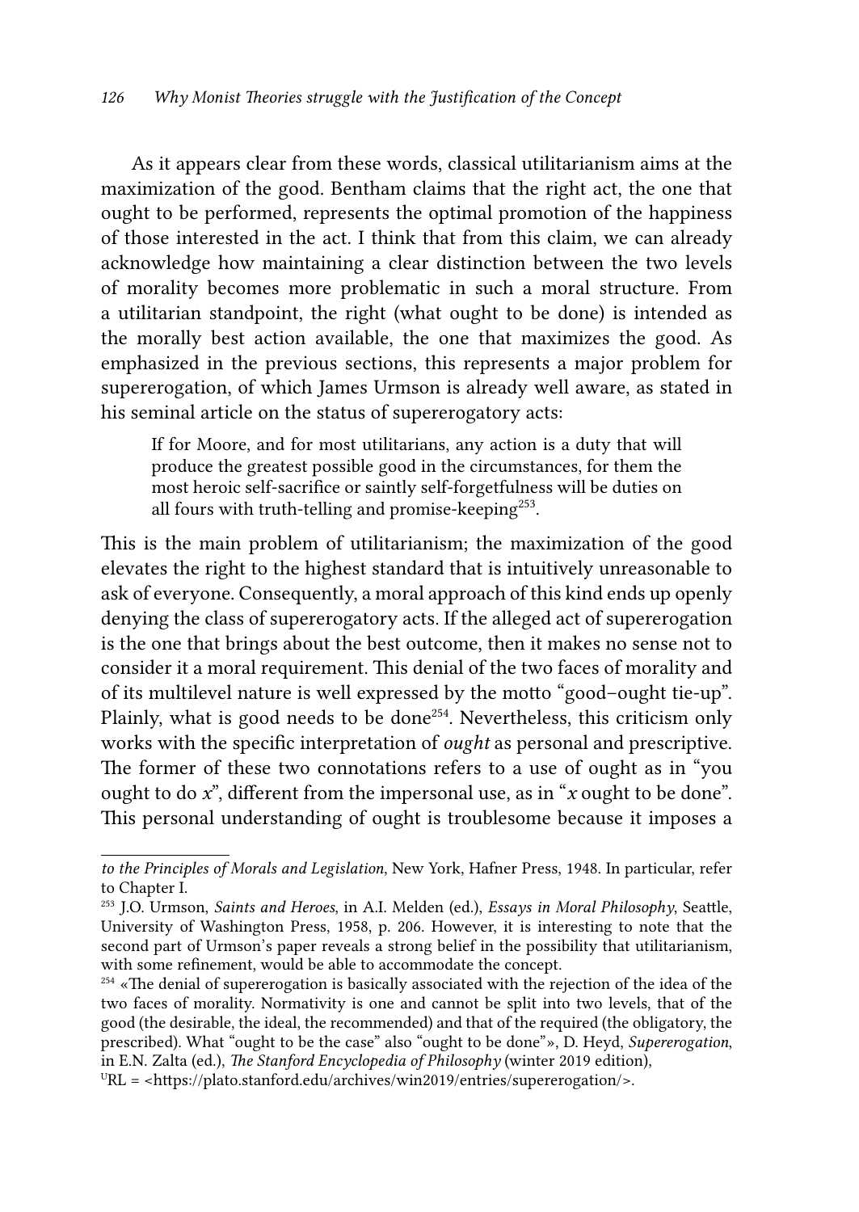As it appears clear from these words, classical utilitarianism aims at the maximization of the good. Bentham claims that the right act, the one that ought to be performed, represents the optimal promotion of the happiness of those interested in the act. I think that from this claim, we can already acknowledge how maintaining a clear distinction between the two levels of morality becomes more problematic in such a moral structure. From a utilitarian standpoint, the right (what ought to be done) is intended as the morally best action available, the one that maximizes the good. As emphasized in the previous sections, this represents a major problem for supererogation, of which James Urmson is already well aware, as stated in his seminal article on the status of supererogatory acts:

> If for Moore, and for most utilitarians, any action is a duty that will produce the greatest possible good in the circumstances, for them the most heroic self-sacrifice or saintly self-forgetfulness will be duties on all fours with truth-telling and promise-keeping[253].

This is the main problem of utilitarianism; the maximization of the good elevates the right to the highest standard that is intuitively unreasonable to ask of everyone. Consequently, a moral approach of this kind ends up openly denying the class of supererogatory acts. If the alleged act of supererogation is the one that brings about the best outcome, then it makes no sense not to consider it a moral requirement. This denial of the two faces of morality and of its multilevel nature is well expressed by the motto "good–ought tie-up". Plainly, what is good needs to be done[254]. Nevertheless, this criticism only works with the specific interpretation of *ought* as personal and prescriptive. The former of these two connotations refers to a use of ought as in "you ought to do *x*", different from the impersonal use, as in "*x* ought to be done". This personal understanding of ought is troublesome because it imposes a

---

*to the Principles of Morals and Legislation*, New York, Hafner Press, 1948. In particular, refer to Chapter I.

[253] J.O. Urmson, *Saints and Heroes*, in A.I. Melden (ed.), *Essays in Moral Philosophy*, Seattle, University of Washington Press, 1958, p. 206. However, it is interesting to note that the second part of Urmson's paper reveals a strong belief in the possibility that utilitarianism, with some refinement, would be able to accommodate the concept.

[254] «The denial of supererogation is basically associated with the rejection of the idea of the two faces of morality. Normativity is one and cannot be split into two levels, that of the good (the desirable, the ideal, the recommended) and that of the required (the obligatory, the prescribed). What "ought to be the case" also "ought to be done"», D. Heyd, *Supererogation*, in E.N. Zalta (ed.), *The Stanford Encyclopedia of Philosophy* (winter 2019 edition), URL = <https://plato.stanford.edu/archives/win2019/entries/supererogation/>.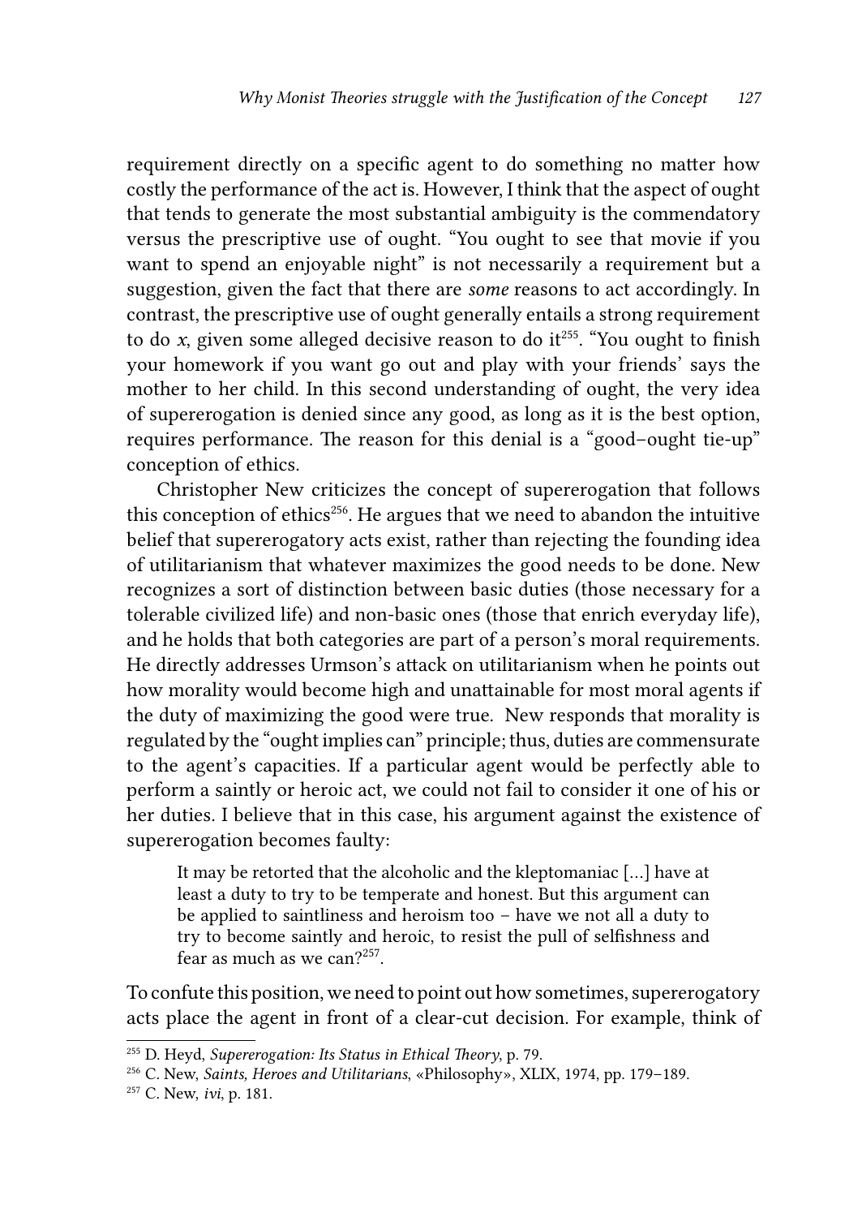requirement directly on a specific agent to do something no matter how costly the performance of the act is. However, I think that the aspect of ought that tends to generate the most substantial ambiguity is the commendatory versus the prescriptive use of ought. "You ought to see that movie if you want to spend an enjoyable night" is not necessarily a requirement but a suggestion, given the fact that there are *some* reasons to act accordingly. In contrast, the prescriptive use of ought generally entails a strong requirement to do *x*, given some alleged decisive reason to do it[255]. "You ought to finish your homework if you want go out and play with your friends' says the mother to her child. In this second understanding of ought, the very idea of supererogation is denied since any good, as long as it is the best option, requires performance. The reason for this denial is a "good–ought tie-up" conception of ethics.

Christopher New criticizes the concept of supererogation that follows this conception of ethics[256]. He argues that we need to abandon the intuitive belief that supererogatory acts exist, rather than rejecting the founding idea of utilitarianism that whatever maximizes the good needs to be done. New recognizes a sort of distinction between basic duties (those necessary for a tolerable civilized life) and non-basic ones (those that enrich everyday life), and he holds that both categories are part of a person's moral requirements. He directly addresses Urmson's attack on utilitarianism when he points out how morality would become high and unattainable for most moral agents if the duty of maximizing the good were true. New responds that morality is regulated by the "ought implies can" principle; thus, duties are commensurate to the agent's capacities. If a particular agent would be perfectly able to perform a saintly or heroic act, we could not fail to consider it one of his or her duties. I believe that in this case, his argument against the existence of supererogation becomes faulty:

> It may be retorted that the alcoholic and the kleptomaniac [...] have at least a duty to try to be temperate and honest. But this argument can be applied to saintliness and heroism too – have we not all a duty to try to become saintly and heroic, to resist the pull of selfishness and fear as much as we can?[257].

To confute this position, we need to point out how sometimes, supererogatory acts place the agent in front of a clear-cut decision. For example, think of

---

[255] D. Heyd, *Supererogation: Its Status in Ethical Theory*, p. 79.

[256] C. New, *Saints, Heroes and Utilitarians*, «Philosophy», XLIX, 1974, pp. 179–189.

[257] C. New, *ivi*, p. 181.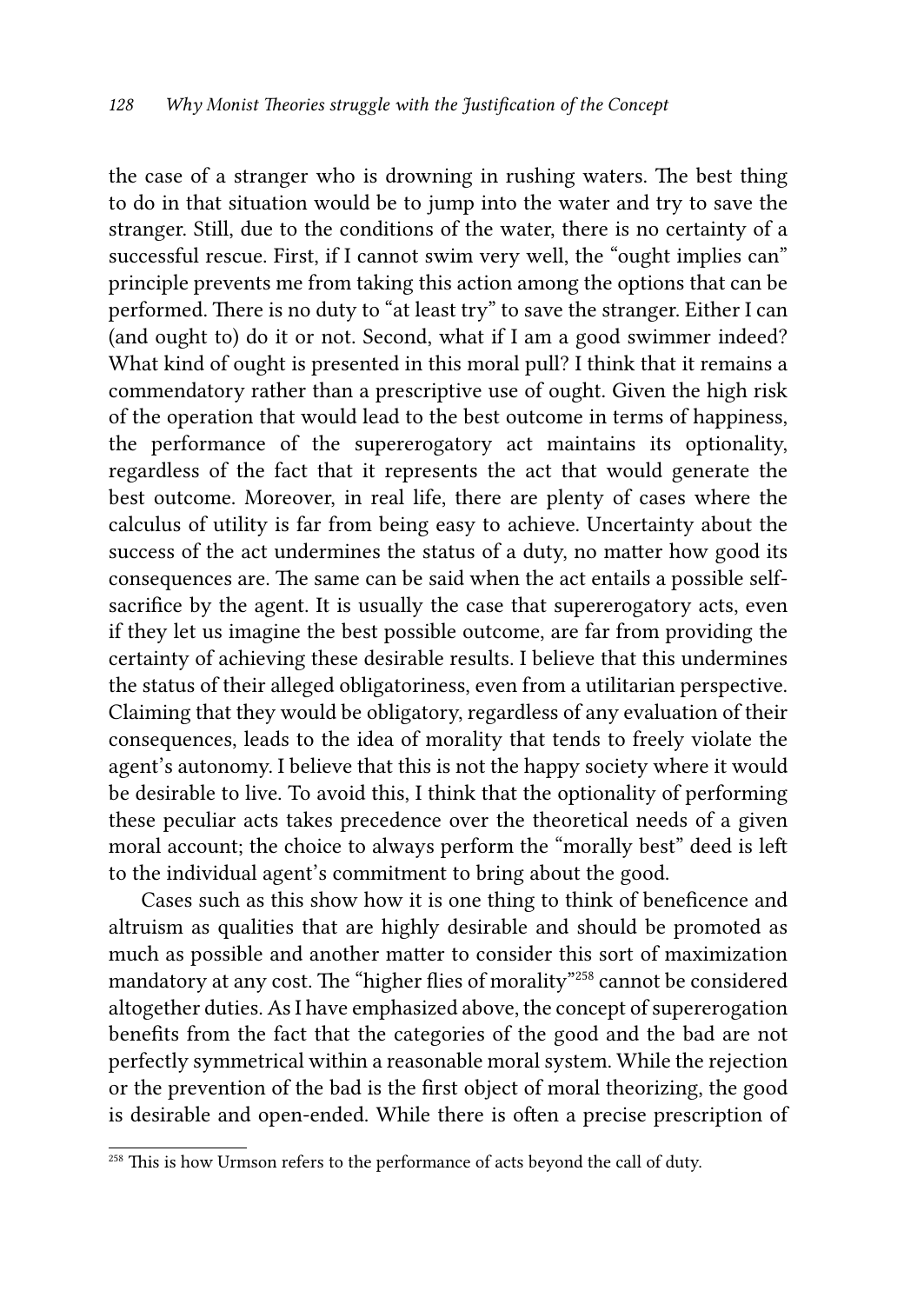the case of a stranger who is drowning in rushing waters. The best thing to do in that situation would be to jump into the water and try to save the stranger. Still, due to the conditions of the water, there is no certainty of a successful rescue. First, if I cannot swim very well, the "ought implies can" principle prevents me from taking this action among the options that can be performed. There is no duty to "at least try" to save the stranger. Either I can (and ought to) do it or not. Second, what if I am a good swimmer indeed? What kind of ought is presented in this moral pull? I think that it remains a commendatory rather than a prescriptive use of ought. Given the high risk of the operation that would lead to the best outcome in terms of happiness, the performance of the supererogatory act maintains its optionality, regardless of the fact that it represents the act that would generate the best outcome. Moreover, in real life, there are plenty of cases where the calculus of utility is far from being easy to achieve. Uncertainty about the success of the act undermines the status of a duty, no matter how good its consequences are. The same can be said when the act entails a possible self-sacrifice by the agent. It is usually the case that supererogatory acts, even if they let us imagine the best possible outcome, are far from providing the certainty of achieving these desirable results. I believe that this undermines the status of their alleged obligatoriness, even from a utilitarian perspective. Claiming that they would be obligatory, regardless of any evaluation of their consequences, leads to the idea of morality that tends to freely violate the agent's autonomy. I believe that this is not the happy society where it would be desirable to live. To avoid this, I think that the optionality of performing these peculiar acts takes precedence over the theoretical needs of a given moral account; the choice to always perform the "morally best" deed is left to the individual agent's commitment to bring about the good.

Cases such as this show how it is one thing to think of beneficence and altruism as qualities that are highly desirable and should be promoted as much as possible and another matter to consider this sort of maximization mandatory at any cost. The "higher flies of morality"[258] cannot be considered altogether duties. As I have emphasized above, the concept of supererogation benefits from the fact that the categories of the good and the bad are not perfectly symmetrical within a reasonable moral system. While the rejection or the prevention of the bad is the first object of moral theorizing, the good is desirable and open-ended. While there is often a precise prescription of

[258] This is how Urmson refers to the performance of acts beyond the call of duty.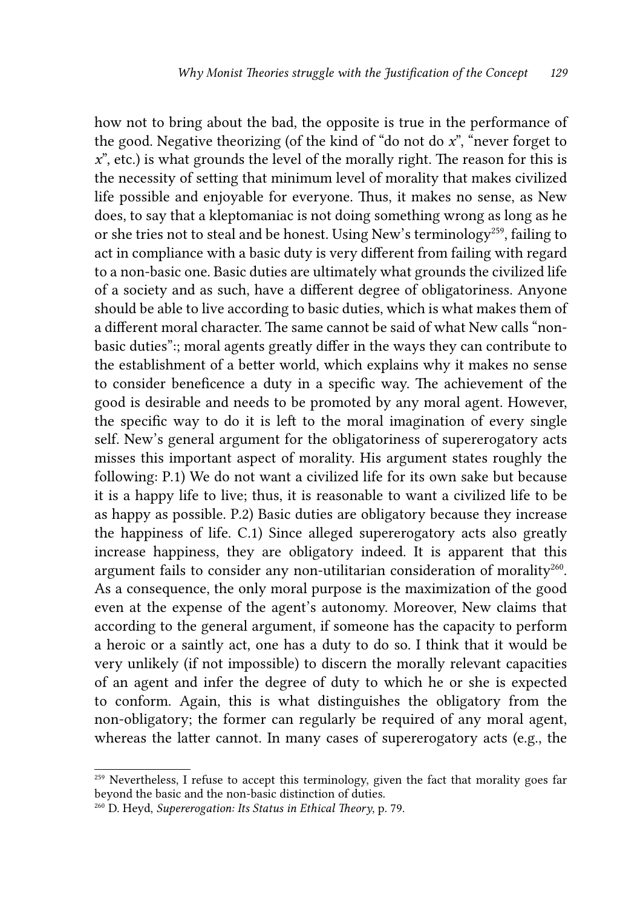how not to bring about the bad, the opposite is true in the performance of the good. Negative theorizing (of the kind of "do not do *x*", "never forget to *x*", etc.) is what grounds the level of the morally right. The reason for this is the necessity of setting that minimum level of morality that makes civilized life possible and enjoyable for everyone. Thus, it makes no sense, as New does, to say that a kleptomaniac is not doing something wrong as long as he or she tries not to steal and be honest. Using New's terminology[259], failing to act in compliance with a basic duty is very different from failing with regard to a non-basic one. Basic duties are ultimately what grounds the civilized life of a society and as such, have a different degree of obligatoriness. Anyone should be able to live according to basic duties, which is what makes them of a different moral character. The same cannot be said of what New calls "non-basic duties":; moral agents greatly differ in the ways they can contribute to the establishment of a better world, which explains why it makes no sense to consider beneficence a duty in a specific way. The achievement of the good is desirable and needs to be promoted by any moral agent. However, the specific way to do it is left to the moral imagination of every single self. New's general argument for the obligatoriness of supererogatory acts misses this important aspect of morality. His argument states roughly the following: P.1) We do not want a civilized life for its own sake but because it is a happy life to live; thus, it is reasonable to want a civilized life to be as happy as possible. P.2) Basic duties are obligatory because they increase the happiness of life. C.1) Since alleged supererogatory acts also greatly increase happiness, they are obligatory indeed. It is apparent that this argument fails to consider any non-utilitarian consideration of morality[260]. As a consequence, the only moral purpose is the maximization of the good even at the expense of the agent's autonomy. Moreover, New claims that according to the general argument, if someone has the capacity to perform a heroic or a saintly act, one has a duty to do so. I think that it would be very unlikely (if not impossible) to discern the morally relevant capacities of an agent and infer the degree of duty to which he or she is expected to conform. Again, this is what distinguishes the obligatory from the non-obligatory; the former can regularly be required of any moral agent, whereas the latter cannot. In many cases of supererogatory acts (e.g., the

[259] Nevertheless, I refuse to accept this terminology, given the fact that morality goes far beyond the basic and the non-basic distinction of duties.

[260] D. Heyd, *Supererogation: Its Status in Ethical Theory*, p. 79.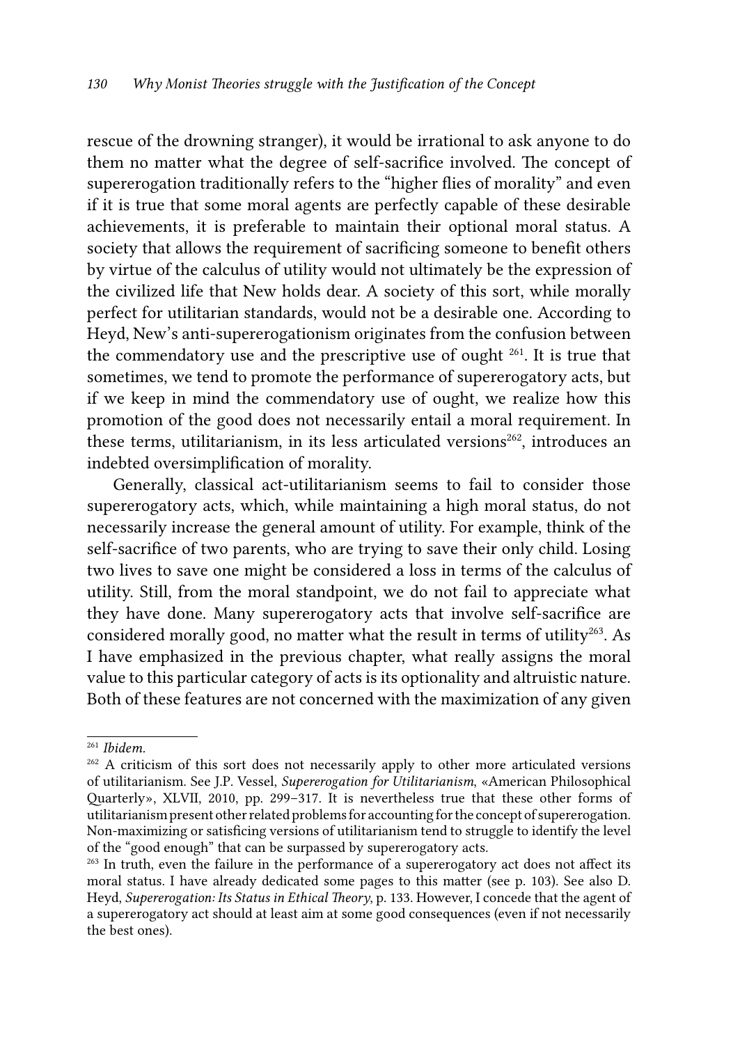rescue of the drowning stranger), it would be irrational to ask anyone to do them no matter what the degree of self-sacrifice involved. The concept of supererogation traditionally refers to the "higher flies of morality" and even if it is true that some moral agents are perfectly capable of these desirable achievements, it is preferable to maintain their optional moral status. A society that allows the requirement of sacrificing someone to benefit others by virtue of the calculus of utility would not ultimately be the expression of the civilized life that New holds dear. A society of this sort, while morally perfect for utilitarian standards, would not be a desirable one. According to Heyd, New's anti-supererogationism originates from the confusion between the commendatory use and the prescriptive use of ought [261]. It is true that sometimes, we tend to promote the performance of supererogatory acts, but if we keep in mind the commendatory use of ought, we realize how this promotion of the good does not necessarily entail a moral requirement. In these terms, utilitarianism, in its less articulated versions[262], introduces an indebted oversimplification of morality.

Generally, classical act-utilitarianism seems to fail to consider those supererogatory acts, which, while maintaining a high moral status, do not necessarily increase the general amount of utility. For example, think of the self-sacrifice of two parents, who are trying to save their only child. Losing two lives to save one might be considered a loss in terms of the calculus of utility. Still, from the moral standpoint, we do not fail to appreciate what they have done. Many supererogatory acts that involve self-sacrifice are considered morally good, no matter what the result in terms of utility[263]. As I have emphasized in the previous chapter, what really assigns the moral value to this particular category of acts is its optionality and altruistic nature. Both of these features are not concerned with the maximization of any given

---

[261] *Ibidem.*

[262] A criticism of this sort does not necessarily apply to other more articulated versions of utilitarianism. See J.P. Vessel, *Supererogation for Utilitarianism*, «American Philosophical Quarterly», XLVII, 2010, pp. 299–317. It is nevertheless true that these other forms of utilitarianism present other related problems for accounting for the concept of supererogation. Non-maximizing or satisficing versions of utilitarianism tend to struggle to identify the level of the "good enough" that can be surpassed by supererogatory acts.

[263] In truth, even the failure in the performance of a supererogatory act does not affect its moral status. I have already dedicated some pages to this matter (see p. 103). See also D. Heyd, *Supererogation: Its Status in Ethical Theory*, p. 133. However, I concede that the agent of a supererogatory act should at least aim at some good consequences (even if not necessarily the best ones).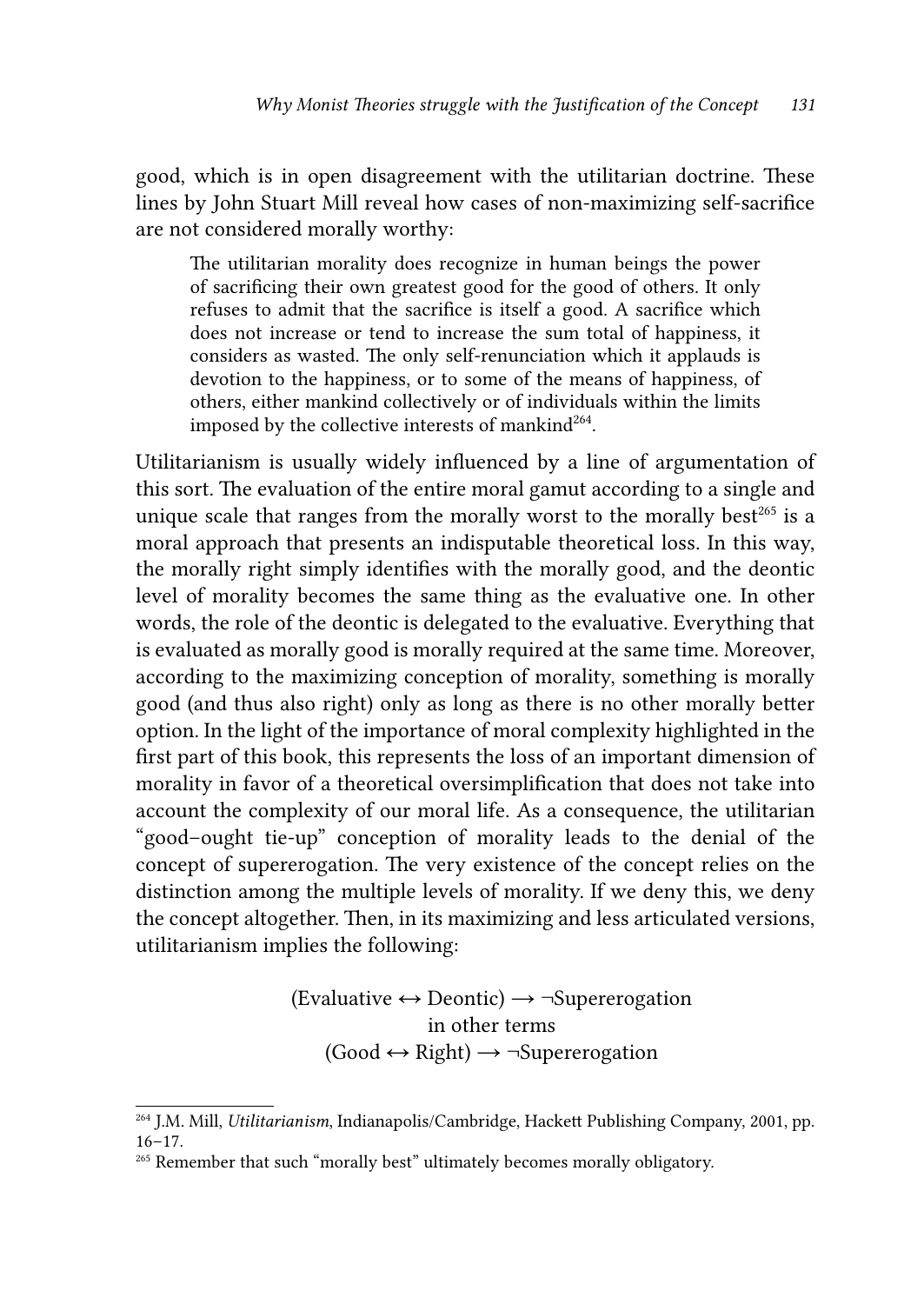good, which is in open disagreement with the utilitarian doctrine. These lines by John Stuart Mill reveal how cases of non-maximizing self-sacrifice are not considered morally worthy:

> The utilitarian morality does recognize in human beings the power of sacrificing their own greatest good for the good of others. It only refuses to admit that the sacrifice is itself a good. A sacrifice which does not increase or tend to increase the sum total of happiness, it considers as wasted. The only self-renunciation which it applauds is devotion to the happiness, or to some of the means of happiness, of others, either mankind collectively or of individuals within the limits imposed by the collective interests of mankind[264].

Utilitarianism is usually widely influenced by a line of argumentation of this sort. The evaluation of the entire moral gamut according to a single and unique scale that ranges from the morally worst to the morally best[265] is a moral approach that presents an indisputable theoretical loss. In this way, the morally right simply identifies with the morally good, and the deontic level of morality becomes the same thing as the evaluative one. In other words, the role of the deontic is delegated to the evaluative. Everything that is evaluated as morally good is morally required at the same time. Moreover, according to the maximizing conception of morality, something is morally good (and thus also right) only as long as there is no other morally better option. In the light of the importance of moral complexity highlighted in the first part of this book, this represents the loss of an important dimension of morality in favor of a theoretical oversimplification that does not take into account the complexity of our moral life. As a consequence, the utilitarian "good–ought tie-up" conception of morality leads to the denial of the concept of supererogation. The very existence of the concept relies on the distinction among the multiple levels of morality. If we deny this, we deny the concept altogether. Then, in its maximizing and less articulated versions, utilitarianism implies the following:

$$(\text{Evaluative} \leftrightarrow \text{Deontic}) \rightarrow \neg\text{Supererogation}$$

in other terms

$$(\text{Good} \leftrightarrow \text{Right}) \rightarrow \neg\text{Supererogation}$$

---

[264] J.M. Mill, *Utilitarianism*, Indianapolis/Cambridge, Hackett Publishing Company, 2001, pp. 16–17.

[265] Remember that such "morally best" ultimately becomes morally obligatory.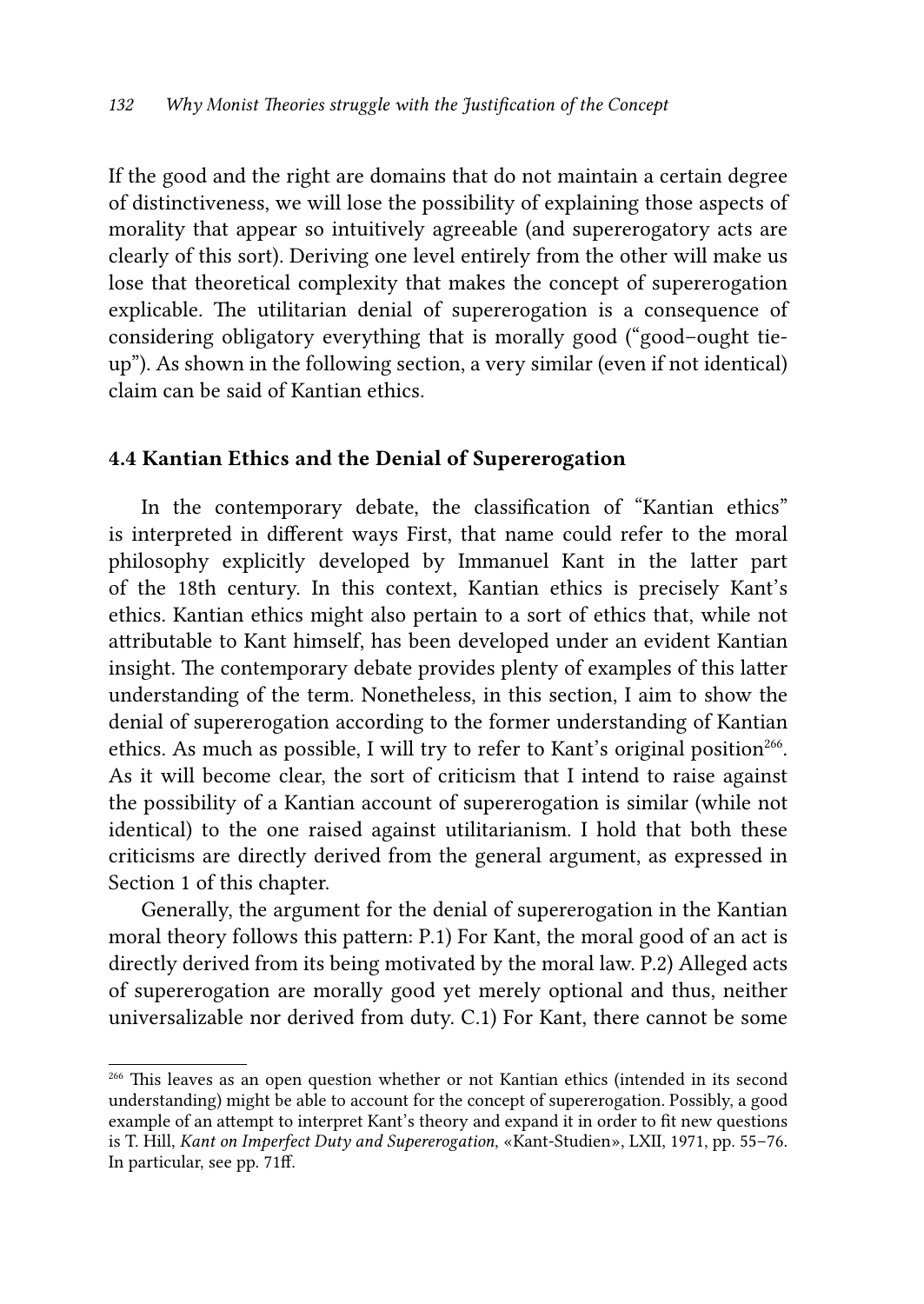If the good and the right are domains that do not maintain a certain degree of distinctiveness, we will lose the possibility of explaining those aspects of morality that appear so intuitively agreeable (and supererogatory acts are clearly of this sort). Deriving one level entirely from the other will make us lose that theoretical complexity that makes the concept of supererogation explicable. The utilitarian denial of supererogation is a consequence of considering obligatory everything that is morally good ("good–ought tie-up"). As shown in the following section, a very similar (even if not identical) claim can be said of Kantian ethics.

### 4.4 Kantian Ethics and the Denial of Supererogation

In the contemporary debate, the classification of "Kantian ethics" is interpreted in different ways First, that name could refer to the moral philosophy explicitly developed by Immanuel Kant in the latter part of the 18th century. In this context, Kantian ethics is precisely Kant's ethics. Kantian ethics might also pertain to a sort of ethics that, while not attributable to Kant himself, has been developed under an evident Kantian insight. The contemporary debate provides plenty of examples of this latter understanding of the term. Nonetheless, in this section, I aim to show the denial of supererogation according to the former understanding of Kantian ethics. As much as possible, I will try to refer to Kant's original position[266]. As it will become clear, the sort of criticism that I intend to raise against the possibility of a Kantian account of supererogation is similar (while not identical) to the one raised against utilitarianism. I hold that both these criticisms are directly derived from the general argument, as expressed in Section 1 of this chapter.

Generally, the argument for the denial of supererogation in the Kantian moral theory follows this pattern: P.1) For Kant, the moral good of an act is directly derived from its being motivated by the moral law. P.2) Alleged acts of supererogation are morally good yet merely optional and thus, neither universalizable nor derived from duty. C.1) For Kant, there cannot be some

[266] This leaves as an open question whether or not Kantian ethics (intended in its second understanding) might be able to account for the concept of supererogation. Possibly, a good example of an attempt to interpret Kant's theory and expand it in order to fit new questions is T. Hill, *Kant on Imperfect Duty and Supererogation*, «Kant-Studien», LXII, 1971, pp. 55–76. In particular, see pp. 71ff.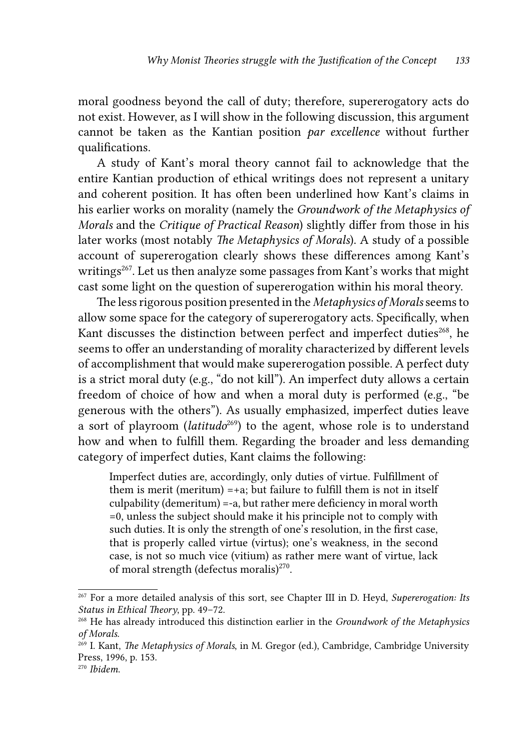moral goodness beyond the call of duty; therefore, supererogatory acts do not exist. However, as I will show in the following discussion, this argument cannot be taken as the Kantian position *par excellence* without further qualifications.

A study of Kant's moral theory cannot fail to acknowledge that the entire Kantian production of ethical writings does not represent a unitary and coherent position. It has often been underlined how Kant's claims in his earlier works on morality (namely the *Groundwork of the Metaphysics of Morals* and the *Critique of Practical Reason*) slightly differ from those in his later works (most notably *The Metaphysics of Morals*). A study of a possible account of supererogation clearly shows these differences among Kant's writings[267]. Let us then analyze some passages from Kant's works that might cast some light on the question of supererogation within his moral theory.

The less rigorous position presented in the *Metaphysics of Morals* seems to allow some space for the category of supererogatory acts. Specifically, when Kant discusses the distinction between perfect and imperfect duties[268], he seems to offer an understanding of morality characterized by different levels of accomplishment that would make supererogation possible. A perfect duty is a strict moral duty (e.g., "do not kill"). An imperfect duty allows a certain freedom of choice of how and when a moral duty is performed (e.g., "be generous with the others"). As usually emphasized, imperfect duties leave a sort of playroom (*latitudo*[269]) to the agent, whose role is to understand how and when to fulfill them. Regarding the broader and less demanding category of imperfect duties, Kant claims the following:

> Imperfect duties are, accordingly, only duties of virtue. Fulfillment of them is merit (meritum) =+a; but failure to fulfill them is not in itself culpability (demeritum) =-a, but rather mere deficiency in moral worth =0, unless the subject should make it his principle not to comply with such duties. It is only the strength of one's resolution, in the first case, that is properly called virtue (virtus); one's weakness, in the second case, is not so much vice (vitium) as rather mere want of virtue, lack of moral strength (defectus moralis)[270].

---

[267] For a more detailed analysis of this sort, see Chapter III in D. Heyd, *Supererogation: Its Status in Ethical Theory*, pp. 49–72.

[268] He has already introduced this distinction earlier in the *Groundwork of the Metaphysics of Morals*.

[269] I. Kant, *The Metaphysics of Morals*, in M. Gregor (ed.), Cambridge, Cambridge University Press, 1996, p. 153.

[270] *Ibidem*.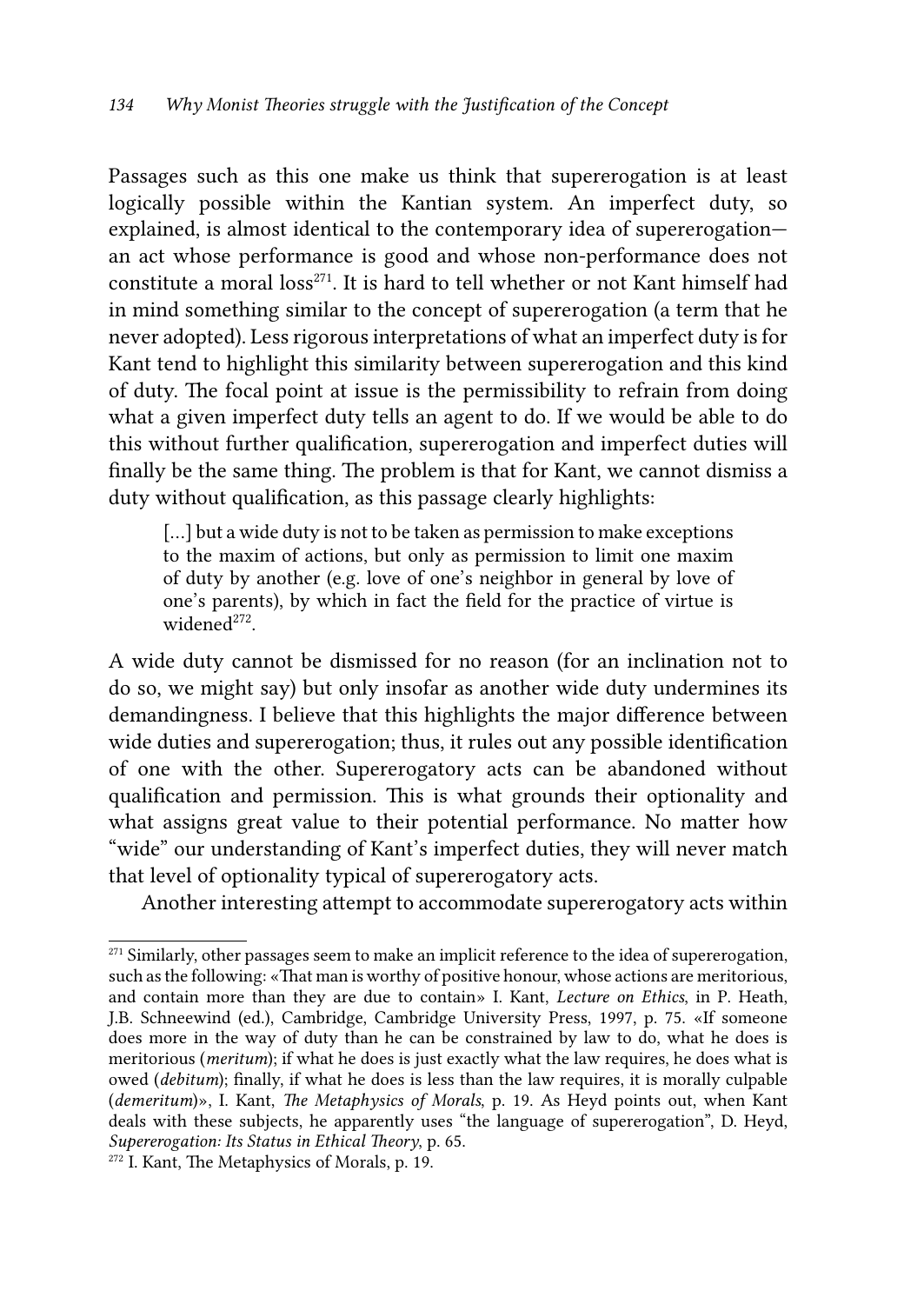Passages such as this one make us think that supererogation is at least logically possible within the Kantian system. An imperfect duty, so explained, is almost identical to the contemporary idea of supererogation—an act whose performance is good and whose non-performance does not constitute a moral loss[271]. It is hard to tell whether or not Kant himself had in mind something similar to the concept of supererogation (a term that he never adopted). Less rigorous interpretations of what an imperfect duty is for Kant tend to highlight this similarity between supererogation and this kind of duty. The focal point at issue is the permissibility to refrain from doing what a given imperfect duty tells an agent to do. If we would be able to do this without further qualification, supererogation and imperfect duties will finally be the same thing. The problem is that for Kant, we cannot dismiss a duty without qualification, as this passage clearly highlights:

> [...] but a wide duty is not to be taken as permission to make exceptions to the maxim of actions, but only as permission to limit one maxim of duty by another (e.g. love of one's neighbor in general by love of one's parents), by which in fact the field for the practice of virtue is widened[272].

A wide duty cannot be dismissed for no reason (for an inclination not to do so, we might say) but only insofar as another wide duty undermines its demandingness. I believe that this highlights the major difference between wide duties and supererogation; thus, it rules out any possible identification of one with the other. Supererogatory acts can be abandoned without qualification and permission. This is what grounds their optionality and what assigns great value to their potential performance. No matter how "wide" our understanding of Kant's imperfect duties, they will never match that level of optionality typical of supererogatory acts.

Another interesting attempt to accommodate supererogatory acts within

---

[271] Similarly, other passages seem to make an implicit reference to the idea of supererogation, such as the following: «That man is worthy of positive honour, whose actions are meritorious, and contain more than they are due to contain» I. Kant, *Lecture on Ethics*, in P. Heath, J.B. Schneewind (ed.), Cambridge, Cambridge University Press, 1997, p. 75. «If someone does more in the way of duty than he can be constrained by law to do, what he does is meritorious (*meritum*); if what he does is just exactly what the law requires, he does what is owed (*debitum*); finally, if what he does is less than the law requires, it is morally culpable (*demeritum*)», I. Kant, *The Metaphysics of Morals*, p. 19. As Heyd points out, when Kant deals with these subjects, he apparently uses "the language of supererogation", D. Heyd, *Supererogation: Its Status in Ethical Theory*, p. 65.

[272] I. Kant, The Metaphysics of Morals, p. 19.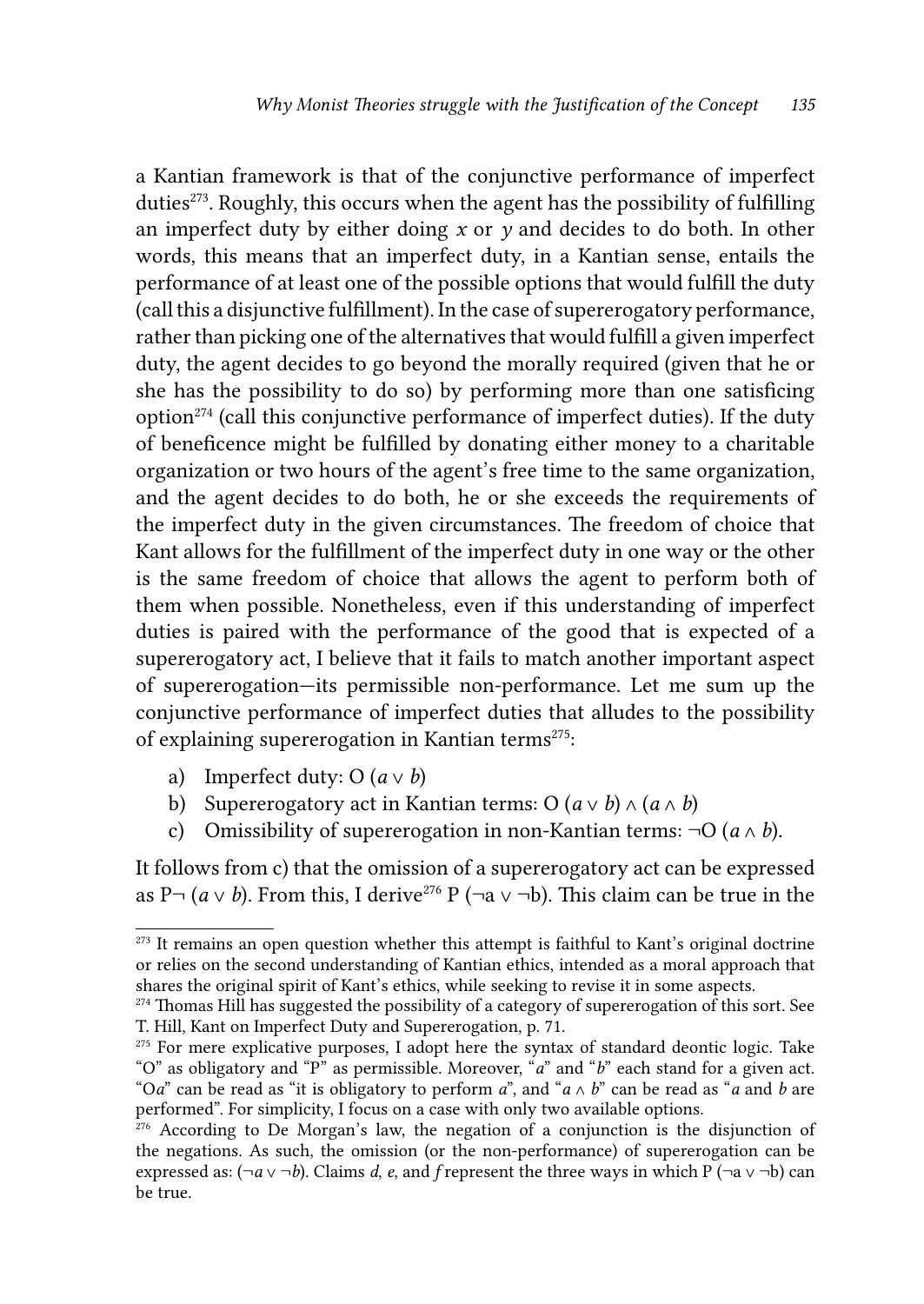a Kantian framework is that of the conjunctive performance of imperfect duties[273]. Roughly, this occurs when the agent has the possibility of fulfilling an imperfect duty by either doing $x$ or $y$ and decides to do both. In other words, this means that an imperfect duty, in a Kantian sense, entails the performance of at least one of the possible options that would fulfill the duty (call this a disjunctive fulfillment). In the case of supererogatory performance, rather than picking one of the alternatives that would fulfill a given imperfect duty, the agent decides to go beyond the morally required (given that he or she has the possibility to do so) by performing more than one satisficing option[274] (call this conjunctive performance of imperfect duties). If the duty of beneficence might be fulfilled by donating either money to a charitable organization or two hours of the agent's free time to the same organization, and the agent decides to do both, he or she exceeds the requirements of the imperfect duty in the given circumstances. The freedom of choice that Kant allows for the fulfillment of the imperfect duty in one way or the other is the same freedom of choice that allows the agent to perform both of them when possible. Nonetheless, even if this understanding of imperfect duties is paired with the performance of the good that is expected of a supererogatory act, I believe that it fails to match another important aspect of supererogation—its permissible non-performance. Let me sum up the conjunctive performance of imperfect duties that alludes to the possibility of explaining supererogation in Kantian terms[275]:

a) Imperfect duty: $O(a \vee b)$
b) Supererogatory act in Kantian terms: $O(a \vee b) \wedge (a \wedge b)$
c) Omissibility of supererogation in non-Kantian terms: $\neg O(a \wedge b)$.

It follows from c) that the omission of a supererogatory act can be expressed as $P\neg(a \vee b)$. From this, I derive[276] $P(\neg a \vee \neg b)$. This claim can be true in the

---

[273] It remains an open question whether this attempt is faithful to Kant's original doctrine or relies on the second understanding of Kantian ethics, intended as a moral approach that shares the original spirit of Kant's ethics, while seeking to revise it in some aspects.

[274] Thomas Hill has suggested the possibility of a category of supererogation of this sort. See T. Hill, Kant on Imperfect Duty and Supererogation, p. 71.

[275] For mere explicative purposes, I adopt here the syntax of standard deontic logic. Take "O" as obligatory and "P" as permissible. Moreover, "$a$" and "$b$" each stand for a given act. "O$a$" can be read as "it is obligatory to perform $a$", and "$a \wedge b$" can be read as "$a$ and $b$ are performed". For simplicity, I focus on a case with only two available options.

[276] According to De Morgan's law, the negation of a conjunction is the disjunction of the negations. As such, the omission (or the non-performance) of supererogation can be expressed as: $(\neg a \vee \neg b)$. Claims *d*, *e*, and *f* represent the three ways in which $P(\neg a \vee \neg b)$ can be true.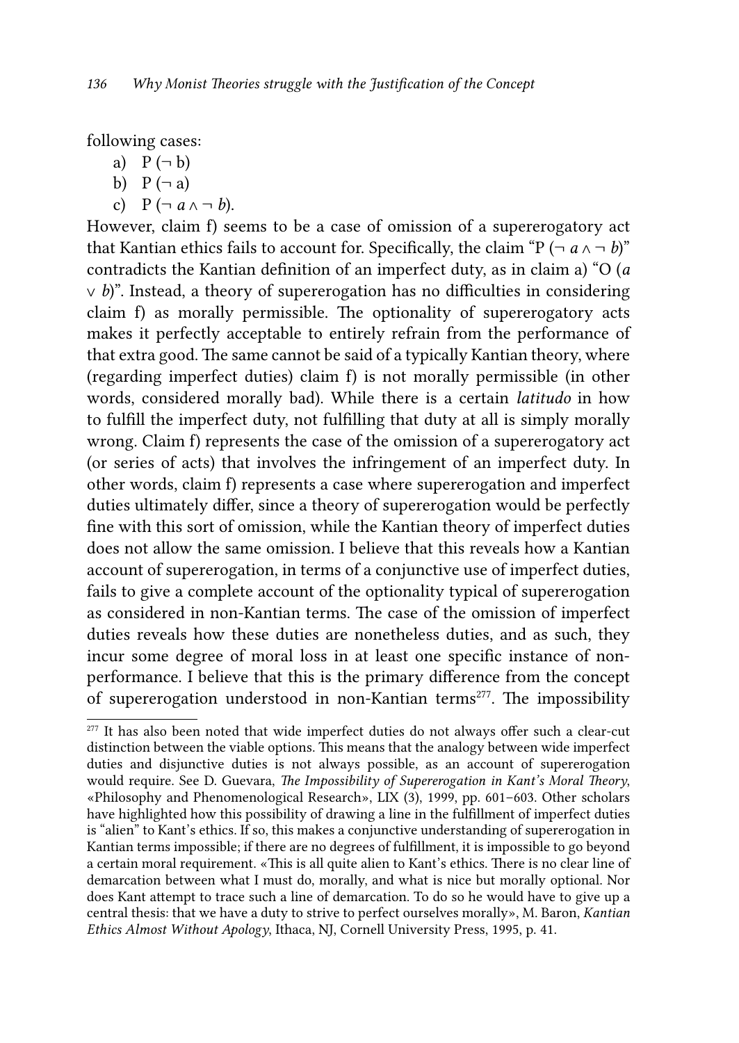following cases:

a) $P(\neg b)$
b) $P(\neg a)$
c) $P(\neg a \wedge \neg b)$.

However, claim f) seems to be a case of omission of a supererogatory act that Kantian ethics fails to account for. Specifically, the claim "$P(\neg a \wedge \neg b)$" contradicts the Kantian definition of an imperfect duty, as in claim a) "$O(a \vee b)$". Instead, a theory of supererogation has no difficulties in considering claim f) as morally permissible. The optionality of supererogatory acts makes it perfectly acceptable to entirely refrain from the performance of that extra good. The same cannot be said of a typically Kantian theory, where (regarding imperfect duties) claim f) is not morally permissible (in other words, considered morally bad). While there is a certain *latitudo* in how to fulfill the imperfect duty, not fulfilling that duty at all is simply morally wrong. Claim f) represents the case of the omission of a supererogatory act (or series of acts) that involves the infringement of an imperfect duty. In other words, claim f) represents a case where supererogation and imperfect duties ultimately differ, since a theory of supererogation would be perfectly fine with this sort of omission, while the Kantian theory of imperfect duties does not allow the same omission. I believe that this reveals how a Kantian account of supererogation, in terms of a conjunctive use of imperfect duties, fails to give a complete account of the optionality typical of supererogation as considered in non-Kantian terms. The case of the omission of imperfect duties reveals how these duties are nonetheless duties, and as such, they incur some degree of moral loss in at least one specific instance of non-performance. I believe that this is the primary difference from the concept of supererogation understood in non-Kantian terms[277]. The impossibility

---

[277] It has also been noted that wide imperfect duties do not always offer such a clear-cut distinction between the viable options. This means that the analogy between wide imperfect duties and disjunctive duties is not always possible, as an account of supererogation would require. See D. Guevara, *The Impossibility of Supererogation in Kant's Moral Theory*, «Philosophy and Phenomenological Research», LIX (3), 1999, pp. 601–603. Other scholars have highlighted how this possibility of drawing a line in the fulfillment of imperfect duties is "alien" to Kant's ethics. If so, this makes a conjunctive understanding of supererogation in Kantian terms impossible; if there are no degrees of fulfillment, it is impossible to go beyond a certain moral requirement. «This is all quite alien to Kant's ethics. There is no clear line of demarcation between what I must do, morally, and what is nice but morally optional. Nor does Kant attempt to trace such a line of demarcation. To do so he would have to give up a central thesis: that we have a duty to strive to perfect ourselves morally», M. Baron, *Kantian Ethics Almost Without Apology*, Ithaca, NJ, Cornell University Press, 1995, p. 41.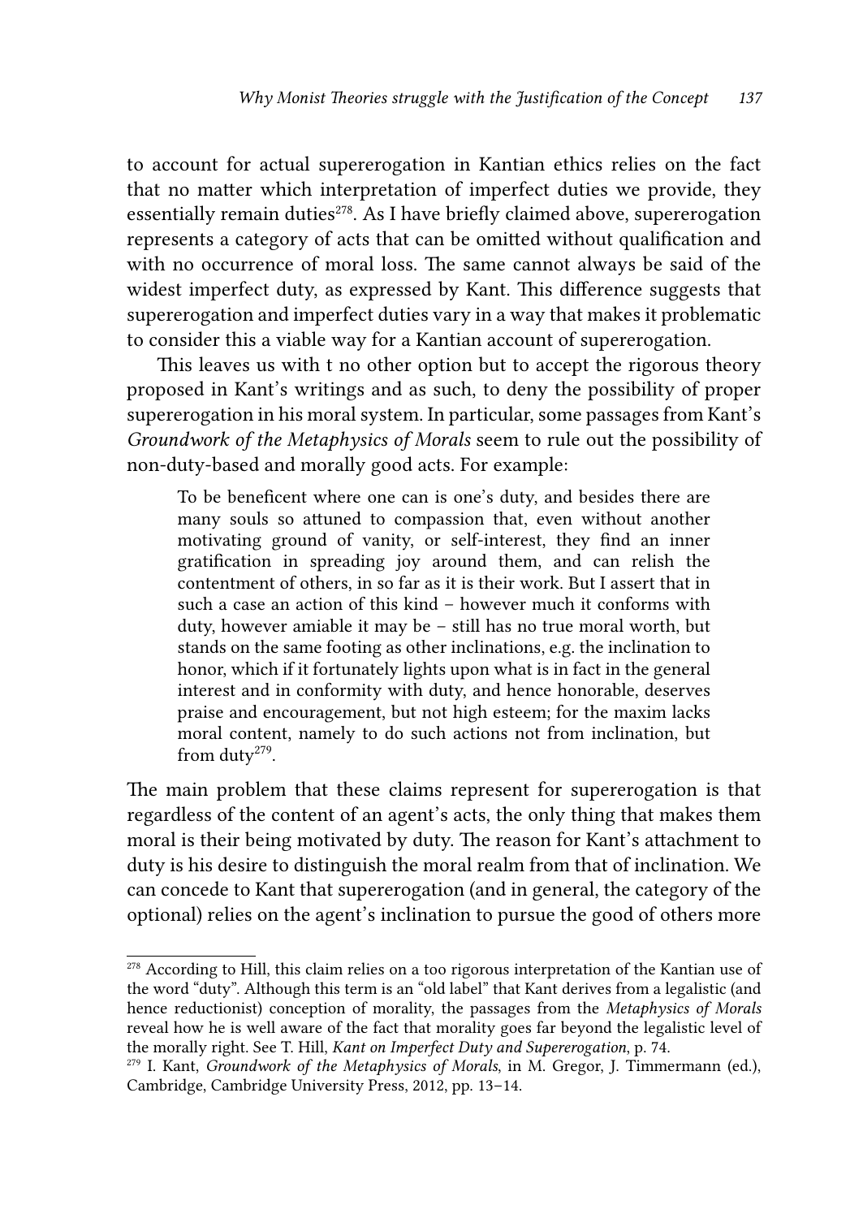to account for actual supererogation in Kantian ethics relies on the fact that no matter which interpretation of imperfect duties we provide, they essentially remain duties[278]. As I have briefly claimed above, supererogation represents a category of acts that can be omitted without qualification and with no occurrence of moral loss. The same cannot always be said of the widest imperfect duty, as expressed by Kant. This difference suggests that supererogation and imperfect duties vary in a way that makes it problematic to consider this a viable way for a Kantian account of supererogation.

This leaves us with t no other option but to accept the rigorous theory proposed in Kant's writings and as such, to deny the possibility of proper supererogation in his moral system. In particular, some passages from Kant's *Groundwork of the Metaphysics of Morals* seem to rule out the possibility of non-duty-based and morally good acts. For example:

> To be beneficent where one can is one's duty, and besides there are many souls so attuned to compassion that, even without another motivating ground of vanity, or self-interest, they find an inner gratification in spreading joy around them, and can relish the contentment of others, in so far as it is their work. But I assert that in such a case an action of this kind – however much it conforms with duty, however amiable it may be – still has no true moral worth, but stands on the same footing as other inclinations, e.g. the inclination to honor, which if it fortunately lights upon what is in fact in the general interest and in conformity with duty, and hence honorable, deserves praise and encouragement, but not high esteem; for the maxim lacks moral content, namely to do such actions not from inclination, but from duty[279].

The main problem that these claims represent for supererogation is that regardless of the content of an agent's acts, the only thing that makes them moral is their being motivated by duty. The reason for Kant's attachment to duty is his desire to distinguish the moral realm from that of inclination. We can concede to Kant that supererogation (and in general, the category of the optional) relies on the agent's inclination to pursue the good of others more

---

[278] According to Hill, this claim relies on a too rigorous interpretation of the Kantian use of the word "duty". Although this term is an "old label" that Kant derives from a legalistic (and hence reductionist) conception of morality, the passages from the *Metaphysics of Morals* reveal how he is well aware of the fact that morality goes far beyond the legalistic level of the morally right. See T. Hill, *Kant on Imperfect Duty and Supererogation*, p. 74.

[279] I. Kant, *Groundwork of the Metaphysics of Morals*, in M. Gregor, J. Timmermann (ed.), Cambridge, Cambridge University Press, 2012, pp. 13–14.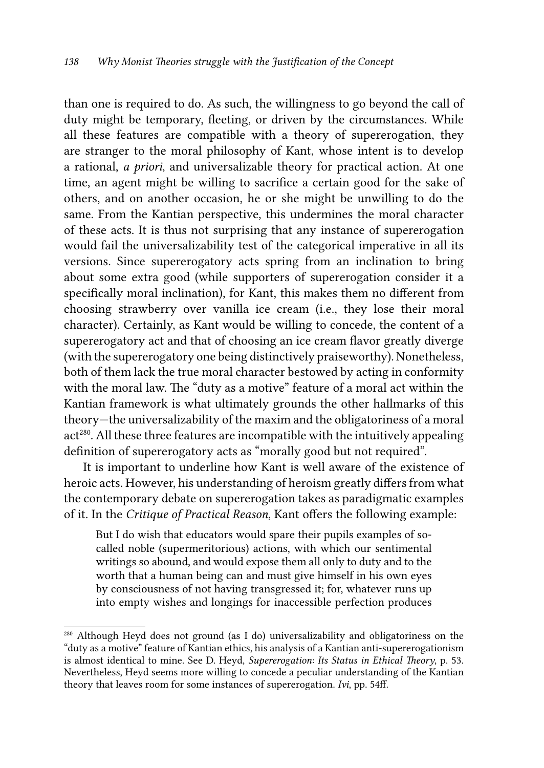than one is required to do. As such, the willingness to go beyond the call of duty might be temporary, fleeting, or driven by the circumstances. While all these features are compatible with a theory of supererogation, they are stranger to the moral philosophy of Kant, whose intent is to develop a rational, *a priori*, and universalizable theory for practical action. At one time, an agent might be willing to sacrifice a certain good for the sake of others, and on another occasion, he or she might be unwilling to do the same. From the Kantian perspective, this undermines the moral character of these acts. It is thus not surprising that any instance of supererogation would fail the universalizability test of the categorical imperative in all its versions. Since supererogatory acts spring from an inclination to bring about some extra good (while supporters of supererogation consider it a specifically moral inclination), for Kant, this makes them no different from choosing strawberry over vanilla ice cream (i.e., they lose their moral character). Certainly, as Kant would be willing to concede, the content of a supererogatory act and that of choosing an ice cream flavor greatly diverge (with the supererogatory one being distinctively praiseworthy). Nonetheless, both of them lack the true moral character bestowed by acting in conformity with the moral law. The "duty as a motive" feature of a moral act within the Kantian framework is what ultimately grounds the other hallmarks of this theory—the universalizability of the maxim and the obligatoriness of a moral act[280]. All these three features are incompatible with the intuitively appealing definition of supererogatory acts as "morally good but not required".

It is important to underline how Kant is well aware of the existence of heroic acts. However, his understanding of heroism greatly differs from what the contemporary debate on supererogation takes as paradigmatic examples of it. In the *Critique of Practical Reason*, Kant offers the following example:

> But I do wish that educators would spare their pupils examples of so-called noble (supermeritorious) actions, with which our sentimental writings so abound, and would expose them all only to duty and to the worth that a human being can and must give himself in his own eyes by consciousness of not having transgressed it; for, whatever runs up into empty wishes and longings for inaccessible perfection produces

[280] Although Heyd does not ground (as I do) universalizability and obligatoriness on the "duty as a motive" feature of Kantian ethics, his analysis of a Kantian anti-supererogationism is almost identical to mine. See D. Heyd, *Supererogation: Its Status in Ethical Theory*, p. 53. Nevertheless, Heyd seems more willing to concede a peculiar understanding of the Kantian theory that leaves room for some instances of supererogation. *Ivi*, pp. 54ff.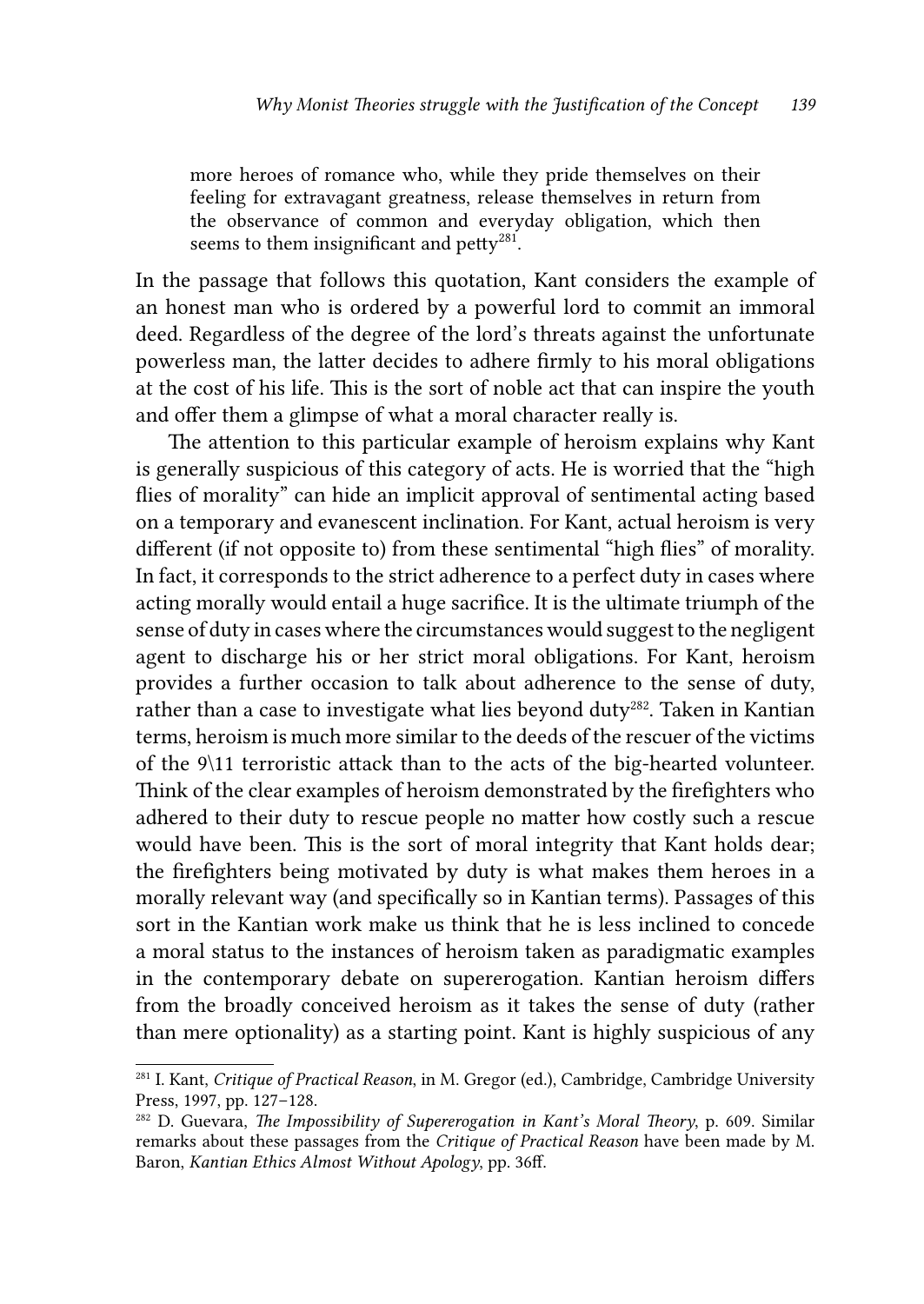> more heroes of romance who, while they pride themselves on their feeling for extravagant greatness, release themselves in return from the observance of common and everyday obligation, which then seems to them insignificant and petty[281].

In the passage that follows this quotation, Kant considers the example of an honest man who is ordered by a powerful lord to commit an immoral deed. Regardless of the degree of the lord's threats against the unfortunate powerless man, the latter decides to adhere firmly to his moral obligations at the cost of his life. This is the sort of noble act that can inspire the youth and offer them a glimpse of what a moral character really is.

The attention to this particular example of heroism explains why Kant is generally suspicious of this category of acts. He is worried that the "high flies of morality" can hide an implicit approval of sentimental acting based on a temporary and evanescent inclination. For Kant, actual heroism is very different (if not opposite to) from these sentimental "high flies" of morality. In fact, it corresponds to the strict adherence to a perfect duty in cases where acting morally would entail a huge sacrifice. It is the ultimate triumph of the sense of duty in cases where the circumstances would suggest to the negligent agent to discharge his or her strict moral obligations. For Kant, heroism provides a further occasion to talk about adherence to the sense of duty, rather than a case to investigate what lies beyond duty[282]. Taken in Kantian terms, heroism is much more similar to the deeds of the rescuer of the victims of the 9\11 terroristic attack than to the acts of the big-hearted volunteer. Think of the clear examples of heroism demonstrated by the firefighters who adhered to their duty to rescue people no matter how costly such a rescue would have been. This is the sort of moral integrity that Kant holds dear; the firefighters being motivated by duty is what makes them heroes in a morally relevant way (and specifically so in Kantian terms). Passages of this sort in the Kantian work make us think that he is less inclined to concede a moral status to the instances of heroism taken as paradigmatic examples in the contemporary debate on supererogation. Kantian heroism differs from the broadly conceived heroism as it takes the sense of duty (rather than mere optionality) as a starting point. Kant is highly suspicious of any

---

[281] I. Kant, *Critique of Practical Reason*, in M. Gregor (ed.), Cambridge, Cambridge University Press, 1997, pp. 127–128.

[282] D. Guevara, *The Impossibility of Supererogation in Kant's Moral Theory*, p. 609. Similar remarks about these passages from the *Critique of Practical Reason* have been made by M. Baron, *Kantian Ethics Almost Without Apology*, pp. 36ff.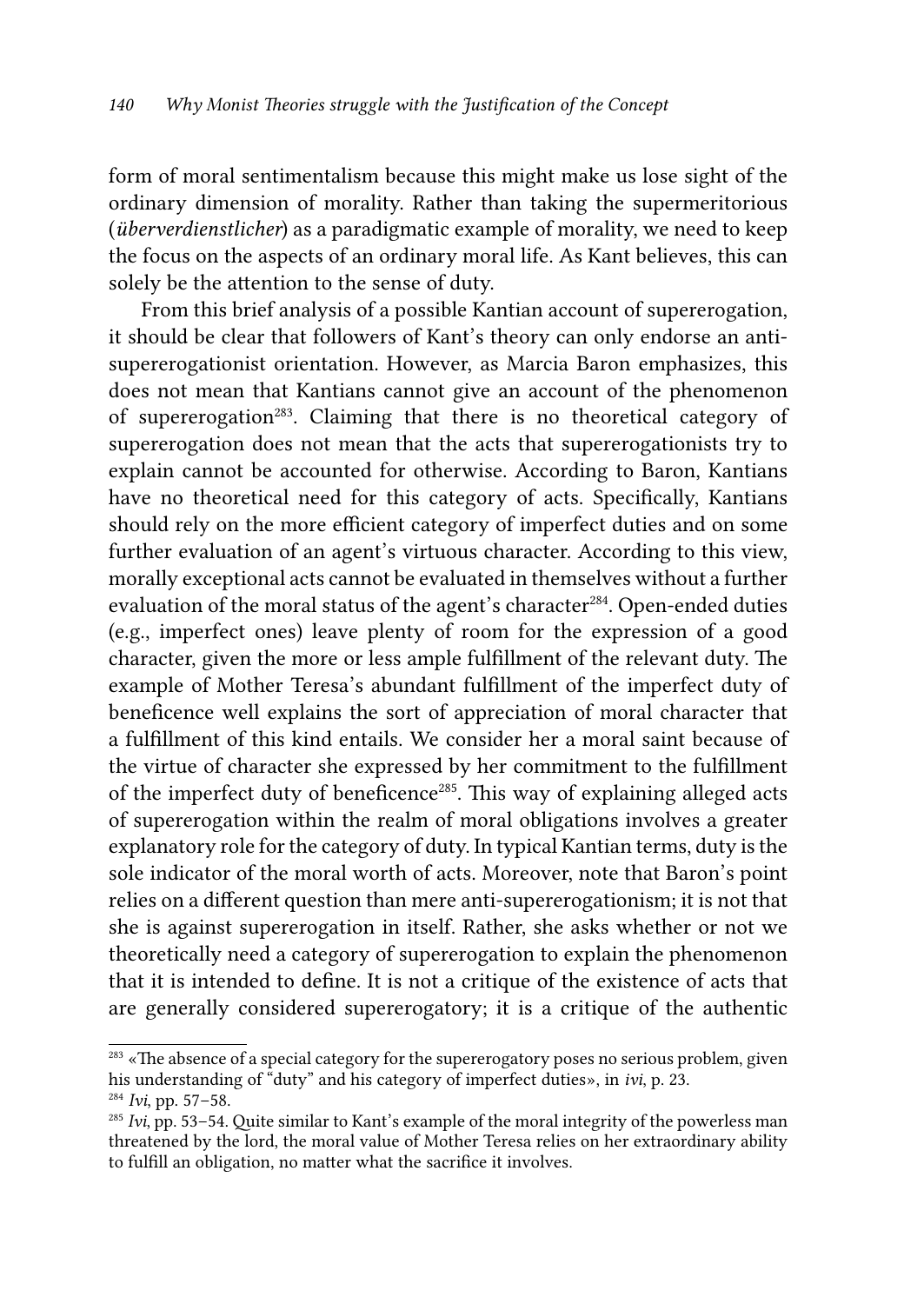form of moral sentimentalism because this might make us lose sight of the ordinary dimension of morality. Rather than taking the supermeritorious (*überverdienstlicher*) as a paradigmatic example of morality, we need to keep the focus on the aspects of an ordinary moral life. As Kant believes, this can solely be the attention to the sense of duty.

From this brief analysis of a possible Kantian account of supererogation, it should be clear that followers of Kant's theory can only endorse an anti-supererogationist orientation. However, as Marcia Baron emphasizes, this does not mean that Kantians cannot give an account of the phenomenon of supererogation[283]. Claiming that there is no theoretical category of supererogation does not mean that the acts that supererogationists try to explain cannot be accounted for otherwise. According to Baron, Kantians have no theoretical need for this category of acts. Specifically, Kantians should rely on the more efficient category of imperfect duties and on some further evaluation of an agent's virtuous character. According to this view, morally exceptional acts cannot be evaluated in themselves without a further evaluation of the moral status of the agent's character[284]. Open-ended duties (e.g., imperfect ones) leave plenty of room for the expression of a good character, given the more or less ample fulfillment of the relevant duty. The example of Mother Teresa's abundant fulfillment of the imperfect duty of beneficence well explains the sort of appreciation of moral character that a fulfillment of this kind entails. We consider her a moral saint because of the virtue of character she expressed by her commitment to the fulfillment of the imperfect duty of beneficence[285]. This way of explaining alleged acts of supererogation within the realm of moral obligations involves a greater explanatory role for the category of duty. In typical Kantian terms, duty is the sole indicator of the moral worth of acts. Moreover, note that Baron's point relies on a different question than mere anti-supererogationism; it is not that she is against supererogation in itself. Rather, she asks whether or not we theoretically need a category of supererogation to explain the phenomenon that it is intended to define. It is not a critique of the existence of acts that are generally considered supererogatory; it is a critique of the authentic

---

[283] «The absence of a special category for the supererogatory poses no serious problem, given his understanding of "duty" and his category of imperfect duties», in *ivi*, p. 23.

[284] *Ivi*, pp. 57–58.

[285] *Ivi*, pp. 53–54. Quite similar to Kant's example of the moral integrity of the powerless man threatened by the lord, the moral value of Mother Teresa relies on her extraordinary ability to fulfill an obligation, no matter what the sacrifice it involves.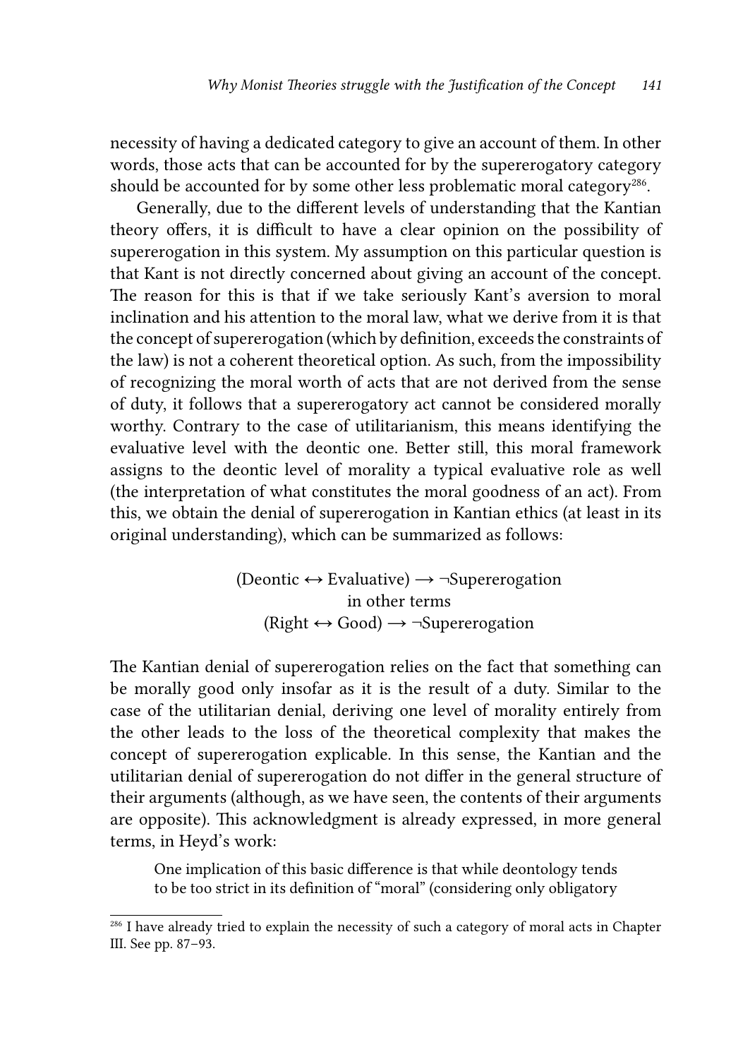necessity of having a dedicated category to give an account of them. In other words, those acts that can be accounted for by the supererogatory category should be accounted for by some other less problematic moral category[286].

Generally, due to the different levels of understanding that the Kantian theory offers, it is difficult to have a clear opinion on the possibility of supererogation in this system. My assumption on this particular question is that Kant is not directly concerned about giving an account of the concept. The reason for this is that if we take seriously Kant's aversion to moral inclination and his attention to the moral law, what we derive from it is that the concept of supererogation (which by definition, exceeds the constraints of the law) is not a coherent theoretical option. As such, from the impossibility of recognizing the moral worth of acts that are not derived from the sense of duty, it follows that a supererogatory act cannot be considered morally worthy. Contrary to the case of utilitarianism, this means identifying the evaluative level with the deontic one. Better still, this moral framework assigns to the deontic level of morality a typical evaluative role as well (the interpretation of what constitutes the moral goodness of an act). From this, we obtain the denial of supererogation in Kantian ethics (at least in its original understanding), which can be summarized as follows:

$$(\text{Deontic} \leftrightarrow \text{Evaluative}) \rightarrow \neg\text{Supererogation}$$

in other terms

$$(\text{Right} \leftrightarrow \text{Good}) \rightarrow \neg\text{Supererogation}$$

The Kantian denial of supererogation relies on the fact that something can be morally good only insofar as it is the result of a duty. Similar to the case of the utilitarian denial, deriving one level of morality entirely from the other leads to the loss of the theoretical complexity that makes the concept of supererogation explicable. In this sense, the Kantian and the utilitarian denial of supererogation do not differ in the general structure of their arguments (although, as we have seen, the contents of their arguments are opposite). This acknowledgment is already expressed, in more general terms, in Heyd's work:

> One implication of this basic difference is that while deontology tends to be too strict in its definition of "moral" (considering only obligatory

[286] I have already tried to explain the necessity of such a category of moral acts in Chapter III. See pp. 87–93.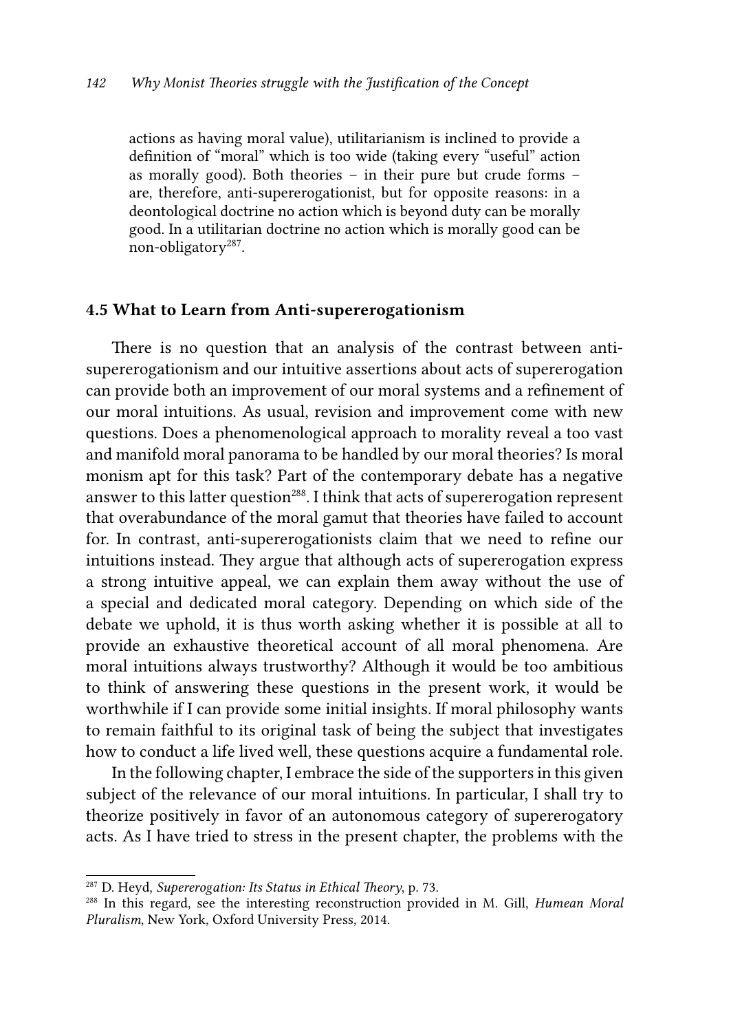actions as having moral value), utilitarianism is inclined to provide a definition of "moral" which is too wide (taking every "useful" action as morally good). Both theories – in their pure but crude forms – are, therefore, anti-supererogationist, but for opposite reasons: in a deontological doctrine no action which is beyond duty can be morally good. In a utilitarian doctrine no action which is morally good can be non-obligatory[287].

### 4.5 What to Learn from Anti-supererogationism

There is no question that an analysis of the contrast between anti-supererogationism and our intuitive assertions about acts of supererogation can provide both an improvement of our moral systems and a refinement of our moral intuitions. As usual, revision and improvement come with new questions. Does a phenomenological approach to morality reveal a too vast and manifold moral panorama to be handled by our moral theories? Is moral monism apt for this task? Part of the contemporary debate has a negative answer to this latter question[288]. I think that acts of supererogation represent that overabundance of the moral gamut that theories have failed to account for. In contrast, anti-supererogationists claim that we need to refine our intuitions instead. They argue that although acts of supererogation express a strong intuitive appeal, we can explain them away without the use of a special and dedicated moral category. Depending on which side of the debate we uphold, it is thus worth asking whether it is possible at all to provide an exhaustive theoretical account of all moral phenomena. Are moral intuitions always trustworthy? Although it would be too ambitious to think of answering these questions in the present work, it would be worthwhile if I can provide some initial insights. If moral philosophy wants to remain faithful to its original task of being the subject that investigates how to conduct a life lived well, these questions acquire a fundamental role.

In the following chapter, I embrace the side of the supporters in this given subject of the relevance of our moral intuitions. In particular, I shall try to theorize positively in favor of an autonomous category of supererogatory acts. As I have tried to stress in the present chapter, the problems with the

---

[287] D. Heyd, *Supererogation: Its Status in Ethical Theory*, p. 73.

[288] In this regard, see the interesting reconstruction provided in M. Gill, *Humean Moral Pluralism*, New York, Oxford University Press, 2014.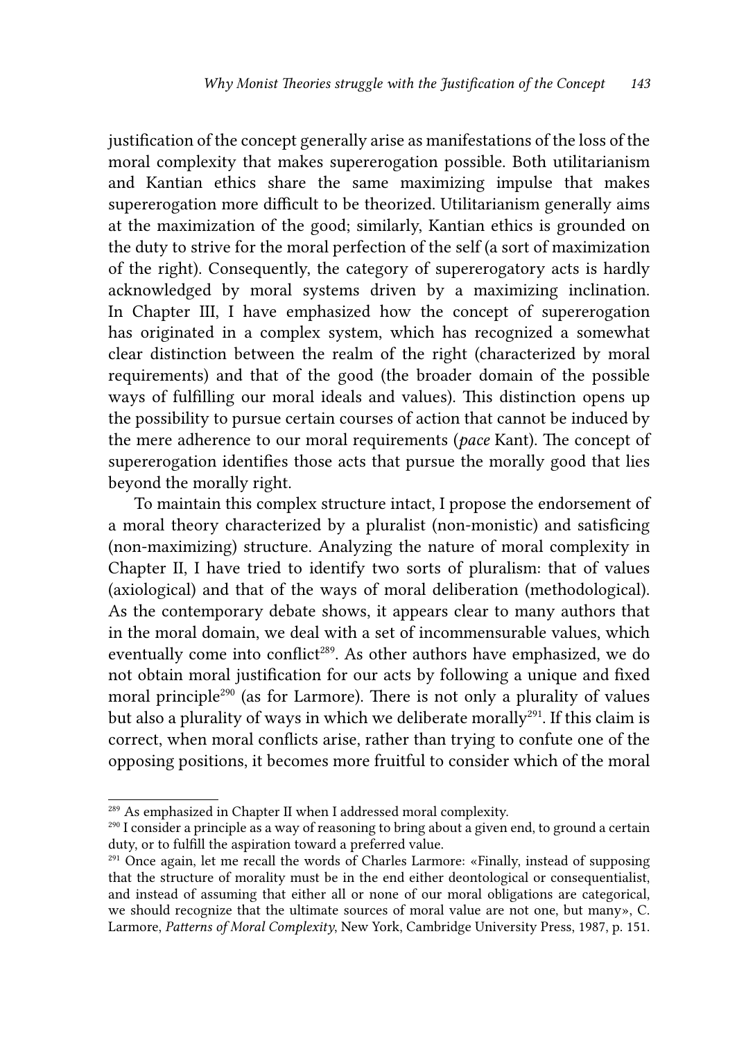justification of the concept generally arise as manifestations of the loss of the moral complexity that makes supererogation possible. Both utilitarianism and Kantian ethics share the same maximizing impulse that makes supererogation more difficult to be theorized. Utilitarianism generally aims at the maximization of the good; similarly, Kantian ethics is grounded on the duty to strive for the moral perfection of the self (a sort of maximization of the right). Consequently, the category of supererogatory acts is hardly acknowledged by moral systems driven by a maximizing inclination. In Chapter III, I have emphasized how the concept of supererogation has originated in a complex system, which has recognized a somewhat clear distinction between the realm of the right (characterized by moral requirements) and that of the good (the broader domain of the possible ways of fulfilling our moral ideals and values). This distinction opens up the possibility to pursue certain courses of action that cannot be induced by the mere adherence to our moral requirements (*pace* Kant). The concept of supererogation identifies those acts that pursue the morally good that lies beyond the morally right.

To maintain this complex structure intact, I propose the endorsement of a moral theory characterized by a pluralist (non-monistic) and satisficing (non-maximizing) structure. Analyzing the nature of moral complexity in Chapter II, I have tried to identify two sorts of pluralism: that of values (axiological) and that of the ways of moral deliberation (methodological). As the contemporary debate shows, it appears clear to many authors that in the moral domain, we deal with a set of incommensurable values, which eventually come into conflict[289]. As other authors have emphasized, we do not obtain moral justification for our acts by following a unique and fixed moral principle[290] (as for Larmore). There is not only a plurality of values but also a plurality of ways in which we deliberate morally[291]. If this claim is correct, when moral conflicts arise, rather than trying to confute one of the opposing positions, it becomes more fruitful to consider which of the moral

---

[289] As emphasized in Chapter II when I addressed moral complexity.

[290] I consider a principle as a way of reasoning to bring about a given end, to ground a certain duty, or to fulfill the aspiration toward a preferred value.

[291] Once again, let me recall the words of Charles Larmore: «Finally, instead of supposing that the structure of morality must be in the end either deontological or consequentialist, and instead of assuming that either all or none of our moral obligations are categorical, we should recognize that the ultimate sources of moral value are not one, but many», C. Larmore, *Patterns of Moral Complexity*, New York, Cambridge University Press, 1987, p. 151.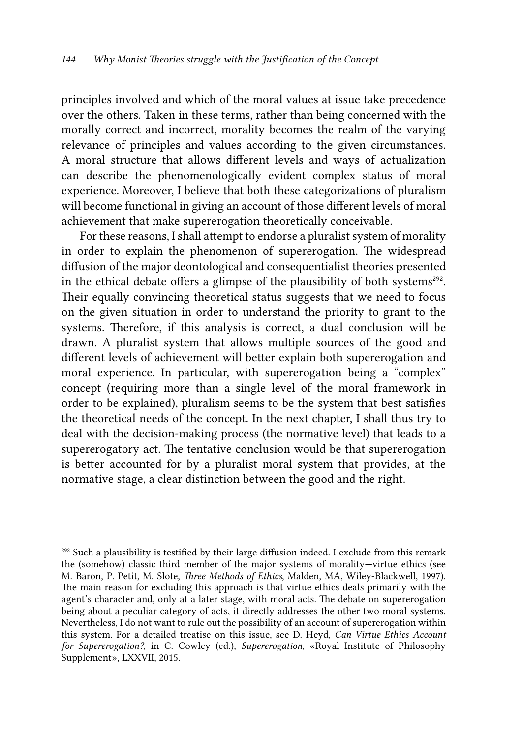principles involved and which of the moral values at issue take precedence over the others. Taken in these terms, rather than being concerned with the morally correct and incorrect, morality becomes the realm of the varying relevance of principles and values according to the given circumstances. A moral structure that allows different levels and ways of actualization can describe the phenomenologically evident complex status of moral experience. Moreover, I believe that both these categorizations of pluralism will become functional in giving an account of those different levels of moral achievement that make supererogation theoretically conceivable.

For these reasons, I shall attempt to endorse a pluralist system of morality in order to explain the phenomenon of supererogation. The widespread diffusion of the major deontological and consequentialist theories presented in the ethical debate offers a glimpse of the plausibility of both systems[292]. Their equally convincing theoretical status suggests that we need to focus on the given situation in order to understand the priority to grant to the systems. Therefore, if this analysis is correct, a dual conclusion will be drawn. A pluralist system that allows multiple sources of the good and different levels of achievement will better explain both supererogation and moral experience. In particular, with supererogation being a "complex" concept (requiring more than a single level of the moral framework in order to be explained), pluralism seems to be the system that best satisfies the theoretical needs of the concept. In the next chapter, I shall thus try to deal with the decision-making process (the normative level) that leads to a supererogatory act. The tentative conclusion would be that supererogation is better accounted for by a pluralist moral system that provides, at the normative stage, a clear distinction between the good and the right.

---

[292] Such a plausibility is testified by their large diffusion indeed. I exclude from this remark the (somehow) classic third member of the major systems of morality—virtue ethics (see M. Baron, P. Petit, M. Slote, *Three Methods of Ethics*, Malden, MA, Wiley-Blackwell, 1997). The main reason for excluding this approach is that virtue ethics deals primarily with the agent's character and, only at a later stage, with moral acts. The debate on supererogation being about a peculiar category of acts, it directly addresses the other two moral systems. Nevertheless, I do not want to rule out the possibility of an account of supererogation within this system. For a detailed treatise on this issue, see D. Heyd, *Can Virtue Ethics Account for Supererogation?*, in C. Cowley (ed.), *Supererogation*, «Royal Institute of Philosophy Supplement», LXXVII, 2015.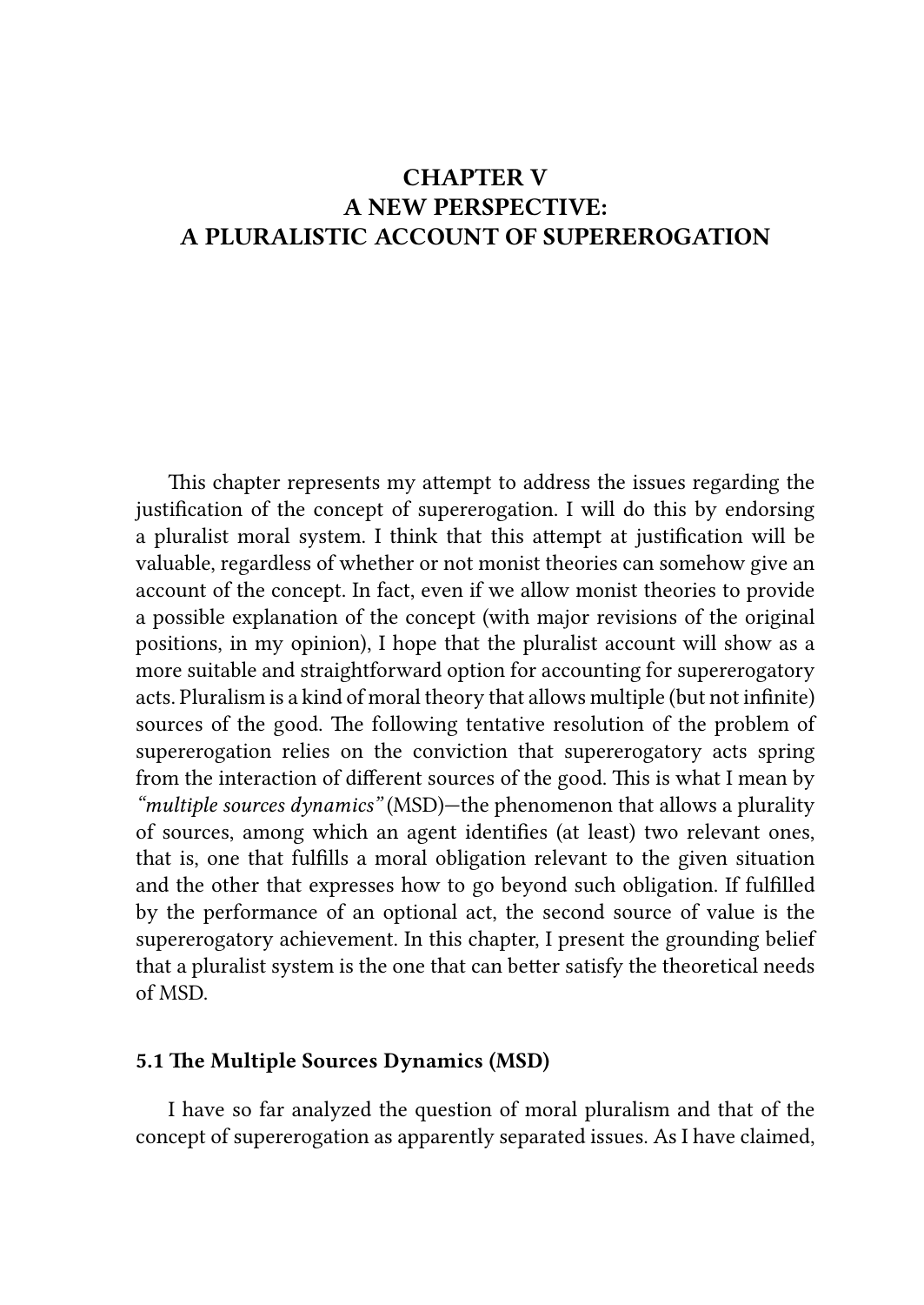# CHAPTER V
# A NEW PERSPECTIVE:
# A PLURALISTIC ACCOUNT OF SUPEREROGATION

This chapter represents my attempt to address the issues regarding the justification of the concept of supererogation. I will do this by endorsing a pluralist moral system. I think that this attempt at justification will be valuable, regardless of whether or not monist theories can somehow give an account of the concept. In fact, even if we allow monist theories to provide a possible explanation of the concept (with major revisions of the original positions, in my opinion), I hope that the pluralist account will show as a more suitable and straightforward option for accounting for supererogatory acts. Pluralism is a kind of moral theory that allows multiple (but not infinite) sources of the good. The following tentative resolution of the problem of supererogation relies on the conviction that supererogatory acts spring from the interaction of different sources of the good. This is what I mean by *"multiple sources dynamics"* (MSD)—the phenomenon that allows a plurality of sources, among which an agent identifies (at least) two relevant ones, that is, one that fulfills a moral obligation relevant to the given situation and the other that expresses how to go beyond such obligation. If fulfilled by the performance of an optional act, the second source of value is the supererogatory achievement. In this chapter, I present the grounding belief that a pluralist system is the one that can better satisfy the theoretical needs of MSD.

## 5.1 The Multiple Sources Dynamics (MSD)

I have so far analyzed the question of moral pluralism and that of the concept of supererogation as apparently separated issues. As I have claimed,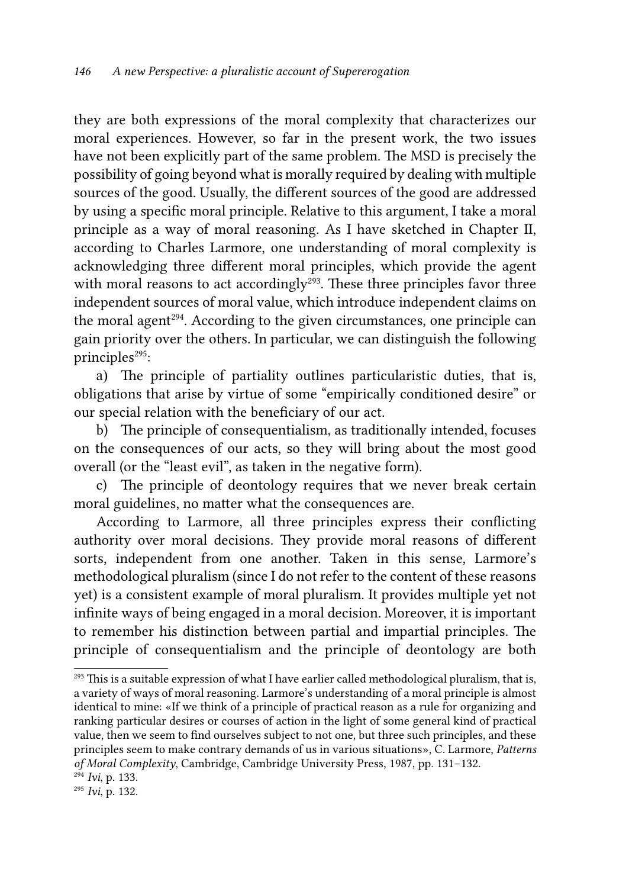they are both expressions of the moral complexity that characterizes our moral experiences. However, so far in the present work, the two issues have not been explicitly part of the same problem. The MSD is precisely the possibility of going beyond what is morally required by dealing with multiple sources of the good. Usually, the different sources of the good are addressed by using a specific moral principle. Relative to this argument, I take a moral principle as a way of moral reasoning. As I have sketched in Chapter II, according to Charles Larmore, one understanding of moral complexity is acknowledging three different moral principles, which provide the agent with moral reasons to act accordingly[293]. These three principles favor three independent sources of moral value, which introduce independent claims on the moral agent[294]. According to the given circumstances, one principle can gain priority over the others. In particular, we can distinguish the following principles[295]:

a) The principle of partiality outlines particularistic duties, that is, obligations that arise by virtue of some "empirically conditioned desire" or our special relation with the beneficiary of our act.

b) The principle of consequentialism, as traditionally intended, focuses on the consequences of our acts, so they will bring about the most good overall (or the "least evil", as taken in the negative form).

c) The principle of deontology requires that we never break certain moral guidelines, no matter what the consequences are.

According to Larmore, all three principles express their conflicting authority over moral decisions. They provide moral reasons of different sorts, independent from one another. Taken in this sense, Larmore's methodological pluralism (since I do not refer to the content of these reasons yet) is a consistent example of moral pluralism. It provides multiple yet not infinite ways of being engaged in a moral decision. Moreover, it is important to remember his distinction between partial and impartial principles. The principle of consequentialism and the principle of deontology are both

---

[293] This is a suitable expression of what I have earlier called methodological pluralism, that is, a variety of ways of moral reasoning. Larmore's understanding of a moral principle is almost identical to mine: «If we think of a principle of practical reason as a rule for organizing and ranking particular desires or courses of action in the light of some general kind of practical value, then we seem to find ourselves subject to not one, but three such principles, and these principles seem to make contrary demands of us in various situations», C. Larmore, *Patterns of Moral Complexity*, Cambridge, Cambridge University Press, 1987, pp. 131–132.

[294] *Ivi*, p. 133.

[295] *Ivi*, p. 132.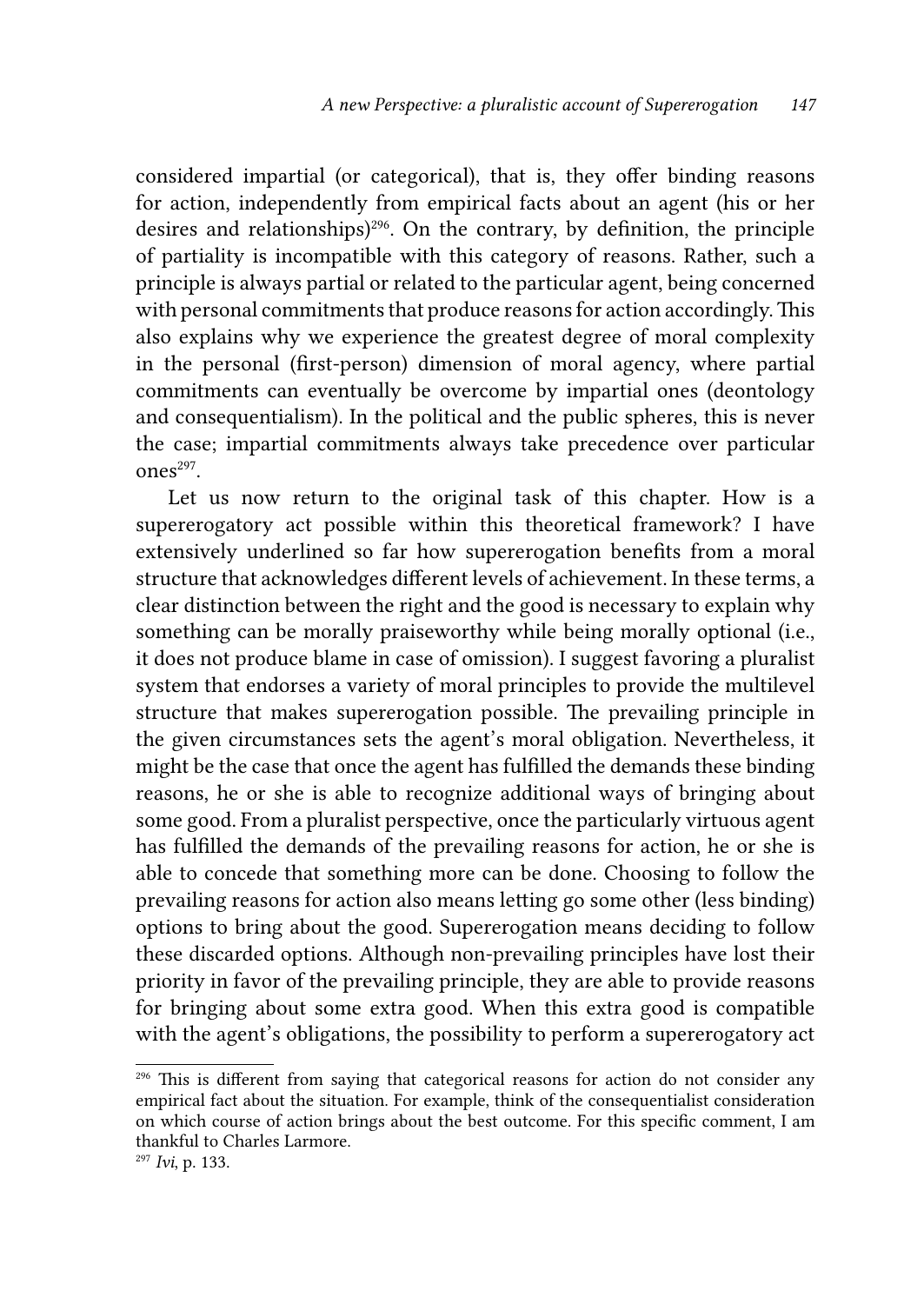considered impartial (or categorical), that is, they offer binding reasons for action, independently from empirical facts about an agent (his or her desires and relationships)[296]. On the contrary, by definition, the principle of partiality is incompatible with this category of reasons. Rather, such a principle is always partial or related to the particular agent, being concerned with personal commitments that produce reasons for action accordingly. This also explains why we experience the greatest degree of moral complexity in the personal (first-person) dimension of moral agency, where partial commitments can eventually be overcome by impartial ones (deontology and consequentialism). In the political and the public spheres, this is never the case; impartial commitments always take precedence over particular ones[297].

Let us now return to the original task of this chapter. How is a supererogatory act possible within this theoretical framework? I have extensively underlined so far how supererogation benefits from a moral structure that acknowledges different levels of achievement. In these terms, a clear distinction between the right and the good is necessary to explain why something can be morally praiseworthy while being morally optional (i.e., it does not produce blame in case of omission). I suggest favoring a pluralist system that endorses a variety of moral principles to provide the multilevel structure that makes supererogation possible. The prevailing principle in the given circumstances sets the agent's moral obligation. Nevertheless, it might be the case that once the agent has fulfilled the demands these binding reasons, he or she is able to recognize additional ways of bringing about some good. From a pluralist perspective, once the particularly virtuous agent has fulfilled the demands of the prevailing reasons for action, he or she is able to concede that something more can be done. Choosing to follow the prevailing reasons for action also means letting go some other (less binding) options to bring about the good. Supererogation means deciding to follow these discarded options. Although non-prevailing principles have lost their priority in favor of the prevailing principle, they are able to provide reasons for bringing about some extra good. When this extra good is compatible with the agent's obligations, the possibility to perform a supererogatory act

---

[296] This is different from saying that categorical reasons for action do not consider any empirical fact about the situation. For example, think of the consequentialist consideration on which course of action brings about the best outcome. For this specific comment, I am thankful to Charles Larmore.

[297] *Ivi*, p. 133.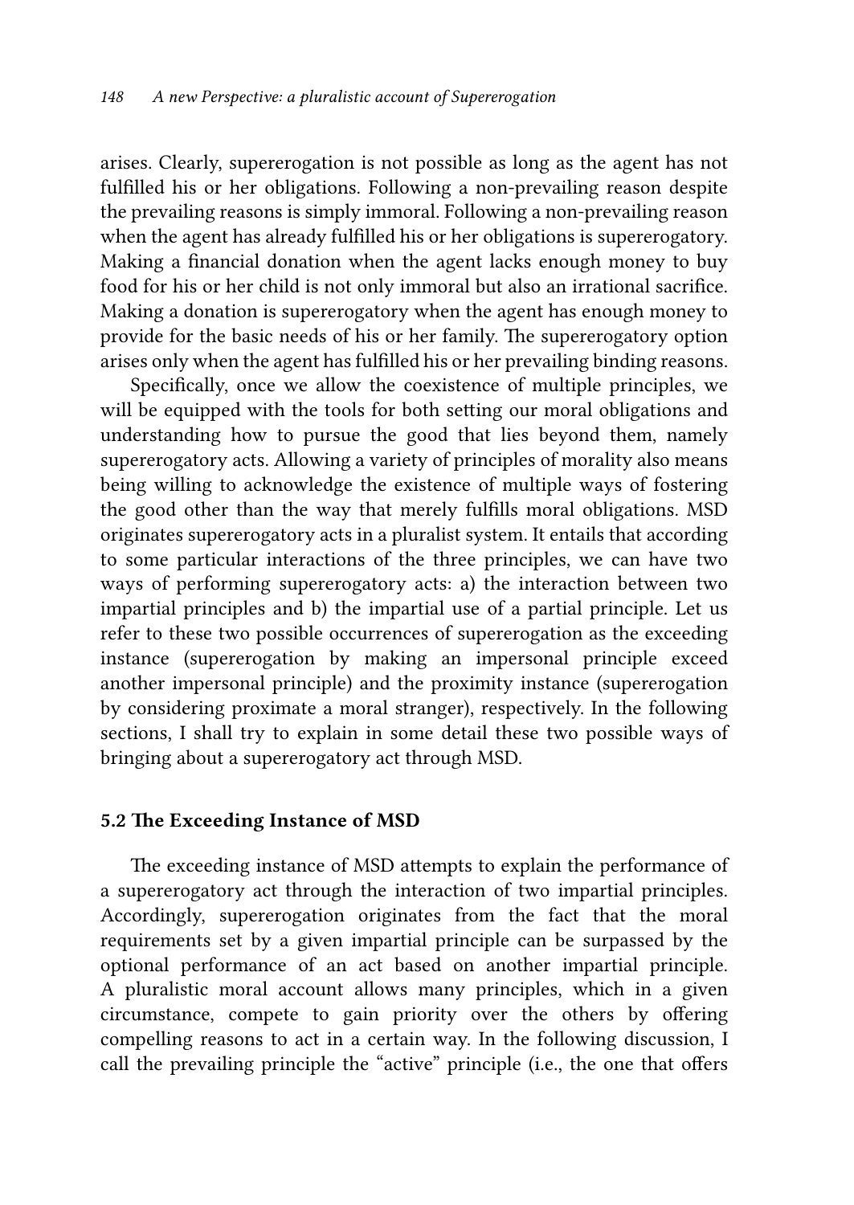arises. Clearly, supererogation is not possible as long as the agent has not fulfilled his or her obligations. Following a non-prevailing reason despite the prevailing reasons is simply immoral. Following a non-prevailing reason when the agent has already fulfilled his or her obligations is supererogatory. Making a financial donation when the agent lacks enough money to buy food for his or her child is not only immoral but also an irrational sacrifice. Making a donation is supererogatory when the agent has enough money to provide for the basic needs of his or her family. The supererogatory option arises only when the agent has fulfilled his or her prevailing binding reasons.

Specifically, once we allow the coexistence of multiple principles, we will be equipped with the tools for both setting our moral obligations and understanding how to pursue the good that lies beyond them, namely supererogatory acts. Allowing a variety of principles of morality also means being willing to acknowledge the existence of multiple ways of fostering the good other than the way that merely fulfills moral obligations. MSD originates supererogatory acts in a pluralist system. It entails that according to some particular interactions of the three principles, we can have two ways of performing supererogatory acts: a) the interaction between two impartial principles and b) the impartial use of a partial principle. Let us refer to these two possible occurrences of supererogation as the exceeding instance (supererogation by making an impersonal principle exceed another impersonal principle) and the proximity instance (supererogation by considering proximate a moral stranger), respectively. In the following sections, I shall try to explain in some detail these two possible ways of bringing about a supererogatory act through MSD.

## 5.2 The Exceeding Instance of MSD

The exceeding instance of MSD attempts to explain the performance of a supererogatory act through the interaction of two impartial principles. Accordingly, supererogation originates from the fact that the moral requirements set by a given impartial principle can be surpassed by the optional performance of an act based on another impartial principle. A pluralistic moral account allows many principles, which in a given circumstance, compete to gain priority over the others by offering compelling reasons to act in a certain way. In the following discussion, I call the prevailing principle the "active" principle (i.e., the one that offers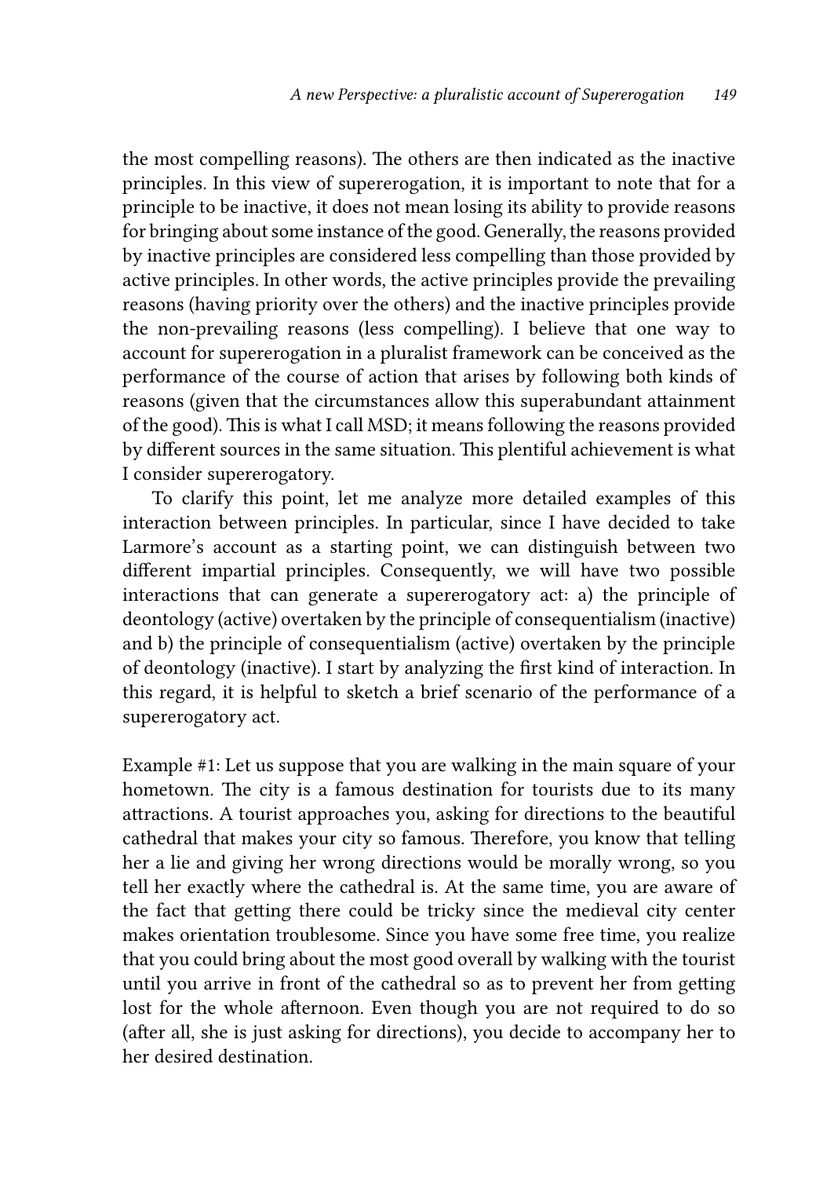the most compelling reasons). The others are then indicated as the inactive principles. In this view of supererogation, it is important to note that for a principle to be inactive, it does not mean losing its ability to provide reasons for bringing about some instance of the good. Generally, the reasons provided by inactive principles are considered less compelling than those provided by active principles. In other words, the active principles provide the prevailing reasons (having priority over the others) and the inactive principles provide the non-prevailing reasons (less compelling). I believe that one way to account for supererogation in a pluralist framework can be conceived as the performance of the course of action that arises by following both kinds of reasons (given that the circumstances allow this superabundant attainment of the good). This is what I call MSD; it means following the reasons provided by different sources in the same situation. This plentiful achievement is what I consider supererogatory.

To clarify this point, let me analyze more detailed examples of this interaction between principles. In particular, since I have decided to take Larmore's account as a starting point, we can distinguish between two different impartial principles. Consequently, we will have two possible interactions that can generate a supererogatory act: a) the principle of deontology (active) overtaken by the principle of consequentialism (inactive) and b) the principle of consequentialism (active) overtaken by the principle of deontology (inactive). I start by analyzing the first kind of interaction. In this regard, it is helpful to sketch a brief scenario of the performance of a supererogatory act.

Example #1: Let us suppose that you are walking in the main square of your hometown. The city is a famous destination for tourists due to its many attractions. A tourist approaches you, asking for directions to the beautiful cathedral that makes your city so famous. Therefore, you know that telling her a lie and giving her wrong directions would be morally wrong, so you tell her exactly where the cathedral is. At the same time, you are aware of the fact that getting there could be tricky since the medieval city center makes orientation troublesome. Since you have some free time, you realize that you could bring about the most good overall by walking with the tourist until you arrive in front of the cathedral so as to prevent her from getting lost for the whole afternoon. Even though you are not required to do so (after all, she is just asking for directions), you decide to accompany her to her desired destination.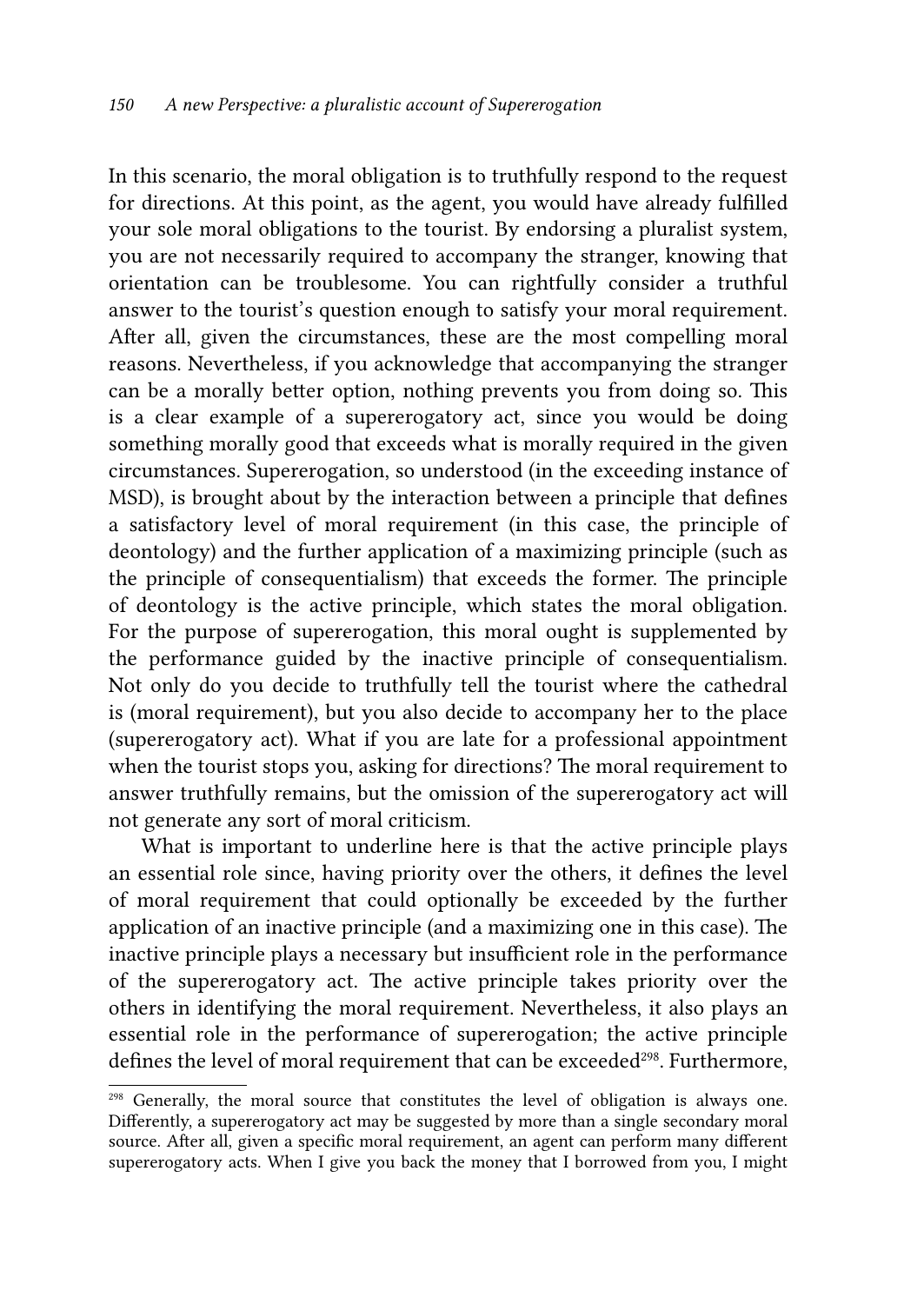In this scenario, the moral obligation is to truthfully respond to the request for directions. At this point, as the agent, you would have already fulfilled your sole moral obligations to the tourist. By endorsing a pluralist system, you are not necessarily required to accompany the stranger, knowing that orientation can be troublesome. You can rightfully consider a truthful answer to the tourist's question enough to satisfy your moral requirement. After all, given the circumstances, these are the most compelling moral reasons. Nevertheless, if you acknowledge that accompanying the stranger can be a morally better option, nothing prevents you from doing so. This is a clear example of a supererogatory act, since you would be doing something morally good that exceeds what is morally required in the given circumstances. Supererogation, so understood (in the exceeding instance of MSD), is brought about by the interaction between a principle that defines a satisfactory level of moral requirement (in this case, the principle of deontology) and the further application of a maximizing principle (such as the principle of consequentialism) that exceeds the former. The principle of deontology is the active principle, which states the moral obligation. For the purpose of supererogation, this moral ought is supplemented by the performance guided by the inactive principle of consequentialism. Not only do you decide to truthfully tell the tourist where the cathedral is (moral requirement), but you also decide to accompany her to the place (supererogatory act). What if you are late for a professional appointment when the tourist stops you, asking for directions? The moral requirement to answer truthfully remains, but the omission of the supererogatory act will not generate any sort of moral criticism.

What is important to underline here is that the active principle plays an essential role since, having priority over the others, it defines the level of moral requirement that could optionally be exceeded by the further application of an inactive principle (and a maximizing one in this case). The inactive principle plays a necessary but insufficient role in the performance of the supererogatory act. The active principle takes priority over the others in identifying the moral requirement. Nevertheless, it also plays an essential role in the performance of supererogation; the active principle defines the level of moral requirement that can be exceeded[298]. Furthermore,

[298] Generally, the moral source that constitutes the level of obligation is always one. Differently, a supererogatory act may be suggested by more than a single secondary moral source. After all, given a specific moral requirement, an agent can perform many different supererogatory acts. When I give you back the money that I borrowed from you, I might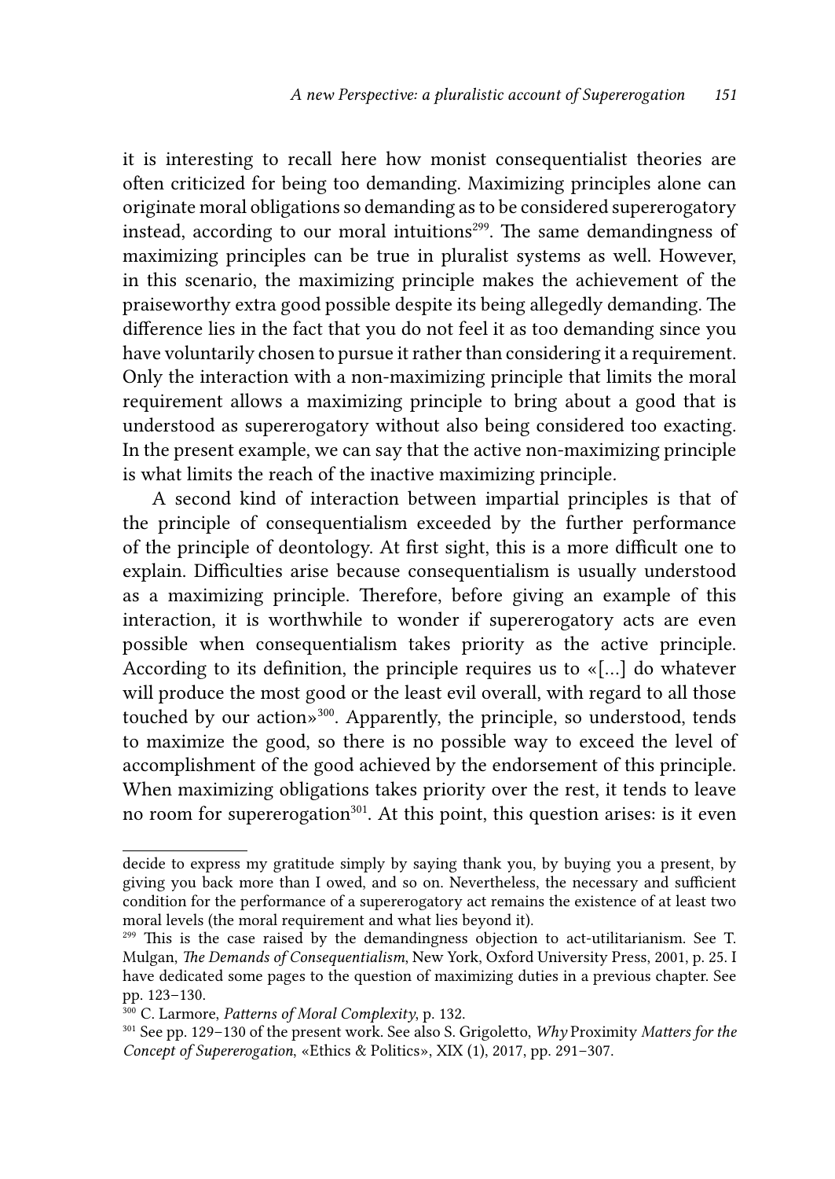it is interesting to recall here how monist consequentialist theories are often criticized for being too demanding. Maximizing principles alone can originate moral obligations so demanding as to be considered supererogatory instead, according to our moral intuitions[299]. The same demandingness of maximizing principles can be true in pluralist systems as well. However, in this scenario, the maximizing principle makes the achievement of the praiseworthy extra good possible despite its being allegedly demanding. The difference lies in the fact that you do not feel it as too demanding since you have voluntarily chosen to pursue it rather than considering it a requirement. Only the interaction with a non-maximizing principle that limits the moral requirement allows a maximizing principle to bring about a good that is understood as supererogatory without also being considered too exacting. In the present example, we can say that the active non-maximizing principle is what limits the reach of the inactive maximizing principle.

A second kind of interaction between impartial principles is that of the principle of consequentialism exceeded by the further performance of the principle of deontology. At first sight, this is a more difficult one to explain. Difficulties arise because consequentialism is usually understood as a maximizing principle. Therefore, before giving an example of this interaction, it is worthwhile to wonder if supererogatory acts are even possible when consequentialism takes priority as the active principle. According to its definition, the principle requires us to «[...] do whatever will produce the most good or the least evil overall, with regard to all those touched by our action»[300]. Apparently, the principle, so understood, tends to maximize the good, so there is no possible way to exceed the level of accomplishment of the good achieved by the endorsement of this principle. When maximizing obligations takes priority over the rest, it tends to leave no room for supererogation[301]. At this point, this question arises: is it even

---

decide to express my gratitude simply by saying thank you, by buying you a present, by giving you back more than I owed, and so on. Nevertheless, the necessary and sufficient condition for the performance of a supererogatory act remains the existence of at least two moral levels (the moral requirement and what lies beyond it).

[299] This is the case raised by the demandingness objection to act-utilitarianism. See T. Mulgan, *The Demands of Consequentialism*, New York, Oxford University Press, 2001, p. 25. I have dedicated some pages to the question of maximizing duties in a previous chapter. See pp. 123–130.

[300] C. Larmore, *Patterns of Moral Complexity*, p. 132.

[301] See pp. 129–130 of the present work. See also S. Grigoletto, *Why* Proximity *Matters for the Concept of Supererogation*, «Ethics & Politics», XIX (1), 2017, pp. 291–307.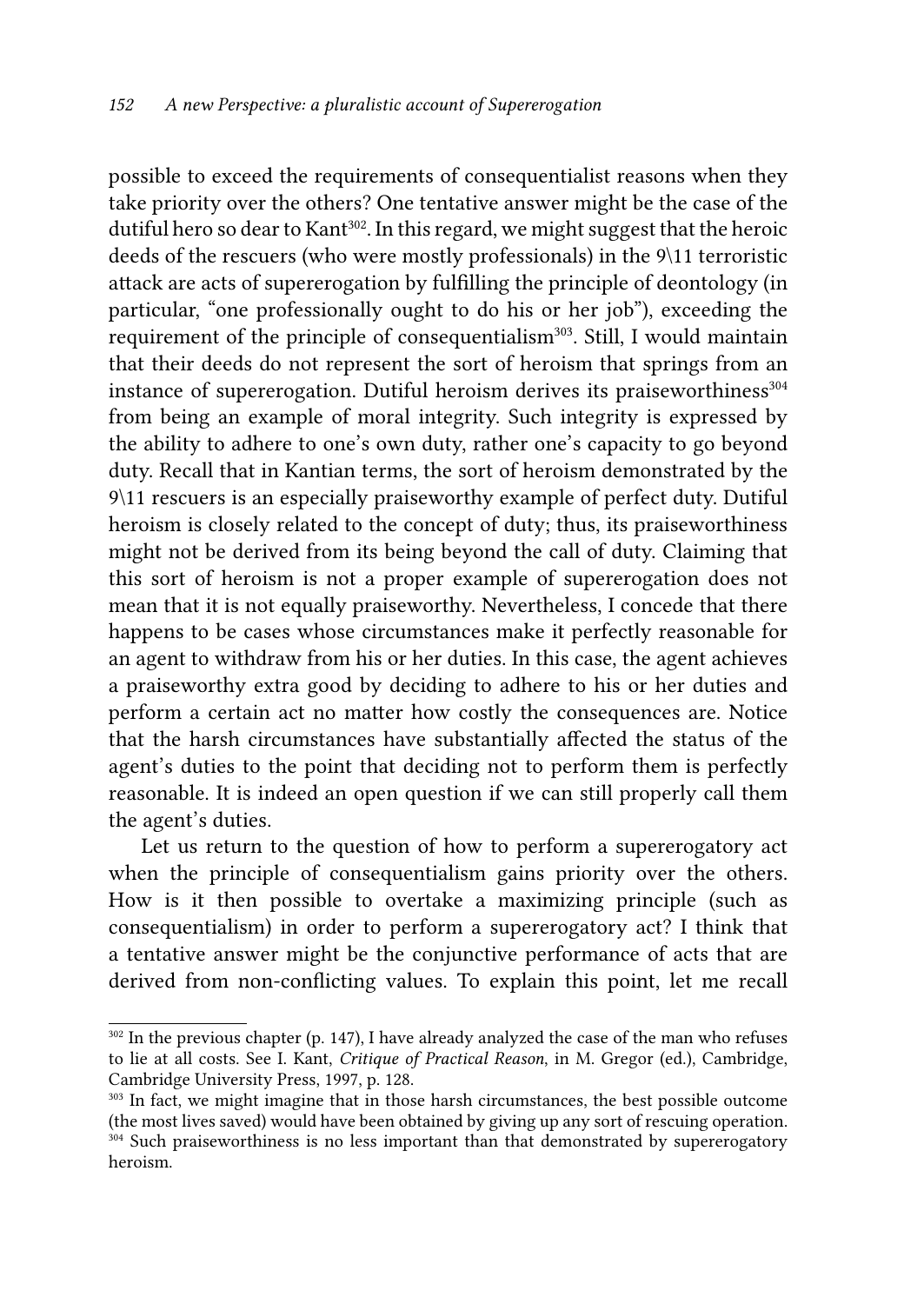possible to exceed the requirements of consequentialist reasons when they take priority over the others? One tentative answer might be the case of the dutiful hero so dear to Kant[302]. In this regard, we might suggest that the heroic deeds of the rescuers (who were mostly professionals) in the 9\11 terroristic attack are acts of supererogation by fulfilling the principle of deontology (in particular, "one professionally ought to do his or her job"), exceeding the requirement of the principle of consequentialism[303]. Still, I would maintain that their deeds do not represent the sort of heroism that springs from an instance of supererogation. Dutiful heroism derives its praiseworthiness[304] from being an example of moral integrity. Such integrity is expressed by the ability to adhere to one's own duty, rather one's capacity to go beyond duty. Recall that in Kantian terms, the sort of heroism demonstrated by the 9\11 rescuers is an especially praiseworthy example of perfect duty. Dutiful heroism is closely related to the concept of duty; thus, its praiseworthiness might not be derived from its being beyond the call of duty. Claiming that this sort of heroism is not a proper example of supererogation does not mean that it is not equally praiseworthy. Nevertheless, I concede that there happens to be cases whose circumstances make it perfectly reasonable for an agent to withdraw from his or her duties. In this case, the agent achieves a praiseworthy extra good by deciding to adhere to his or her duties and perform a certain act no matter how costly the consequences are. Notice that the harsh circumstances have substantially affected the status of the agent's duties to the point that deciding not to perform them is perfectly reasonable. It is indeed an open question if we can still properly call them the agent's duties.

Let us return to the question of how to perform a supererogatory act when the principle of consequentialism gains priority over the others. How is it then possible to overtake a maximizing principle (such as consequentialism) in order to perform a supererogatory act? I think that a tentative answer might be the conjunctive performance of acts that are derived from non-conflicting values. To explain this point, let me recall

---

[302] In the previous chapter (p. 147), I have already analyzed the case of the man who refuses to lie at all costs. See I. Kant, *Critique of Practical Reason*, in M. Gregor (ed.), Cambridge, Cambridge University Press, 1997, p. 128.

[303] In fact, we might imagine that in those harsh circumstances, the best possible outcome (the most lives saved) would have been obtained by giving up any sort of rescuing operation.

[304] Such praiseworthiness is no less important than that demonstrated by supererogatory heroism.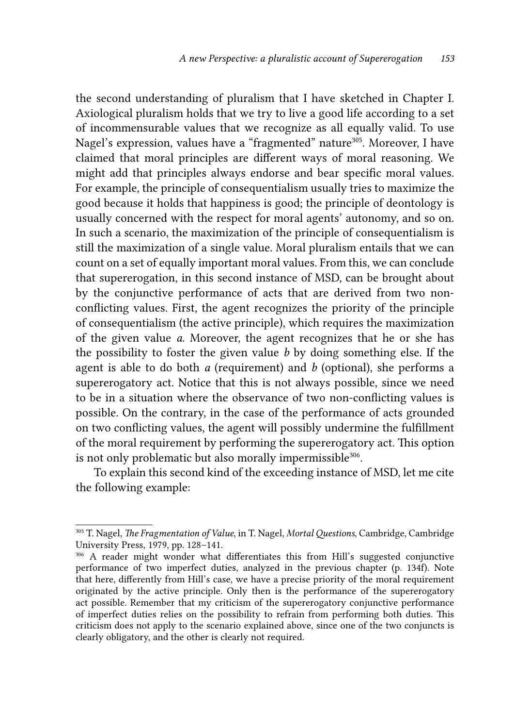the second understanding of pluralism that I have sketched in Chapter I. Axiological pluralism holds that we try to live a good life according to a set of incommensurable values that we recognize as all equally valid. To use Nagel's expression, values have a "fragmented" nature[305]. Moreover, I have claimed that moral principles are different ways of moral reasoning. We might add that principles always endorse and bear specific moral values. For example, the principle of consequentialism usually tries to maximize the good because it holds that happiness is good; the principle of deontology is usually concerned with the respect for moral agents' autonomy, and so on. In such a scenario, the maximization of the principle of consequentialism is still the maximization of a single value. Moral pluralism entails that we can count on a set of equally important moral values. From this, we can conclude that supererogation, in this second instance of MSD, can be brought about by the conjunctive performance of acts that are derived from two non-conflicting values. First, the agent recognizes the priority of the principle of consequentialism (the active principle), which requires the maximization of the given value *a*. Moreover, the agent recognizes that he or she has the possibility to foster the given value *b* by doing something else. If the agent is able to do both *a* (requirement) and *b* (optional), she performs a supererogatory act. Notice that this is not always possible, since we need to be in a situation where the observance of two non-conflicting values is possible. On the contrary, in the case of the performance of acts grounded on two conflicting values, the agent will possibly undermine the fulfillment of the moral requirement by performing the supererogatory act. This option is not only problematic but also morally impermissible[306].

To explain this second kind of the exceeding instance of MSD, let me cite the following example:

---

[305] T. Nagel, *The Fragmentation of Value*, in T. Nagel, *Mortal Questions*, Cambridge, Cambridge University Press, 1979, pp. 128–141.

[306] A reader might wonder what differentiates this from Hill's suggested conjunctive performance of two imperfect duties, analyzed in the previous chapter (p. 134f). Note that here, differently from Hill's case, we have a precise priority of the moral requirement originated by the active principle. Only then is the performance of the supererogatory act possible. Remember that my criticism of the supererogatory conjunctive performance of imperfect duties relies on the possibility to refrain from performing both duties. This criticism does not apply to the scenario explained above, since one of the two conjuncts is clearly obligatory, and the other is clearly not required.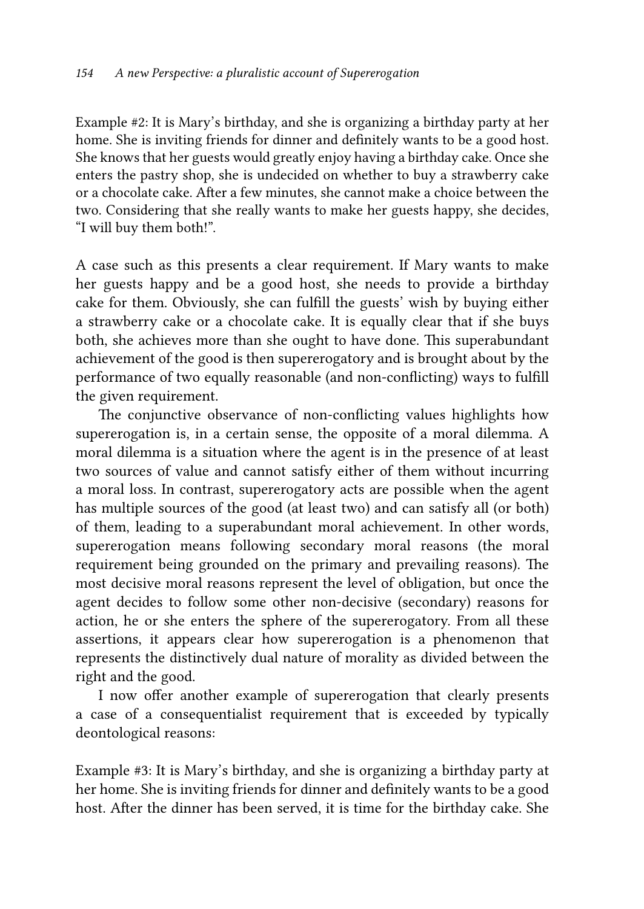Example #2: It is Mary's birthday, and she is organizing a birthday party at her home. She is inviting friends for dinner and definitely wants to be a good host. She knows that her guests would greatly enjoy having a birthday cake. Once she enters the pastry shop, she is undecided on whether to buy a strawberry cake or a chocolate cake. After a few minutes, she cannot make a choice between the two. Considering that she really wants to make her guests happy, she decides, "I will buy them both!".

A case such as this presents a clear requirement. If Mary wants to make her guests happy and be a good host, she needs to provide a birthday cake for them. Obviously, she can fulfill the guests' wish by buying either a strawberry cake or a chocolate cake. It is equally clear that if she buys both, she achieves more than she ought to have done. This superabundant achievement of the good is then supererogatory and is brought about by the performance of two equally reasonable (and non-conflicting) ways to fulfill the given requirement.

The conjunctive observance of non-conflicting values highlights how supererogation is, in a certain sense, the opposite of a moral dilemma. A moral dilemma is a situation where the agent is in the presence of at least two sources of value and cannot satisfy either of them without incurring a moral loss. In contrast, supererogatory acts are possible when the agent has multiple sources of the good (at least two) and can satisfy all (or both) of them, leading to a superabundant moral achievement. In other words, supererogation means following secondary moral reasons (the moral requirement being grounded on the primary and prevailing reasons). The most decisive moral reasons represent the level of obligation, but once the agent decides to follow some other non-decisive (secondary) reasons for action, he or she enters the sphere of the supererogatory. From all these assertions, it appears clear how supererogation is a phenomenon that represents the distinctively dual nature of morality as divided between the right and the good.

I now offer another example of supererogation that clearly presents a case of a consequentialist requirement that is exceeded by typically deontological reasons:

Example #3: It is Mary's birthday, and she is organizing a birthday party at her home. She is inviting friends for dinner and definitely wants to be a good host. After the dinner has been served, it is time for the birthday cake. She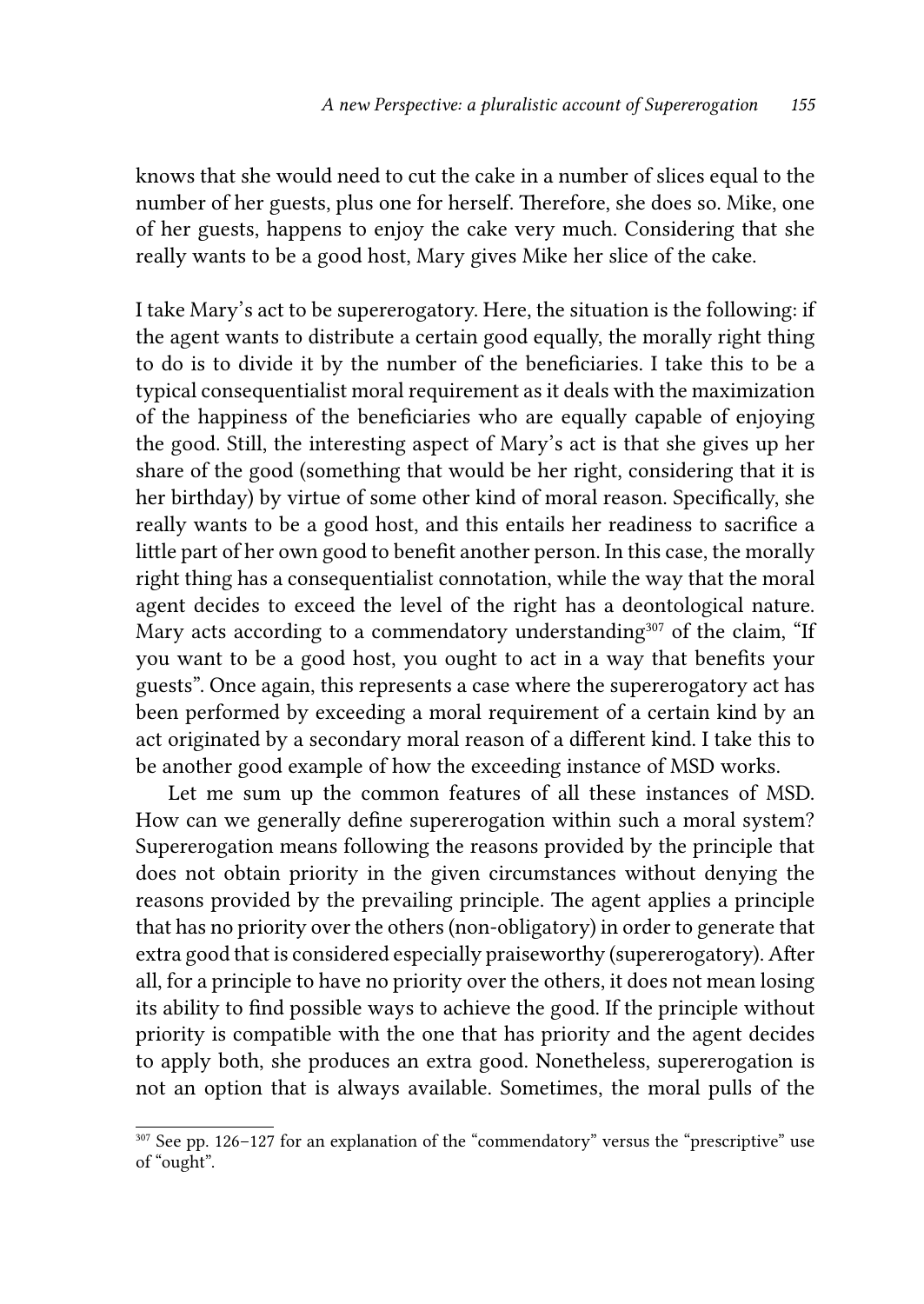knows that she would need to cut the cake in a number of slices equal to the number of her guests, plus one for herself. Therefore, she does so. Mike, one of her guests, happens to enjoy the cake very much. Considering that she really wants to be a good host, Mary gives Mike her slice of the cake.

I take Mary's act to be supererogatory. Here, the situation is the following: if the agent wants to distribute a certain good equally, the morally right thing to do is to divide it by the number of the beneficiaries. I take this to be a typical consequentialist moral requirement as it deals with the maximization of the happiness of the beneficiaries who are equally capable of enjoying the good. Still, the interesting aspect of Mary's act is that she gives up her share of the good (something that would be her right, considering that it is her birthday) by virtue of some other kind of moral reason. Specifically, she really wants to be a good host, and this entails her readiness to sacrifice a little part of her own good to benefit another person. In this case, the morally right thing has a consequentialist connotation, while the way that the moral agent decides to exceed the level of the right has a deontological nature. Mary acts according to a commendatory understanding[307] of the claim, "If you want to be a good host, you ought to act in a way that benefits your guests". Once again, this represents a case where the supererogatory act has been performed by exceeding a moral requirement of a certain kind by an act originated by a secondary moral reason of a different kind. I take this to be another good example of how the exceeding instance of MSD works.

Let me sum up the common features of all these instances of MSD. How can we generally define supererogation within such a moral system? Supererogation means following the reasons provided by the principle that does not obtain priority in the given circumstances without denying the reasons provided by the prevailing principle. The agent applies a principle that has no priority over the others (non-obligatory) in order to generate that extra good that is considered especially praiseworthy (supererogatory). After all, for a principle to have no priority over the others, it does not mean losing its ability to find possible ways to achieve the good. If the principle without priority is compatible with the one that has priority and the agent decides to apply both, she produces an extra good. Nonetheless, supererogation is not an option that is always available. Sometimes, the moral pulls of the

[307] See pp. 126–127 for an explanation of the "commendatory" versus the "prescriptive" use of "ought".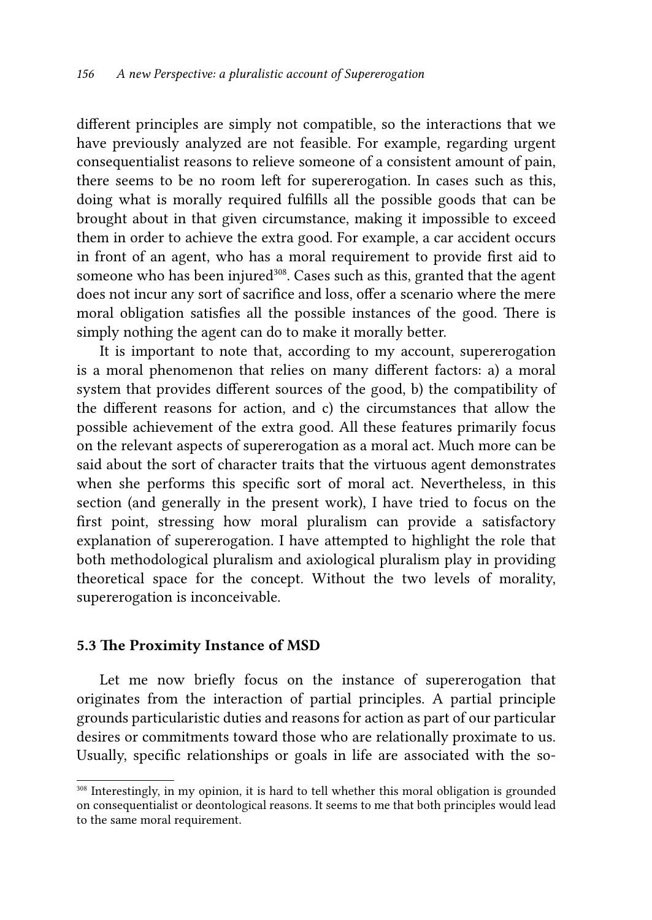different principles are simply not compatible, so the interactions that we have previously analyzed are not feasible. For example, regarding urgent consequentialist reasons to relieve someone of a consistent amount of pain, there seems to be no room left for supererogation. In cases such as this, doing what is morally required fulfills all the possible goods that can be brought about in that given circumstance, making it impossible to exceed them in order to achieve the extra good. For example, a car accident occurs in front of an agent, who has a moral requirement to provide first aid to someone who has been injured[308]. Cases such as this, granted that the agent does not incur any sort of sacrifice and loss, offer a scenario where the mere moral obligation satisfies all the possible instances of the good. There is simply nothing the agent can do to make it morally better.

It is important to note that, according to my account, supererogation is a moral phenomenon that relies on many different factors: a) a moral system that provides different sources of the good, b) the compatibility of the different reasons for action, and c) the circumstances that allow the possible achievement of the extra good. All these features primarily focus on the relevant aspects of supererogation as a moral act. Much more can be said about the sort of character traits that the virtuous agent demonstrates when she performs this specific sort of moral act. Nevertheless, in this section (and generally in the present work), I have tried to focus on the first point, stressing how moral pluralism can provide a satisfactory explanation of supererogation. I have attempted to highlight the role that both methodological pluralism and axiological pluralism play in providing theoretical space for the concept. Without the two levels of morality, supererogation is inconceivable.

### 5.3 The Proximity Instance of MSD

Let me now briefly focus on the instance of supererogation that originates from the interaction of partial principles. A partial principle grounds particularistic duties and reasons for action as part of our particular desires or commitments toward those who are relationally proximate to us. Usually, specific relationships or goals in life are associated with the so-

---

[308] Interestingly, in my opinion, it is hard to tell whether this moral obligation is grounded on consequentialist or deontological reasons. It seems to me that both principles would lead to the same moral requirement.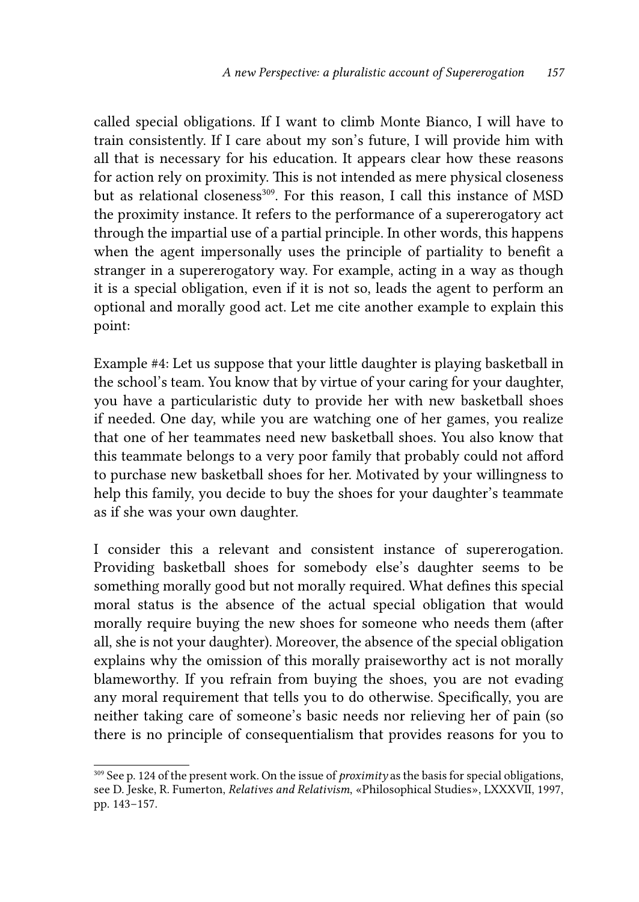called special obligations. If I want to climb Monte Bianco, I will have to train consistently. If I care about my son's future, I will provide him with all that is necessary for his education. It appears clear how these reasons for action rely on proximity. This is not intended as mere physical closeness but as relational closeness[309]. For this reason, I call this instance of MSD the proximity instance. It refers to the performance of a supererogatory act through the impartial use of a partial principle. In other words, this happens when the agent impersonally uses the principle of partiality to benefit a stranger in a supererogatory way. For example, acting in a way as though it is a special obligation, even if it is not so, leads the agent to perform an optional and morally good act. Let me cite another example to explain this point:

Example #4: Let us suppose that your little daughter is playing basketball in the school's team. You know that by virtue of your caring for your daughter, you have a particularistic duty to provide her with new basketball shoes if needed. One day, while you are watching one of her games, you realize that one of her teammates need new basketball shoes. You also know that this teammate belongs to a very poor family that probably could not afford to purchase new basketball shoes for her. Motivated by your willingness to help this family, you decide to buy the shoes for your daughter's teammate as if she was your own daughter.

I consider this a relevant and consistent instance of supererogation. Providing basketball shoes for somebody else's daughter seems to be something morally good but not morally required. What defines this special moral status is the absence of the actual special obligation that would morally require buying the new shoes for someone who needs them (after all, she is not your daughter). Moreover, the absence of the special obligation explains why the omission of this morally praiseworthy act is not morally blameworthy. If you refrain from buying the shoes, you are not evading any moral requirement that tells you to do otherwise. Specifically, you are neither taking care of someone's basic needs nor relieving her of pain (so there is no principle of consequentialism that provides reasons for you to

---

[309] See p. 124 of the present work. On the issue of *proximity* as the basis for special obligations, see D. Jeske, R. Fumerton, *Relatives and Relativism*, «Philosophical Studies», LXXXVII, 1997, pp. 143–157.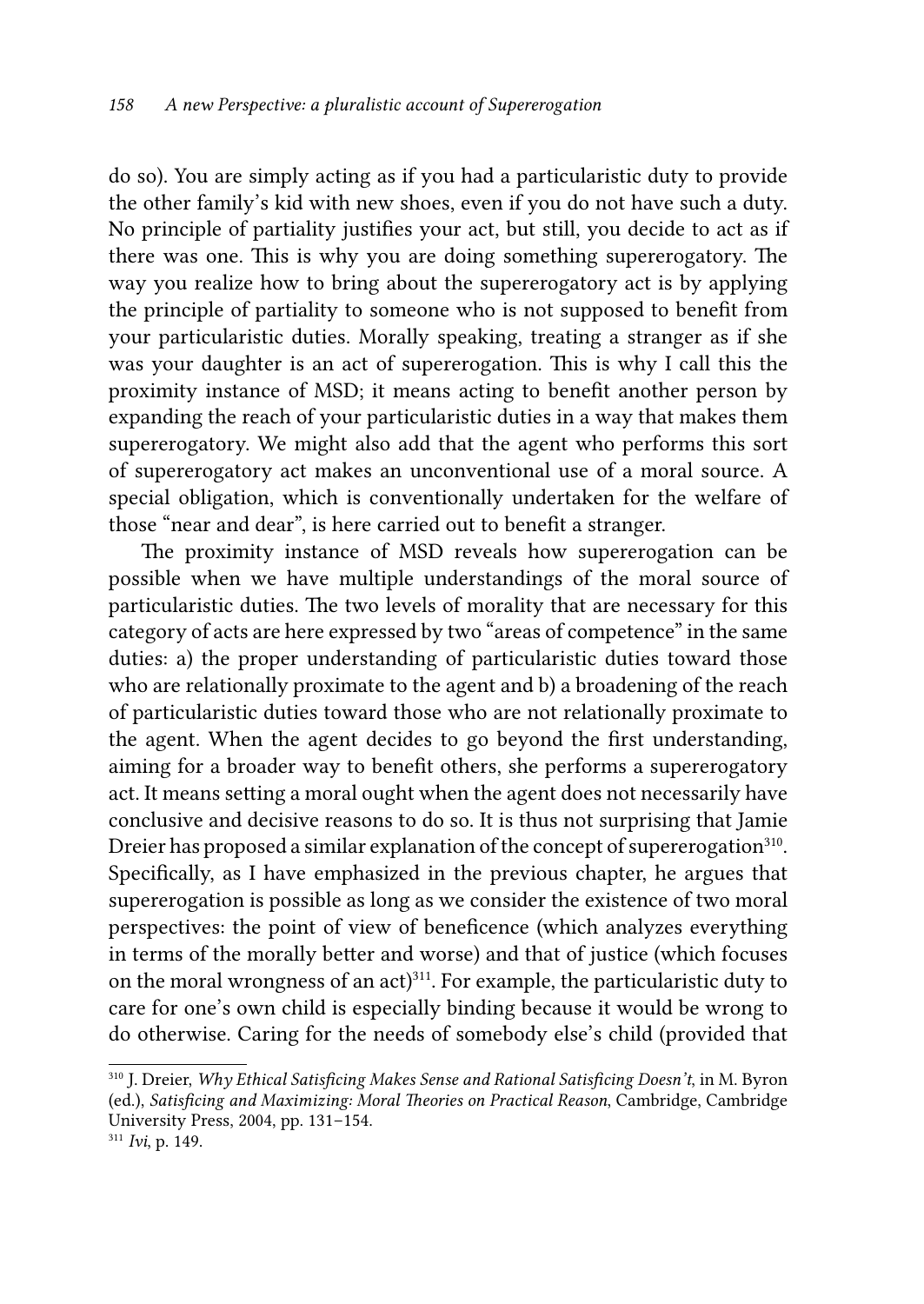do so). You are simply acting as if you had a particularistic duty to provide the other family's kid with new shoes, even if you do not have such a duty. No principle of partiality justifies your act, but still, you decide to act as if there was one. This is why you are doing something supererogatory. The way you realize how to bring about the supererogatory act is by applying the principle of partiality to someone who is not supposed to benefit from your particularistic duties. Morally speaking, treating a stranger as if she was your daughter is an act of supererogation. This is why I call this the proximity instance of MSD; it means acting to benefit another person by expanding the reach of your particularistic duties in a way that makes them supererogatory. We might also add that the agent who performs this sort of supererogatory act makes an unconventional use of a moral source. A special obligation, which is conventionally undertaken for the welfare of those "near and dear", is here carried out to benefit a stranger.

The proximity instance of MSD reveals how supererogation can be possible when we have multiple understandings of the moral source of particularistic duties. The two levels of morality that are necessary for this category of acts are here expressed by two "areas of competence" in the same duties: a) the proper understanding of particularistic duties toward those who are relationally proximate to the agent and b) a broadening of the reach of particularistic duties toward those who are not relationally proximate to the agent. When the agent decides to go beyond the first understanding, aiming for a broader way to benefit others, she performs a supererogatory act. It means setting a moral ought when the agent does not necessarily have conclusive and decisive reasons to do so. It is thus not surprising that Jamie Dreier has proposed a similar explanation of the concept of supererogation[310]. Specifically, as I have emphasized in the previous chapter, he argues that supererogation is possible as long as we consider the existence of two moral perspectives: the point of view of beneficence (which analyzes everything in terms of the morally better and worse) and that of justice (which focuses on the moral wrongness of an act)[311]. For example, the particularistic duty to care for one's own child is especially binding because it would be wrong to do otherwise. Caring for the needs of somebody else's child (provided that

---

[310] J. Dreier, *Why Ethical Satisficing Makes Sense and Rational Satisficing Doesn't*, in M. Byron (ed.), *Satisficing and Maximizing: Moral Theories on Practical Reason*, Cambridge, Cambridge University Press, 2004, pp. 131–154.

[311] *Ivi*, p. 149.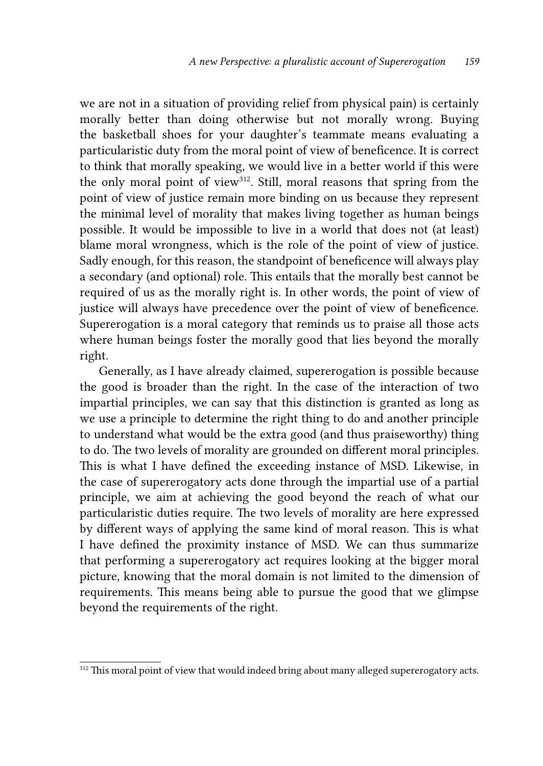we are not in a situation of providing relief from physical pain) is certainly morally better than doing otherwise but not morally wrong. Buying the basketball shoes for your daughter's teammate means evaluating a particularistic duty from the moral point of view of beneficence. It is correct to think that morally speaking, we would live in a better world if this were the only moral point of view[312]. Still, moral reasons that spring from the point of view of justice remain more binding on us because they represent the minimal level of morality that makes living together as human beings possible. It would be impossible to live in a world that does not (at least) blame moral wrongness, which is the role of the point of view of justice. Sadly enough, for this reason, the standpoint of beneficence will always play a secondary (and optional) role. This entails that the morally best cannot be required of us as the morally right is. In other words, the point of view of justice will always have precedence over the point of view of beneficence. Supererogation is a moral category that reminds us to praise all those acts where human beings foster the morally good that lies beyond the morally right.

Generally, as I have already claimed, supererogation is possible because the good is broader than the right. In the case of the interaction of two impartial principles, we can say that this distinction is granted as long as we use a principle to determine the right thing to do and another principle to understand what would be the extra good (and thus praiseworthy) thing to do. The two levels of morality are grounded on different moral principles. This is what I have defined the exceeding instance of MSD. Likewise, in the case of supererogatory acts done through the impartial use of a partial principle, we aim at achieving the good beyond the reach of what our particularistic duties require. The two levels of morality are here expressed by different ways of applying the same kind of moral reason. This is what I have defined the proximity instance of MSD. We can thus summarize that performing a supererogatory act requires looking at the bigger moral picture, knowing that the moral domain is not limited to the dimension of requirements. This means being able to pursue the good that we glimpse beyond the requirements of the right.

[312] This moral point of view that would indeed bring about many alleged supererogatory acts.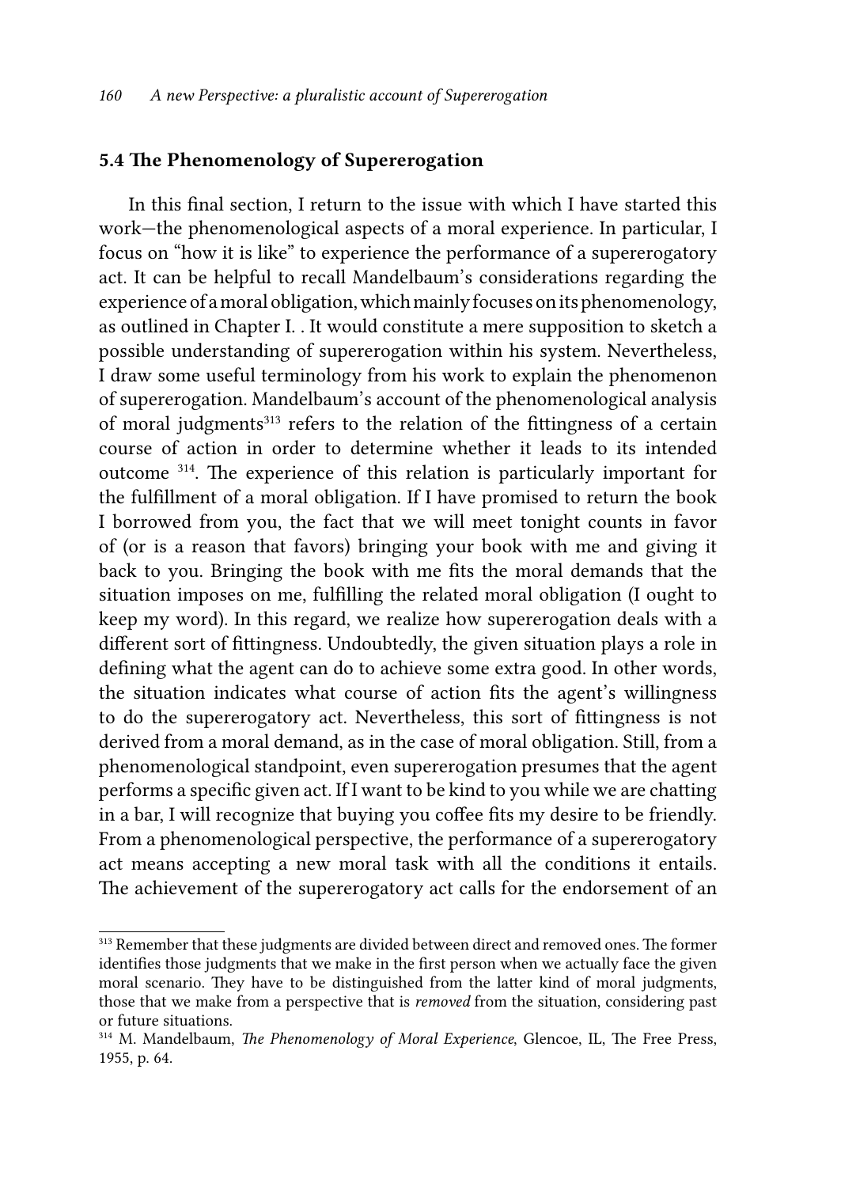## 5.4 The Phenomenology of Supererogation

In this final section, I return to the issue with which I have started this work—the phenomenological aspects of a moral experience. In particular, I focus on "how it is like" to experience the performance of a supererogatory act. It can be helpful to recall Mandelbaum's considerations regarding the experience of a moral obligation, which mainly focuses on its phenomenology, as outlined in Chapter I. . It would constitute a mere supposition to sketch a possible understanding of supererogation within his system. Nevertheless, I draw some useful terminology from his work to explain the phenomenon of supererogation. Mandelbaum's account of the phenomenological analysis of moral judgments[313] refers to the relation of the fittingness of a certain course of action in order to determine whether it leads to its intended outcome [314]. The experience of this relation is particularly important for the fulfillment of a moral obligation. If I have promised to return the book I borrowed from you, the fact that we will meet tonight counts in favor of (or is a reason that favors) bringing your book with me and giving it back to you. Bringing the book with me fits the moral demands that the situation imposes on me, fulfilling the related moral obligation (I ought to keep my word). In this regard, we realize how supererogation deals with a different sort of fittingness. Undoubtedly, the given situation plays a role in defining what the agent can do to achieve some extra good. In other words, the situation indicates what course of action fits the agent's willingness to do the supererogatory act. Nevertheless, this sort of fittingness is not derived from a moral demand, as in the case of moral obligation. Still, from a phenomenological standpoint, even supererogation presumes that the agent performs a specific given act. If I want to be kind to you while we are chatting in a bar, I will recognize that buying you coffee fits my desire to be friendly. From a phenomenological perspective, the performance of a supererogatory act means accepting a new moral task with all the conditions it entails. The achievement of the supererogatory act calls for the endorsement of an

---

[313] Remember that these judgments are divided between direct and removed ones. The former identifies those judgments that we make in the first person when we actually face the given moral scenario. They have to be distinguished from the latter kind of moral judgments, those that we make from a perspective that is *removed* from the situation, considering past or future situations.

[314] M. Mandelbaum, *The Phenomenology of Moral Experience*, Glencoe, IL, The Free Press, 1955, p. 64.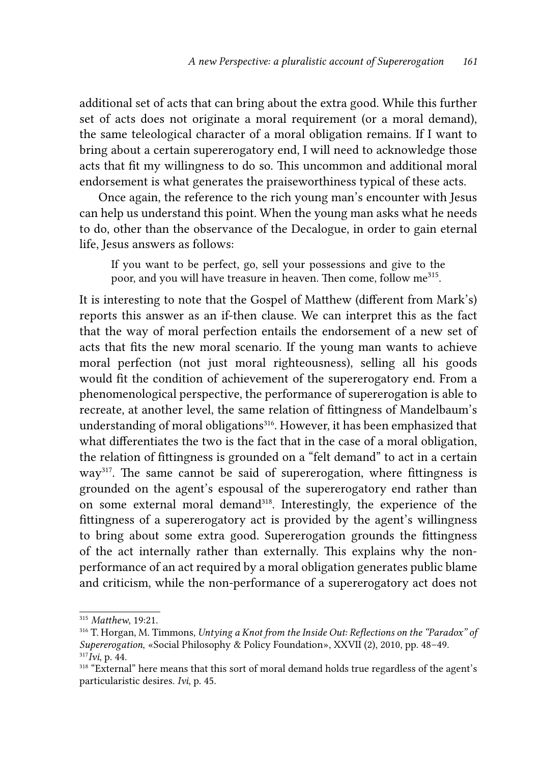additional set of acts that can bring about the extra good. While this further set of acts does not originate a moral requirement (or a moral demand), the same teleological character of a moral obligation remains. If I want to bring about a certain supererogatory end, I will need to acknowledge those acts that fit my willingness to do so. This uncommon and additional moral endorsement is what generates the praiseworthiness typical of these acts.

Once again, the reference to the rich young man's encounter with Jesus can help us understand this point. When the young man asks what he needs to do, other than the observance of the Decalogue, in order to gain eternal life, Jesus answers as follows:

> If you want to be perfect, go, sell your possessions and give to the poor, and you will have treasure in heaven. Then come, follow me[315].

It is interesting to note that the Gospel of Matthew (different from Mark's) reports this answer as an if-then clause. We can interpret this as the fact that the way of moral perfection entails the endorsement of a new set of acts that fits the new moral scenario. If the young man wants to achieve moral perfection (not just moral righteousness), selling all his goods would fit the condition of achievement of the supererogatory end. From a phenomenological perspective, the performance of supererogation is able to recreate, at another level, the same relation of fittingness of Mandelbaum's understanding of moral obligations[316]. However, it has been emphasized that what differentiates the two is the fact that in the case of a moral obligation, the relation of fittingness is grounded on a "felt demand" to act in a certain way[317]. The same cannot be said of supererogation, where fittingness is grounded on the agent's espousal of the supererogatory end rather than on some external moral demand[318]. Interestingly, the experience of the fittingness of a supererogatory act is provided by the agent's willingness to bring about some extra good. Supererogation grounds the fittingness of the act internally rather than externally. This explains why the non-performance of an act required by a moral obligation generates public blame and criticism, while the non-performance of a supererogatory act does not

---

[315] *Matthew*, 19:21.

[316] T. Horgan, M. Timmons, *Untying a Knot from the Inside Out: Reflections on the "Paradox" of Supererogation*, «Social Philosophy & Policy Foundation», XXVII (2), 2010, pp. 48–49.

[317] *Ivi*, p. 44.

[318] "External" here means that this sort of moral demand holds true regardless of the agent's particularistic desires. *Ivi*, p. 45.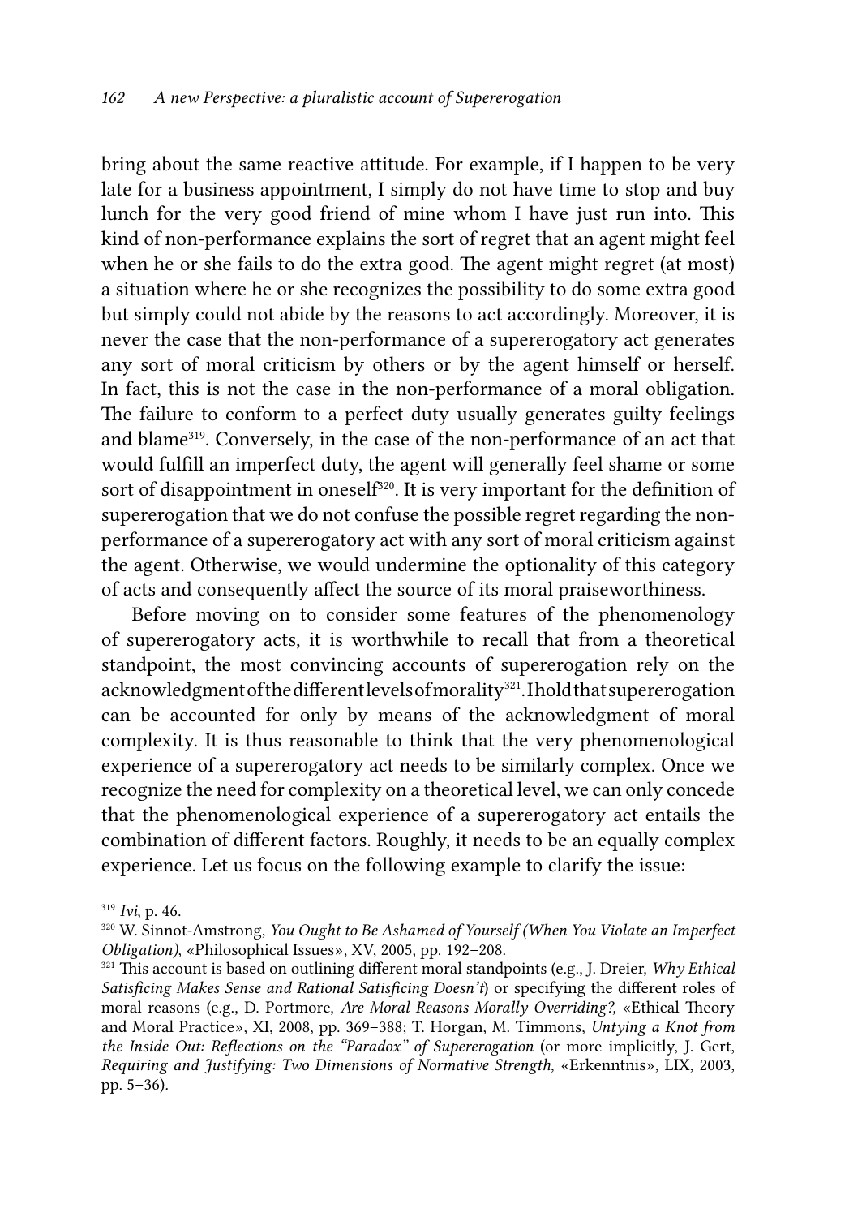bring about the same reactive attitude. For example, if I happen to be very late for a business appointment, I simply do not have time to stop and buy lunch for the very good friend of mine whom I have just run into. This kind of non-performance explains the sort of regret that an agent might feel when he or she fails to do the extra good. The agent might regret (at most) a situation where he or she recognizes the possibility to do some extra good but simply could not abide by the reasons to act accordingly. Moreover, it is never the case that the non-performance of a supererogatory act generates any sort of moral criticism by others or by the agent himself or herself. In fact, this is not the case in the non-performance of a moral obligation. The failure to conform to a perfect duty usually generates guilty feelings and blame[319]. Conversely, in the case of the non-performance of an act that would fulfill an imperfect duty, the agent will generally feel shame or some sort of disappointment in oneself[320]. It is very important for the definition of supererogation that we do not confuse the possible regret regarding the non-performance of a supererogatory act with any sort of moral criticism against the agent. Otherwise, we would undermine the optionality of this category of acts and consequently affect the source of its moral praiseworthiness.

Before moving on to consider some features of the phenomenology of supererogatory acts, it is worthwhile to recall that from a theoretical standpoint, the most convincing accounts of supererogation rely on the acknowledgment of the different levels of morality[321]. I hold that supererogation can be accounted for only by means of the acknowledgment of moral complexity. It is thus reasonable to think that the very phenomenological experience of a supererogatory act needs to be similarly complex. Once we recognize the need for complexity on a theoretical level, we can only concede that the phenomenological experience of a supererogatory act entails the combination of different factors. Roughly, it needs to be an equally complex experience. Let us focus on the following example to clarify the issue:

---

[319] *Ivi*, p. 46.

[320] W. Sinnot-Amstrong, *You Ought to Be Ashamed of Yourself (When You Violate an Imperfect Obligation)*, «Philosophical Issues», XV, 2005, pp. 192–208.

[321] This account is based on outlining different moral standpoints (e.g., J. Dreier, *Why Ethical Satisficing Makes Sense and Rational Satisficing Doesn't*) or specifying the different roles of moral reasons (e.g., D. Portmore, *Are Moral Reasons Morally Overriding?,* «Ethical Theory and Moral Practice», XI, 2008, pp. 369–388; T. Horgan, M. Timmons, *Untying a Knot from the Inside Out: Reflections on the "Paradox" of Supererogation* (or more implicitly, J. Gert, *Requiring and Justifying: Two Dimensions of Normative Strength*, «Erkenntnis», LIX, 2003, pp. 5–36).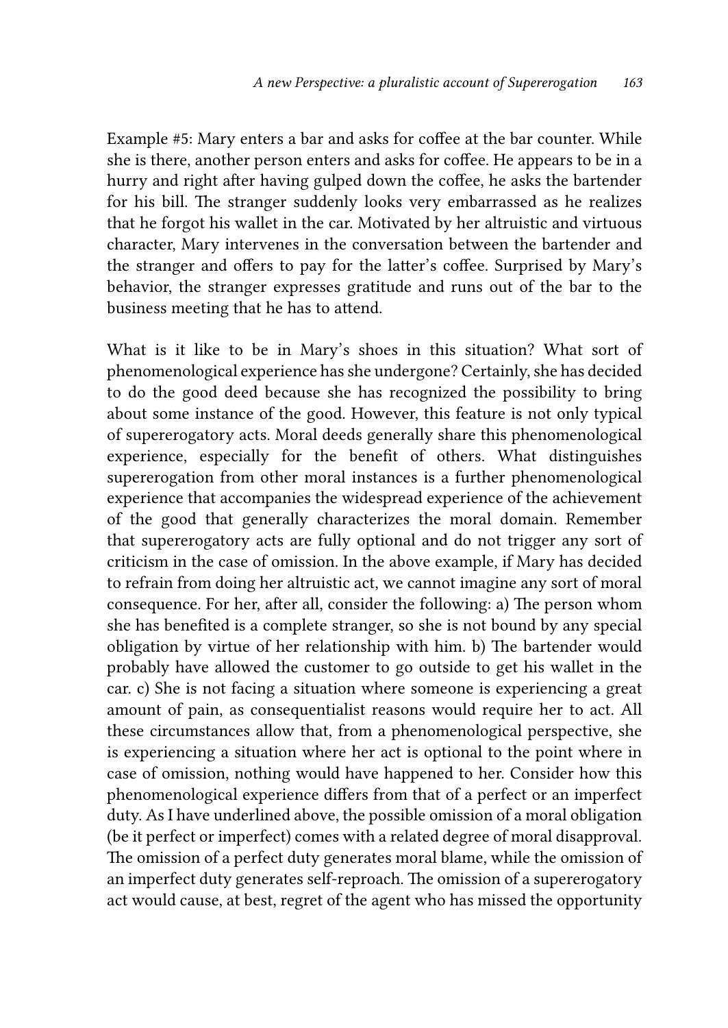Example #5: Mary enters a bar and asks for coffee at the bar counter. While she is there, another person enters and asks for coffee. He appears to be in a hurry and right after having gulped down the coffee, he asks the bartender for his bill. The stranger suddenly looks very embarrassed as he realizes that he forgot his wallet in the car. Motivated by her altruistic and virtuous character, Mary intervenes in the conversation between the bartender and the stranger and offers to pay for the latter's coffee. Surprised by Mary's behavior, the stranger expresses gratitude and runs out of the bar to the business meeting that he has to attend.

What is it like to be in Mary's shoes in this situation? What sort of phenomenological experience has she undergone? Certainly, she has decided to do the good deed because she has recognized the possibility to bring about some instance of the good. However, this feature is not only typical of supererogatory acts. Moral deeds generally share this phenomenological experience, especially for the benefit of others. What distinguishes supererogation from other moral instances is a further phenomenological experience that accompanies the widespread experience of the achievement of the good that generally characterizes the moral domain. Remember that supererogatory acts are fully optional and do not trigger any sort of criticism in the case of omission. In the above example, if Mary has decided to refrain from doing her altruistic act, we cannot imagine any sort of moral consequence. For her, after all, consider the following: a) The person whom she has benefited is a complete stranger, so she is not bound by any special obligation by virtue of her relationship with him. b) The bartender would probably have allowed the customer to go outside to get his wallet in the car. c) She is not facing a situation where someone is experiencing a great amount of pain, as consequentialist reasons would require her to act. All these circumstances allow that, from a phenomenological perspective, she is experiencing a situation where her act is optional to the point where in case of omission, nothing would have happened to her. Consider how this phenomenological experience differs from that of a perfect or an imperfect duty. As I have underlined above, the possible omission of a moral obligation (be it perfect or imperfect) comes with a related degree of moral disapproval. The omission of a perfect duty generates moral blame, while the omission of an imperfect duty generates self-reproach. The omission of a supererogatory act would cause, at best, regret of the agent who has missed the opportunity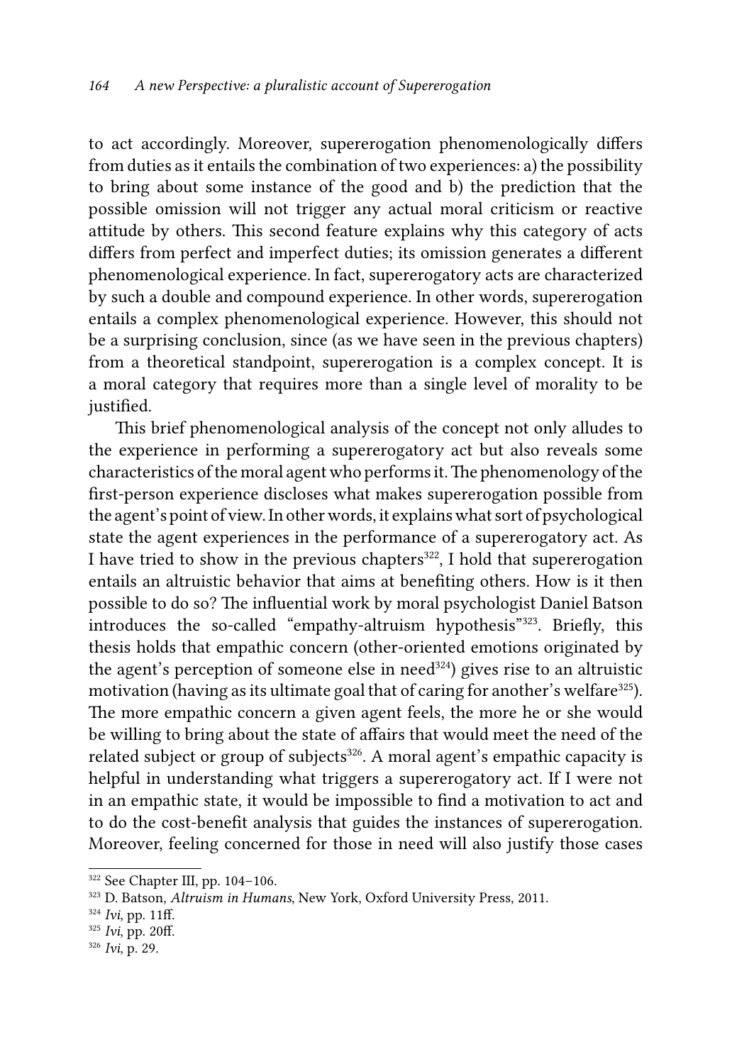to act accordingly. Moreover, supererogation phenomenologically differs from duties as it entails the combination of two experiences: a) the possibility to bring about some instance of the good and b) the prediction that the possible omission will not trigger any actual moral criticism or reactive attitude by others. This second feature explains why this category of acts differs from perfect and imperfect duties; its omission generates a different phenomenological experience. In fact, supererogatory acts are characterized by such a double and compound experience. In other words, supererogation entails a complex phenomenological experience. However, this should not be a surprising conclusion, since (as we have seen in the previous chapters) from a theoretical standpoint, supererogation is a complex concept. It is a moral category that requires more than a single level of morality to be justified.

This brief phenomenological analysis of the concept not only alludes to the experience in performing a supererogatory act but also reveals some characteristics of the moral agent who performs it. The phenomenology of the first-person experience discloses what makes supererogation possible from the agent's point of view. In other words, it explains what sort of psychological state the agent experiences in the performance of a supererogatory act. As I have tried to show in the previous chapters[322], I hold that supererogation entails an altruistic behavior that aims at benefiting others. How is it then possible to do so? The influential work by moral psychologist Daniel Batson introduces the so-called "empathy-altruism hypothesis"[323]. Briefly, this thesis holds that empathic concern (other-oriented emotions originated by the agent's perception of someone else in need[324]) gives rise to an altruistic motivation (having as its ultimate goal that of caring for another's welfare[325]). The more empathic concern a given agent feels, the more he or she would be willing to bring about the state of affairs that would meet the need of the related subject or group of subjects[326]. A moral agent's empathic capacity is helpful in understanding what triggers a supererogatory act. If I were not in an empathic state, it would be impossible to find a motivation to act and to do the cost-benefit analysis that guides the instances of supererogation. Moreover, feeling concerned for those in need will also justify those cases

---

[322] See Chapter III, pp. 104–106.

[323] D. Batson, *Altruism in Humans*, New York, Oxford University Press, 2011.

[324] *Ivi*, pp. 11ff.

[325] *Ivi*, pp. 20ff.

[326] *Ivi*, p. 29.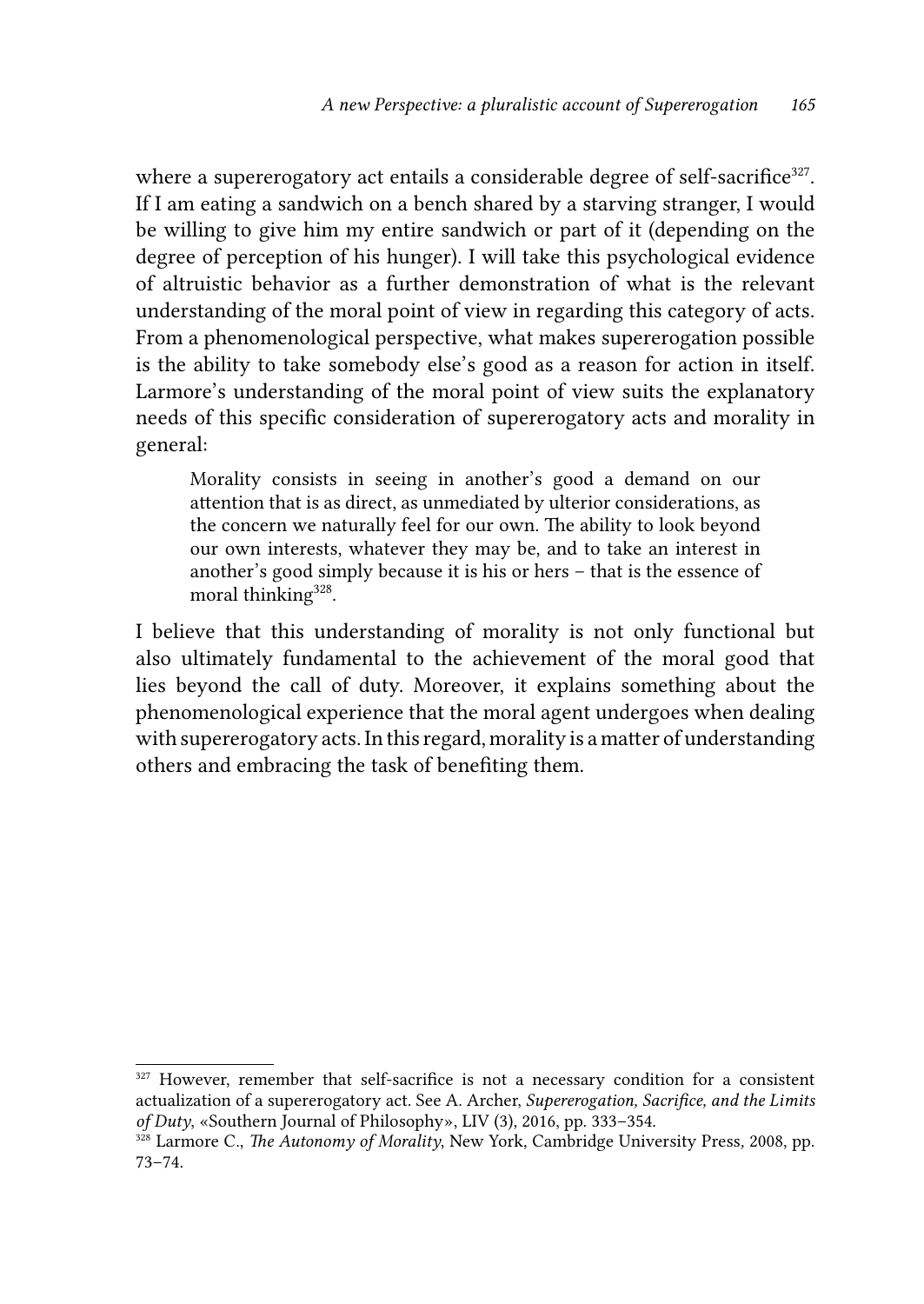where a supererogatory act entails a considerable degree of self-sacrifice[327]. If I am eating a sandwich on a bench shared by a starving stranger, I would be willing to give him my entire sandwich or part of it (depending on the degree of perception of his hunger). I will take this psychological evidence of altruistic behavior as a further demonstration of what is the relevant understanding of the moral point of view in regarding this category of acts. From a phenomenological perspective, what makes supererogation possible is the ability to take somebody else's good as a reason for action in itself. Larmore's understanding of the moral point of view suits the explanatory needs of this specific consideration of supererogatory acts and morality in general:

> Morality consists in seeing in another's good a demand on our attention that is as direct, as unmediated by ulterior considerations, as the concern we naturally feel for our own. The ability to look beyond our own interests, whatever they may be, and to take an interest in another's good simply because it is his or hers – that is the essence of moral thinking[328].

I believe that this understanding of morality is not only functional but also ultimately fundamental to the achievement of the moral good that lies beyond the call of duty. Moreover, it explains something about the phenomenological experience that the moral agent undergoes when dealing with supererogatory acts. In this regard, morality is a matter of understanding others and embracing the task of benefiting them.

---

[327] However, remember that self-sacrifice is not a necessary condition for a consistent actualization of a supererogatory act. See A. Archer, *Supererogation, Sacrifice, and the Limits of Duty*, «Southern Journal of Philosophy», LIV (3), 2016, pp. 333–354.

[328] Larmore C., *The Autonomy of Morality*, New York, Cambridge University Press, 2008, pp. 73–74.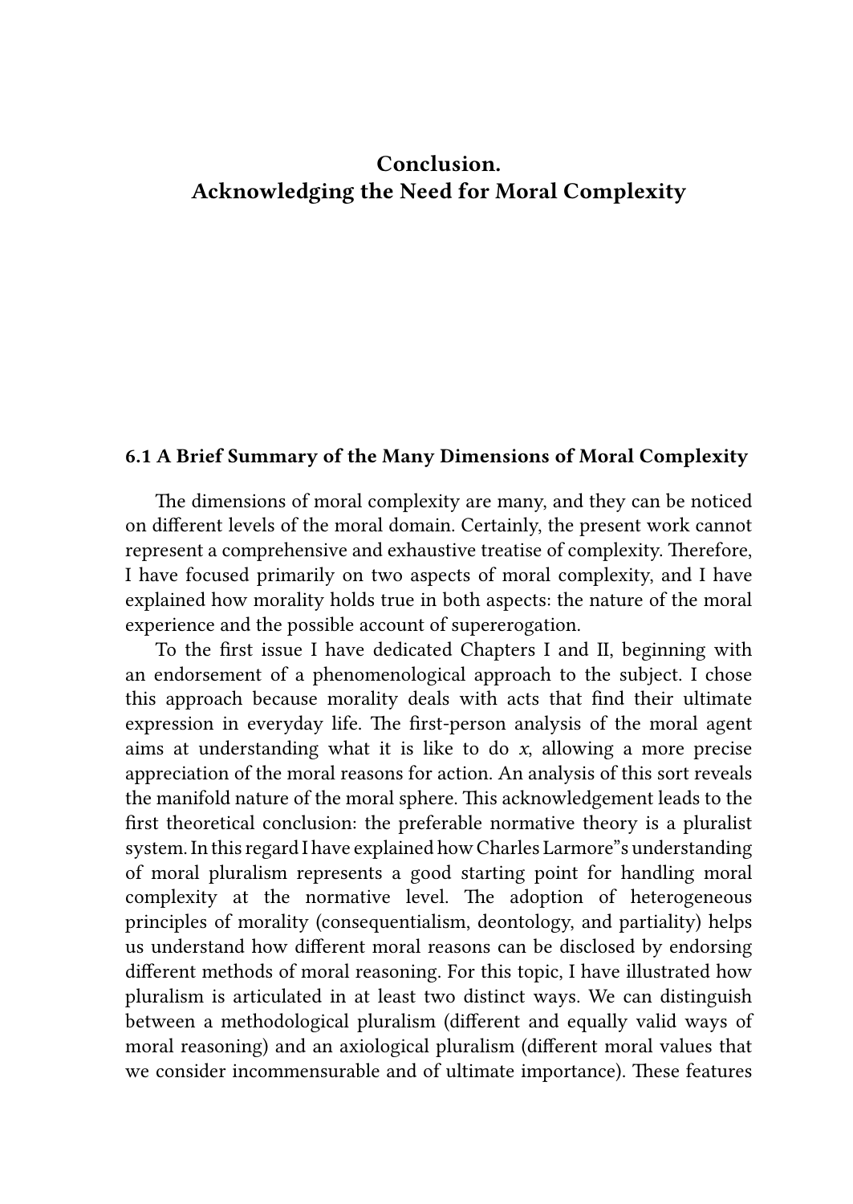# Conclusion. Acknowledging the Need for Moral Complexity

## 6.1 A Brief Summary of the Many Dimensions of Moral Complexity

The dimensions of moral complexity are many, and they can be noticed on different levels of the moral domain. Certainly, the present work cannot represent a comprehensive and exhaustive treatise of complexity. Therefore, I have focused primarily on two aspects of moral complexity, and I have explained how morality holds true in both aspects: the nature of the moral experience and the possible account of supererogation.

To the first issue I have dedicated Chapters I and II, beginning with an endorsement of a phenomenological approach to the subject. I chose this approach because morality deals with acts that find their ultimate expression in everyday life. The first-person analysis of the moral agent aims at understanding what it is like to do *x*, allowing a more precise appreciation of the moral reasons for action. An analysis of this sort reveals the manifold nature of the moral sphere. This acknowledgement leads to the first theoretical conclusion: the preferable normative theory is a pluralist system. In this regard I have explained how Charles Larmore"s understanding of moral pluralism represents a good starting point for handling moral complexity at the normative level. The adoption of heterogeneous principles of morality (consequentialism, deontology, and partiality) helps us understand how different moral reasons can be disclosed by endorsing different methods of moral reasoning. For this topic, I have illustrated how pluralism is articulated in at least two distinct ways. We can distinguish between a methodological pluralism (different and equally valid ways of moral reasoning) and an axiological pluralism (different moral values that we consider incommensurable and of ultimate importance). These features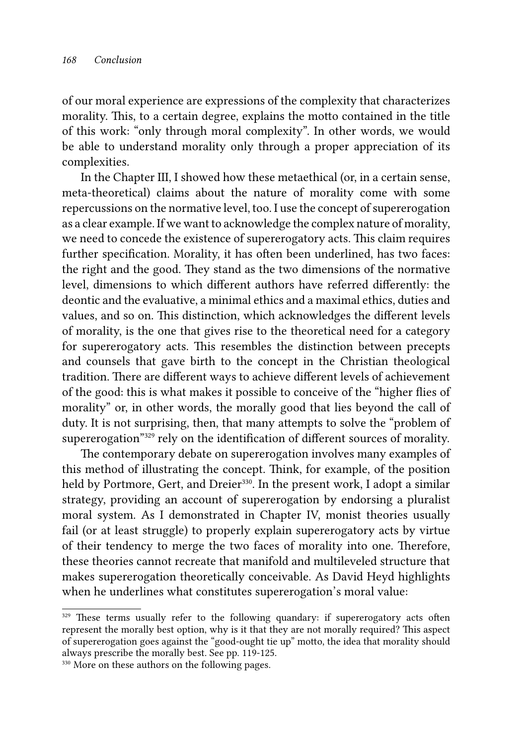of our moral experience are expressions of the complexity that characterizes morality. This, to a certain degree, explains the motto contained in the title of this work: "only through moral complexity". In other words, we would be able to understand morality only through a proper appreciation of its complexities.

In the Chapter III, I showed how these metaethical (or, in a certain sense, meta-theoretical) claims about the nature of morality come with some repercussions on the normative level, too. I use the concept of supererogation as a clear example. If we want to acknowledge the complex nature of morality, we need to concede the existence of supererogatory acts. This claim requires further specification. Morality, it has often been underlined, has two faces: the right and the good. They stand as the two dimensions of the normative level, dimensions to which different authors have referred differently: the deontic and the evaluative, a minimal ethics and a maximal ethics, duties and values, and so on. This distinction, which acknowledges the different levels of morality, is the one that gives rise to the theoretical need for a category for supererogatory acts. This resembles the distinction between precepts and counsels that gave birth to the concept in the Christian theological tradition. There are different ways to achieve different levels of achievement of the good: this is what makes it possible to conceive of the "higher flies of morality" or, in other words, the morally good that lies beyond the call of duty. It is not surprising, then, that many attempts to solve the "problem of supererogation"[329] rely on the identification of different sources of morality.

The contemporary debate on supererogation involves many examples of this method of illustrating the concept. Think, for example, of the position held by Portmore, Gert, and Dreier[330]. In the present work, I adopt a similar strategy, providing an account of supererogation by endorsing a pluralist moral system. As I demonstrated in Chapter IV, monist theories usually fail (or at least struggle) to properly explain supererogatory acts by virtue of their tendency to merge the two faces of morality into one. Therefore, these theories cannot recreate that manifold and multileveled structure that makes supererogation theoretically conceivable. As David Heyd highlights when he underlines what constitutes supererogation's moral value:

---

[329] These terms usually refer to the following quandary: if supererogatory acts often represent the morally best option, why is it that they are not morally required? This aspect of supererogation goes against the "good-ought tie up" motto, the idea that morality should always prescribe the morally best. See pp. 119-125.

[330] More on these authors on the following pages.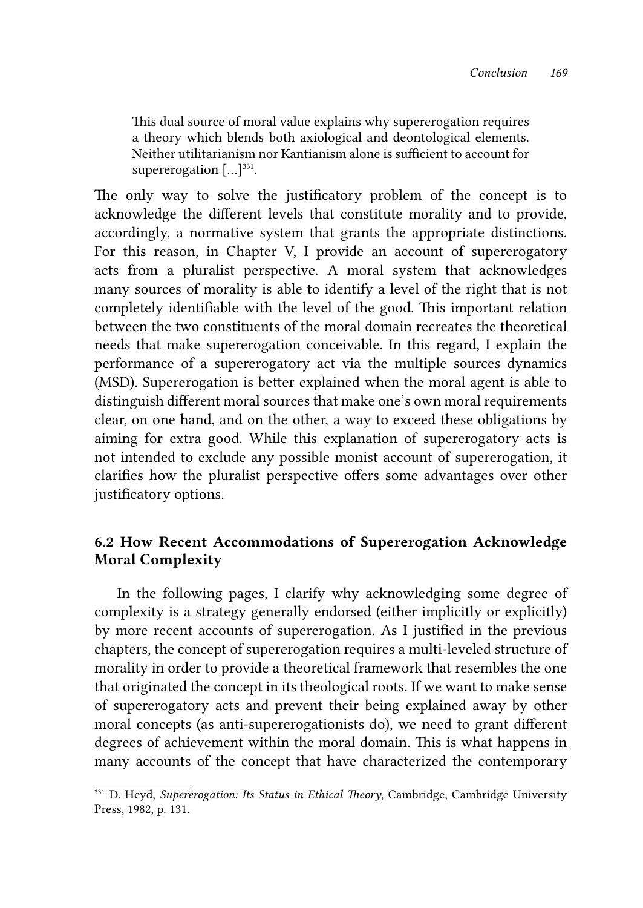> This dual source of moral value explains why supererogation requires a theory which blends both axiological and deontological elements. Neither utilitarianism nor Kantianism alone is sufficient to account for supererogation [...][331].

The only way to solve the justificatory problem of the concept is to acknowledge the different levels that constitute morality and to provide, accordingly, a normative system that grants the appropriate distinctions. For this reason, in Chapter V, I provide an account of supererogatory acts from a pluralist perspective. A moral system that acknowledges many sources of morality is able to identify a level of the right that is not completely identifiable with the level of the good. This important relation between the two constituents of the moral domain recreates the theoretical needs that make supererogation conceivable. In this regard, I explain the performance of a supererogatory act via the multiple sources dynamics (MSD). Supererogation is better explained when the moral agent is able to distinguish different moral sources that make one's own moral requirements clear, on one hand, and on the other, a way to exceed these obligations by aiming for extra good. While this explanation of supererogatory acts is not intended to exclude any possible monist account of supererogation, it clarifies how the pluralist perspective offers some advantages over other justificatory options.

## 6.2 How Recent Accommodations of Supererogation Acknowledge Moral Complexity

In the following pages, I clarify why acknowledging some degree of complexity is a strategy generally endorsed (either implicitly or explicitly) by more recent accounts of supererogation. As I justified in the previous chapters, the concept of supererogation requires a multi-leveled structure of morality in order to provide a theoretical framework that resembles the one that originated the concept in its theological roots. If we want to make sense of supererogatory acts and prevent their being explained away by other moral concepts (as anti-supererogationists do), we need to grant different degrees of achievement within the moral domain. This is what happens in many accounts of the concept that have characterized the contemporary

---

[331] D. Heyd, *Supererogation: Its Status in Ethical Theory*, Cambridge, Cambridge University Press, 1982, p. 131.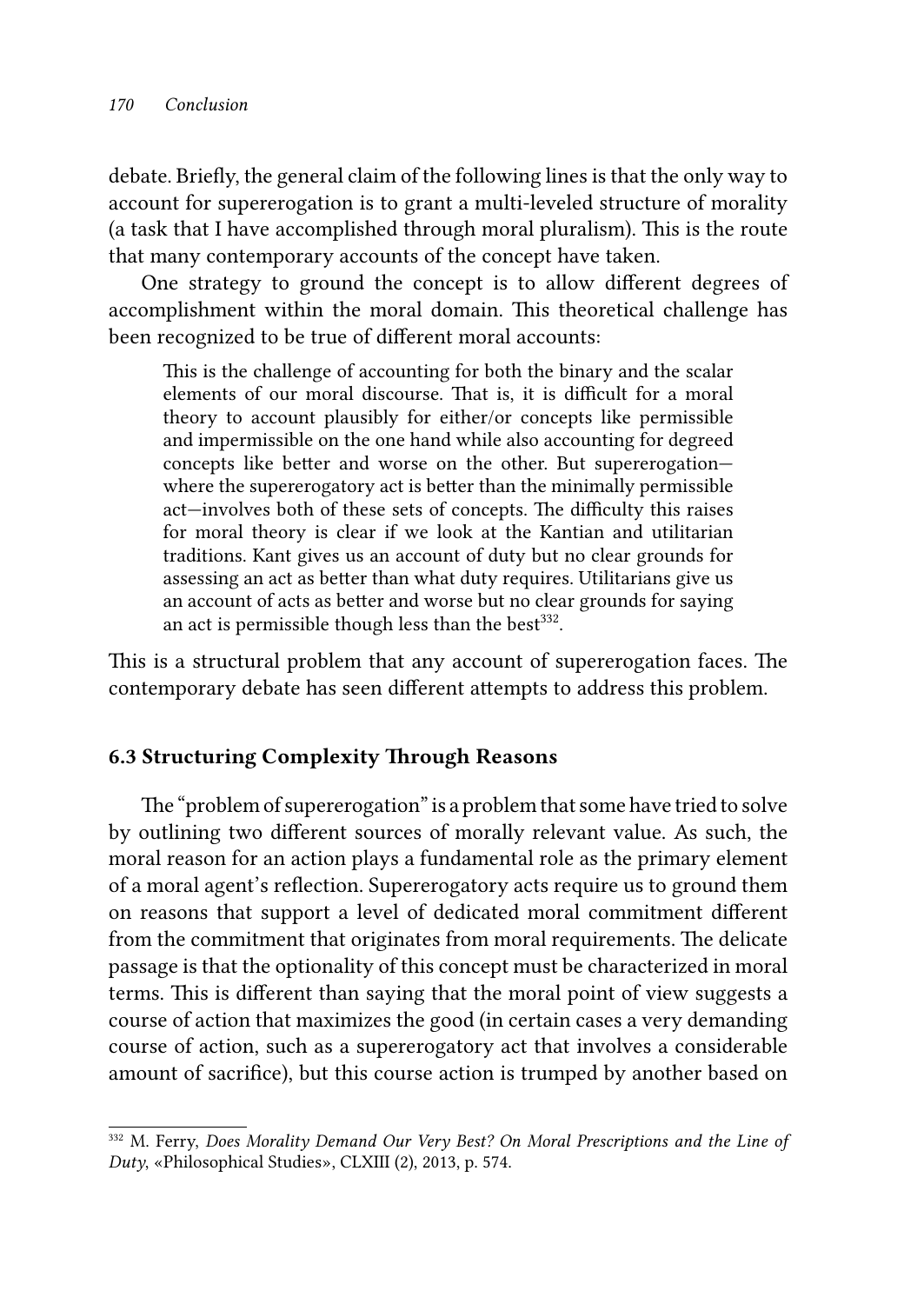debate. Briefly, the general claim of the following lines is that the only way to account for supererogation is to grant a multi-leveled structure of morality (a task that I have accomplished through moral pluralism). This is the route that many contemporary accounts of the concept have taken.

One strategy to ground the concept is to allow different degrees of accomplishment within the moral domain. This theoretical challenge has been recognized to be true of different moral accounts:

> This is the challenge of accounting for both the binary and the scalar elements of our moral discourse. That is, it is difficult for a moral theory to account plausibly for either/or concepts like permissible and impermissible on the one hand while also accounting for degreed concepts like better and worse on the other. But supererogation—where the supererogatory act is better than the minimally permissible act—involves both of these sets of concepts. The difficulty this raises for moral theory is clear if we look at the Kantian and utilitarian traditions. Kant gives us an account of duty but no clear grounds for assessing an act as better than what duty requires. Utilitarians give us an account of acts as better and worse but no clear grounds for saying an act is permissible though less than the best[332].

This is a structural problem that any account of supererogation faces. The contemporary debate has seen different attempts to address this problem.

### 6.3 Structuring Complexity Through Reasons

The "problem of supererogation" is a problem that some have tried to solve by outlining two different sources of morally relevant value. As such, the moral reason for an action plays a fundamental role as the primary element of a moral agent's reflection. Supererogatory acts require us to ground them on reasons that support a level of dedicated moral commitment different from the commitment that originates from moral requirements. The delicate passage is that the optionality of this concept must be characterized in moral terms. This is different than saying that the moral point of view suggests a course of action that maximizes the good (in certain cases a very demanding course of action, such as a supererogatory act that involves a considerable amount of sacrifice), but this course action is trumped by another based on

---

[332] M. Ferry, *Does Morality Demand Our Very Best? On Moral Prescriptions and the Line of Duty*, «Philosophical Studies», CLXIII (2), 2013, p. 574.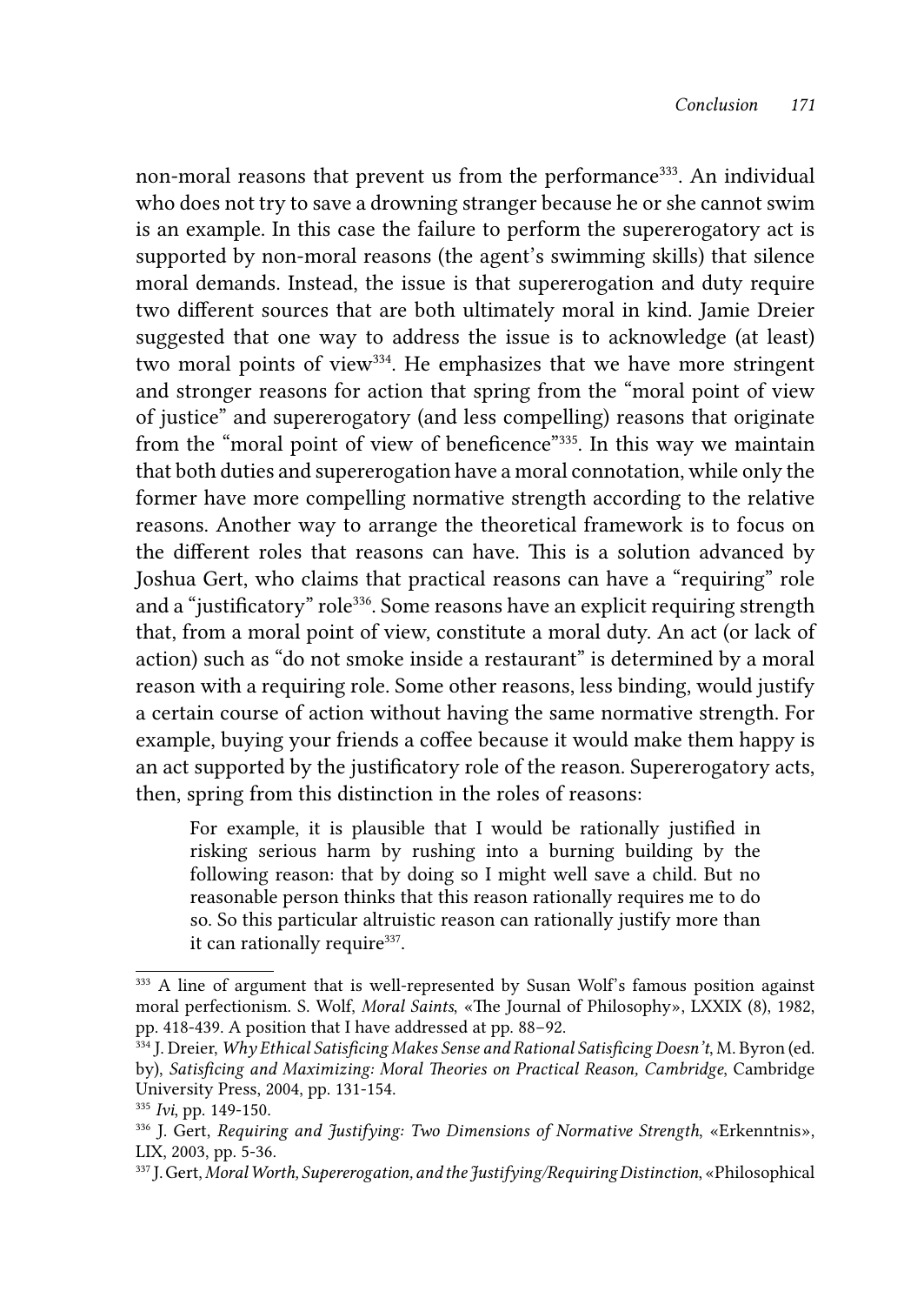non-moral reasons that prevent us from the performance[333]. An individual who does not try to save a drowning stranger because he or she cannot swim is an example. In this case the failure to perform the supererogatory act is supported by non-moral reasons (the agent's swimming skills) that silence moral demands. Instead, the issue is that supererogation and duty require two different sources that are both ultimately moral in kind. Jamie Dreier suggested that one way to address the issue is to acknowledge (at least) two moral points of view[334]. He emphasizes that we have more stringent and stronger reasons for action that spring from the "moral point of view of justice" and supererogatory (and less compelling) reasons that originate from the "moral point of view of beneficence"[335]. In this way we maintain that both duties and supererogation have a moral connotation, while only the former have more compelling normative strength according to the relative reasons. Another way to arrange the theoretical framework is to focus on the different roles that reasons can have. This is a solution advanced by Joshua Gert, who claims that practical reasons can have a "requiring" role and a "justificatory" role[336]. Some reasons have an explicit requiring strength that, from a moral point of view, constitute a moral duty. An act (or lack of action) such as "do not smoke inside a restaurant" is determined by a moral reason with a requiring role. Some other reasons, less binding, would justify a certain course of action without having the same normative strength. For example, buying your friends a coffee because it would make them happy is an act supported by the justificatory role of the reason. Supererogatory acts, then, spring from this distinction in the roles of reasons:

> For example, it is plausible that I would be rationally justified in risking serious harm by rushing into a burning building by the following reason: that by doing so I might well save a child. But no reasonable person thinks that this reason rationally requires me to do so. So this particular altruistic reason can rationally justify more than it can rationally require[337].

---

[333] A line of argument that is well-represented by Susan Wolf's famous position against moral perfectionism. S. Wolf, *Moral Saints*, «The Journal of Philosophy», LXXIX (8), 1982, pp. 418-439. A position that I have addressed at pp. 88–92.

[334] J. Dreier, *Why Ethical Satisficing Makes Sense and Rational Satisficing Doesn't*, M. Byron (ed. by), *Satisficing and Maximizing: Moral Theories on Practical Reason, Cambridge*, Cambridge University Press, 2004, pp. 131-154.

[335] *Ivi*, pp. 149-150.

[336] J. Gert, *Requiring and Justifying: Two Dimensions of Normative Strength*, «Erkenntnis», LIX, 2003, pp. 5-36.

[337] J. Gert, *Moral Worth, Supererogation, and the Justifying/Requiring Distinction*, «Philosophical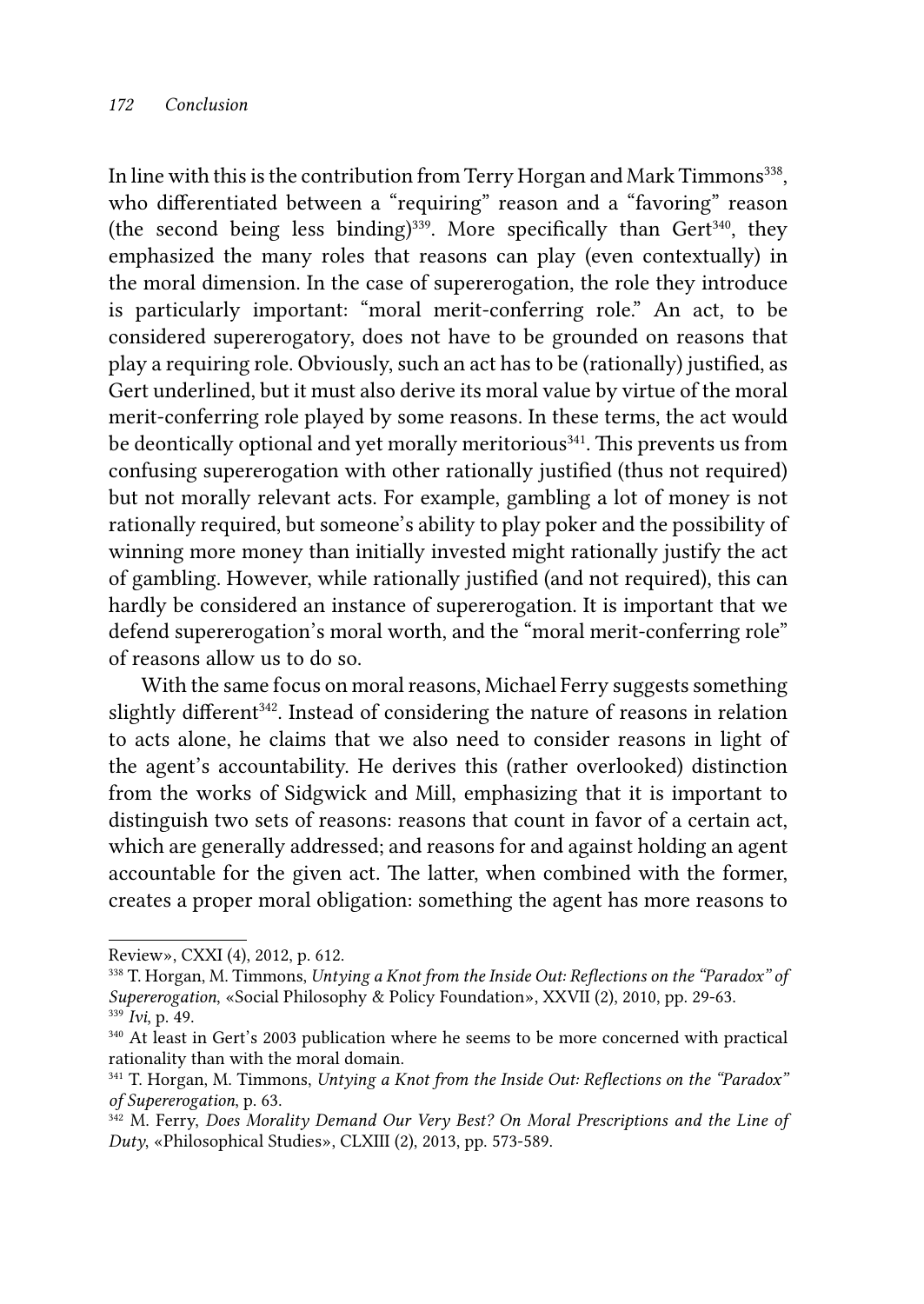In line with this is the contribution from Terry Horgan and Mark Timmons[338], who differentiated between a "requiring" reason and a "favoring" reason (the second being less binding)[339]. More specifically than Gert[340], they emphasized the many roles that reasons can play (even contextually) in the moral dimension. In the case of supererogation, the role they introduce is particularly important: "moral merit-conferring role." An act, to be considered supererogatory, does not have to be grounded on reasons that play a requiring role. Obviously, such an act has to be (rationally) justified, as Gert underlined, but it must also derive its moral value by virtue of the moral merit-conferring role played by some reasons. In these terms, the act would be deontically optional and yet morally meritorious[341]. This prevents us from confusing supererogation with other rationally justified (thus not required) but not morally relevant acts. For example, gambling a lot of money is not rationally required, but someone's ability to play poker and the possibility of winning more money than initially invested might rationally justify the act of gambling. However, while rationally justified (and not required), this can hardly be considered an instance of supererogation. It is important that we defend supererogation's moral worth, and the "moral merit-conferring role" of reasons allow us to do so.

With the same focus on moral reasons, Michael Ferry suggests something slightly different[342]. Instead of considering the nature of reasons in relation to acts alone, he claims that we also need to consider reasons in light of the agent's accountability. He derives this (rather overlooked) distinction from the works of Sidgwick and Mill, emphasizing that it is important to distinguish two sets of reasons: reasons that count in favor of a certain act, which are generally addressed; and reasons for and against holding an agent accountable for the given act. The latter, when combined with the former, creates a proper moral obligation: something the agent has more reasons to

---

Review», CXXI (4), 2012, p. 612.

[338] T. Horgan, M. Timmons, *Untying a Knot from the Inside Out: Reflections on the "Paradox" of Supererogation*, «Social Philosophy & Policy Foundation», XXVII (2), 2010, pp. 29-63.

[339] *Ivi*, p. 49.

[340] At least in Gert's 2003 publication where he seems to be more concerned with practical rationality than with the moral domain.

[341] T. Horgan, M. Timmons, *Untying a Knot from the Inside Out: Reflections on the "Paradox" of Supererogation*, p. 63.

[342] M. Ferry, *Does Morality Demand Our Very Best? On Moral Prescriptions and the Line of Duty*, «Philosophical Studies», CLXIII (2), 2013, pp. 573-589.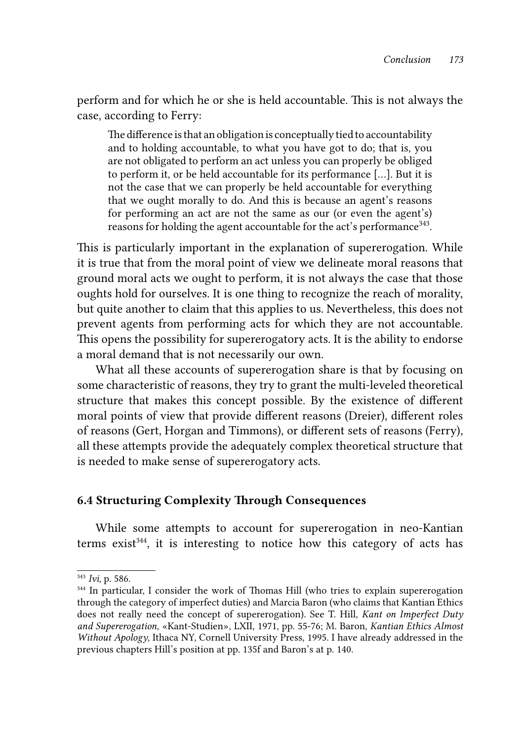perform and for which he or she is held accountable. This is not always the case, according to Ferry:

> The difference is that an obligation is conceptually tied to accountability and to holding accountable, to what you have got to do; that is, you are not obligated to perform an act unless you can properly be obliged to perform it, or be held accountable for its performance [...]. But it is not the case that we can properly be held accountable for everything that we ought morally to do. And this is because an agent's reasons for performing an act are not the same as our (or even the agent's) reasons for holding the agent accountable for the act's performance[343].

This is particularly important in the explanation of supererogation. While it is true that from the moral point of view we delineate moral reasons that ground moral acts we ought to perform, it is not always the case that those oughts hold for ourselves. It is one thing to recognize the reach of morality, but quite another to claim that this applies to us. Nevertheless, this does not prevent agents from performing acts for which they are not accountable. This opens the possibility for supererogatory acts. It is the ability to endorse a moral demand that is not necessarily our own.

What all these accounts of supererogation share is that by focusing on some characteristic of reasons, they try to grant the multi-leveled theoretical structure that makes this concept possible. By the existence of different moral points of view that provide different reasons (Dreier), different roles of reasons (Gert, Horgan and Timmons), or different sets of reasons (Ferry), all these attempts provide the adequately complex theoretical structure that is needed to make sense of supererogatory acts.

## 6.4 Structuring Complexity Through Consequences

While some attempts to account for supererogation in neo-Kantian terms exist[344], it is interesting to notice how this category of acts has

---

[343] *Ivi*, p. 586.

[344] In particular, I consider the work of Thomas Hill (who tries to explain supererogation through the category of imperfect duties) and Marcia Baron (who claims that Kantian Ethics does not really need the concept of supererogation). See T. Hill, *Kant on Imperfect Duty and Supererogation*, «Kant-Studien», LXII, 1971, pp. 55-76; M. Baron, *Kantian Ethics Almost Without Apology*, Ithaca NY, Cornell University Press, 1995. I have already addressed in the previous chapters Hill's position at pp. 135f and Baron's at p. 140.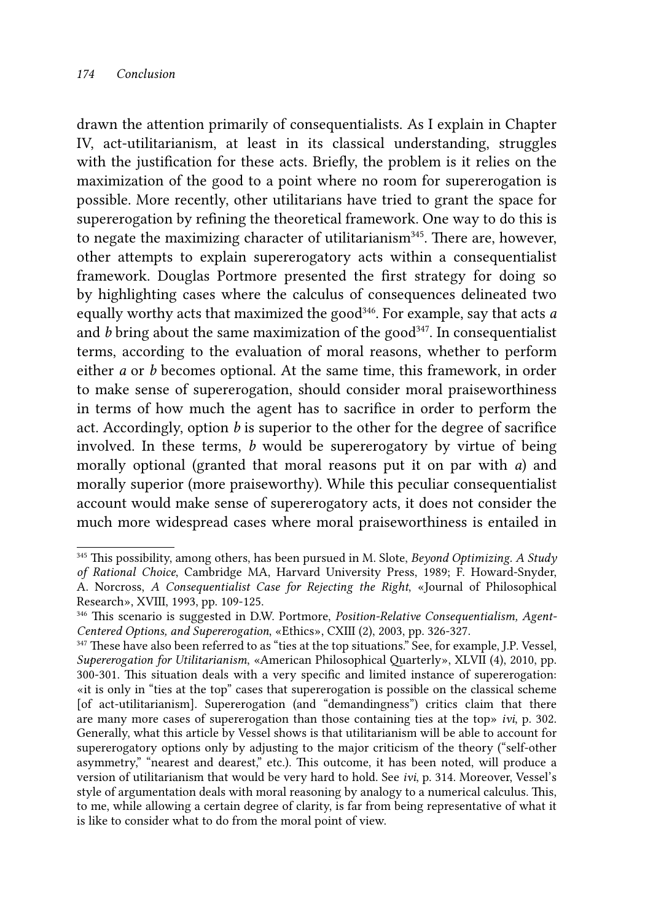drawn the attention primarily of consequentialists. As I explain in Chapter IV, act-utilitarianism, at least in its classical understanding, struggles with the justification for these acts. Briefly, the problem is it relies on the maximization of the good to a point where no room for supererogation is possible. More recently, other utilitarians have tried to grant the space for supererogation by refining the theoretical framework. One way to do this is to negate the maximizing character of utilitarianism[345]. There are, however, other attempts to explain supererogatory acts within a consequentialist framework. Douglas Portmore presented the first strategy for doing so by highlighting cases where the calculus of consequences delineated two equally worthy acts that maximized the good[346]. For example, say that acts *a* and *b* bring about the same maximization of the good[347]. In consequentialist terms, according to the evaluation of moral reasons, whether to perform either *a* or *b* becomes optional. At the same time, this framework, in order to make sense of supererogation, should consider moral praiseworthiness in terms of how much the agent has to sacrifice in order to perform the act. Accordingly, option *b* is superior to the other for the degree of sacrifice involved. In these terms, *b* would be supererogatory by virtue of being morally optional (granted that moral reasons put it on par with *a*) and morally superior (more praiseworthy). While this peculiar consequentialist account would make sense of supererogatory acts, it does not consider the much more widespread cases where moral praiseworthiness is entailed in

---

[345] This possibility, among others, has been pursued in M. Slote, *Beyond Optimizing. A Study of Rational Choice*, Cambridge MA, Harvard University Press, 1989; F. Howard-Snyder, A. Norcross, *A Consequentialist Case for Rejecting the Right*, «Journal of Philosophical Research», XVIII, 1993, pp. 109-125.

[346] This scenario is suggested in D.W. Portmore, *Position-Relative Consequentialism, Agent-Centered Options, and Supererogation*, «Ethics», CXIII (2), 2003, pp. 326-327.

[347] These have also been referred to as "ties at the top situations." See, for example, J.P. Vessel, *Supererogation for Utilitarianism*, «American Philosophical Quarterly», XLVII (4), 2010, pp. 300-301. This situation deals with a very specific and limited instance of supererogation: «it is only in "ties at the top" cases that supererogation is possible on the classical scheme [of act-utilitarianism]. Supererogation (and "demandingness") critics claim that there are many more cases of supererogation than those containing ties at the top» *ivi*, p. 302. Generally, what this article by Vessel shows is that utilitarianism will be able to account for supererogatory options only by adjusting to the major criticism of the theory ("self-other asymmetry," "nearest and dearest," etc.). This outcome, it has been noted, will produce a version of utilitarianism that would be very hard to hold. See *ivi*, p. 314. Moreover, Vessel's style of argumentation deals with moral reasoning by analogy to a numerical calculus. This, to me, while allowing a certain degree of clarity, is far from being representative of what it is like to consider what to do from the moral point of view.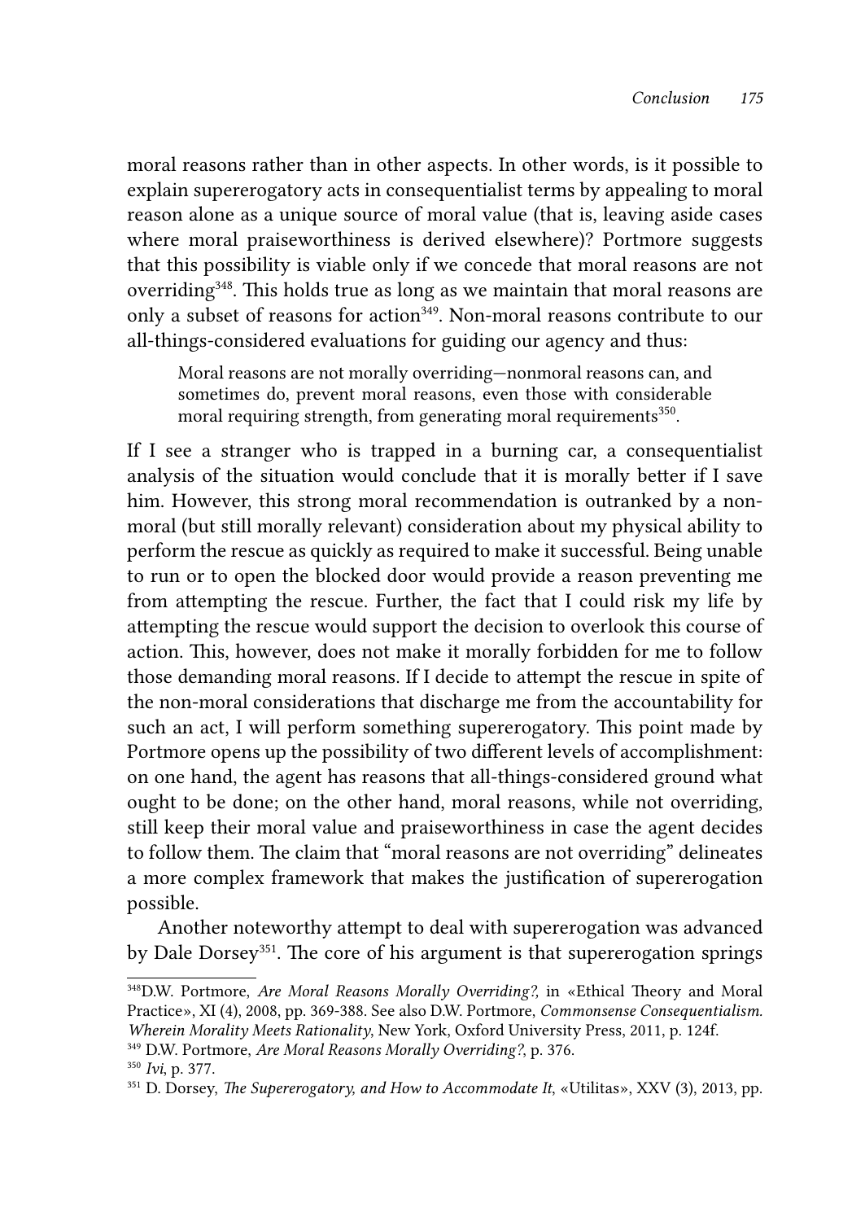moral reasons rather than in other aspects. In other words, is it possible to explain supererogatory acts in consequentialist terms by appealing to moral reason alone as a unique source of moral value (that is, leaving aside cases where moral praiseworthiness is derived elsewhere)? Portmore suggests that this possibility is viable only if we concede that moral reasons are not overriding[348]. This holds true as long as we maintain that moral reasons are only a subset of reasons for action[349]. Non-moral reasons contribute to our all-things-considered evaluations for guiding our agency and thus:

> Moral reasons are not morally overriding—nonmoral reasons can, and sometimes do, prevent moral reasons, even those with considerable moral requiring strength, from generating moral requirements[350].

If I see a stranger who is trapped in a burning car, a consequentialist analysis of the situation would conclude that it is morally better if I save him. However, this strong moral recommendation is outranked by a non-moral (but still morally relevant) consideration about my physical ability to perform the rescue as quickly as required to make it successful. Being unable to run or to open the blocked door would provide a reason preventing me from attempting the rescue. Further, the fact that I could risk my life by attempting the rescue would support the decision to overlook this course of action. This, however, does not make it morally forbidden for me to follow those demanding moral reasons. If I decide to attempt the rescue in spite of the non-moral considerations that discharge me from the accountability for such an act, I will perform something supererogatory. This point made by Portmore opens up the possibility of two different levels of accomplishment: on one hand, the agent has reasons that all-things-considered ground what ought to be done; on the other hand, moral reasons, while not overriding, still keep their moral value and praiseworthiness in case the agent decides to follow them. The claim that "moral reasons are not overriding" delineates a more complex framework that makes the justification of supererogation possible.

Another noteworthy attempt to deal with supererogation was advanced by Dale Dorsey[351]. The core of his argument is that supererogation springs

---

[348] D.W. Portmore, *Are Moral Reasons Morally Overriding?,* in «Ethical Theory and Moral Practice», XI (4), 2008, pp. 369-388. See also D.W. Portmore, *Commonsense Consequentialism. Wherein Morality Meets Rationality*, New York, Oxford University Press, 2011, p. 124f.

[349] D.W. Portmore, *Are Moral Reasons Morally Overriding?*, p. 376.

[350] *Ivi*, p. 377.

[351] D. Dorsey, *The Supererogatory, and How to Accommodate It*, «Utilitas», XXV (3), 2013, pp.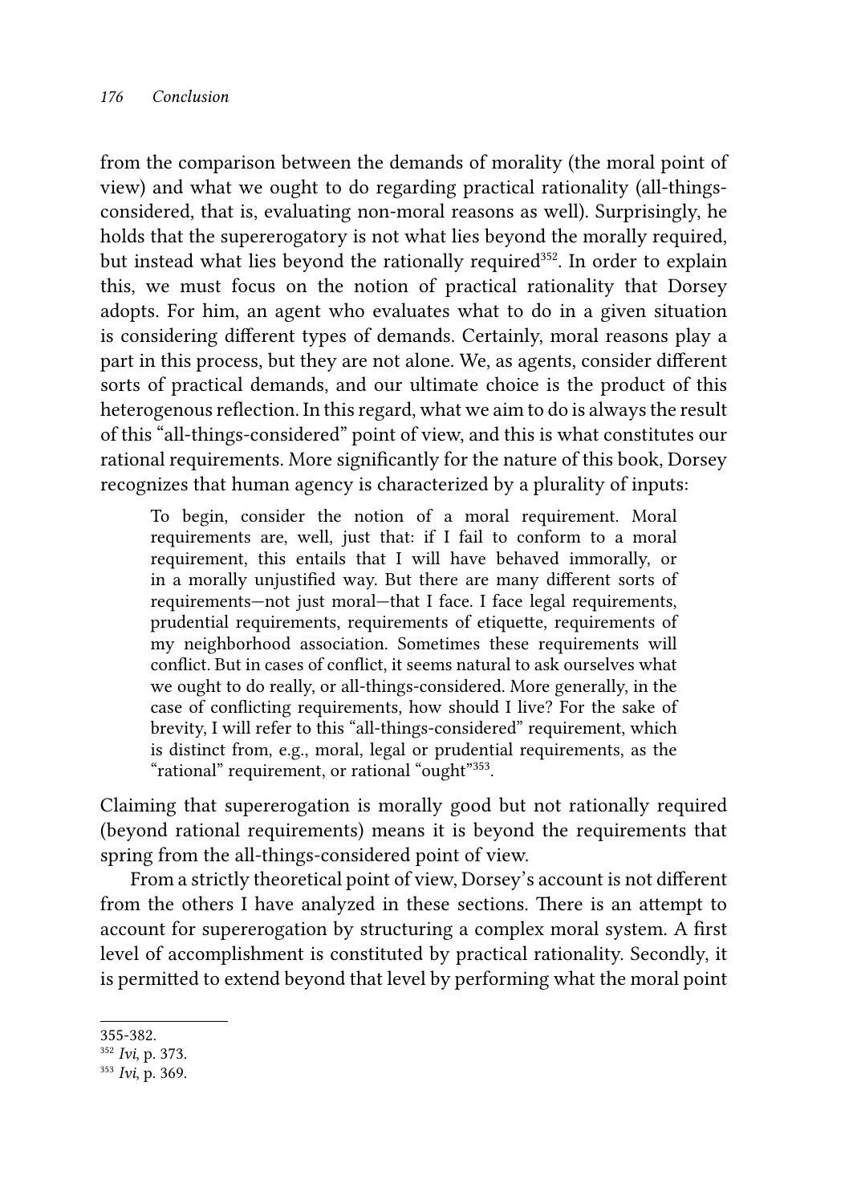from the comparison between the demands of morality (the moral point of view) and what we ought to do regarding practical rationality (all-things-considered, that is, evaluating non-moral reasons as well). Surprisingly, he holds that the supererogatory is not what lies beyond the morally required, but instead what lies beyond the rationally required[352]. In order to explain this, we must focus on the notion of practical rationality that Dorsey adopts. For him, an agent who evaluates what to do in a given situation is considering different types of demands. Certainly, moral reasons play a part in this process, but they are not alone. We, as agents, consider different sorts of practical demands, and our ultimate choice is the product of this heterogenous reflection. In this regard, what we aim to do is always the result of this "all-things-considered" point of view, and this is what constitutes our rational requirements. More significantly for the nature of this book, Dorsey recognizes that human agency is characterized by a plurality of inputs:

> To begin, consider the notion of a moral requirement. Moral requirements are, well, just that: if I fail to conform to a moral requirement, this entails that I will have behaved immorally, or in a morally unjustified way. But there are many different sorts of requirements—not just moral—that I face. I face legal requirements, prudential requirements, requirements of etiquette, requirements of my neighborhood association. Sometimes these requirements will conflict. But in cases of conflict, it seems natural to ask ourselves what we ought to do really, or all-things-considered. More generally, in the case of conflicting requirements, how should I live? For the sake of brevity, I will refer to this "all-things-considered" requirement, which is distinct from, e.g., moral, legal or prudential requirements, as the "rational" requirement, or rational "ought"[353].

Claiming that supererogation is morally good but not rationally required (beyond rational requirements) means it is beyond the requirements that spring from the all-things-considered point of view.

From a strictly theoretical point of view, Dorsey's account is not different from the others I have analyzed in these sections. There is an attempt to account for supererogation by structuring a complex moral system. A first level of accomplishment is constituted by practical rationality. Secondly, it is permitted to extend beyond that level by performing what the moral point

---

355-382.

[352] *Ivi*, p. 373.

[353] *Ivi*, p. 369.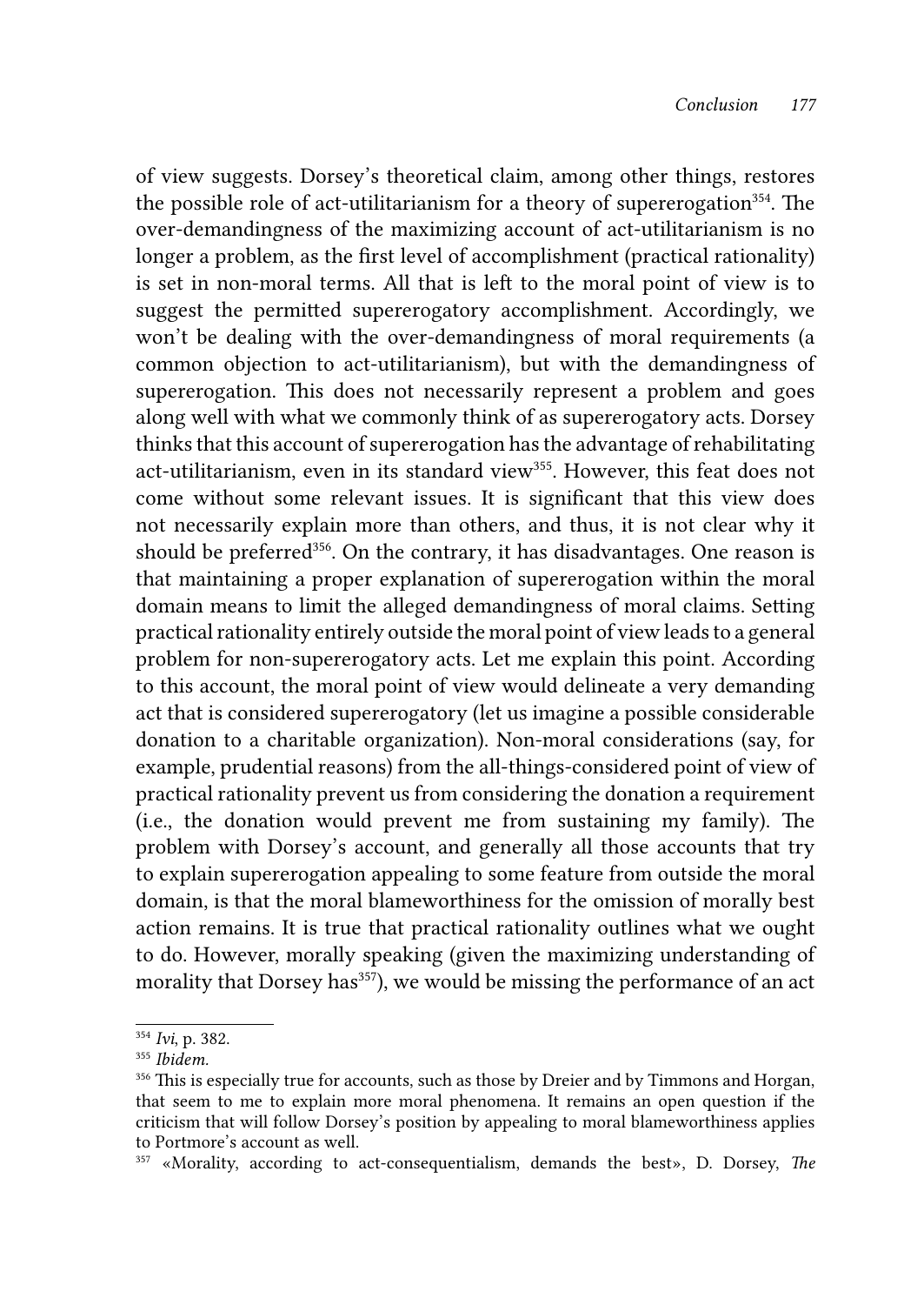of view suggests. Dorsey's theoretical claim, among other things, restores the possible role of act-utilitarianism for a theory of supererogation[354]. The over-demandingness of the maximizing account of act-utilitarianism is no longer a problem, as the first level of accomplishment (practical rationality) is set in non-moral terms. All that is left to the moral point of view is to suggest the permitted supererogatory accomplishment. Accordingly, we won't be dealing with the over-demandingness of moral requirements (a common objection to act-utilitarianism), but with the demandingness of supererogation. This does not necessarily represent a problem and goes along well with what we commonly think of as supererogatory acts. Dorsey thinks that this account of supererogation has the advantage of rehabilitating act-utilitarianism, even in its standard view[355]. However, this feat does not come without some relevant issues. It is significant that this view does not necessarily explain more than others, and thus, it is not clear why it should be preferred[356]. On the contrary, it has disadvantages. One reason is that maintaining a proper explanation of supererogation within the moral domain means to limit the alleged demandingness of moral claims. Setting practical rationality entirely outside the moral point of view leads to a general problem for non-supererogatory acts. Let me explain this point. According to this account, the moral point of view would delineate a very demanding act that is considered supererogatory (let us imagine a possible considerable donation to a charitable organization). Non-moral considerations (say, for example, prudential reasons) from the all-things-considered point of view of practical rationality prevent us from considering the donation a requirement (i.e., the donation would prevent me from sustaining my family). The problem with Dorsey's account, and generally all those accounts that try to explain supererogation appealing to some feature from outside the moral domain, is that the moral blameworthiness for the omission of morally best action remains. It is true that practical rationality outlines what we ought to do. However, morally speaking (given the maximizing understanding of morality that Dorsey has[357]), we would be missing the performance of an act

---

[354] *Ivi*, p. 382.

[355] *Ibidem.*

[356] This is especially true for accounts, such as those by Dreier and by Timmons and Horgan, that seem to me to explain more moral phenomena. It remains an open question if the criticism that will follow Dorsey's position by appealing to moral blameworthiness applies to Portmore's account as well.

[357] «Morality, according to act-consequentialism, demands the best», D. Dorsey, *The*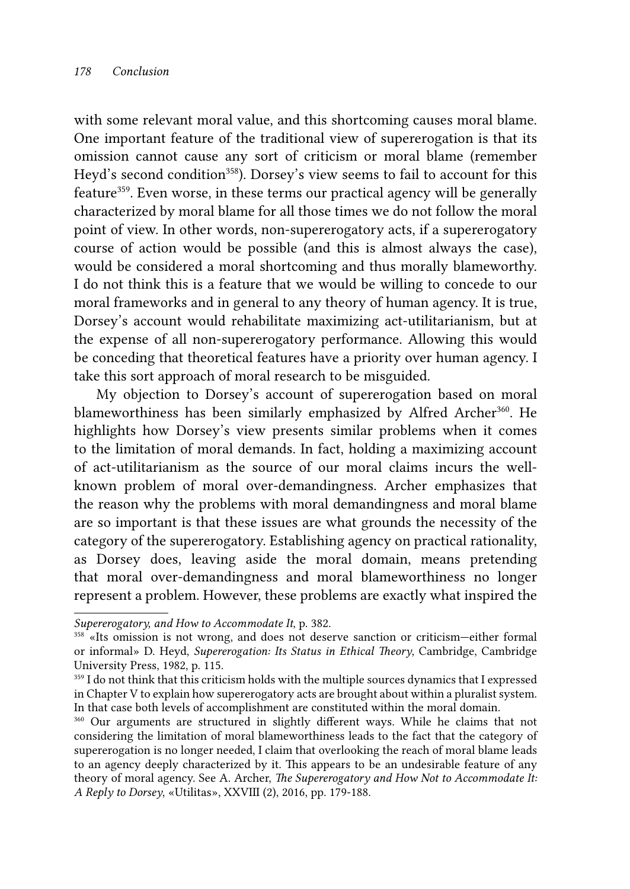with some relevant moral value, and this shortcoming causes moral blame. One important feature of the traditional view of supererogation is that its omission cannot cause any sort of criticism or moral blame (remember Heyd's second condition[358]). Dorsey's view seems to fail to account for this feature[359]. Even worse, in these terms our practical agency will be generally characterized by moral blame for all those times we do not follow the moral point of view. In other words, non-supererogatory acts, if a supererogatory course of action would be possible (and this is almost always the case), would be considered a moral shortcoming and thus morally blameworthy. I do not think this is a feature that we would be willing to concede to our moral frameworks and in general to any theory of human agency. It is true, Dorsey's account would rehabilitate maximizing act-utilitarianism, but at the expense of all non-supererogatory performance. Allowing this would be conceding that theoretical features have a priority over human agency. I take this sort approach of moral research to be misguided.

My objection to Dorsey's account of supererogation based on moral blameworthiness has been similarly emphasized by Alfred Archer[360]. He highlights how Dorsey's view presents similar problems when it comes to the limitation of moral demands. In fact, holding a maximizing account of act-utilitarianism as the source of our moral claims incurs the well-known problem of moral over-demandingness. Archer emphasizes that the reason why the problems with moral demandingness and moral blame are so important is that these issues are what grounds the necessity of the category of the supererogatory. Establishing agency on practical rationality, as Dorsey does, leaving aside the moral domain, means pretending that moral over-demandingness and moral blameworthiness no longer represent a problem. However, these problems are exactly what inspired the

---

*Supererogatory, and How to Accommodate It*, p. 382.

[358] «Its omission is not wrong, and does not deserve sanction or criticism—either formal or informal» D. Heyd, *Supererogation: Its Status in Ethical Theory*, Cambridge, Cambridge University Press, 1982, p. 115.

[359] I do not think that this criticism holds with the multiple sources dynamics that I expressed in Chapter V to explain how supererogatory acts are brought about within a pluralist system. In that case both levels of accomplishment are constituted within the moral domain.

[360] Our arguments are structured in slightly different ways. While he claims that not considering the limitation of moral blameworthiness leads to the fact that the category of supererogation is no longer needed, I claim that overlooking the reach of moral blame leads to an agency deeply characterized by it. This appears to be an undesirable feature of any theory of moral agency. See A. Archer, *The Supererogatory and How Not to Accommodate It: A Reply to Dorsey*, «Utilitas», XXVIII (2), 2016, pp. 179-188.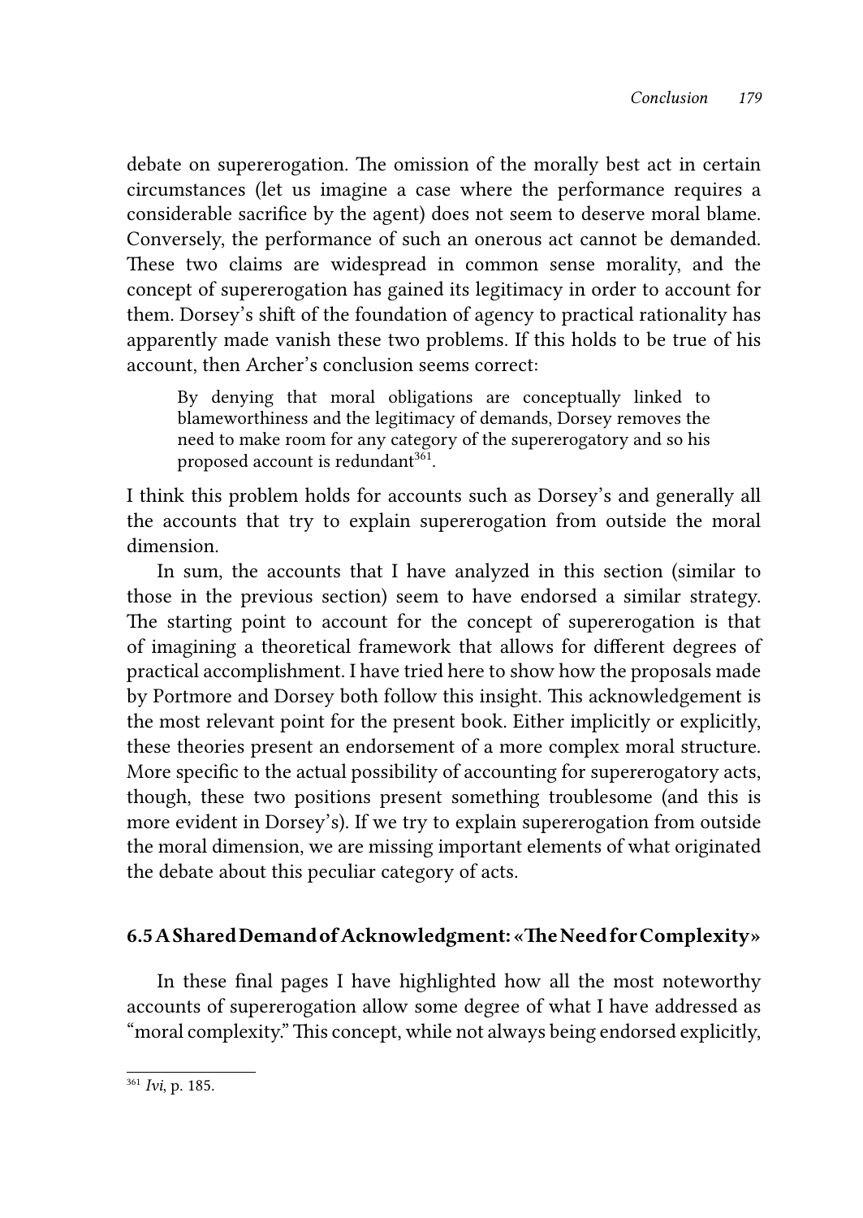debate on supererogation. The omission of the morally best act in certain circumstances (let us imagine a case where the performance requires a considerable sacrifice by the agent) does not seem to deserve moral blame. Conversely, the performance of such an onerous act cannot be demanded. These two claims are widespread in common sense morality, and the concept of supererogation has gained its legitimacy in order to account for them. Dorsey's shift of the foundation of agency to practical rationality has apparently made vanish these two problems. If this holds to be true of his account, then Archer's conclusion seems correct:

> By denying that moral obligations are conceptually linked to blameworthiness and the legitimacy of demands, Dorsey removes the need to make room for any category of the supererogatory and so his proposed account is redundant[361].

I think this problem holds for accounts such as Dorsey's and generally all the accounts that try to explain supererogation from outside the moral dimension.

In sum, the accounts that I have analyzed in this section (similar to those in the previous section) seem to have endorsed a similar strategy. The starting point to account for the concept of supererogation is that of imagining a theoretical framework that allows for different degrees of practical accomplishment. I have tried here to show how the proposals made by Portmore and Dorsey both follow this insight. This acknowledgement is the most relevant point for the present book. Either implicitly or explicitly, these theories present an endorsement of a more complex moral structure. More specific to the actual possibility of accounting for supererogatory acts, though, these two positions present something troublesome (and this is more evident in Dorsey's). If we try to explain supererogation from outside the moral dimension, we are missing important elements of what originated the debate about this peculiar category of acts.

## 6.5 A Shared Demand of Acknowledgment: «The Need for Complexity»

In these final pages I have highlighted how all the most noteworthy accounts of supererogation allow some degree of what I have addressed as "moral complexity." This concept, while not always being endorsed explicitly,

---

[361] *Ivi*, p. 185.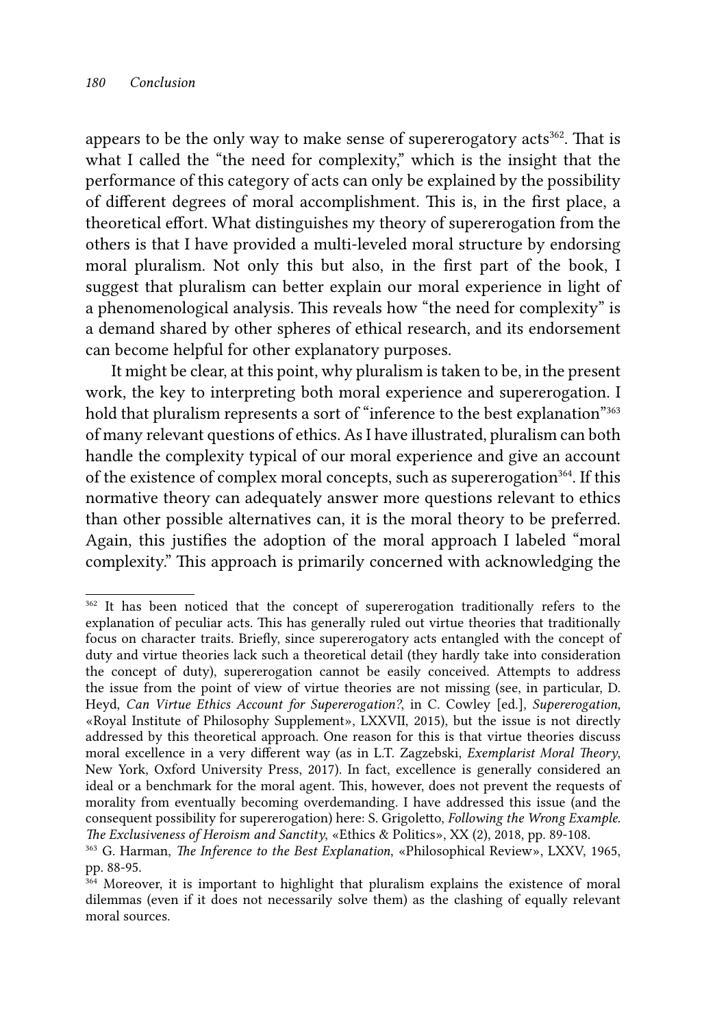appears to be the only way to make sense of supererogatory acts[362]. That is what I called the "the need for complexity," which is the insight that the performance of this category of acts can only be explained by the possibility of different degrees of moral accomplishment. This is, in the first place, a theoretical effort. What distinguishes my theory of supererogation from the others is that I have provided a multi-leveled moral structure by endorsing moral pluralism. Not only this but also, in the first part of the book, I suggest that pluralism can better explain our moral experience in light of a phenomenological analysis. This reveals how "the need for complexity" is a demand shared by other spheres of ethical research, and its endorsement can become helpful for other explanatory purposes.

It might be clear, at this point, why pluralism is taken to be, in the present work, the key to interpreting both moral experience and supererogation. I hold that pluralism represents a sort of "inference to the best explanation"[363] of many relevant questions of ethics. As I have illustrated, pluralism can both handle the complexity typical of our moral experience and give an account of the existence of complex moral concepts, such as supererogation[364]. If this normative theory can adequately answer more questions relevant to ethics than other possible alternatives can, it is the moral theory to be preferred. Again, this justifies the adoption of the moral approach I labeled "moral complexity." This approach is primarily concerned with acknowledging the

---

[362] It has been noticed that the concept of supererogation traditionally refers to the explanation of peculiar acts. This has generally ruled out virtue theories that traditionally focus on character traits. Briefly, since supererogatory acts entangled with the concept of duty and virtue theories lack such a theoretical detail (they hardly take into consideration the concept of duty), supererogation cannot be easily conceived. Attempts to address the issue from the point of view of virtue theories are not missing (see, in particular, D. Heyd, *Can Virtue Ethics Account for Supererogation?*, in C. Cowley [ed.], *Supererogation*, «Royal Institute of Philosophy Supplement», LXXVII, 2015), but the issue is not directly addressed by this theoretical approach. One reason for this is that virtue theories discuss moral excellence in a very different way (as in L.T. Zagzebski, *Exemplarist Moral Theory*, New York, Oxford University Press, 2017). In fact, excellence is generally considered an ideal or a benchmark for the moral agent. This, however, does not prevent the requests of morality from eventually becoming overdemanding. I have addressed this issue (and the consequent possibility for supererogation) here: S. Grigoletto, *Following the Wrong Example. The Exclusiveness of Heroism and Sanctity*, «Ethics & Politics», XX (2), 2018, pp. 89-108.

[363] G. Harman, *The Inference to the Best Explanation*, «Philosophical Review», LXXV, 1965, pp. 88-95.

[364] Moreover, it is important to highlight that pluralism explains the existence of moral dilemmas (even if it does not necessarily solve them) as the clashing of equally relevant moral sources.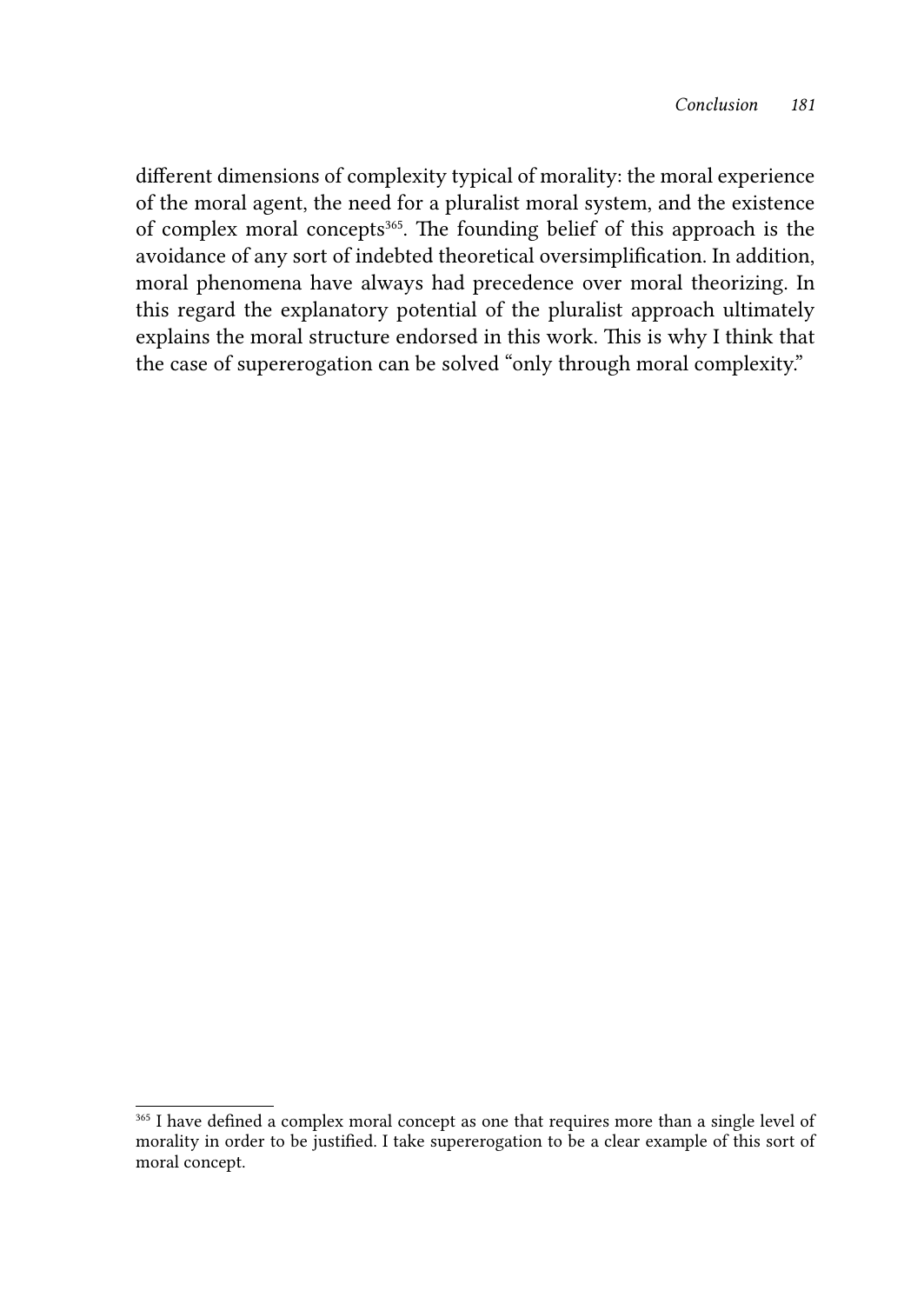different dimensions of complexity typical of morality: the moral experience of the moral agent, the need for a pluralist moral system, and the existence of complex moral concepts[365]. The founding belief of this approach is the avoidance of any sort of indebted theoretical oversimplification. In addition, moral phenomena have always had precedence over moral theorizing. In this regard the explanatory potential of the pluralist approach ultimately explains the moral structure endorsed in this work. This is why I think that the case of supererogation can be solved "only through moral complexity."

---

[365] I have defined a complex moral concept as one that requires more than a single level of morality in order to be justified. I take supererogation to be a clear example of this sort of moral concept.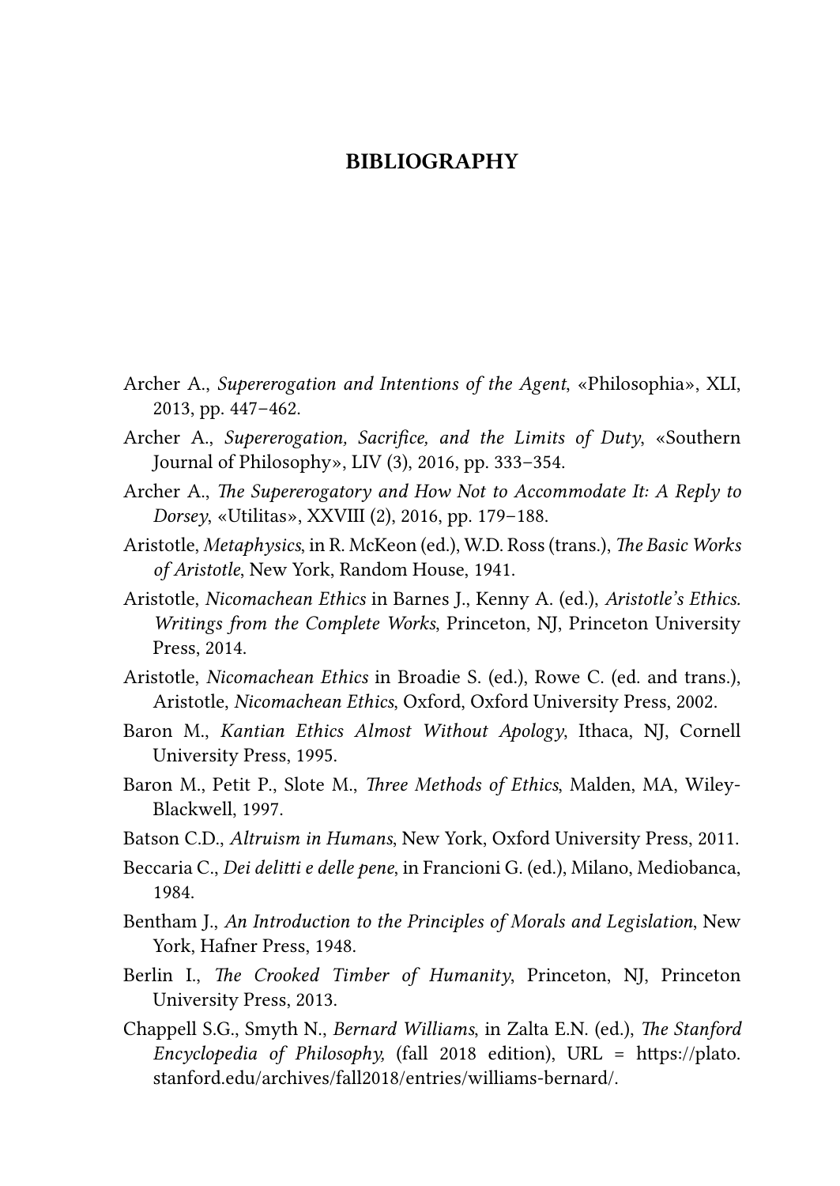# BIBLIOGRAPHY

Archer A., *Supererogation and Intentions of the Agent*, «Philosophia», XLI, 2013, pp. 447–462.

Archer A., *Supererogation, Sacrifice, and the Limits of Duty*, «Southern Journal of Philosophy», LIV (3), 2016, pp. 333–354.

Archer A., *The Supererogatory and How Not to Accommodate It: A Reply to Dorsey*, «Utilitas», XXVIII (2), 2016, pp. 179–188.

Aristotle, *Metaphysics*, in R. McKeon (ed.), W.D. Ross (trans.), *The Basic Works of Aristotle*, New York, Random House, 1941.

Aristotle, *Nicomachean Ethics* in Barnes J., Kenny A. (ed.), *Aristotle's Ethics. Writings from the Complete Works*, Princeton, NJ, Princeton University Press, 2014.

Aristotle, *Nicomachean Ethics* in Broadie S. (ed.), Rowe C. (ed. and trans.), Aristotle, *Nicomachean Ethics*, Oxford, Oxford University Press, 2002.

Baron M., *Kantian Ethics Almost Without Apology*, Ithaca, NJ, Cornell University Press, 1995.

Baron M., Petit P., Slote M., *Three Methods of Ethics*, Malden, MA, Wiley-Blackwell, 1997.

Batson C.D., *Altruism in Humans*, New York, Oxford University Press, 2011.

Beccaria C., *Dei delitti e delle pene*, in Francioni G. (ed.), Milano, Mediobanca, 1984.

Bentham J., *An Introduction to the Principles of Morals and Legislation*, New York, Hafner Press, 1948.

Berlin I., *The Crooked Timber of Humanity*, Princeton, NJ, Princeton University Press, 2013.

Chappell S.G., Smyth N., *Bernard Williams*, in Zalta E.N. (ed.), *The Stanford Encyclopedia of Philosophy,* (fall 2018 edition), URL = https://plato.stanford.edu/archives/fall2018/entries/williams-bernard/.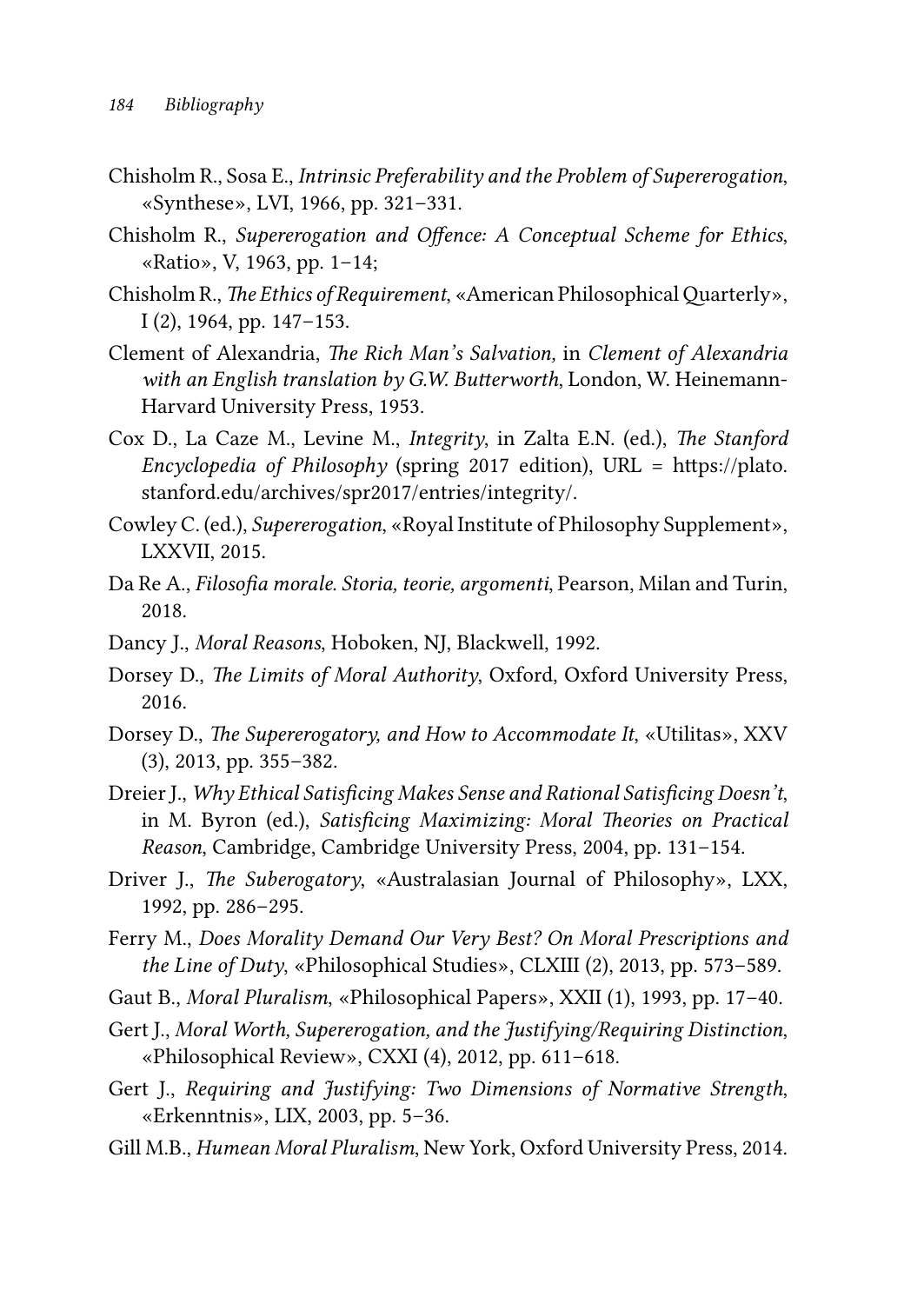Chisholm R., Sosa E., *Intrinsic Preferability and the Problem of Supererogation*, «Synthese», LVI, 1966, pp. 321–331.

Chisholm R., *Supererogation and Offence: A Conceptual Scheme for Ethics*, «Ratio», V, 1963, pp. 1–14;

Chisholm R., *The Ethics of Requirement*, «American Philosophical Quarterly», I (2), 1964, pp. 147–153.

Clement of Alexandria, *The Rich Man's Salvation,* in *Clement of Alexandria with an English translation by G.W. Butterworth*, London, W. Heinemann-Harvard University Press, 1953.

Cox D., La Caze M., Levine M., *Integrity*, in Zalta E.N. (ed.), *The Stanford Encyclopedia of Philosophy* (spring 2017 edition), URL = https://plato.stanford.edu/archives/spr2017/entries/integrity/.

Cowley C. (ed.), *Supererogation*, «Royal Institute of Philosophy Supplement», LXXVII, 2015.

Da Re A., *Filosofia morale. Storia, teorie, argomenti*, Pearson, Milan and Turin, 2018.

Dancy J., *Moral Reasons*, Hoboken, NJ, Blackwell, 1992.

Dorsey D., *The Limits of Moral Authority*, Oxford, Oxford University Press, 2016.

Dorsey D., *The Supererogatory, and How to Accommodate It*, «Utilitas», XXV (3), 2013, pp. 355–382.

Dreier J., *Why Ethical Satisficing Makes Sense and Rational Satisficing Doesn't*, in M. Byron (ed.), *Satisficing Maximizing: Moral Theories on Practical Reason*, Cambridge, Cambridge University Press, 2004, pp. 131–154.

Driver J., *The Suberogatory*, «Australasian Journal of Philosophy», LXX, 1992, pp. 286–295.

Ferry M., *Does Morality Demand Our Very Best? On Moral Prescriptions and the Line of Duty*, «Philosophical Studies», CLXIII (2), 2013, pp. 573–589.

Gaut B., *Moral Pluralism*, «Philosophical Papers», XXII (1), 1993, pp. 17–40.

Gert J., *Moral Worth, Supererogation, and the Justifying/Requiring Distinction*, «Philosophical Review», CXXI (4), 2012, pp. 611–618.

Gert J., *Requiring and Justifying: Two Dimensions of Normative Strength*, «Erkenntnis», LIX, 2003, pp. 5–36.

Gill M.B., *Humean Moral Pluralism*, New York, Oxford University Press, 2014.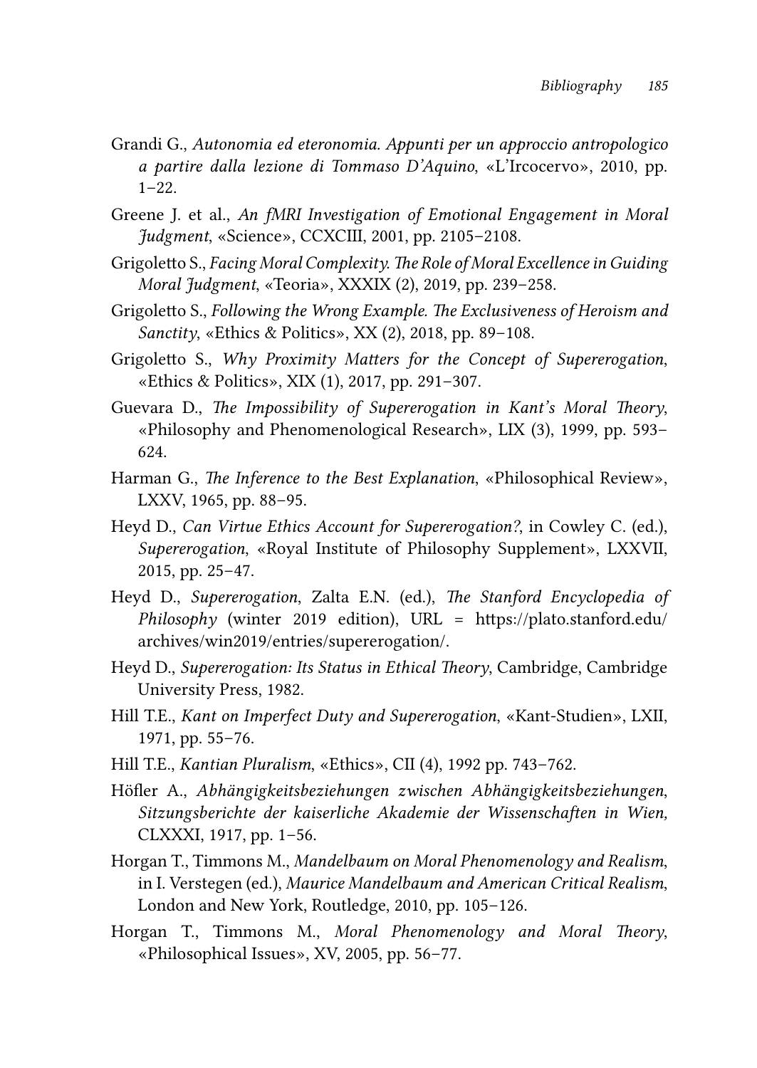Grandi G., *Autonomia ed eteronomia. Appunti per un approccio antropologico a partire dalla lezione di Tommaso D'Aquino*, «L'Ircocervo», 2010, pp. 1–22.

Greene J. et al., *An fMRI Investigation of Emotional Engagement in Moral Judgment*, «Science», CCXCIII, 2001, pp. 2105–2108.

Grigoletto S., *Facing Moral Complexity. The Role of Moral Excellence in Guiding Moral Judgment*, «Teoria», XXXIX (2), 2019, pp. 239–258.

Grigoletto S., *Following the Wrong Example. The Exclusiveness of Heroism and Sanctity*, «Ethics & Politics», XX (2), 2018, pp. 89–108.

Grigoletto S., *Why Proximity Matters for the Concept of Supererogation*, «Ethics & Politics», XIX (1), 2017, pp. 291–307.

Guevara D., *The Impossibility of Supererogation in Kant's Moral Theory*, «Philosophy and Phenomenological Research», LIX (3), 1999, pp. 593–624.

Harman G., *The Inference to the Best Explanation*, «Philosophical Review», LXXV, 1965, pp. 88–95.

Heyd D., *Can Virtue Ethics Account for Supererogation?*, in Cowley C. (ed.), *Supererogation*, «Royal Institute of Philosophy Supplement», LXXVII, 2015, pp. 25–47.

Heyd D., *Supererogation*, Zalta E.N. (ed.), *The Stanford Encyclopedia of Philosophy* (winter 2019 edition), URL = https://plato.stanford.edu/archives/win2019/entries/supererogation/.

Heyd D., *Supererogation: Its Status in Ethical Theory*, Cambridge, Cambridge University Press, 1982.

Hill T.E., *Kant on Imperfect Duty and Supererogation*, «Kant-Studien», LXII, 1971, pp. 55–76.

Hill T.E., *Kantian Pluralism*, «Ethics», CII (4), 1992 pp. 743–762.

Höfler A., *Abhängigkeitsbeziehungen zwischen Abhängigkeitsbeziehungen*, *Sitzungsberichte der kaiserliche Akademie der Wissenschaften in Wien,* CLXXXI, 1917, pp. 1–56.

Horgan T., Timmons M., *Mandelbaum on Moral Phenomenology and Realism*, in I. Verstegen (ed.), *Maurice Mandelbaum and American Critical Realism*, London and New York, Routledge, 2010, pp. 105–126.

Horgan T., Timmons M., *Moral Phenomenology and Moral Theory*, «Philosophical Issues», XV, 2005, pp. 56–77.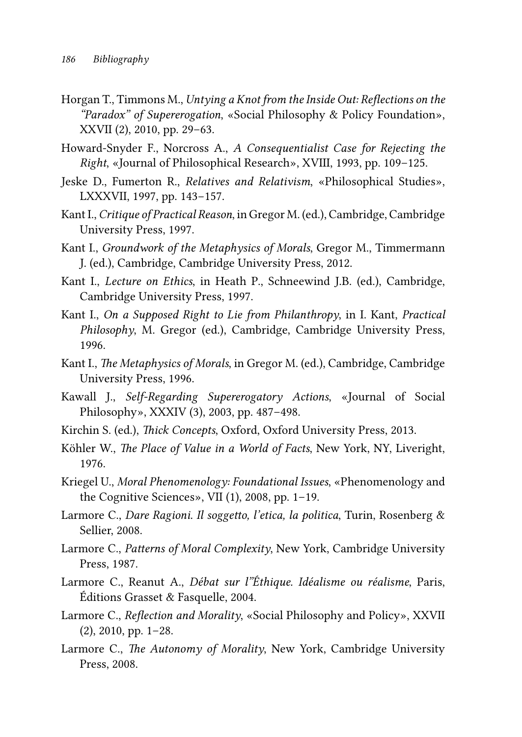Horgan T., Timmons M., *Untying a Knot from the Inside Out: Reflections on the "Paradox" of Supererogation*, «Social Philosophy & Policy Foundation», XXVII (2), 2010, pp. 29–63.

Howard-Snyder F., Norcross A., *A Consequentialist Case for Rejecting the Right*, «Journal of Philosophical Research», XVIII, 1993, pp. 109–125.

Jeske D., Fumerton R., *Relatives and Relativism*, «Philosophical Studies», LXXXVII, 1997, pp. 143–157.

Kant I., *Critique of Practical Reason*, in Gregor M. (ed.), Cambridge, Cambridge University Press, 1997.

Kant I., *Groundwork of the Metaphysics of Morals*, Gregor M., Timmermann J. (ed.), Cambridge, Cambridge University Press, 2012.

Kant I., *Lecture on Ethics*, in Heath P., Schneewind J.B. (ed.), Cambridge, Cambridge University Press, 1997.

Kant I., *On a Supposed Right to Lie from Philanthropy*, in I. Kant, *Practical Philosophy*, M. Gregor (ed.), Cambridge, Cambridge University Press, 1996.

Kant I., *The Metaphysics of Morals*, in Gregor M. (ed.), Cambridge, Cambridge University Press, 1996.

Kawall J., *Self-Regarding Supererogatory Actions*, «Journal of Social Philosophy», XXXIV (3), 2003, pp. 487–498.

Kirchin S. (ed.), *Thick Concepts*, Oxford, Oxford University Press, 2013.

Köhler W., *The Place of Value in a World of Facts*, New York, NY, Liveright, 1976.

Kriegel U., *Moral Phenomenology: Foundational Issues*, «Phenomenology and the Cognitive Sciences», VII (1), 2008, pp. 1–19.

Larmore C., *Dare Ragioni. Il soggetto, l'etica, la politica*, Turin, Rosenberg & Sellier, 2008.

Larmore C., *Patterns of Moral Complexity*, New York, Cambridge University Press, 1987.

Larmore C., Reanut A., *Débat sur l'"Éthique. Idéalisme ou réalisme*, Paris, Éditions Grasset & Fasquelle, 2004.

Larmore C., *Reflection and Morality*, «Social Philosophy and Policy», XXVII (2), 2010, pp. 1–28.

Larmore C., *The Autonomy of Morality*, New York, Cambridge University Press, 2008.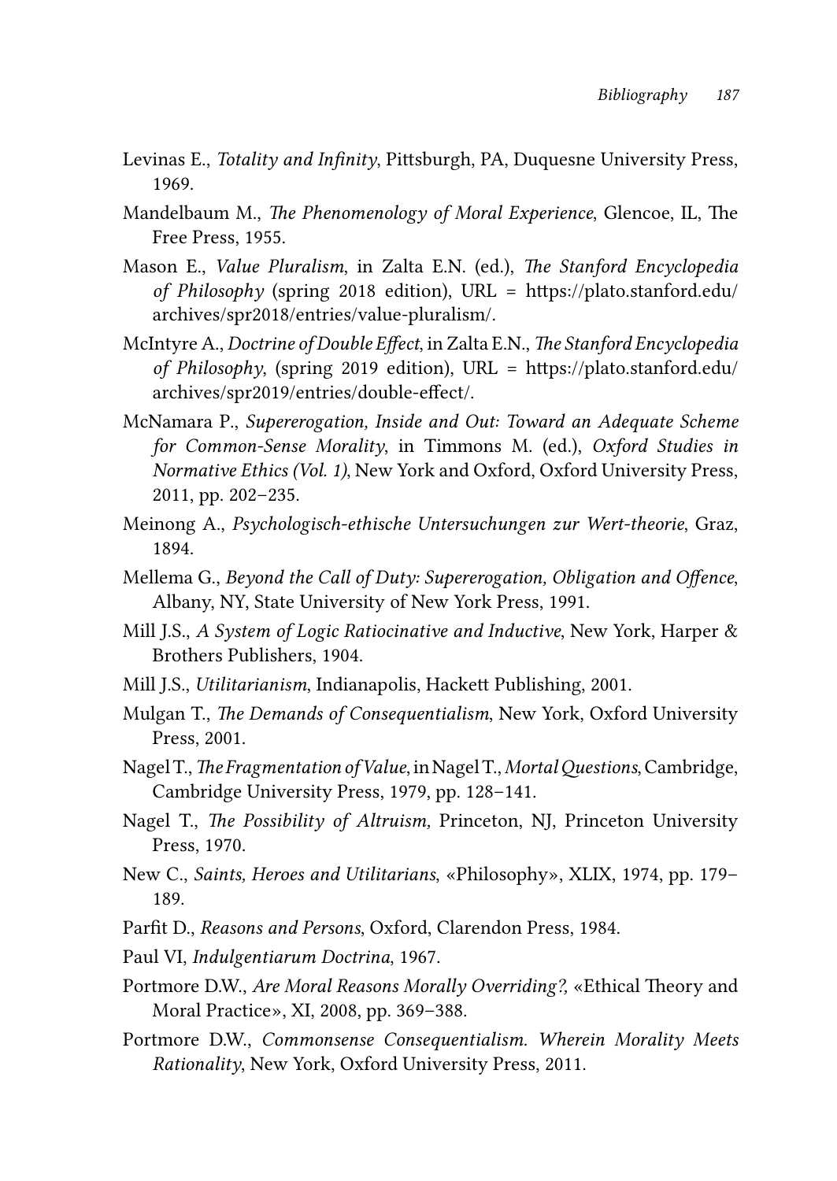Levinas E., *Totality and Infinity*, Pittsburgh, PA, Duquesne University Press, 1969.

Mandelbaum M., *The Phenomenology of Moral Experience*, Glencoe, IL, The Free Press, 1955.

Mason E., *Value Pluralism*, in Zalta E.N. (ed.), *The Stanford Encyclopedia of Philosophy* (spring 2018 edition), URL = https://plato.stanford.edu/archives/spr2018/entries/value-pluralism/.

McIntyre A., *Doctrine of Double Effect*, in Zalta E.N., *The Stanford Encyclopedia of Philosophy*, (spring 2019 edition), URL = https://plato.stanford.edu/archives/spr2019/entries/double-effect/.

McNamara P., *Supererogation, Inside and Out: Toward an Adequate Scheme for Common-Sense Morality*, in Timmons M. (ed.), *Oxford Studies in Normative Ethics (Vol. 1)*, New York and Oxford, Oxford University Press, 2011, pp. 202–235.

Meinong A., *Psychologisch-ethische Untersuchungen zur Wert-theorie*, Graz, 1894.

Mellema G., *Beyond the Call of Duty: Supererogation, Obligation and Offence*, Albany, NY, State University of New York Press, 1991.

Mill J.S., *A System of Logic Ratiocinative and Inductive*, New York, Harper & Brothers Publishers, 1904.

Mill J.S., *Utilitarianism*, Indianapolis, Hackett Publishing, 2001.

Mulgan T., *The Demands of Consequentialism*, New York, Oxford University Press, 2001.

Nagel T., *The Fragmentation of Value*, in Nagel T., *Mortal Questions*, Cambridge, Cambridge University Press, 1979, pp. 128–141.

Nagel T., *The Possibility of Altruism,* Princeton, NJ, Princeton University Press, 1970.

New C., *Saints, Heroes and Utilitarians*, «Philosophy», XLIX, 1974, pp. 179–189.

Parfit D., *Reasons and Persons*, Oxford, Clarendon Press, 1984.

Paul VI, *Indulgentiarum Doctrina*, 1967.

Portmore D.W., *Are Moral Reasons Morally Overriding?,* «Ethical Theory and Moral Practice», XI, 2008, pp. 369–388.

Portmore D.W., *Commonsense Consequentialism. Wherein Morality Meets Rationality*, New York, Oxford University Press, 2011.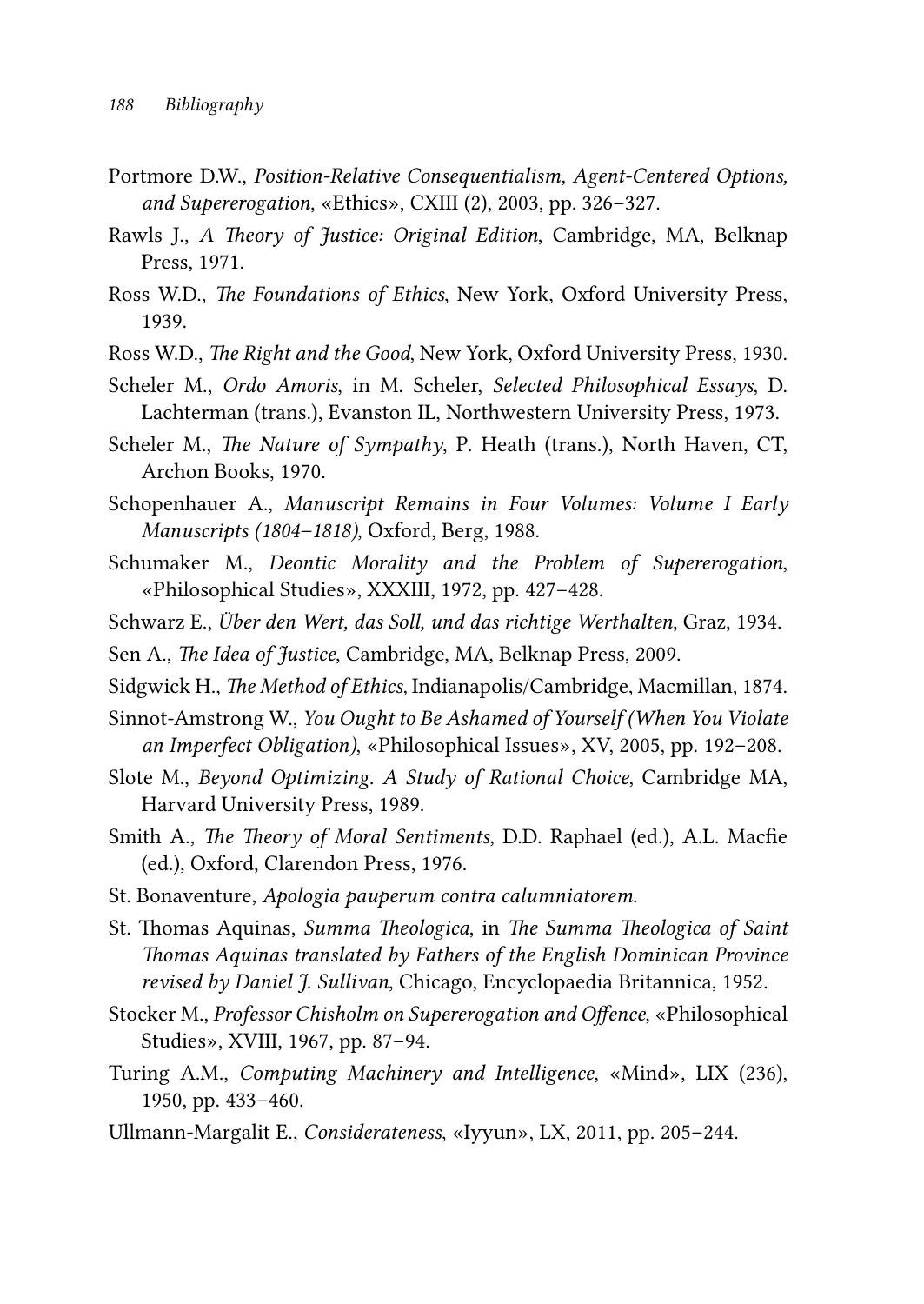Portmore D.W., *Position-Relative Consequentialism, Agent-Centered Options, and Supererogation*, «Ethics», CXIII (2), 2003, pp. 326–327.

Rawls J., *A Theory of Justice: Original Edition*, Cambridge, MA, Belknap Press, 1971.

Ross W.D., *The Foundations of Ethics*, New York, Oxford University Press, 1939.

Ross W.D., *The Right and the Good*, New York, Oxford University Press, 1930.

Scheler M., *Ordo Amoris*, in M. Scheler, *Selected Philosophical Essays*, D. Lachterman (trans.), Evanston IL, Northwestern University Press, 1973.

Scheler M., *The Nature of Sympathy*, P. Heath (trans.), North Haven, CT, Archon Books, 1970.

Schopenhauer A., *Manuscript Remains in Four Volumes: Volume I Early Manuscripts (1804–1818)*, Oxford, Berg, 1988.

Schumaker M., *Deontic Morality and the Problem of Supererogation*, «Philosophical Studies», XXXIII, 1972, pp. 427–428.

Schwarz E., *Über den Wert, das Soll, und das richtige Werthalten*, Graz, 1934.

Sen A., *The Idea of Justice*, Cambridge, MA, Belknap Press, 2009.

Sidgwick H., *The Method of Ethics,* Indianapolis/Cambridge, Macmillan, 1874.

Sinnot-Amstrong W., *You Ought to Be Ashamed of Yourself (When You Violate an Imperfect Obligation)*, «Philosophical Issues», XV, 2005, pp. 192–208.

Slote M., *Beyond Optimizing. A Study of Rational Choice*, Cambridge MA, Harvard University Press, 1989.

Smith A., *The Theory of Moral Sentiments*, D.D. Raphael (ed.), A.L. Macfie (ed.), Oxford, Clarendon Press, 1976.

St. Bonaventure, *Apologia pauperum contra calumniatorem*.

St. Thomas Aquinas, *Summa Theologica*, in *The Summa Theologica of Saint Thomas Aquinas translated by Fathers of the English Dominican Province revised by Daniel J. Sullivan*, Chicago, Encyclopaedia Britannica, 1952.

Stocker M., *Professor Chisholm on Supererogation and Offence*, «Philosophical Studies», XVIII, 1967, pp. 87–94.

Turing A.M., *Computing Machinery and Intelligence*, «Mind», LIX (236), 1950, pp. 433–460.

Ullmann-Margalit E., *Considerateness*, «Iyyun», LX, 2011, pp. 205–244.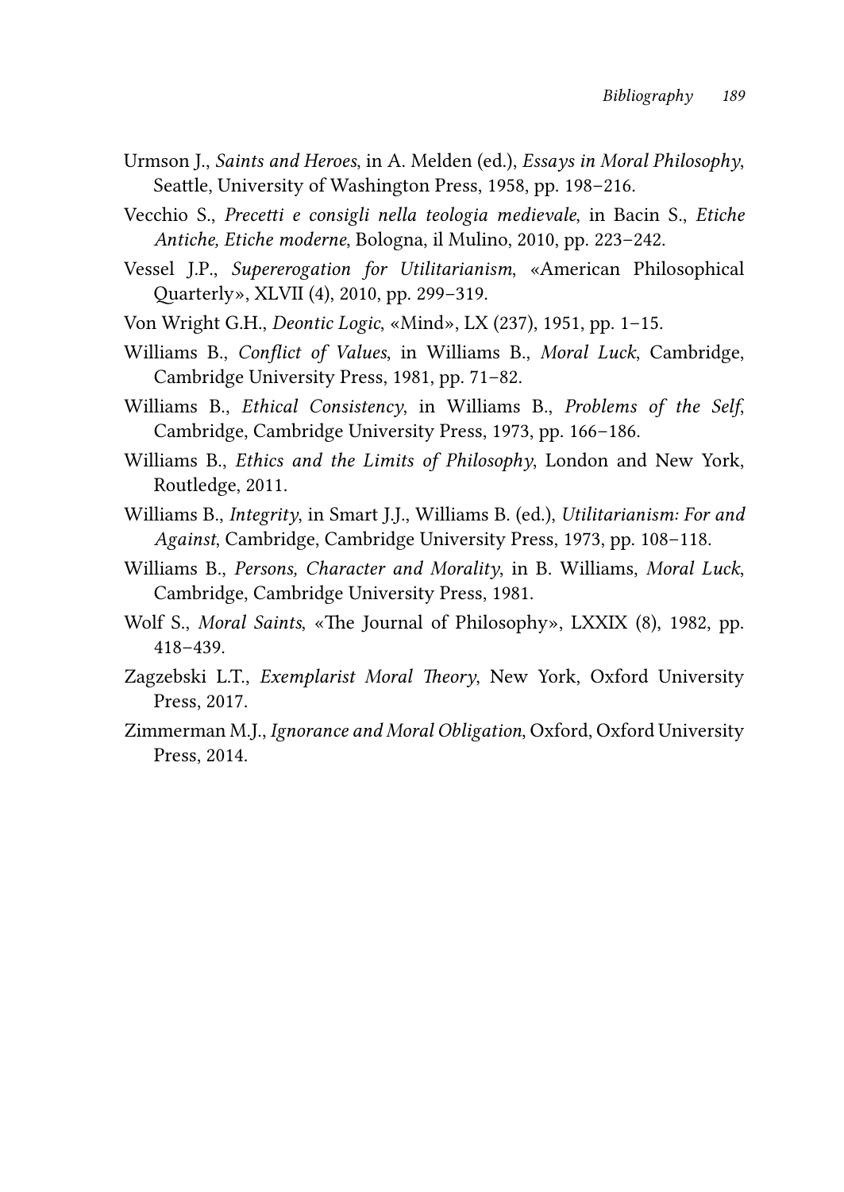Urmson J., *Saints and Heroes*, in A. Melden (ed.), *Essays in Moral Philosophy*, Seattle, University of Washington Press, 1958, pp. 198–216.

Vecchio S., *Precetti e consigli nella teologia medievale*, in Bacin S., *Etiche Antiche, Etiche moderne*, Bologna, il Mulino, 2010, pp. 223–242.

Vessel J.P., *Supererogation for Utilitarianism*, «American Philosophical Quarterly», XLVII (4), 2010, pp. 299–319.

Von Wright G.H., *Deontic Logic*, «Mind», LX (237), 1951, pp. 1–15.

Williams B., *Conflict of Values*, in Williams B., *Moral Luck*, Cambridge, Cambridge University Press, 1981, pp. 71–82.

Williams B., *Ethical Consistency*, in Williams B., *Problems of the Self*, Cambridge, Cambridge University Press, 1973, pp. 166–186.

Williams B., *Ethics and the Limits of Philosophy*, London and New York, Routledge, 2011.

Williams B., *Integrity*, in Smart J.J., Williams B. (ed.), *Utilitarianism: For and Against*, Cambridge, Cambridge University Press, 1973, pp. 108–118.

Williams B., *Persons, Character and Morality*, in B. Williams, *Moral Luck*, Cambridge, Cambridge University Press, 1981.

Wolf S., *Moral Saints*, «The Journal of Philosophy», LXXIX (8), 1982, pp. 418–439.

Zagzebski L.T., *Exemplarist Moral Theory*, New York, Oxford University Press, 2017.

Zimmerman M.J., *Ignorance and Moral Obligation*, Oxford, Oxford University Press, 2014.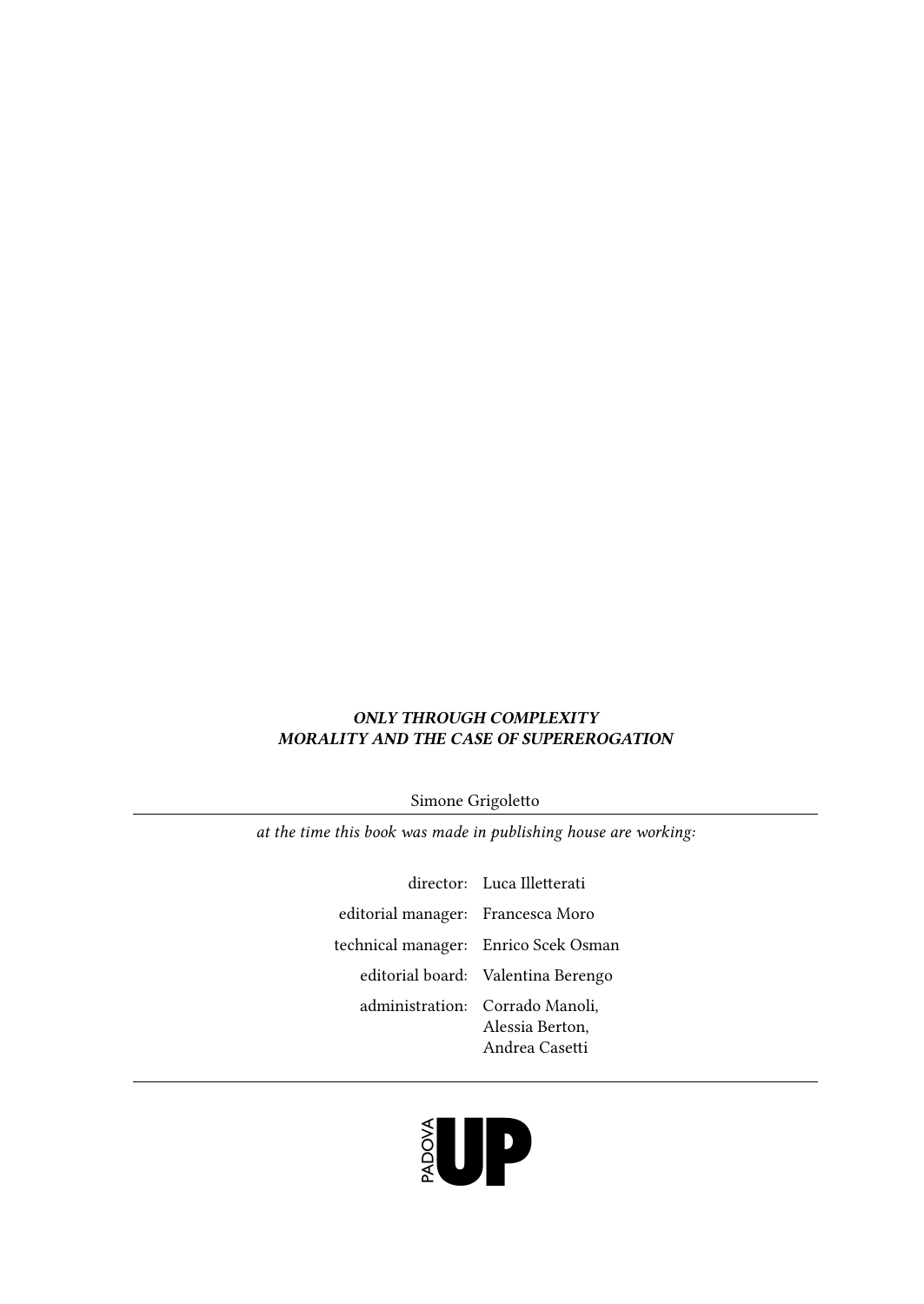***ONLY THROUGH COMPLEXITY***
***MORALITY AND THE CASE OF SUPEREROGATION***

Simone Grigoletto

---

*at the time this book was made in publishing house are working:*

| | |
|---|---|
| director: | Luca Illetterati |
| editorial manager: | Francesca Moro |
| technical manager: | Enrico Scek Osman |
| editorial board: | Valentina Berengo |
| administration: | Corrado Manoli, Alessia Berton, Andrea Casetti |

---

PADOVA UP